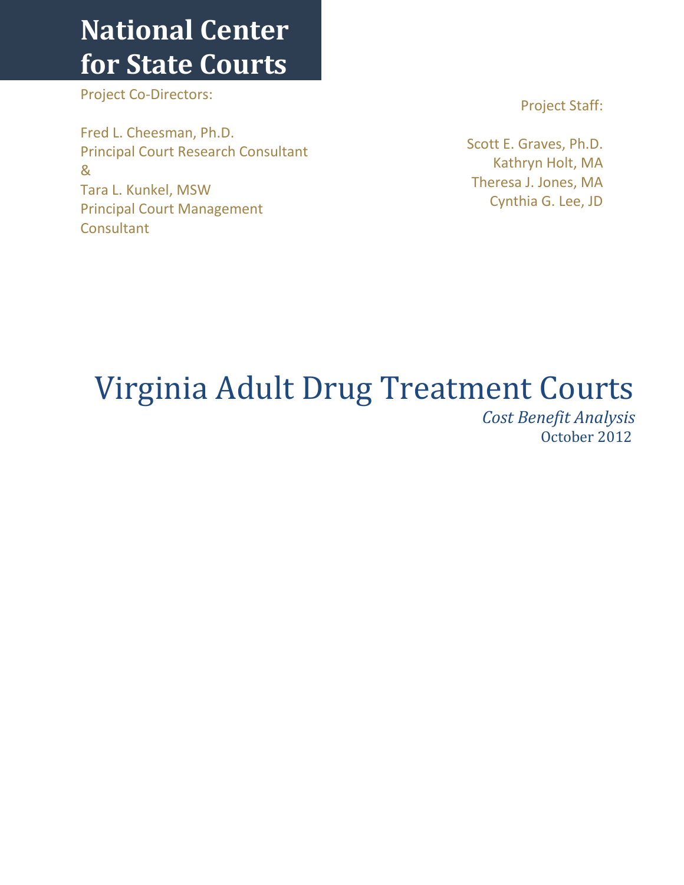# National Center for State Courts

Project Co-Directors:

Fred L. Cheesman, Ph.D.
Principal Court Research Consultant
&
Tara L. Kunkel, MSW
Principal Court Management Consultant

Project Staff:

Scott E. Graves, Ph.D.
Kathryn Holt, MA
Theresa J. Jones, MA
Cynthia G. Lee, JD

# Virginia Adult Drug Treatment Courts

*Cost Benefit Analysis*

October 2012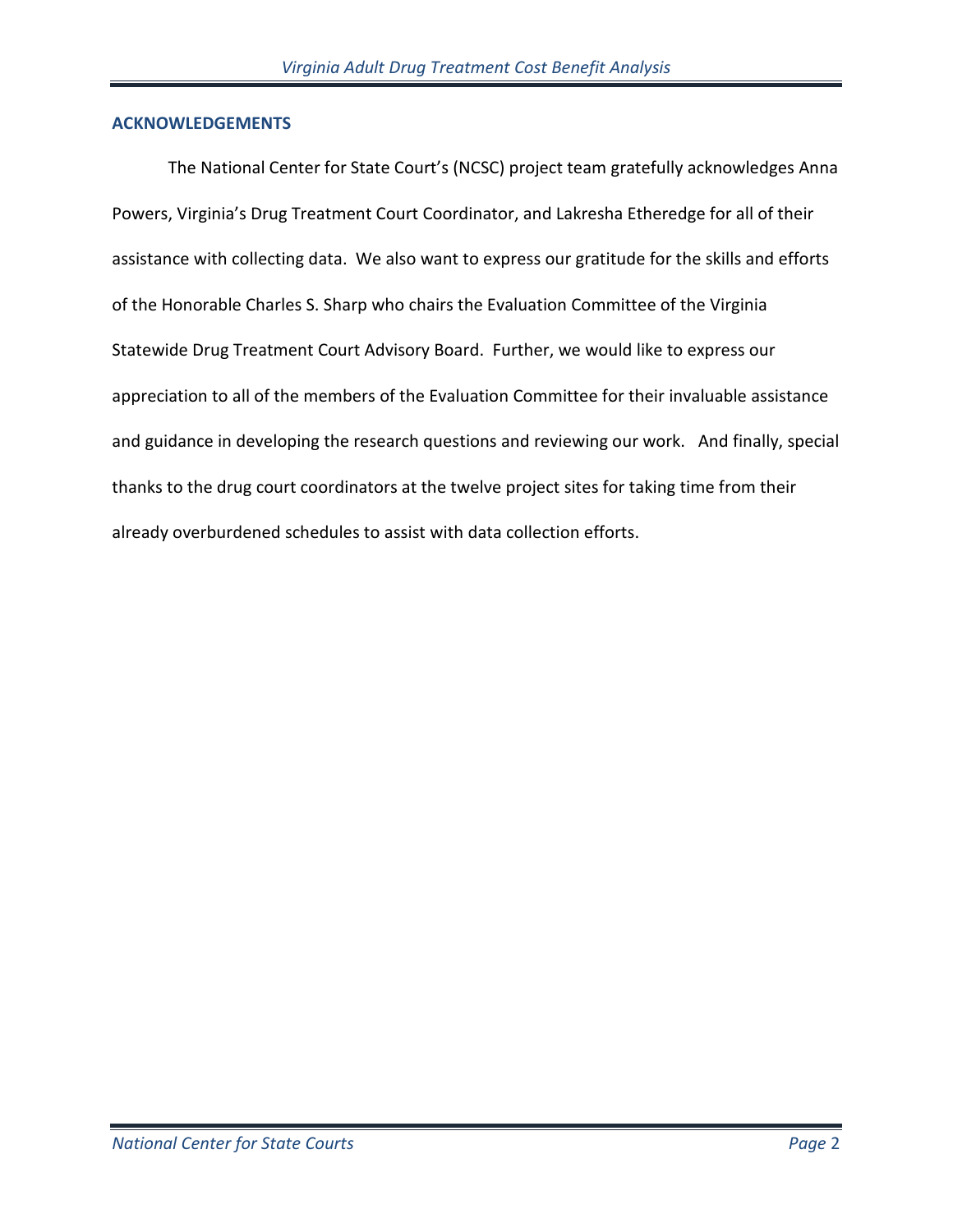## ACKNOWLEDGEMENTS

The National Center for State Court's (NCSC) project team gratefully acknowledges Anna Powers, Virginia's Drug Treatment Court Coordinator, and Lakresha Etheredge for all of their assistance with collecting data. We also want to express our gratitude for the skills and efforts of the Honorable Charles S. Sharp who chairs the Evaluation Committee of the Virginia Statewide Drug Treatment Court Advisory Board. Further, we would like to express our appreciation to all of the members of the Evaluation Committee for their invaluable assistance and guidance in developing the research questions and reviewing our work. And finally, special thanks to the drug court coordinators at the twelve project sites for taking time from their already overburdened schedules to assist with data collection efforts.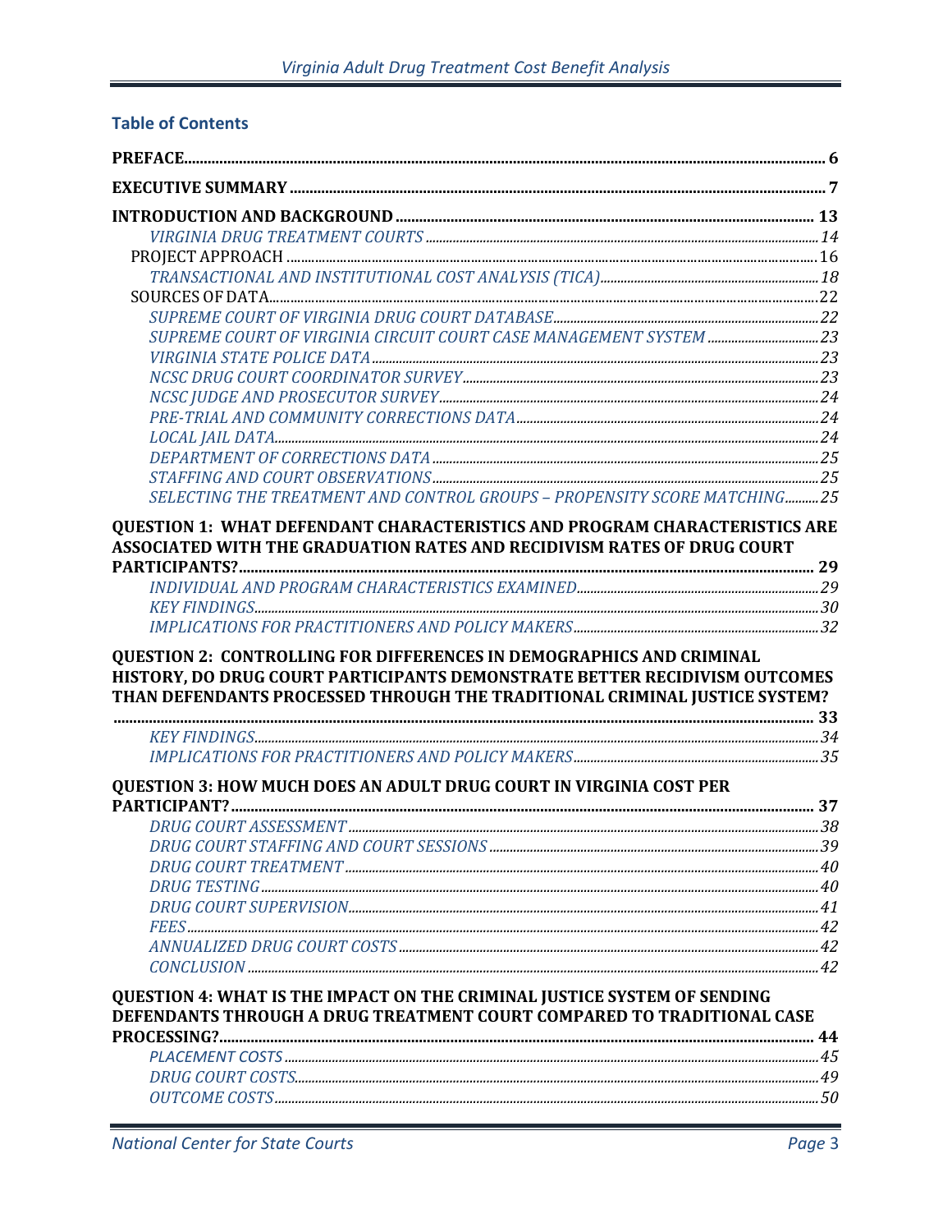## Table of Contents

**PREFACE** .......... **6**

**EXECUTIVE SUMMARY** .......... **7**

**INTRODUCTION AND BACKGROUND** .......... **13**

- *VIRGINIA DRUG TREATMENT COURTS* .......... *14*
- PROJECT APPROACH .......... 16
  - *TRANSACTIONAL AND INSTITUTIONAL COST ANALYSIS (TICA)* .......... *18*
- SOURCES OF DATA .......... 22
  - *SUPREME COURT OF VIRGINIA DRUG COURT DATABASE* .......... *22*
  - *SUPREME COURT OF VIRGINIA CIRCUIT COURT CASE MANAGEMENT SYSTEM* .......... *23*
  - *VIRGINIA STATE POLICE DATA* .......... *23*
  - *NCSC DRUG COURT COORDINATOR SURVEY* .......... *23*
  - *NCSC JUDGE AND PROSECUTOR SURVEY* .......... *24*
  - *PRE-TRIAL AND COMMUNITY CORRECTIONS DATA* .......... *24*
  - *LOCAL JAIL DATA* .......... *24*
  - *DEPARTMENT OF CORRECTIONS DATA* .......... *25*
  - *STAFFING AND COURT OBSERVATIONS* .......... *25*
  - *SELECTING THE TREATMENT AND CONTROL GROUPS – PROPENSITY SCORE MATCHING* .......... *25*

**QUESTION 1: WHAT DEFENDANT CHARACTERISTICS AND PROGRAM CHARACTERISTICS ARE ASSOCIATED WITH THE GRADUATION RATES AND RECIDIVISM RATES OF DRUG COURT PARTICIPANTS?** .......... **29**

- *INDIVIDUAL AND PROGRAM CHARACTERISTICS EXAMINED* .......... *29*
- *KEY FINDINGS* .......... *30*
- *IMPLICATIONS FOR PRACTITIONERS AND POLICY MAKERS* .......... *32*

**QUESTION 2: CONTROLLING FOR DIFFERENCES IN DEMOGRAPHICS AND CRIMINAL HISTORY, DO DRUG COURT PARTICIPANTS DEMONSTRATE BETTER RECIDIVISM OUTCOMES THAN DEFENDANTS PROCESSED THROUGH THE TRADITIONAL CRIMINAL JUSTICE SYSTEM?** .......... **33**

- *KEY FINDINGS* .......... *34*
- *IMPLICATIONS FOR PRACTITIONERS AND POLICY MAKERS* .......... *35*

**QUESTION 3: HOW MUCH DOES AN ADULT DRUG COURT IN VIRGINIA COST PER PARTICIPANT?** .......... **37**

- *DRUG COURT ASSESSMENT* .......... *38*
- *DRUG COURT STAFFING AND COURT SESSIONS* .......... *39*
- *DRUG COURT TREATMENT* .......... *40*
- *DRUG TESTING* .......... *40*
- *DRUG COURT SUPERVISION* .......... *41*
- *FEES* .......... *42*
- *ANNUALIZED DRUG COURT COSTS* .......... *42*
- *CONCLUSION* .......... *42*

**QUESTION 4: WHAT IS THE IMPACT ON THE CRIMINAL JUSTICE SYSTEM OF SENDING DEFENDANTS THROUGH A DRUG TREATMENT COURT COMPARED TO TRADITIONAL CASE PROCESSING?** .......... **44**

- *PLACEMENT COSTS* .......... *45*
- *DRUG COURT COSTS* .......... *49*
- *OUTCOME COSTS* .......... *50*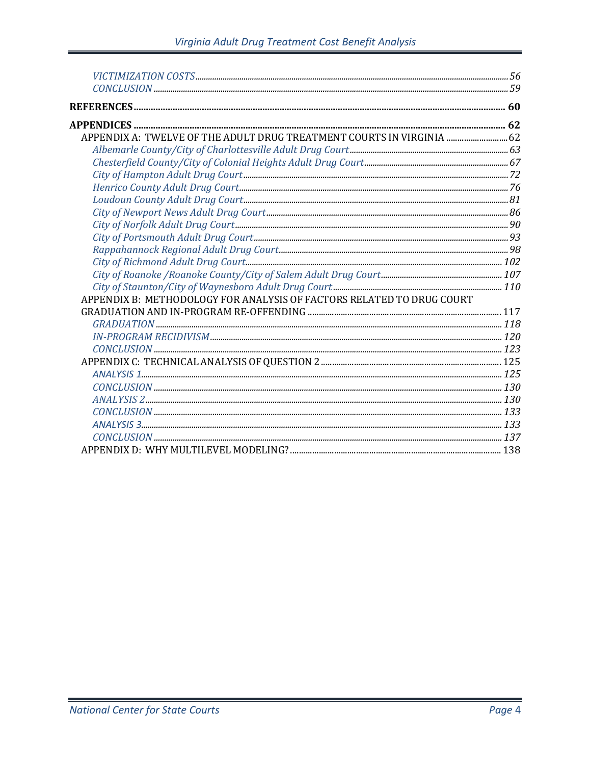*VICTIMIZATION COSTS* ........ *56*
*CONCLUSION* ........ *59*

**REFERENCES** ........ **60**

**APPENDICES** ........ **62**

APPENDIX A: TWELVE OF THE ADULT DRUG TREATMENT COURTS IN VIRGINIA ........ 62
*Albemarle County/City of Charlottesville Adult Drug Court* ........ *63*
*Chesterfield County/City of Colonial Heights Adult Drug Court* ........ *67*
*City of Hampton Adult Drug Court* ........ *72*
*Henrico County Adult Drug Court* ........ *76*
*Loudoun County Adult Drug Court* ........ *81*
*City of Newport News Adult Drug Court* ........ *86*
*City of Norfolk Adult Drug Court* ........ *90*
*City of Portsmouth Adult Drug Court* ........ *93*
*Rappahannock Regional Adult Drug Court* ........ *98*
*City of Richmond Adult Drug Court* ........ *102*
*City of Roanoke /Roanoke County/City of Salem Adult Drug Court* ........ *107*
*City of Staunton/City of Waynesboro Adult Drug Court* ........ *110*

APPENDIX B: METHODOLOGY FOR ANALYSIS OF FACTORS RELATED TO DRUG COURT GRADUATION AND IN-PROGRAM RE-OFFENDING ........ 117
*GRADUATION* ........ *118*
*IN-PROGRAM RECIDIVISM* ........ *120*
*CONCLUSION* ........ *123*

APPENDIX C: TECHNICAL ANALYSIS OF QUESTION 2 ........ 125
*ANALYSIS 1* ........ *125*
*CONCLUSION* ........ *130*
*ANALYSIS 2* ........ *130*
*CONCLUSION* ........ *133*
*ANALYSIS 3* ........ *133*
*CONCLUSION* ........ *137*

APPENDIX D: WHY MULTILEVEL MODELING? ........ 138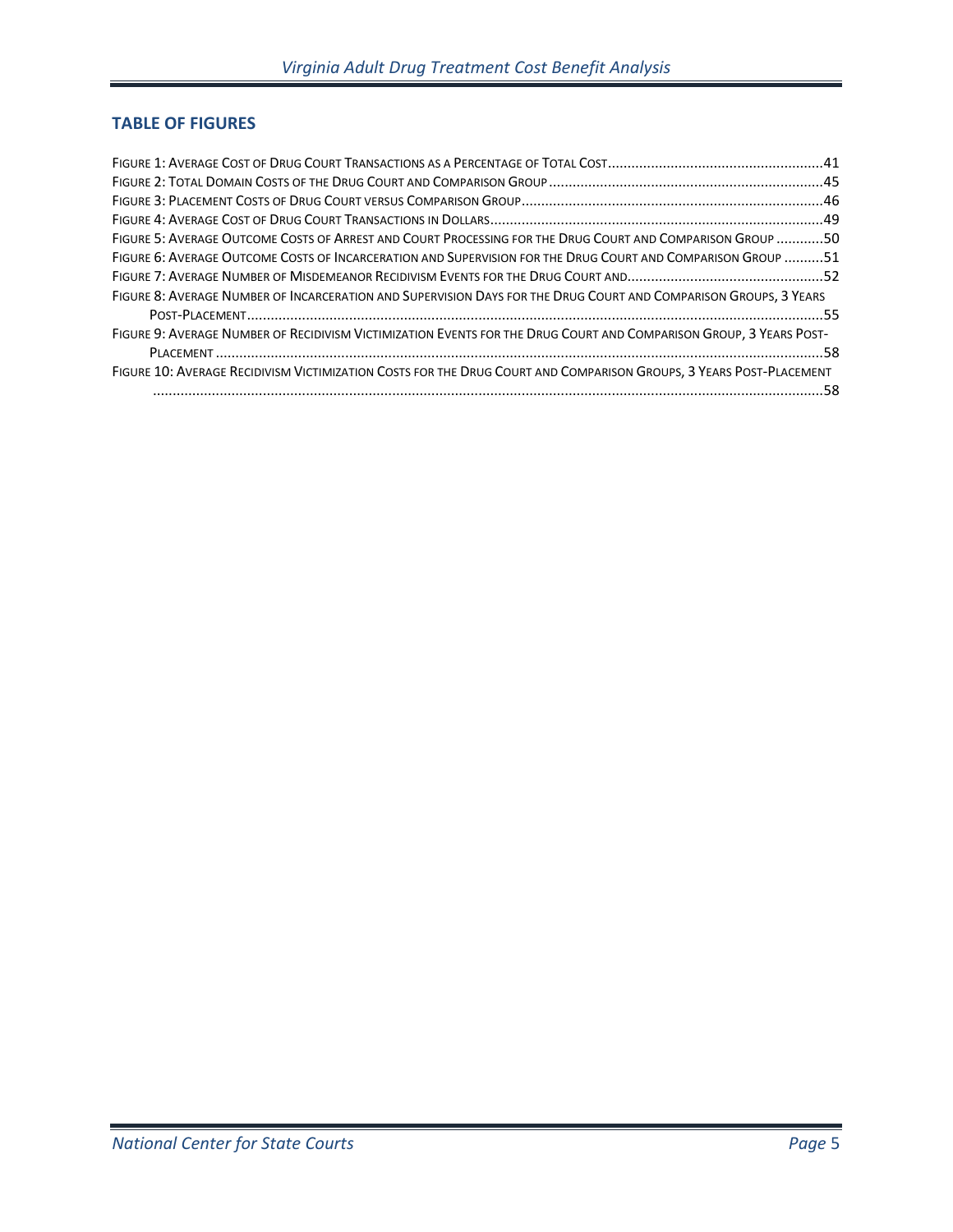## TABLE OF FIGURES

Figure 1: Average Cost of Drug Court Transactions as a Percentage of Total Cost......41
Figure 2: Total Domain Costs of the Drug Court and Comparison Group......45
Figure 3: Placement Costs of Drug Court versus Comparison Group......46
Figure 4: Average Cost of Drug Court Transactions in Dollars......49
Figure 5: Average Outcome Costs of Arrest and Court Processing for the Drug Court and Comparison Group......50
Figure 6: Average Outcome Costs of Incarceration and Supervision for the Drug Court and Comparison Group......51
Figure 7: Average Number of Misdemeanor Recidivism Events for the Drug Court and......52
Figure 8: Average Number of Incarceration and Supervision Days for the Drug Court and Comparison Groups, 3 Years Post-Placement......55
Figure 9: Average Number of Recidivism Victimization Events for the Drug Court and Comparison Group, 3 Years Post-Placement......58
Figure 10: Average Recidivism Victimization Costs for the Drug Court and Comparison Groups, 3 Years Post-Placement......58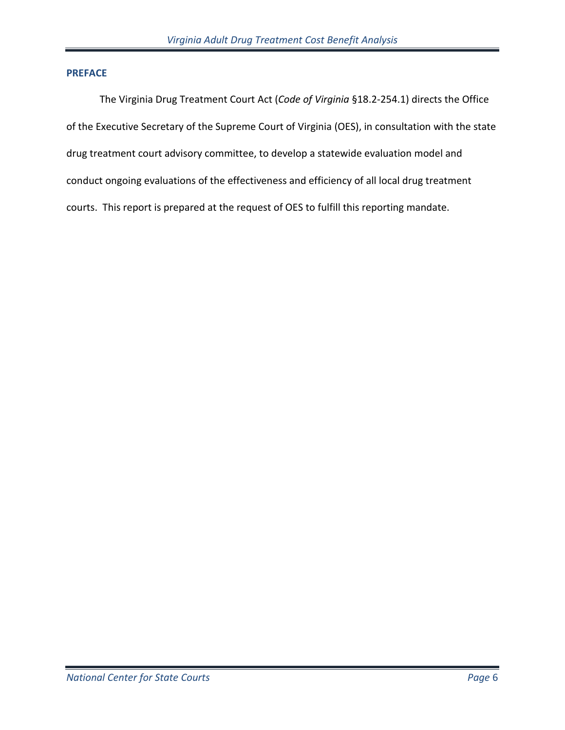## PREFACE

The Virginia Drug Treatment Court Act (*Code of Virginia* §18.2-254.1) directs the Office of the Executive Secretary of the Supreme Court of Virginia (OES), in consultation with the state drug treatment court advisory committee, to develop a statewide evaluation model and conduct ongoing evaluations of the effectiveness and efficiency of all local drug treatment courts. This report is prepared at the request of OES to fulfill this reporting mandate.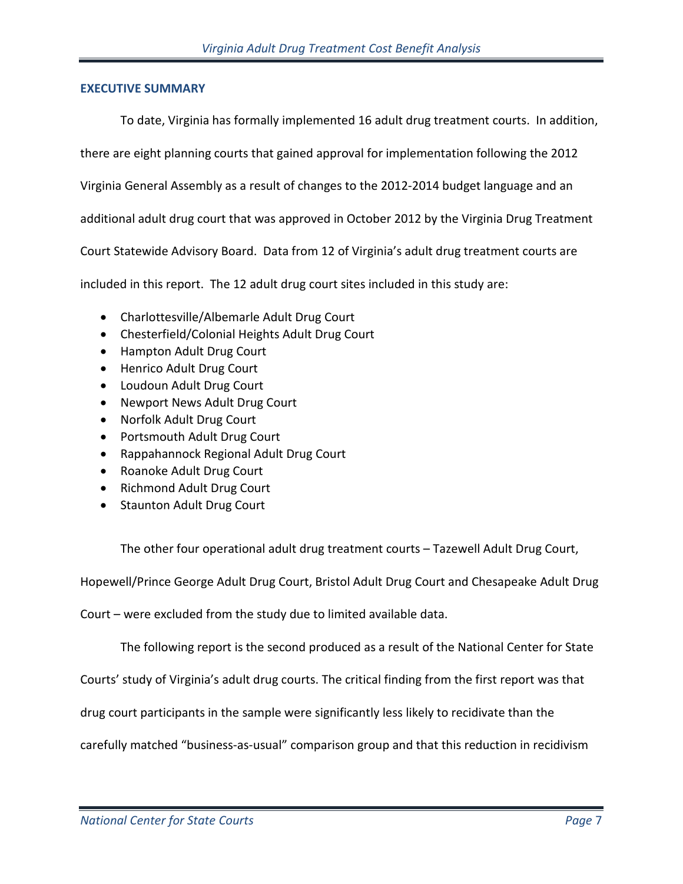## EXECUTIVE SUMMARY

To date, Virginia has formally implemented 16 adult drug treatment courts. In addition, there are eight planning courts that gained approval for implementation following the 2012 Virginia General Assembly as a result of changes to the 2012-2014 budget language and an additional adult drug court that was approved in October 2012 by the Virginia Drug Treatment Court Statewide Advisory Board. Data from 12 of Virginia's adult drug treatment courts are included in this report. The 12 adult drug court sites included in this study are:

- Charlottesville/Albemarle Adult Drug Court
- Chesterfield/Colonial Heights Adult Drug Court
- Hampton Adult Drug Court
- Henrico Adult Drug Court
- Loudoun Adult Drug Court
- Newport News Adult Drug Court
- Norfolk Adult Drug Court
- Portsmouth Adult Drug Court
- Rappahannock Regional Adult Drug Court
- Roanoke Adult Drug Court
- Richmond Adult Drug Court
- Staunton Adult Drug Court

The other four operational adult drug treatment courts – Tazewell Adult Drug Court, Hopewell/Prince George Adult Drug Court, Bristol Adult Drug Court and Chesapeake Adult Drug Court – were excluded from the study due to limited available data.

The following report is the second produced as a result of the National Center for State Courts' study of Virginia's adult drug courts. The critical finding from the first report was that drug court participants in the sample were significantly less likely to recidivate than the carefully matched "business-as-usual" comparison group and that this reduction in recidivism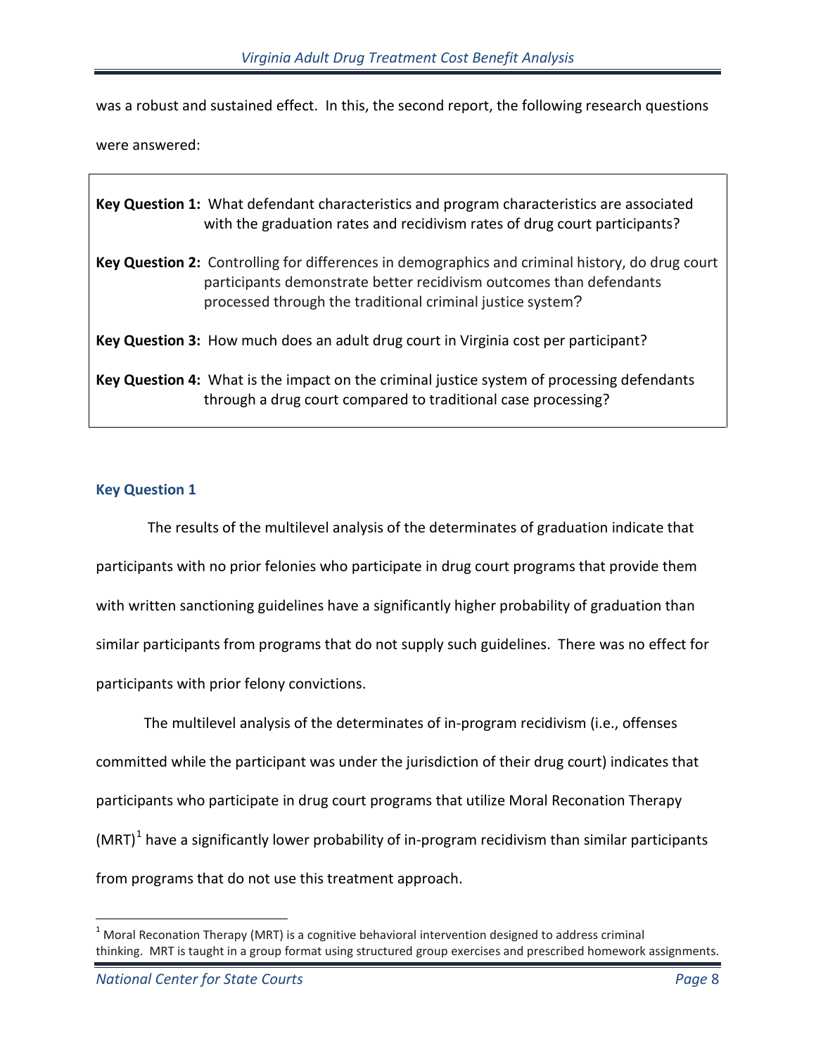was a robust and sustained effect. In this, the second report, the following research questions were answered:

> **Key Question 1:** What defendant characteristics and program characteristics are associated with the graduation rates and recidivism rates of drug court participants?
>
> **Key Question 2:** Controlling for differences in demographics and criminal history, do drug court participants demonstrate better recidivism outcomes than defendants processed through the traditional criminal justice system?
>
> **Key Question 3:** How much does an adult drug court in Virginia cost per participant?
>
> **Key Question 4:** What is the impact on the criminal justice system of processing defendants through a drug court compared to traditional case processing?

### Key Question 1

The results of the multilevel analysis of the determinates of graduation indicate that participants with no prior felonies who participate in drug court programs that provide them with written sanctioning guidelines have a significantly higher probability of graduation than similar participants from programs that do not supply such guidelines. There was no effect for participants with prior felony convictions.

The multilevel analysis of the determinates of in-program recidivism (i.e., offenses committed while the participant was under the jurisdiction of their drug court) indicates that participants who participate in drug court programs that utilize Moral Reconation Therapy (MRT)[1] have a significantly lower probability of in-program recidivism than similar participants from programs that do not use this treatment approach.

---

[1] Moral Reconation Therapy (MRT) is a cognitive behavioral intervention designed to address criminal thinking. MRT is taught in a group format using structured group exercises and prescribed homework assignments.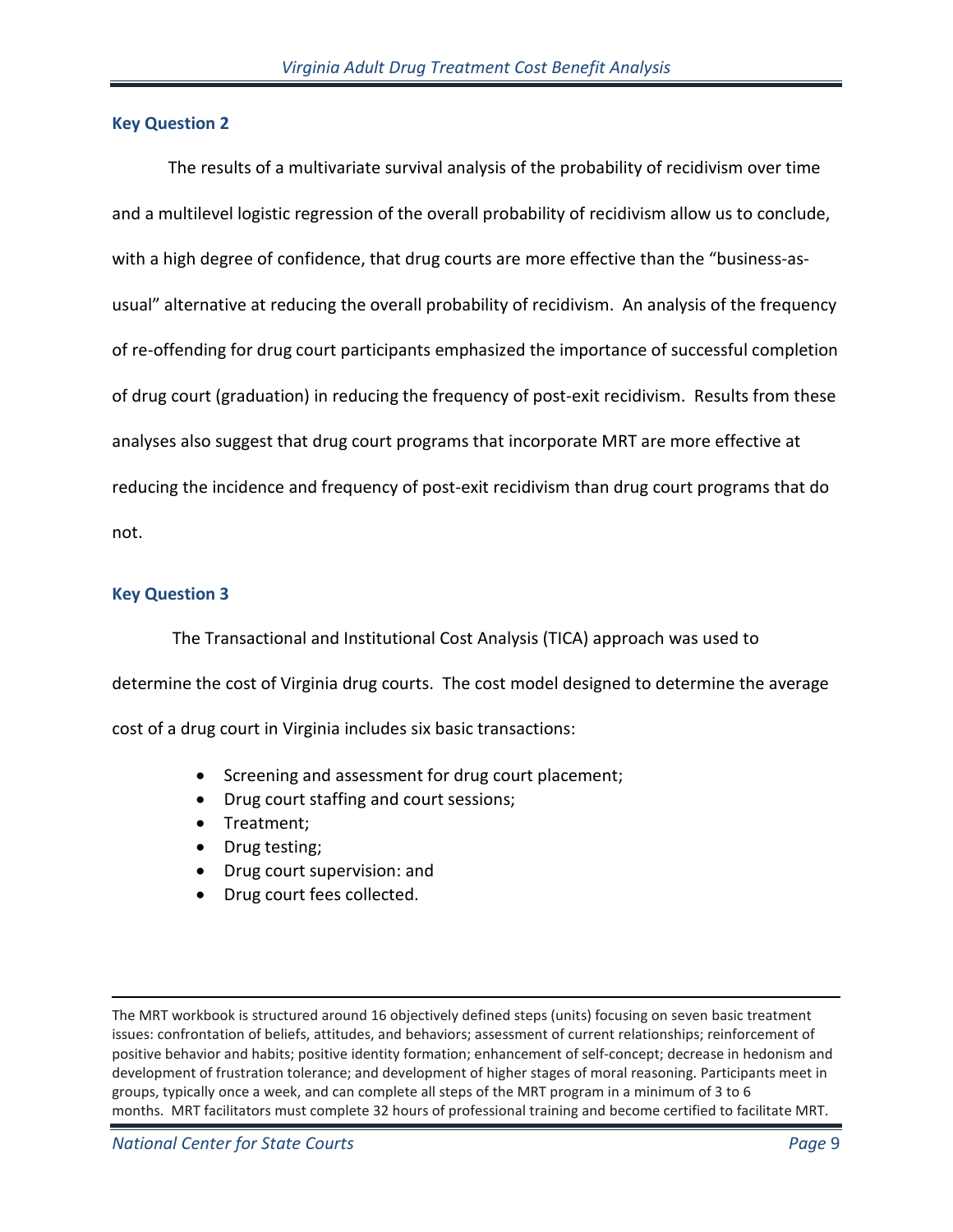### Key Question 2

The results of a multivariate survival analysis of the probability of recidivism over time and a multilevel logistic regression of the overall probability of recidivism allow us to conclude, with a high degree of confidence, that drug courts are more effective than the "business-as-usual" alternative at reducing the overall probability of recidivism. An analysis of the frequency of re-offending for drug court participants emphasized the importance of successful completion of drug court (graduation) in reducing the frequency of post-exit recidivism. Results from these analyses also suggest that drug court programs that incorporate MRT are more effective at reducing the incidence and frequency of post-exit recidivism than drug court programs that do not.

### Key Question 3

The Transactional and Institutional Cost Analysis (TICA) approach was used to determine the cost of Virginia drug courts. The cost model designed to determine the average cost of a drug court in Virginia includes six basic transactions:

- Screening and assessment for drug court placement;
- Drug court staffing and court sessions;
- Treatment;
- Drug testing;
- Drug court supervision: and
- Drug court fees collected.

---

The MRT workbook is structured around 16 objectively defined steps (units) focusing on seven basic treatment issues: confrontation of beliefs, attitudes, and behaviors; assessment of current relationships; reinforcement of positive behavior and habits; positive identity formation; enhancement of self-concept; decrease in hedonism and development of frustration tolerance; and development of higher stages of moral reasoning. Participants meet in groups, typically once a week, and can complete all steps of the MRT program in a minimum of 3 to 6 months. MRT facilitators must complete 32 hours of professional training and become certified to facilitate MRT.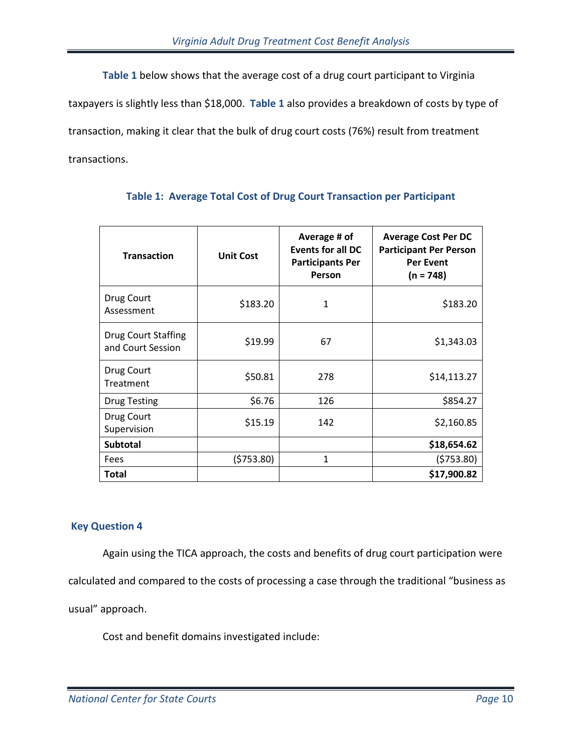**Table 1** below shows that the average cost of a drug court participant to Virginia taxpayers is slightly less than $18,000. **Table 1** also provides a breakdown of costs by type of transaction, making it clear that the bulk of drug court costs (76%) result from treatment transactions.

**Table 1: Average Total Cost of Drug Court Transaction per Participant**

| Transaction | Unit Cost | Average # of Events for all DC Participants Per Person | Average Cost Per DC Participant Per Person Per Event (n = 748) |
|---|---|---|---|
| Drug Court Assessment | $183.20 | 1 | $183.20 |
| Drug Court Staffing and Court Session | $19.99 | 67 | $1,343.03 |
| Drug Court Treatment | $50.81 | 278 | $14,113.27 |
| Drug Testing | $6.76 | 126 | $854.27 |
| Drug Court Supervision | $15.19 | 142 | $2,160.85 |
| **Subtotal** | | | **$18,654.62** |
| Fees | ($753.80) | 1 | ($753.80) |
| **Total** | | | **$17,900.82** |

### Key Question 4

Again using the TICA approach, the costs and benefits of drug court participation were calculated and compared to the costs of processing a case through the traditional "business as usual" approach.

Cost and benefit domains investigated include: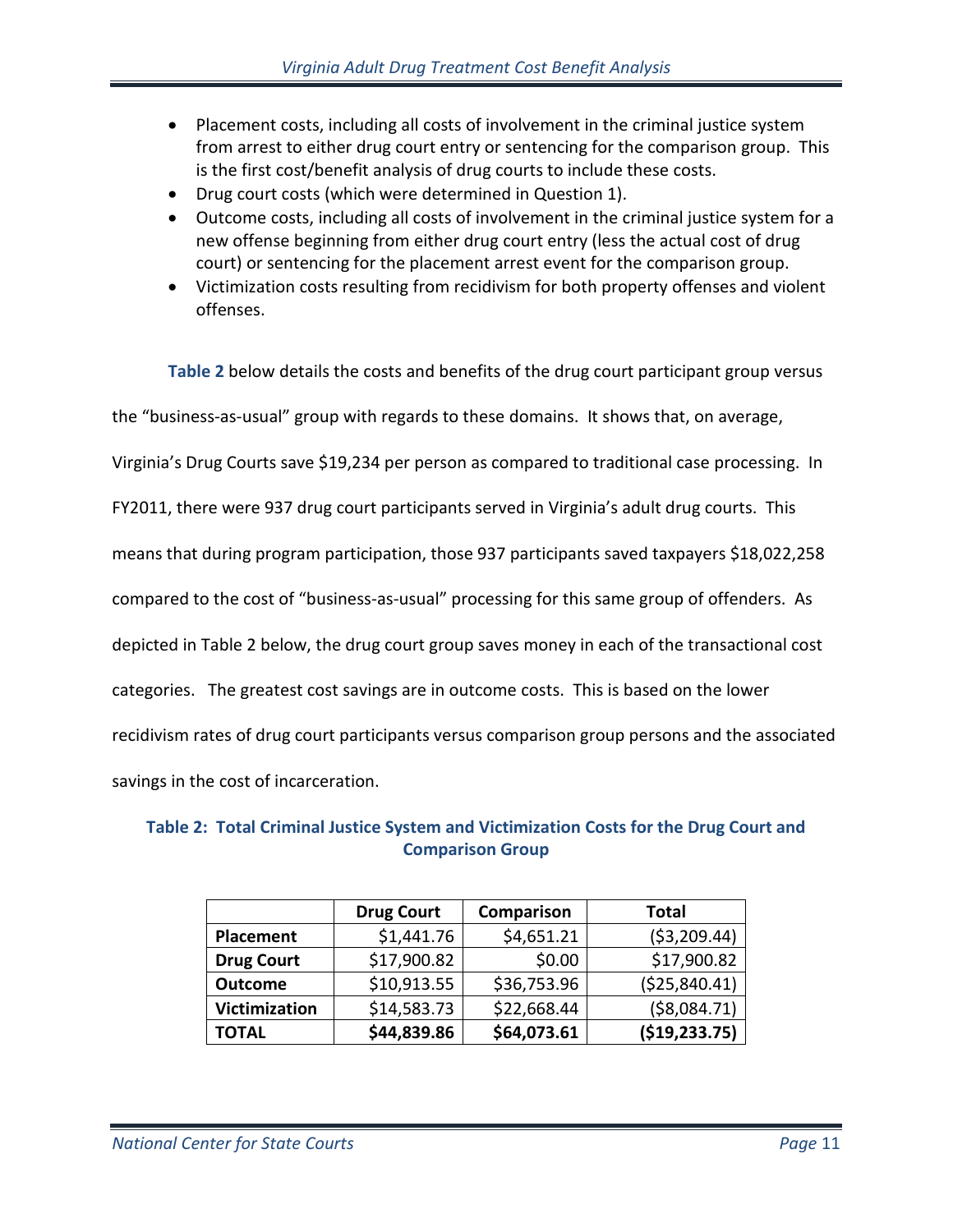- Placement costs, including all costs of involvement in the criminal justice system from arrest to either drug court entry or sentencing for the comparison group. This is the first cost/benefit analysis of drug courts to include these costs.
- Drug court costs (which were determined in Question 1).
- Outcome costs, including all costs of involvement in the criminal justice system for a new offense beginning from either drug court entry (less the actual cost of drug court) or sentencing for the placement arrest event for the comparison group.
- Victimization costs resulting from recidivism for both property offenses and violent offenses.

**Table 2** below details the costs and benefits of the drug court participant group versus the "business-as-usual" group with regards to these domains. It shows that, on average, Virginia's Drug Courts save $19,234 per person as compared to traditional case processing. In FY2011, there were 937 drug court participants served in Virginia's adult drug courts. This means that during program participation, those 937 participants saved taxpayers $18,022,258 compared to the cost of "business-as-usual" processing for this same group of offenders. As depicted in Table 2 below, the drug court group saves money in each of the transactional cost categories. The greatest cost savings are in outcome costs. This is based on the lower recidivism rates of drug court participants versus comparison group persons and the associated savings in the cost of incarceration.

**Table 2: Total Criminal Justice System and Victimization Costs for the Drug Court and Comparison Group**

| | Drug Court | Comparison | Total |
|---|---|---|---|
| **Placement** | $1,441.76 | $4,651.21 | ($3,209.44) |
| **Drug Court** | $17,900.82 | $0.00 | $17,900.82 |
| **Outcome** | $10,913.55 | $36,753.96 | ($25,840.41) |
| **Victimization** | $14,583.73 | $22,668.44 | ($8,084.71) |
| **TOTAL** | **$44,839.86** | **$64,073.61** | **($19,233.75)** |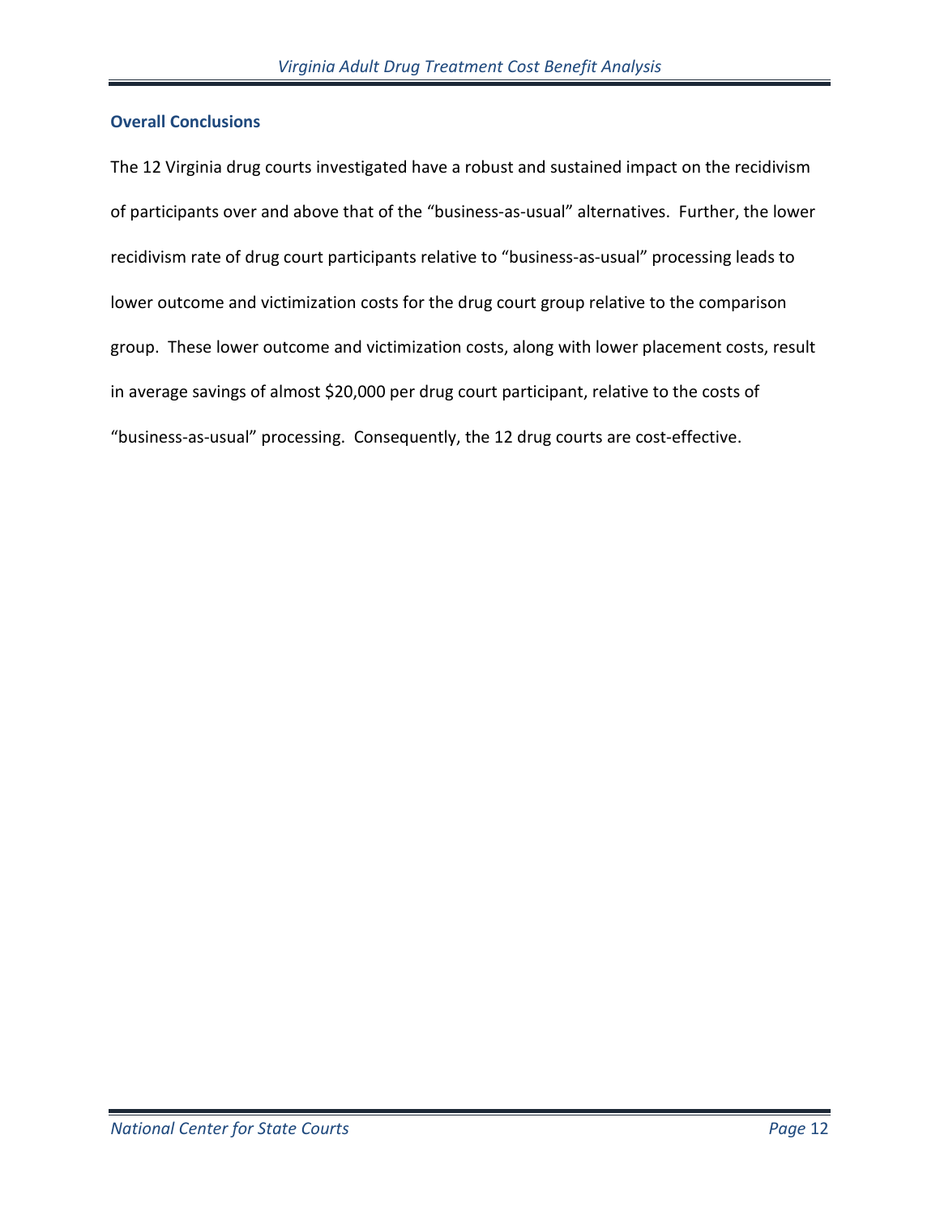### Overall Conclusions

The 12 Virginia drug courts investigated have a robust and sustained impact on the recidivism of participants over and above that of the "business-as-usual" alternatives. Further, the lower recidivism rate of drug court participants relative to "business-as-usual" processing leads to lower outcome and victimization costs for the drug court group relative to the comparison group. These lower outcome and victimization costs, along with lower placement costs, result in average savings of almost $20,000 per drug court participant, relative to the costs of "business-as-usual" processing. Consequently, the 12 drug courts are cost-effective.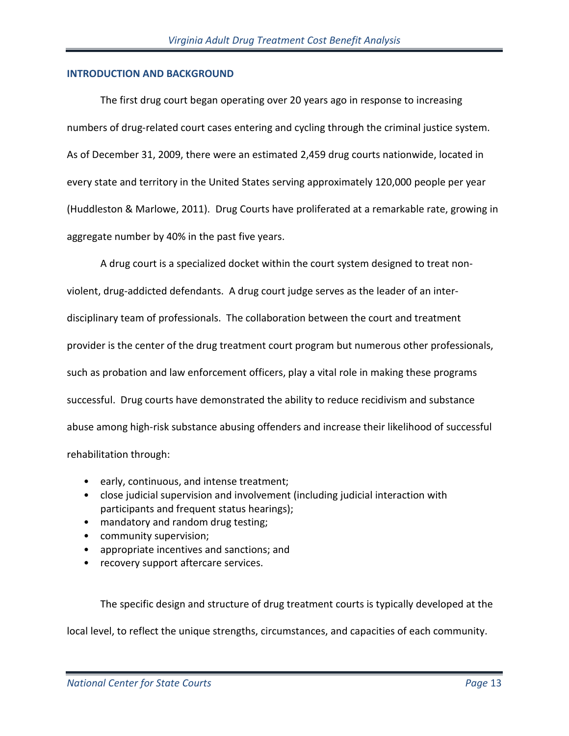## INTRODUCTION AND BACKGROUND

The first drug court began operating over 20 years ago in response to increasing numbers of drug-related court cases entering and cycling through the criminal justice system. As of December 31, 2009, there were an estimated 2,459 drug courts nationwide, located in every state and territory in the United States serving approximately 120,000 people per year (Huddleston & Marlowe, 2011). Drug Courts have proliferated at a remarkable rate, growing in aggregate number by 40% in the past five years.

A drug court is a specialized docket within the court system designed to treat non-violent, drug-addicted defendants. A drug court judge serves as the leader of an inter-disciplinary team of professionals. The collaboration between the court and treatment provider is the center of the drug treatment court program but numerous other professionals, such as probation and law enforcement officers, play a vital role in making these programs successful. Drug courts have demonstrated the ability to reduce recidivism and substance abuse among high-risk substance abusing offenders and increase their likelihood of successful rehabilitation through:

- early, continuous, and intense treatment;
- close judicial supervision and involvement (including judicial interaction with participants and frequent status hearings);
- mandatory and random drug testing;
- community supervision;
- appropriate incentives and sanctions; and
- recovery support aftercare services.

The specific design and structure of drug treatment courts is typically developed at the local level, to reflect the unique strengths, circumstances, and capacities of each community.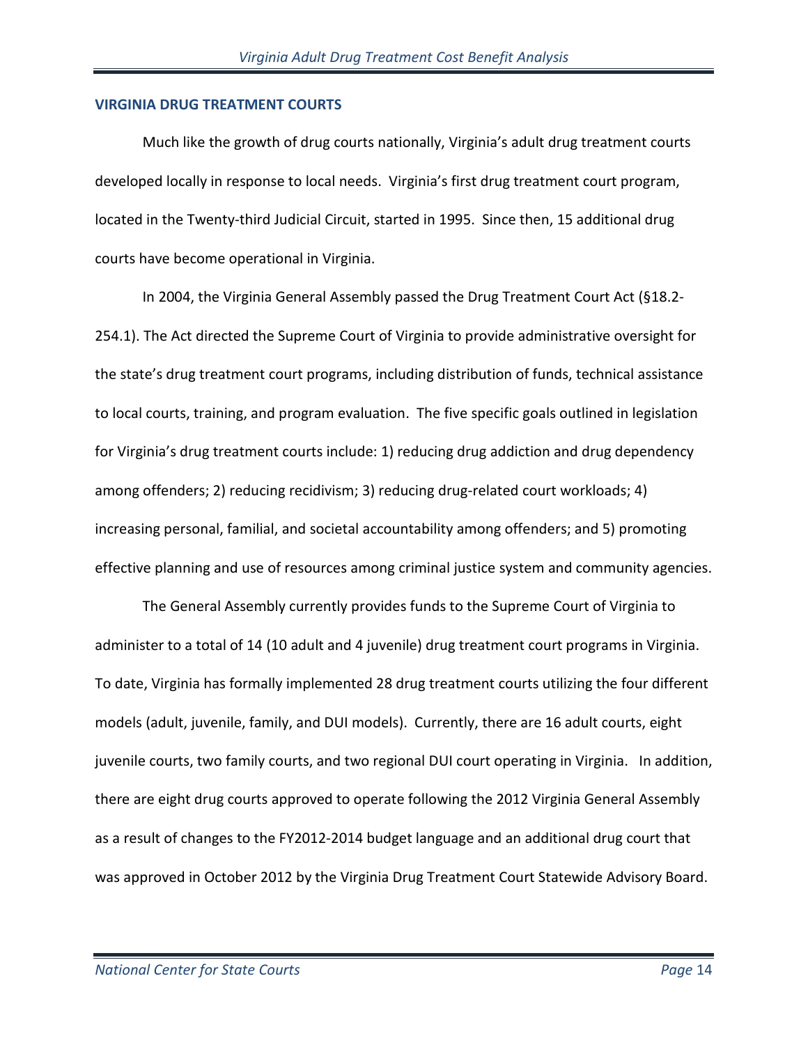## VIRGINIA DRUG TREATMENT COURTS

Much like the growth of drug courts nationally, Virginia's adult drug treatment courts developed locally in response to local needs. Virginia's first drug treatment court program, located in the Twenty-third Judicial Circuit, started in 1995. Since then, 15 additional drug courts have become operational in Virginia.

In 2004, the Virginia General Assembly passed the Drug Treatment Court Act (§18.2-254.1). The Act directed the Supreme Court of Virginia to provide administrative oversight for the state's drug treatment court programs, including distribution of funds, technical assistance to local courts, training, and program evaluation. The five specific goals outlined in legislation for Virginia's drug treatment courts include: 1) reducing drug addiction and drug dependency among offenders; 2) reducing recidivism; 3) reducing drug-related court workloads; 4) increasing personal, familial, and societal accountability among offenders; and 5) promoting effective planning and use of resources among criminal justice system and community agencies.

The General Assembly currently provides funds to the Supreme Court of Virginia to administer to a total of 14 (10 adult and 4 juvenile) drug treatment court programs in Virginia. To date, Virginia has formally implemented 28 drug treatment courts utilizing the four different models (adult, juvenile, family, and DUI models). Currently, there are 16 adult courts, eight juvenile courts, two family courts, and two regional DUI court operating in Virginia. In addition, there are eight drug courts approved to operate following the 2012 Virginia General Assembly as a result of changes to the FY2012-2014 budget language and an additional drug court that was approved in October 2012 by the Virginia Drug Treatment Court Statewide Advisory Board.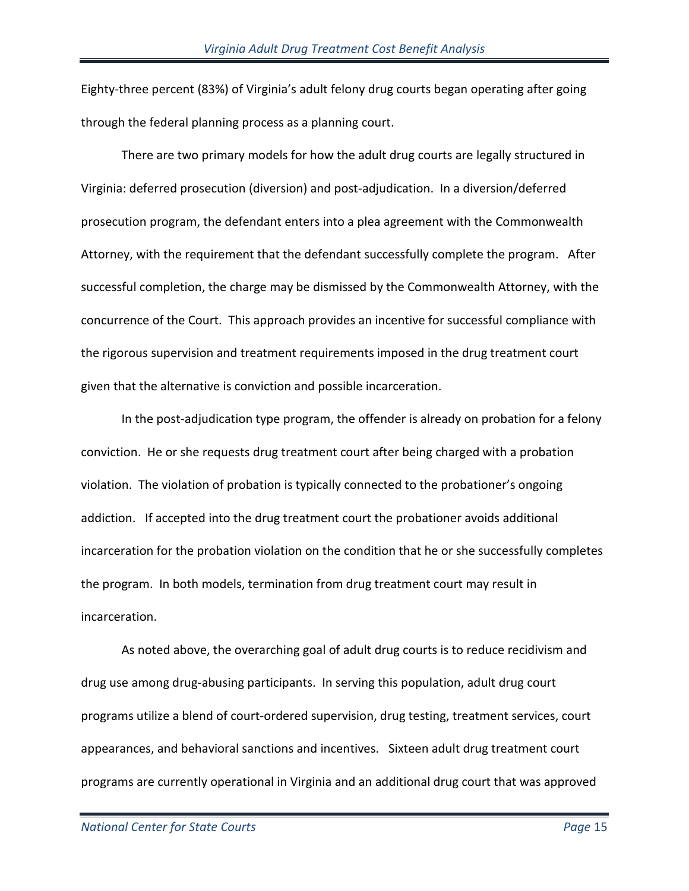Eighty-three percent (83%) of Virginia's adult felony drug courts began operating after going through the federal planning process as a planning court.

There are two primary models for how the adult drug courts are legally structured in Virginia: deferred prosecution (diversion) and post-adjudication. In a diversion/deferred prosecution program, the defendant enters into a plea agreement with the Commonwealth Attorney, with the requirement that the defendant successfully complete the program. After successful completion, the charge may be dismissed by the Commonwealth Attorney, with the concurrence of the Court. This approach provides an incentive for successful compliance with the rigorous supervision and treatment requirements imposed in the drug treatment court given that the alternative is conviction and possible incarceration.

In the post-adjudication type program, the offender is already on probation for a felony conviction. He or she requests drug treatment court after being charged with a probation violation. The violation of probation is typically connected to the probationer's ongoing addiction. If accepted into the drug treatment court the probationer avoids additional incarceration for the probation violation on the condition that he or she successfully completes the program. In both models, termination from drug treatment court may result in incarceration.

As noted above, the overarching goal of adult drug courts is to reduce recidivism and drug use among drug-abusing participants. In serving this population, adult drug court programs utilize a blend of court-ordered supervision, drug testing, treatment services, court appearances, and behavioral sanctions and incentives. Sixteen adult drug treatment court programs are currently operational in Virginia and an additional drug court that was approved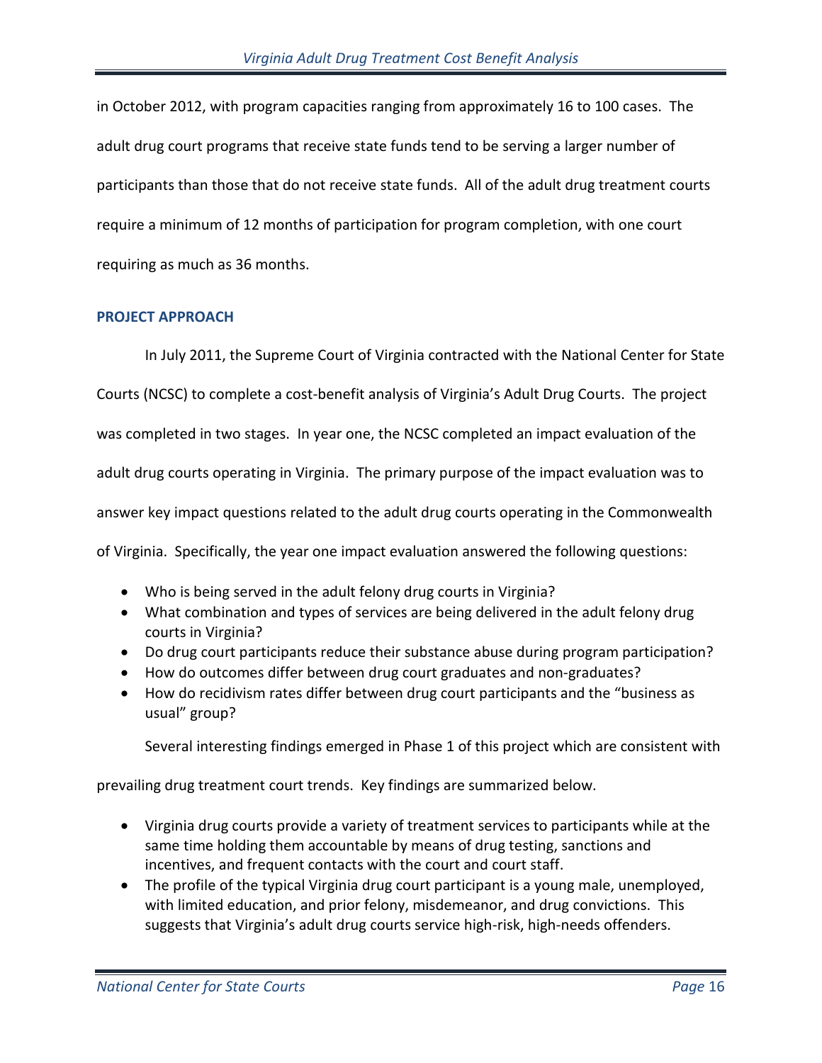in October 2012, with program capacities ranging from approximately 16 to 100 cases. The adult drug court programs that receive state funds tend to be serving a larger number of participants than those that do not receive state funds. All of the adult drug treatment courts require a minimum of 12 months of participation for program completion, with one court requiring as much as 36 months.

## PROJECT APPROACH

In July 2011, the Supreme Court of Virginia contracted with the National Center for State Courts (NCSC) to complete a cost-benefit analysis of Virginia's Adult Drug Courts. The project was completed in two stages. In year one, the NCSC completed an impact evaluation of the adult drug courts operating in Virginia. The primary purpose of the impact evaluation was to answer key impact questions related to the adult drug courts operating in the Commonwealth of Virginia. Specifically, the year one impact evaluation answered the following questions:

- Who is being served in the adult felony drug courts in Virginia?
- What combination and types of services are being delivered in the adult felony drug courts in Virginia?
- Do drug court participants reduce their substance abuse during program participation?
- How do outcomes differ between drug court graduates and non-graduates?
- How do recidivism rates differ between drug court participants and the "business as usual" group?

Several interesting findings emerged in Phase 1 of this project which are consistent with prevailing drug treatment court trends. Key findings are summarized below.

- Virginia drug courts provide a variety of treatment services to participants while at the same time holding them accountable by means of drug testing, sanctions and incentives, and frequent contacts with the court and court staff.
- The profile of the typical Virginia drug court participant is a young male, unemployed, with limited education, and prior felony, misdemeanor, and drug convictions. This suggests that Virginia's adult drug courts service high-risk, high-needs offenders.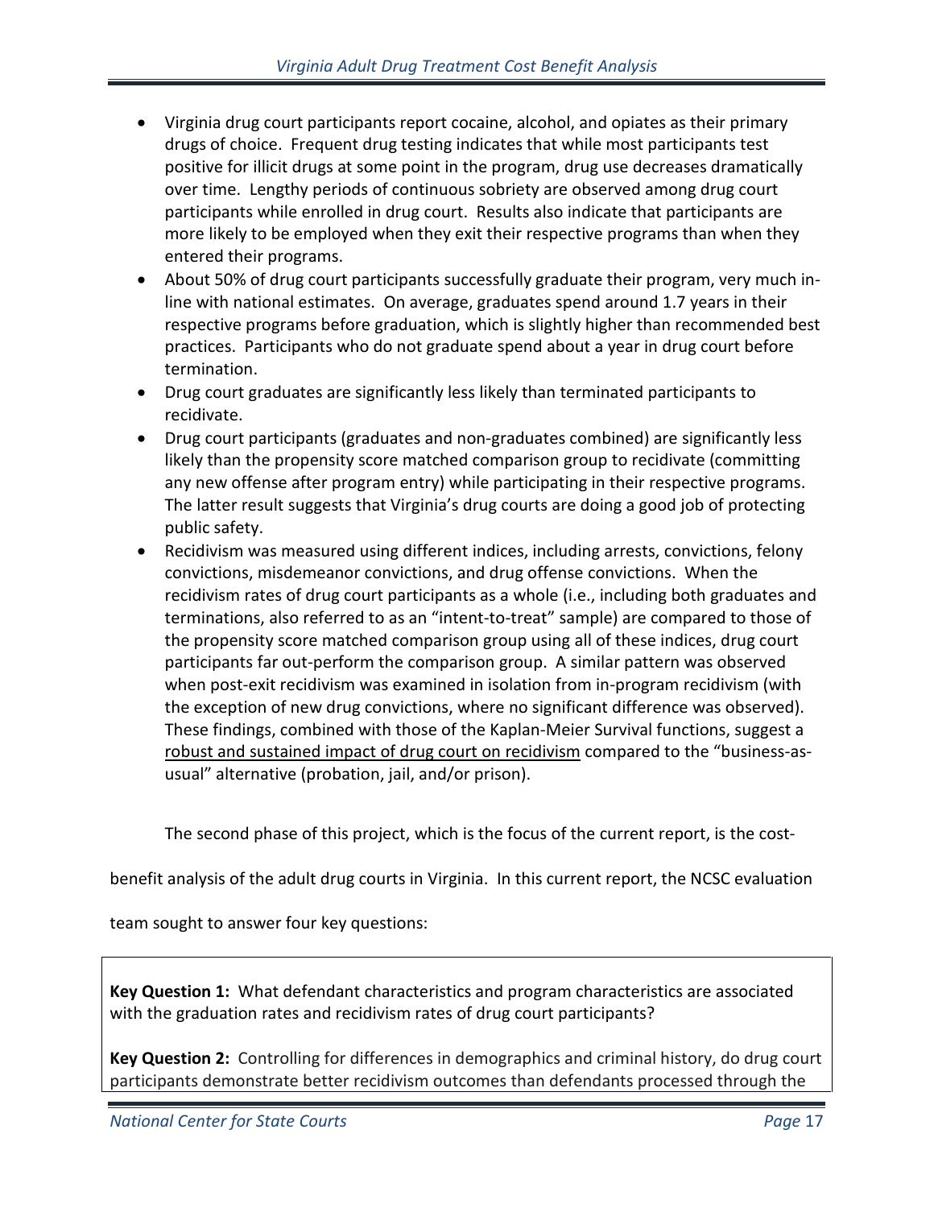- Virginia drug court participants report cocaine, alcohol, and opiates as their primary drugs of choice. Frequent drug testing indicates that while most participants test positive for illicit drugs at some point in the program, drug use decreases dramatically over time. Lengthy periods of continuous sobriety are observed among drug court participants while enrolled in drug court. Results also indicate that participants are more likely to be employed when they exit their respective programs than when they entered their programs.
- About 50% of drug court participants successfully graduate their program, very much in-line with national estimates. On average, graduates spend around 1.7 years in their respective programs before graduation, which is slightly higher than recommended best practices. Participants who do not graduate spend about a year in drug court before termination.
- Drug court graduates are significantly less likely than terminated participants to recidivate.
- Drug court participants (graduates and non-graduates combined) are significantly less likely than the propensity score matched comparison group to recidivate (committing any new offense after program entry) while participating in their respective programs. The latter result suggests that Virginia's drug courts are doing a good job of protecting public safety.
- Recidivism was measured using different indices, including arrests, convictions, felony convictions, misdemeanor convictions, and drug offense convictions. When the recidivism rates of drug court participants as a whole (i.e., including both graduates and terminations, also referred to as an "intent-to-treat" sample) are compared to those of the propensity score matched comparison group using all of these indices, drug court participants far out-perform the comparison group. A similar pattern was observed when post-exit recidivism was examined in isolation from in-program recidivism (with the exception of new drug convictions, where no significant difference was observed). These findings, combined with those of the Kaplan-Meier Survival functions, suggest a robust and sustained impact of drug court on recidivism compared to the "business-as-usual" alternative (probation, jail, and/or prison).

The second phase of this project, which is the focus of the current report, is the cost-benefit analysis of the adult drug courts in Virginia. In this current report, the NCSC evaluation team sought to answer four key questions:

**Key Question 1:** What defendant characteristics and program characteristics are associated with the graduation rates and recidivism rates of drug court participants?

**Key Question 2:** Controlling for differences in demographics and criminal history, do drug court participants demonstrate better recidivism outcomes than defendants processed through the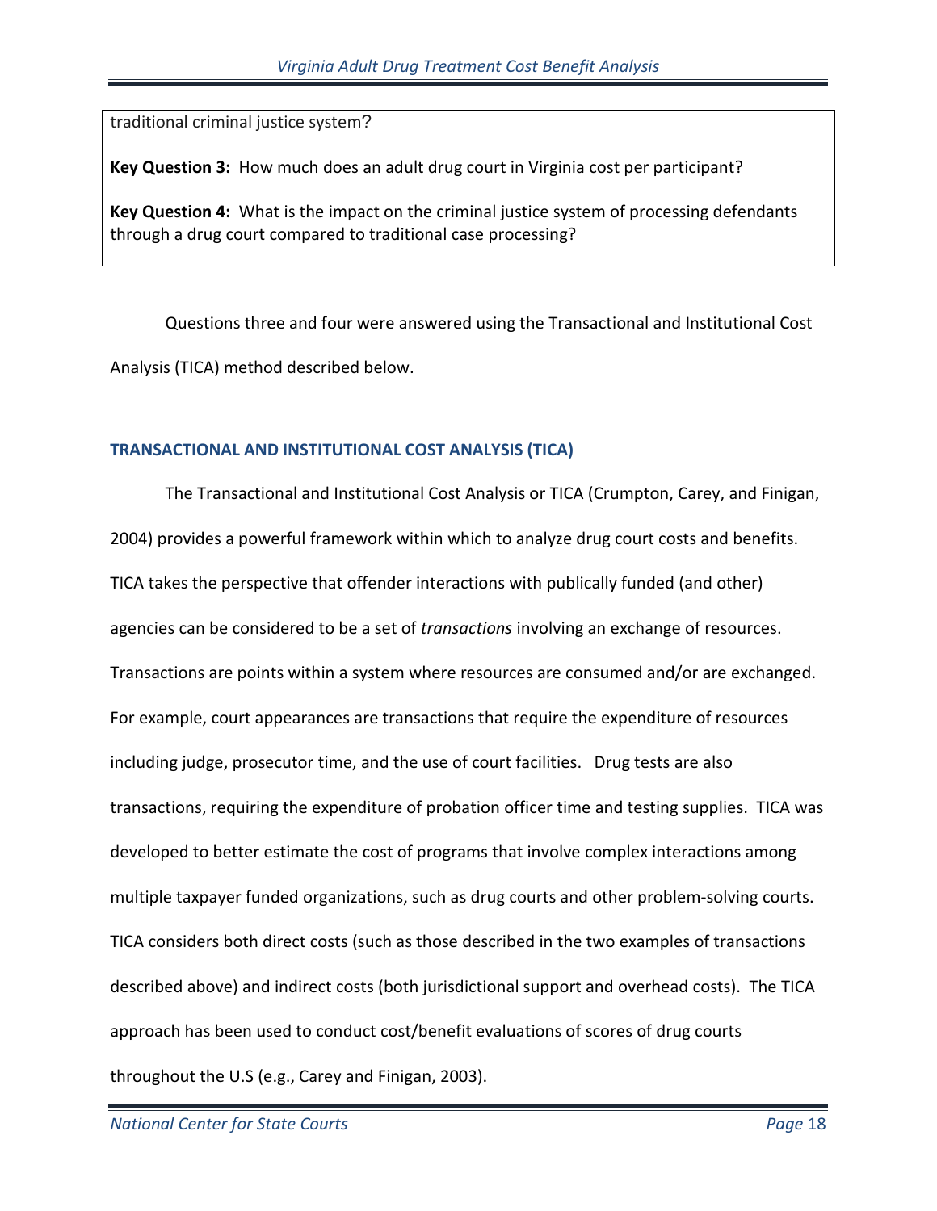traditional criminal justice system?

**Key Question 3:** How much does an adult drug court in Virginia cost per participant?

**Key Question 4:** What is the impact on the criminal justice system of processing defendants through a drug court compared to traditional case processing?

Questions three and four were answered using the Transactional and Institutional Cost Analysis (TICA) method described below.

## TRANSACTIONAL AND INSTITUTIONAL COST ANALYSIS (TICA)

The Transactional and Institutional Cost Analysis or TICA (Crumpton, Carey, and Finigan, 2004) provides a powerful framework within which to analyze drug court costs and benefits. TICA takes the perspective that offender interactions with publically funded (and other) agencies can be considered to be a set of *transactions* involving an exchange of resources. Transactions are points within a system where resources are consumed and/or are exchanged. For example, court appearances are transactions that require the expenditure of resources including judge, prosecutor time, and the use of court facilities. Drug tests are also transactions, requiring the expenditure of probation officer time and testing supplies. TICA was developed to better estimate the cost of programs that involve complex interactions among multiple taxpayer funded organizations, such as drug courts and other problem-solving courts. TICA considers both direct costs (such as those described in the two examples of transactions described above) and indirect costs (both jurisdictional support and overhead costs). The TICA approach has been used to conduct cost/benefit evaluations of scores of drug courts throughout the U.S (e.g., Carey and Finigan, 2003).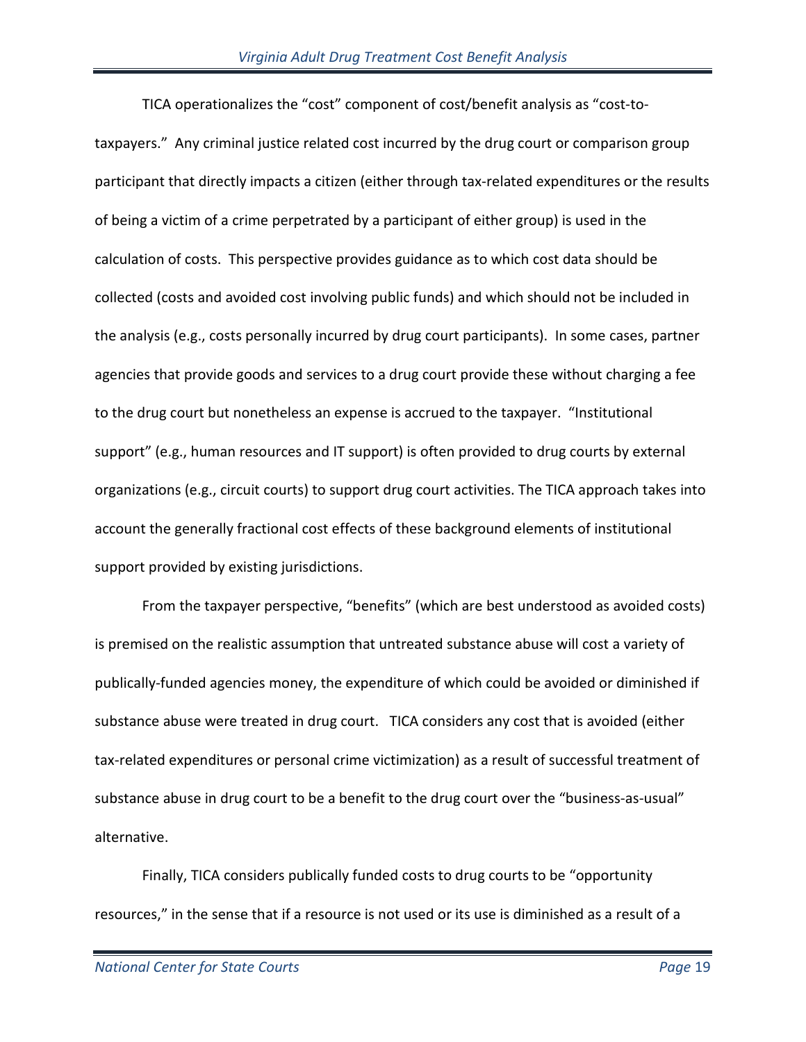TICA operationalizes the "cost" component of cost/benefit analysis as "cost-to-taxpayers." Any criminal justice related cost incurred by the drug court or comparison group participant that directly impacts a citizen (either through tax-related expenditures or the results of being a victim of a crime perpetrated by a participant of either group) is used in the calculation of costs. This perspective provides guidance as to which cost data should be collected (costs and avoided cost involving public funds) and which should not be included in the analysis (e.g., costs personally incurred by drug court participants). In some cases, partner agencies that provide goods and services to a drug court provide these without charging a fee to the drug court but nonetheless an expense is accrued to the taxpayer. "Institutional support" (e.g., human resources and IT support) is often provided to drug courts by external organizations (e.g., circuit courts) to support drug court activities. The TICA approach takes into account the generally fractional cost effects of these background elements of institutional support provided by existing jurisdictions.

From the taxpayer perspective, "benefits" (which are best understood as avoided costs) is premised on the realistic assumption that untreated substance abuse will cost a variety of publically-funded agencies money, the expenditure of which could be avoided or diminished if substance abuse were treated in drug court. TICA considers any cost that is avoided (either tax-related expenditures or personal crime victimization) as a result of successful treatment of substance abuse in drug court to be a benefit to the drug court over the "business-as-usual" alternative.

Finally, TICA considers publically funded costs to drug courts to be "opportunity resources," in the sense that if a resource is not used or its use is diminished as a result of a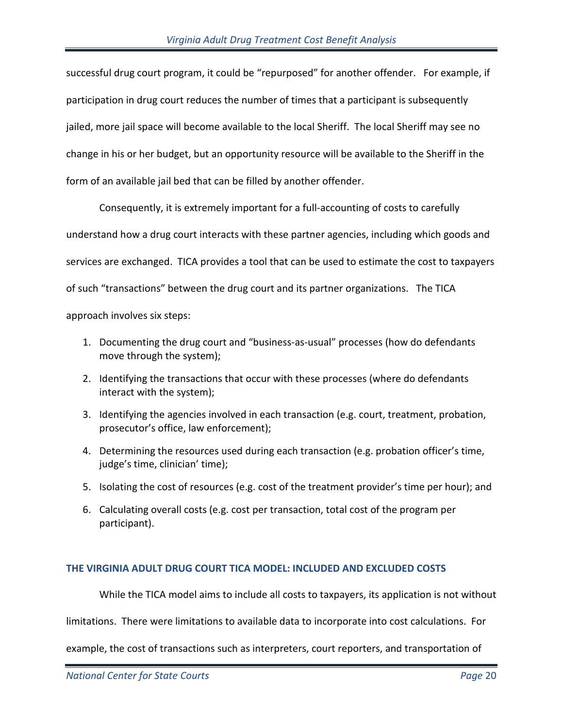successful drug court program, it could be "repurposed" for another offender. For example, if participation in drug court reduces the number of times that a participant is subsequently jailed, more jail space will become available to the local Sheriff. The local Sheriff may see no change in his or her budget, but an opportunity resource will be available to the Sheriff in the form of an available jail bed that can be filled by another offender.

Consequently, it is extremely important for a full-accounting of costs to carefully understand how a drug court interacts with these partner agencies, including which goods and services are exchanged. TICA provides a tool that can be used to estimate the cost to taxpayers of such "transactions" between the drug court and its partner organizations. The TICA approach involves six steps:

1. Documenting the drug court and "business-as-usual" processes (how do defendants move through the system);
2. Identifying the transactions that occur with these processes (where do defendants interact with the system);
3. Identifying the agencies involved in each transaction (e.g. court, treatment, probation, prosecutor's office, law enforcement);
4. Determining the resources used during each transaction (e.g. probation officer's time, judge's time, clinician' time);
5. Isolating the cost of resources (e.g. cost of the treatment provider's time per hour); and
6. Calculating overall costs (e.g. cost per transaction, total cost of the program per participant).

### THE VIRGINIA ADULT DRUG COURT TICA MODEL: INCLUDED AND EXCLUDED COSTS

While the TICA model aims to include all costs to taxpayers, its application is not without limitations. There were limitations to available data to incorporate into cost calculations. For example, the cost of transactions such as interpreters, court reporters, and transportation of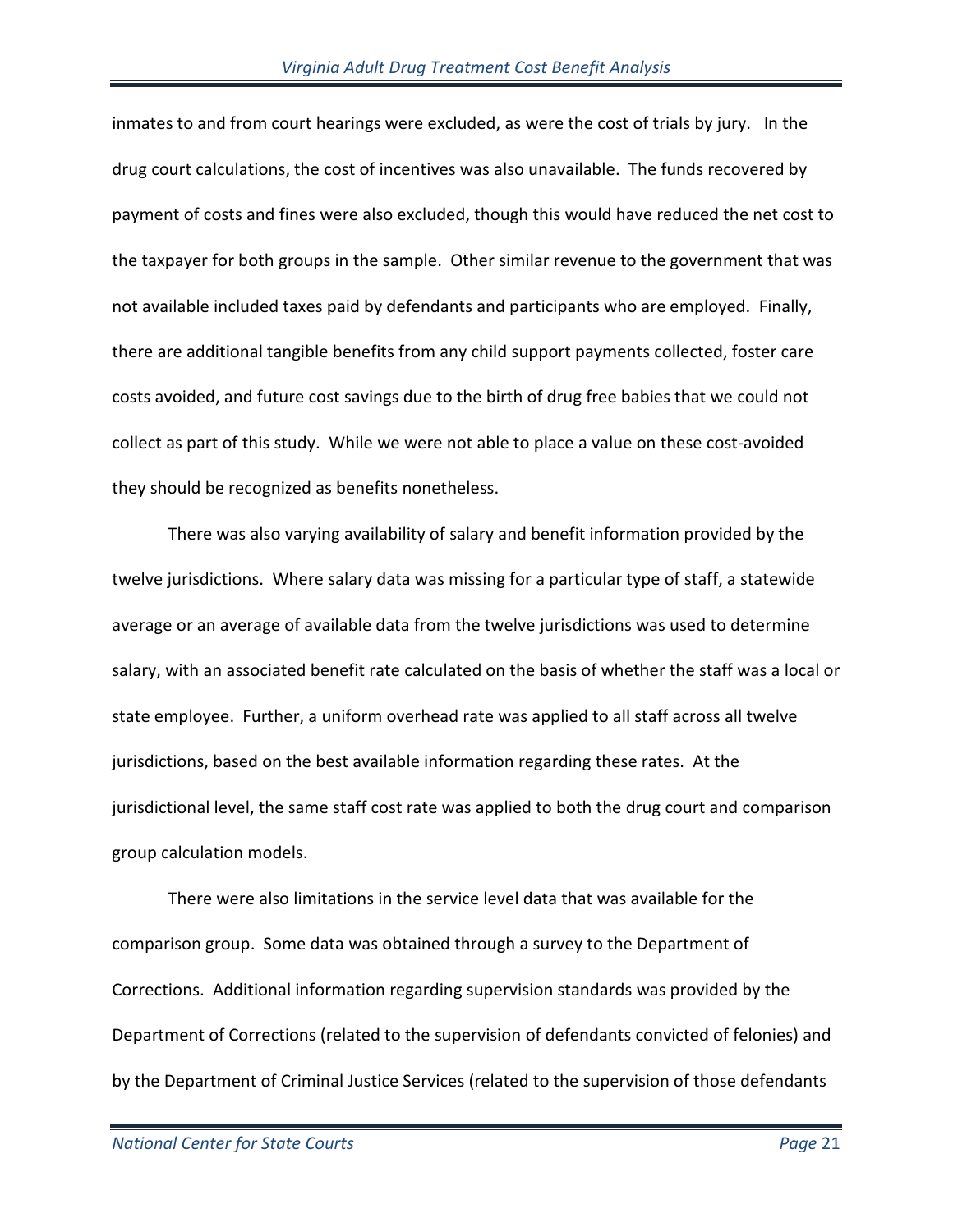inmates to and from court hearings were excluded, as were the cost of trials by jury. In the drug court calculations, the cost of incentives was also unavailable. The funds recovered by payment of costs and fines were also excluded, though this would have reduced the net cost to the taxpayer for both groups in the sample. Other similar revenue to the government that was not available included taxes paid by defendants and participants who are employed. Finally, there are additional tangible benefits from any child support payments collected, foster care costs avoided, and future cost savings due to the birth of drug free babies that we could not collect as part of this study. While we were not able to place a value on these cost-avoided they should be recognized as benefits nonetheless.

There was also varying availability of salary and benefit information provided by the twelve jurisdictions. Where salary data was missing for a particular type of staff, a statewide average or an average of available data from the twelve jurisdictions was used to determine salary, with an associated benefit rate calculated on the basis of whether the staff was a local or state employee. Further, a uniform overhead rate was applied to all staff across all twelve jurisdictions, based on the best available information regarding these rates. At the jurisdictional level, the same staff cost rate was applied to both the drug court and comparison group calculation models.

There were also limitations in the service level data that was available for the comparison group. Some data was obtained through a survey to the Department of Corrections. Additional information regarding supervision standards was provided by the Department of Corrections (related to the supervision of defendants convicted of felonies) and by the Department of Criminal Justice Services (related to the supervision of those defendants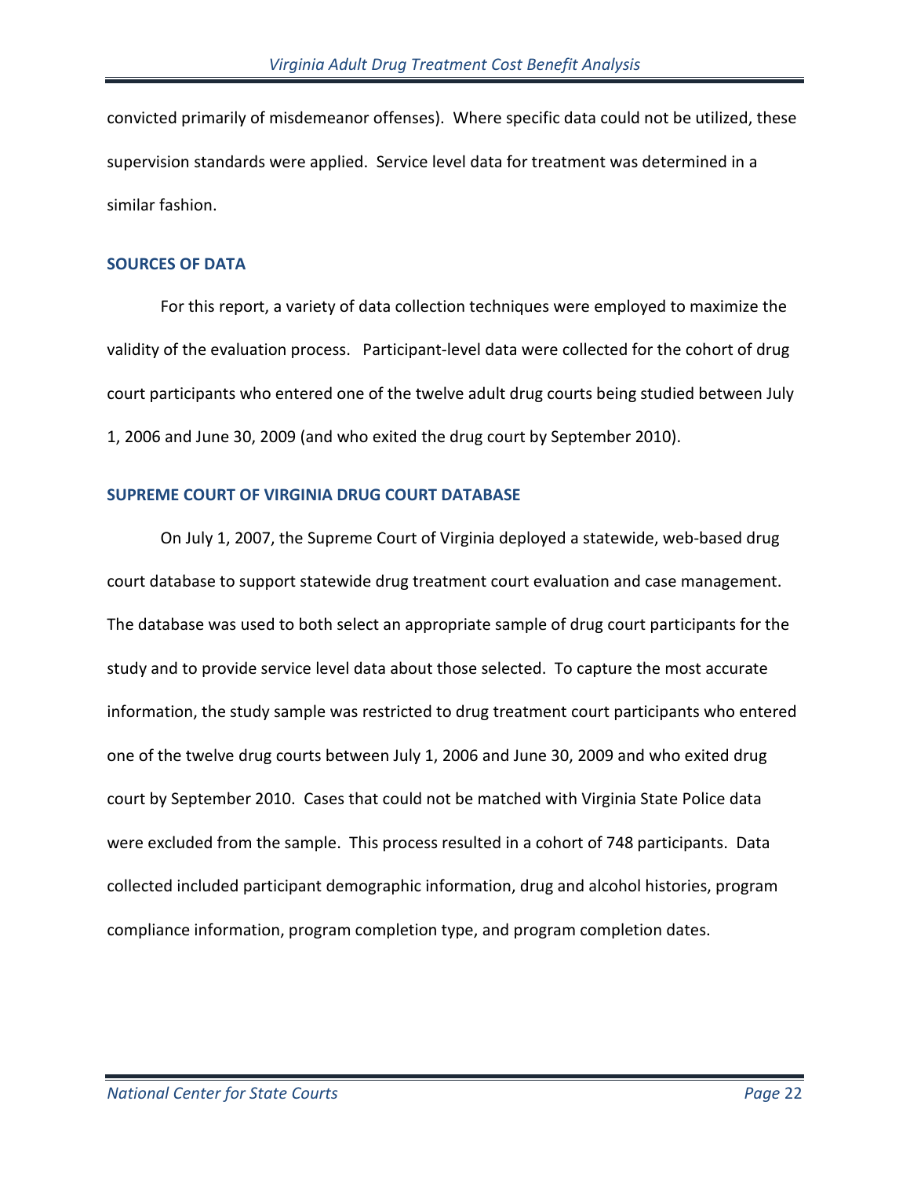convicted primarily of misdemeanor offenses). Where specific data could not be utilized, these supervision standards were applied. Service level data for treatment was determined in a similar fashion.

## SOURCES OF DATA

For this report, a variety of data collection techniques were employed to maximize the validity of the evaluation process. Participant-level data were collected for the cohort of drug court participants who entered one of the twelve adult drug courts being studied between July 1, 2006 and June 30, 2009 (and who exited the drug court by September 2010).

## SUPREME COURT OF VIRGINIA DRUG COURT DATABASE

On July 1, 2007, the Supreme Court of Virginia deployed a statewide, web-based drug court database to support statewide drug treatment court evaluation and case management. The database was used to both select an appropriate sample of drug court participants for the study and to provide service level data about those selected. To capture the most accurate information, the study sample was restricted to drug treatment court participants who entered one of the twelve drug courts between July 1, 2006 and June 30, 2009 and who exited drug court by September 2010. Cases that could not be matched with Virginia State Police data were excluded from the sample. This process resulted in a cohort of 748 participants. Data collected included participant demographic information, drug and alcohol histories, program compliance information, program completion type, and program completion dates.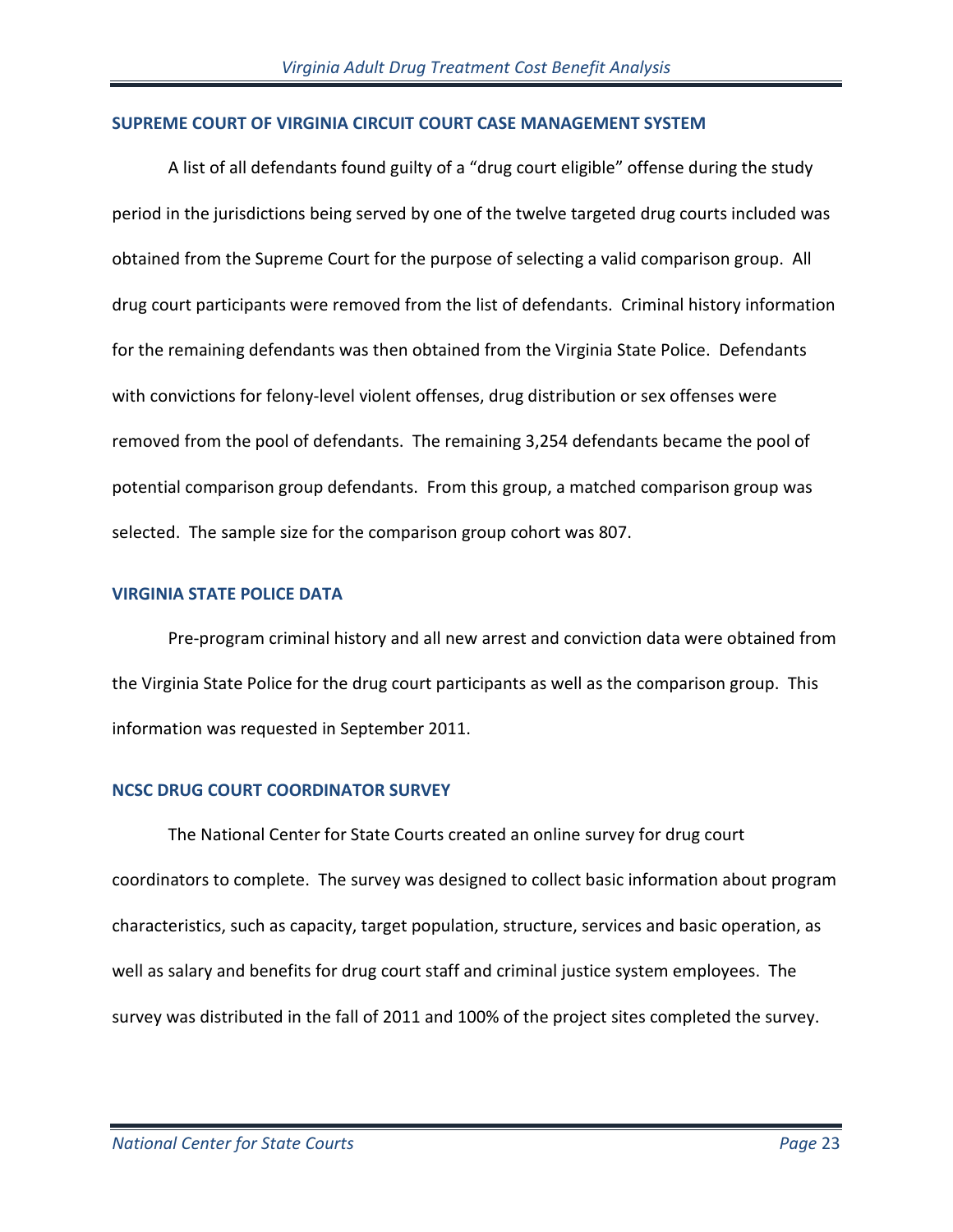### SUPREME COURT OF VIRGINIA CIRCUIT COURT CASE MANAGEMENT SYSTEM

A list of all defendants found guilty of a "drug court eligible" offense during the study period in the jurisdictions being served by one of the twelve targeted drug courts included was obtained from the Supreme Court for the purpose of selecting a valid comparison group. All drug court participants were removed from the list of defendants. Criminal history information for the remaining defendants was then obtained from the Virginia State Police. Defendants with convictions for felony-level violent offenses, drug distribution or sex offenses were removed from the pool of defendants. The remaining 3,254 defendants became the pool of potential comparison group defendants. From this group, a matched comparison group was selected. The sample size for the comparison group cohort was 807.

### VIRGINIA STATE POLICE DATA

Pre-program criminal history and all new arrest and conviction data were obtained from the Virginia State Police for the drug court participants as well as the comparison group. This information was requested in September 2011.

### NCSC DRUG COURT COORDINATOR SURVEY

The National Center for State Courts created an online survey for drug court coordinators to complete. The survey was designed to collect basic information about program characteristics, such as capacity, target population, structure, services and basic operation, as well as salary and benefits for drug court staff and criminal justice system employees. The survey was distributed in the fall of 2011 and 100% of the project sites completed the survey.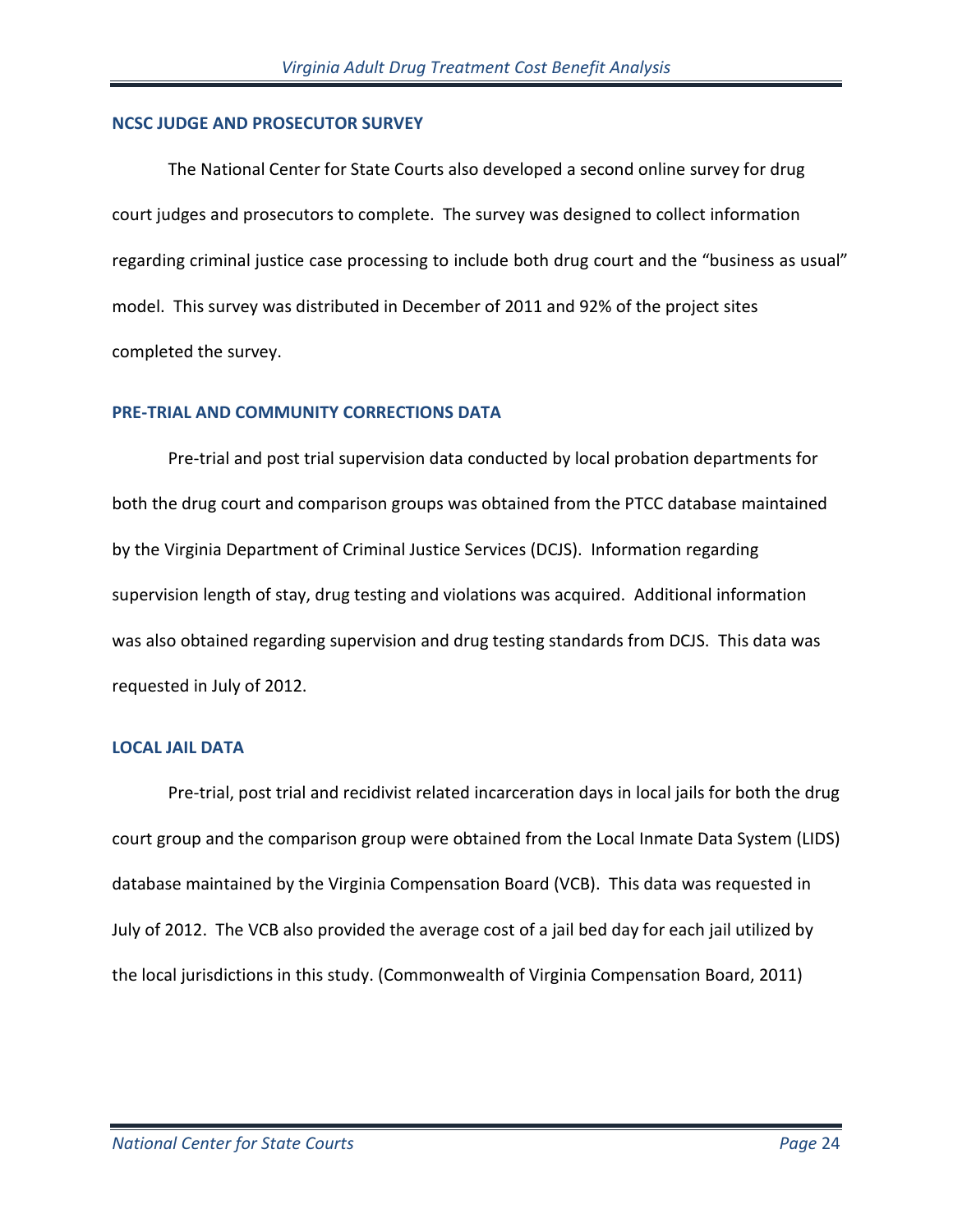### NCSC JUDGE AND PROSECUTOR SURVEY

The National Center for State Courts also developed a second online survey for drug court judges and prosecutors to complete. The survey was designed to collect information regarding criminal justice case processing to include both drug court and the "business as usual" model. This survey was distributed in December of 2011 and 92% of the project sites completed the survey.

### PRE-TRIAL AND COMMUNITY CORRECTIONS DATA

Pre-trial and post trial supervision data conducted by local probation departments for both the drug court and comparison groups was obtained from the PTCC database maintained by the Virginia Department of Criminal Justice Services (DCJS). Information regarding supervision length of stay, drug testing and violations was acquired. Additional information was also obtained regarding supervision and drug testing standards from DCJS. This data was requested in July of 2012.

### LOCAL JAIL DATA

Pre-trial, post trial and recidivist related incarceration days in local jails for both the drug court group and the comparison group were obtained from the Local Inmate Data System (LIDS) database maintained by the Virginia Compensation Board (VCB). This data was requested in July of 2012. The VCB also provided the average cost of a jail bed day for each jail utilized by the local jurisdictions in this study. (Commonwealth of Virginia Compensation Board, 2011)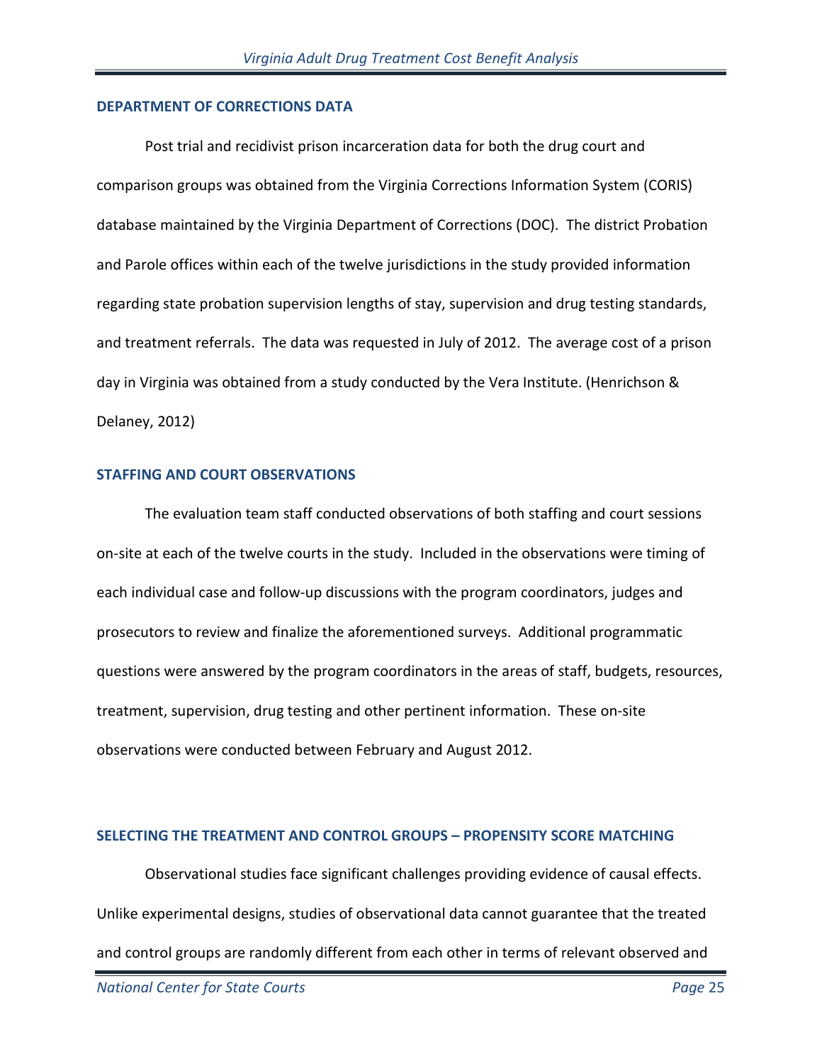## DEPARTMENT OF CORRECTIONS DATA

Post trial and recidivist prison incarceration data for both the drug court and comparison groups was obtained from the Virginia Corrections Information System (CORIS) database maintained by the Virginia Department of Corrections (DOC). The district Probation and Parole offices within each of the twelve jurisdictions in the study provided information regarding state probation supervision lengths of stay, supervision and drug testing standards, and treatment referrals. The data was requested in July of 2012. The average cost of a prison day in Virginia was obtained from a study conducted by the Vera Institute. (Henrichson & Delaney, 2012)

## STAFFING AND COURT OBSERVATIONS

The evaluation team staff conducted observations of both staffing and court sessions on-site at each of the twelve courts in the study. Included in the observations were timing of each individual case and follow-up discussions with the program coordinators, judges and prosecutors to review and finalize the aforementioned surveys. Additional programmatic questions were answered by the program coordinators in the areas of staff, budgets, resources, treatment, supervision, drug testing and other pertinent information. These on-site observations were conducted between February and August 2012.

## SELECTING THE TREATMENT AND CONTROL GROUPS – PROPENSITY SCORE MATCHING

Observational studies face significant challenges providing evidence of causal effects. Unlike experimental designs, studies of observational data cannot guarantee that the treated and control groups are randomly different from each other in terms of relevant observed and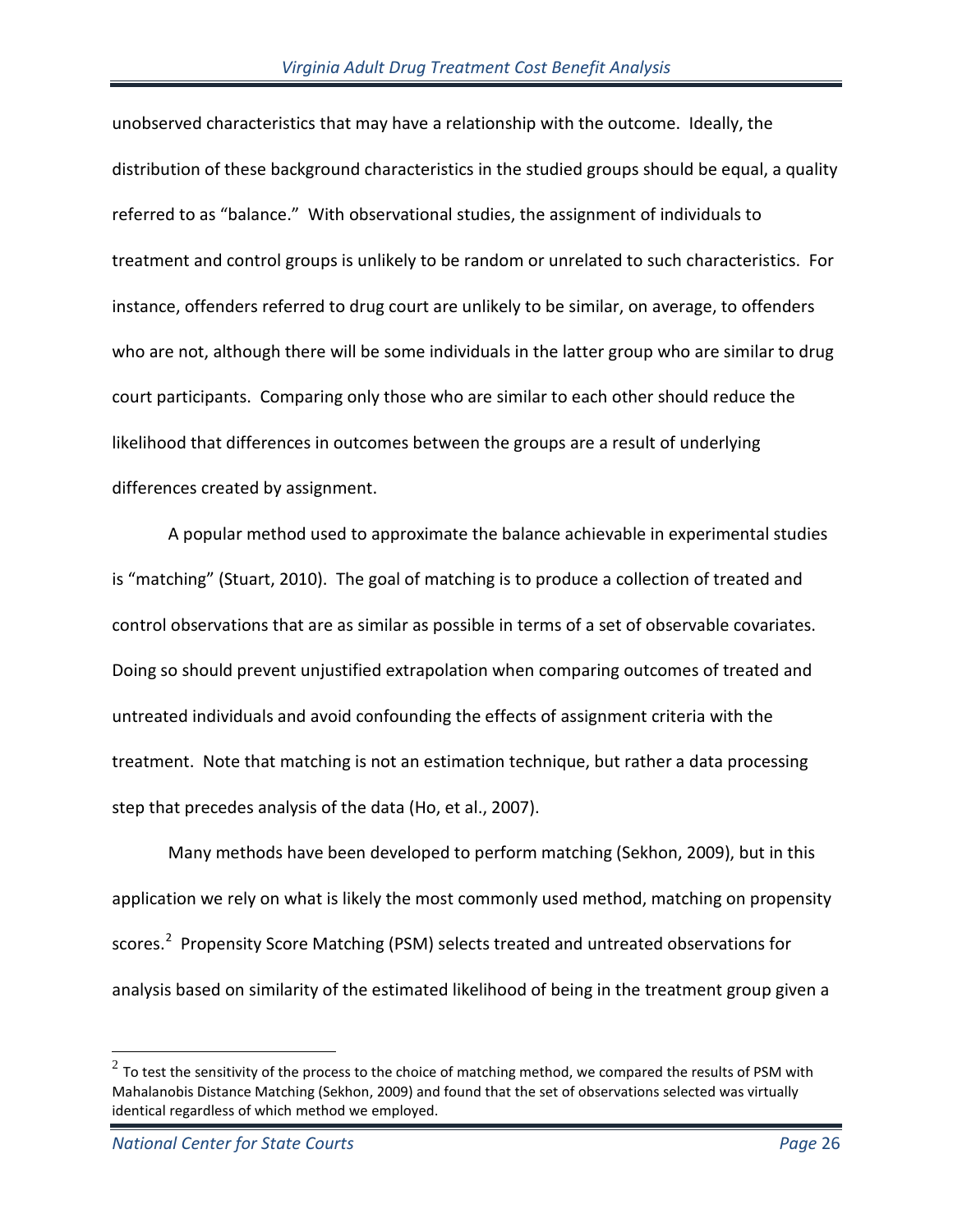unobserved characteristics that may have a relationship with the outcome. Ideally, the distribution of these background characteristics in the studied groups should be equal, a quality referred to as "balance." With observational studies, the assignment of individuals to treatment and control groups is unlikely to be random or unrelated to such characteristics. For instance, offenders referred to drug court are unlikely to be similar, on average, to offenders who are not, although there will be some individuals in the latter group who are similar to drug court participants. Comparing only those who are similar to each other should reduce the likelihood that differences in outcomes between the groups are a result of underlying differences created by assignment.

A popular method used to approximate the balance achievable in experimental studies is "matching" (Stuart, 2010). The goal of matching is to produce a collection of treated and control observations that are as similar as possible in terms of a set of observable covariates. Doing so should prevent unjustified extrapolation when comparing outcomes of treated and untreated individuals and avoid confounding the effects of assignment criteria with the treatment. Note that matching is not an estimation technique, but rather a data processing step that precedes analysis of the data (Ho, et al., 2007).

Many methods have been developed to perform matching (Sekhon, 2009), but in this application we rely on what is likely the most commonly used method, matching on propensity scores.[2] Propensity Score Matching (PSM) selects treated and untreated observations for analysis based on similarity of the estimated likelihood of being in the treatment group given a

[2] To test the sensitivity of the process to the choice of matching method, we compared the results of PSM with Mahalanobis Distance Matching (Sekhon, 2009) and found that the set of observations selected was virtually identical regardless of which method we employed.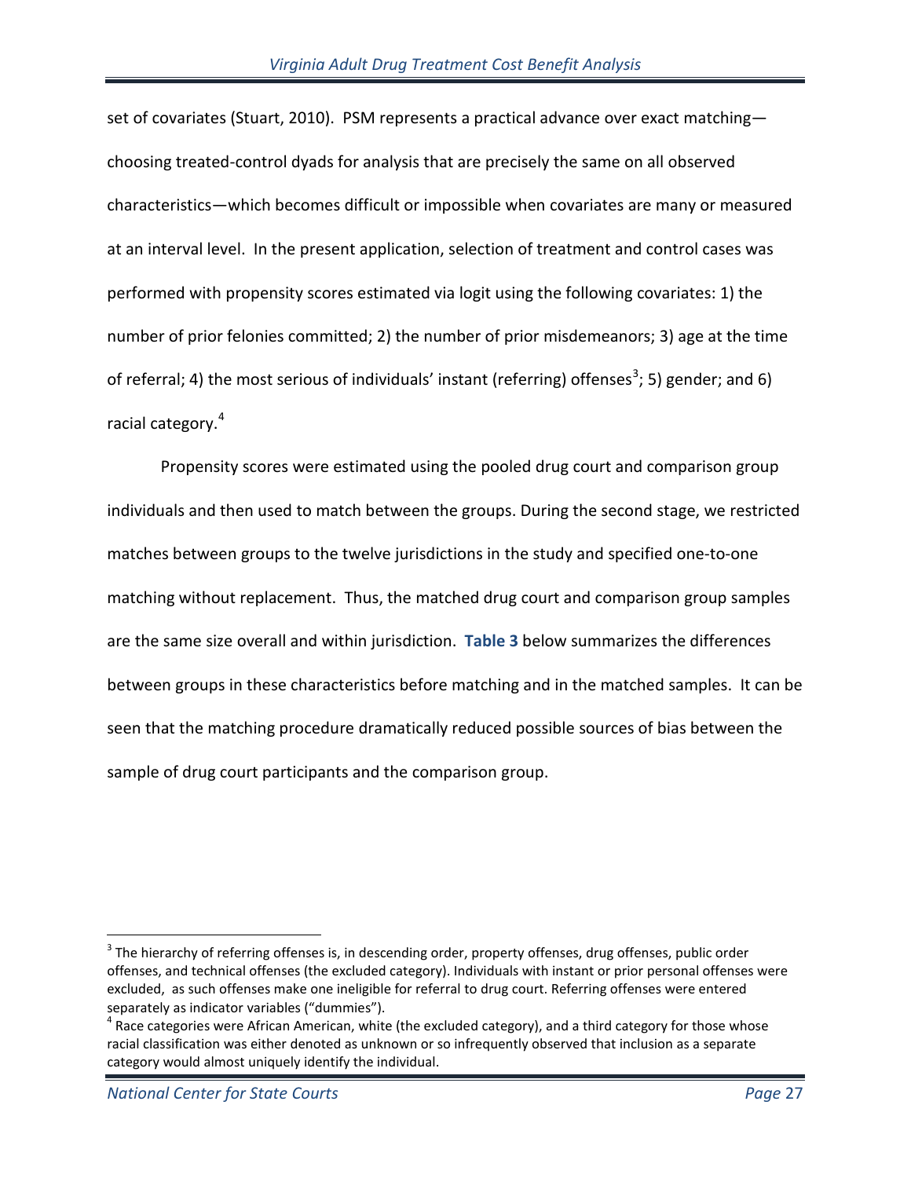set of covariates (Stuart, 2010). PSM represents a practical advance over exact matching—choosing treated-control dyads for analysis that are precisely the same on all observed characteristics—which becomes difficult or impossible when covariates are many or measured at an interval level. In the present application, selection of treatment and control cases was performed with propensity scores estimated via logit using the following covariates: 1) the number of prior felonies committed; 2) the number of prior misdemeanors; 3) age at the time of referral; 4) the most serious of individuals' instant (referring) offenses[3]; 5) gender; and 6) racial category.[4]

Propensity scores were estimated using the pooled drug court and comparison group individuals and then used to match between the groups. During the second stage, we restricted matches between groups to the twelve jurisdictions in the study and specified one-to-one matching without replacement. Thus, the matched drug court and comparison group samples are the same size overall and within jurisdiction. **Table 3** below summarizes the differences between groups in these characteristics before matching and in the matched samples. It can be seen that the matching procedure dramatically reduced possible sources of bias between the sample of drug court participants and the comparison group.

---

[3] The hierarchy of referring offenses is, in descending order, property offenses, drug offenses, public order offenses, and technical offenses (the excluded category). Individuals with instant or prior personal offenses were excluded, as such offenses make one ineligible for referral to drug court. Referring offenses were entered separately as indicator variables ("dummies").

[4] Race categories were African American, white (the excluded category), and a third category for those whose racial classification was either denoted as unknown or so infrequently observed that inclusion as a separate category would almost uniquely identify the individual.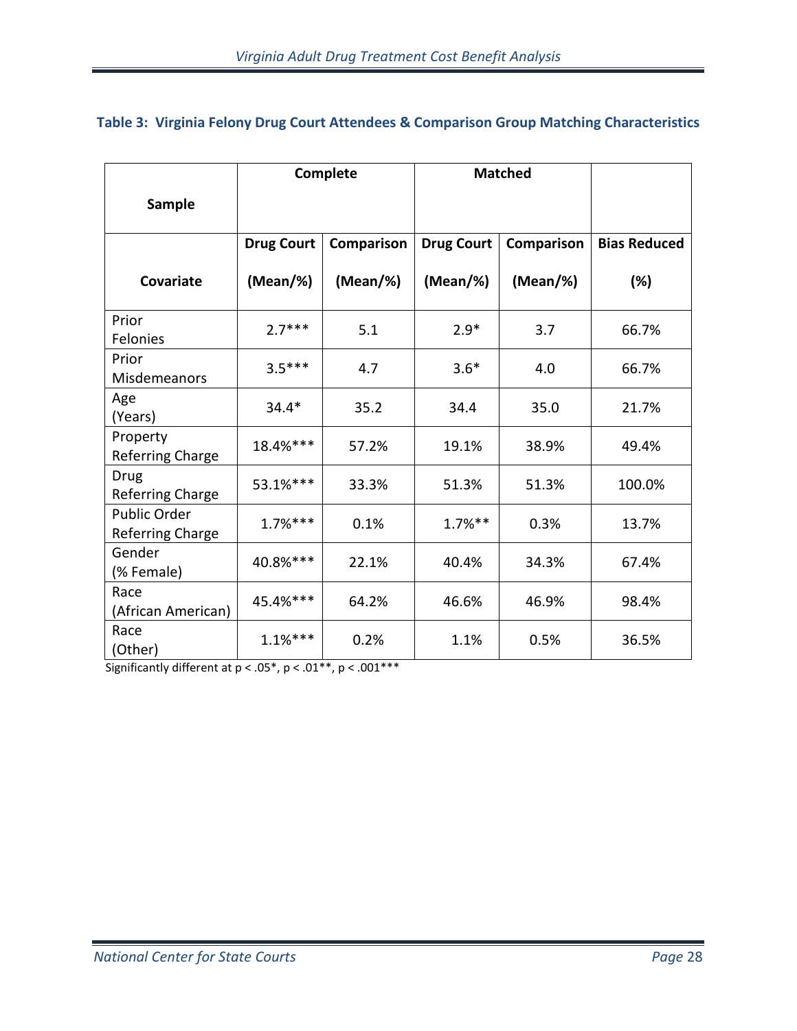### Table 3: Virginia Felony Drug Court Attendees & Comparison Group Matching Characteristics

| Sample | Complete | | Matched | | |
|---|---|---|---|---|---|
| Covariate | Drug Court (Mean/%) | Comparison (Mean/%) | Drug Court (Mean/%) | Comparison (Mean/%) | Bias Reduced (%) |
| Prior Felonies | 2.7*** | 5.1 | 2.9* | 3.7 | 66.7% |
| Prior Misdemeanors | 3.5*** | 4.7 | 3.6* | 4.0 | 66.7% |
| Age (Years) | 34.4* | 35.2 | 34.4 | 35.0 | 21.7% |
| Property Referring Charge | 18.4%*** | 57.2% | 19.1% | 38.9% | 49.4% |
| Drug Referring Charge | 53.1%*** | 33.3% | 51.3% | 51.3% | 100.0% |
| Public Order Referring Charge | 1.7%*** | 0.1% | 1.7%** | 0.3% | 13.7% |
| Gender (% Female) | 40.8%*** | 22.1% | 40.4% | 34.3% | 67.4% |
| Race (African American) | 45.4%*** | 64.2% | 46.6% | 46.9% | 98.4% |
| Race (Other) | 1.1%*** | 0.2% | 1.1% | 0.5% | 36.5% |

Significantly different at $p < .05$*, $p < .01$**, $p < .001$***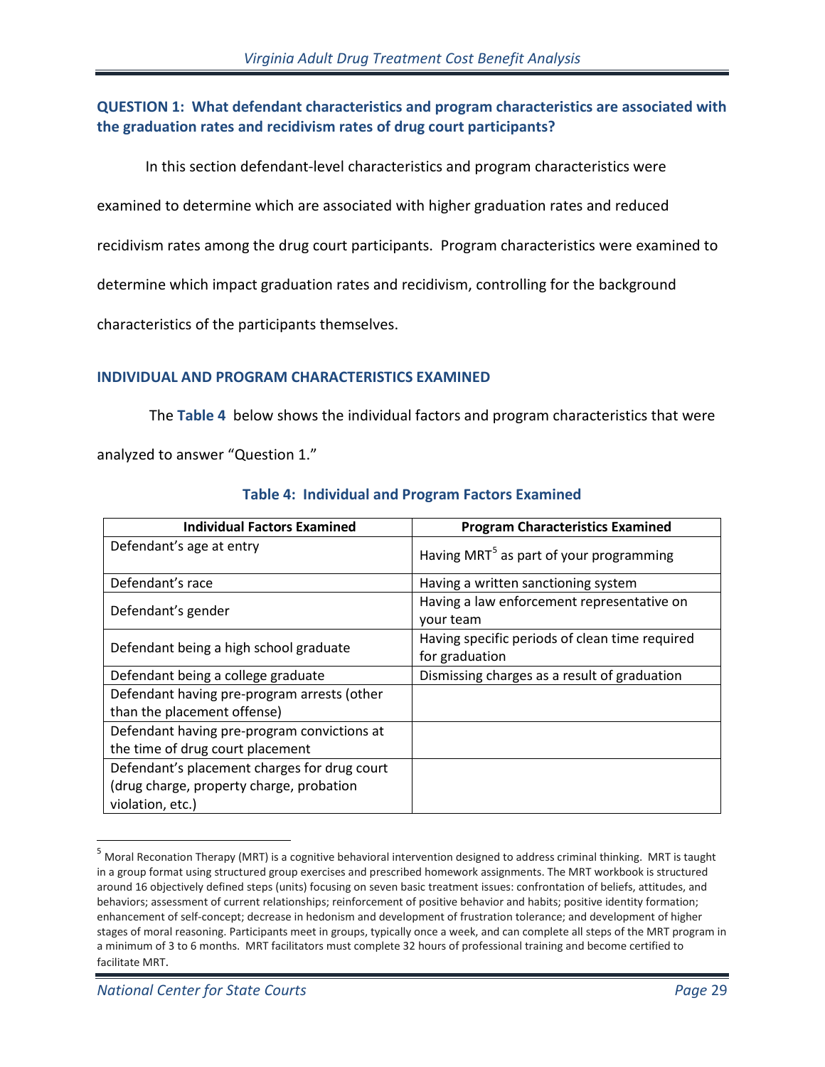## QUESTION 1: What defendant characteristics and program characteristics are associated with the graduation rates and recidivism rates of drug court participants?

In this section defendant-level characteristics and program characteristics were examined to determine which are associated with higher graduation rates and reduced recidivism rates among the drug court participants. Program characteristics were examined to determine which impact graduation rates and recidivism, controlling for the background characteristics of the participants themselves.

### INDIVIDUAL AND PROGRAM CHARACTERISTICS EXAMINED

The **Table 4** below shows the individual factors and program characteristics that were analyzed to answer "Question 1."

**Table 4: Individual and Program Factors Examined**

| Individual Factors Examined | Program Characteristics Examined |
|---|---|
| Defendant's age at entry | Having MRT[5] as part of your programming |
| Defendant's race | Having a written sanctioning system |
| Defendant's gender | Having a law enforcement representative on your team |
| Defendant being a high school graduate | Having specific periods of clean time required for graduation |
| Defendant being a college graduate | Dismissing charges as a result of graduation |
| Defendant having pre-program arrests (other than the placement offense) | |
| Defendant having pre-program convictions at the time of drug court placement | |
| Defendant's placement charges for drug court (drug charge, property charge, probation violation, etc.) | |

[5] Moral Reconation Therapy (MRT) is a cognitive behavioral intervention designed to address criminal thinking. MRT is taught in a group format using structured group exercises and prescribed homework assignments. The MRT workbook is structured around 16 objectively defined steps (units) focusing on seven basic treatment issues: confrontation of beliefs, attitudes, and behaviors; assessment of current relationships; reinforcement of positive behavior and habits; positive identity formation; enhancement of self-concept; decrease in hedonism and development of frustration tolerance; and development of higher stages of moral reasoning. Participants meet in groups, typically once a week, and can complete all steps of the MRT program in a minimum of 3 to 6 months. MRT facilitators must complete 32 hours of professional training and become certified to facilitate MRT.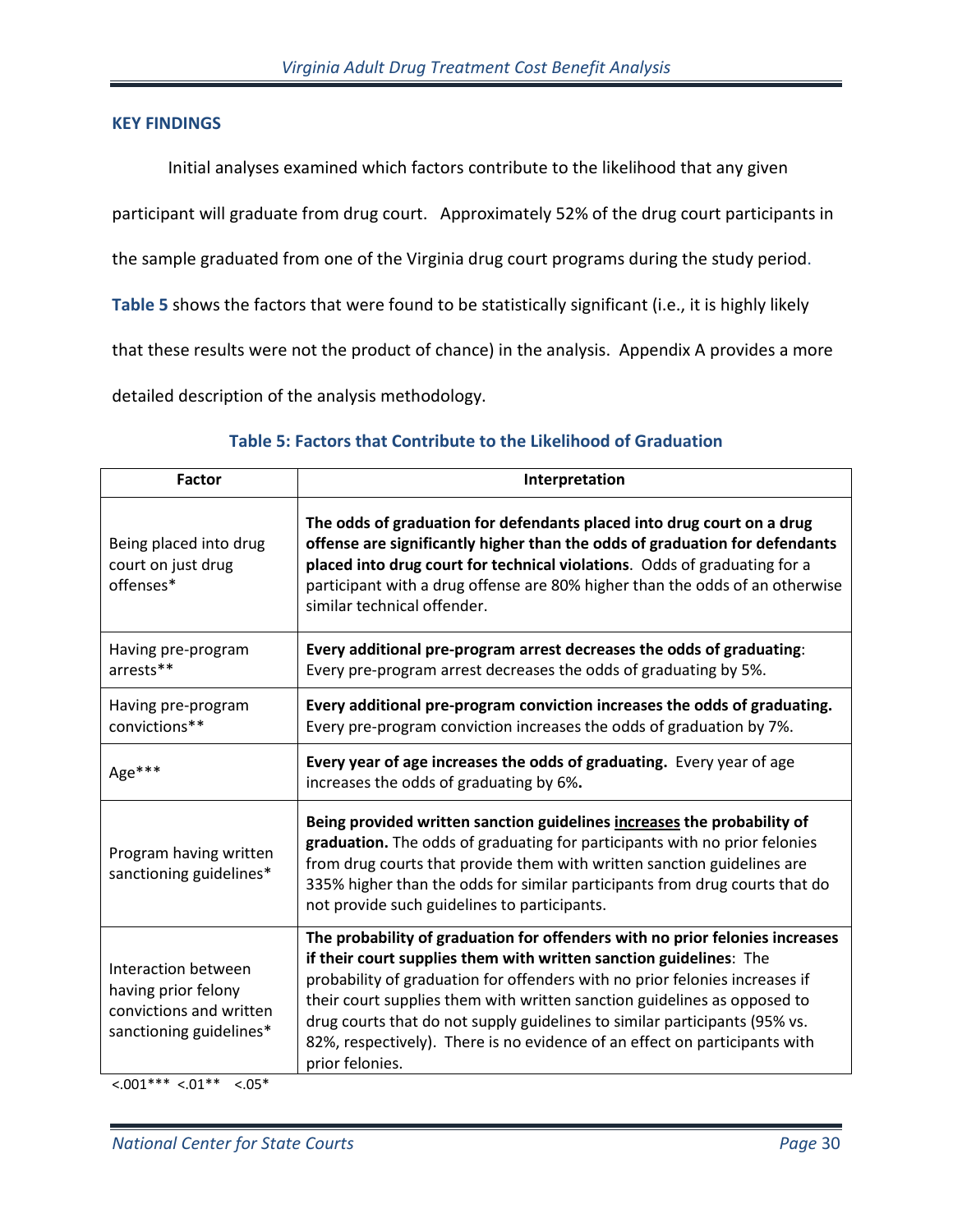## KEY FINDINGS

Initial analyses examined which factors contribute to the likelihood that any given participant will graduate from drug court. Approximately 52% of the drug court participants in the sample graduated from one of the Virginia drug court programs during the study period. **Table 5** shows the factors that were found to be statistically significant (i.e., it is highly likely that these results were not the product of chance) in the analysis. Appendix A provides a more detailed description of the analysis methodology.

**Table 5: Factors that Contribute to the Likelihood of Graduation**

| Factor | Interpretation |
|---|---|
| Being placed into drug court on just drug offenses* | **The odds of graduation for defendants placed into drug court on a drug offense are significantly higher than the odds of graduation for defendants placed into drug court for technical violations**. Odds of graduating for a participant with a drug offense are 80% higher than the odds of an otherwise similar technical offender. |
| Having pre-program arrests** | **Every additional pre-program arrest decreases the odds of graduating**: Every pre-program arrest decreases the odds of graduating by 5%. |
| Having pre-program convictions** | **Every additional pre-program conviction increases the odds of graduating.** Every pre-program conviction increases the odds of graduation by 7%. |
| Age*** | **Every year of age increases the odds of graduating.** Every year of age increases the odds of graduating by 6%**.** |
| Program having written sanctioning guidelines* | **Being provided written sanction guidelines <u>increases</u> the probability of graduation.** The odds of graduating for participants with no prior felonies from drug courts that provide them with written sanction guidelines are 335% higher than the odds for similar participants from drug courts that do not provide such guidelines to participants. |
| Interaction between having prior felony convictions and written sanctioning guidelines* | **The probability of graduation for offenders with no prior felonies increases if their court supplies them with written sanction guidelines**: The probability of graduation for offenders with no prior felonies increases if their court supplies them with written sanction guidelines as opposed to drug courts that do not supply guidelines to similar participants (95% vs. 82%, respectively). There is no evidence of an effect on participants with prior felonies. |

<.001*** <.01** <.05*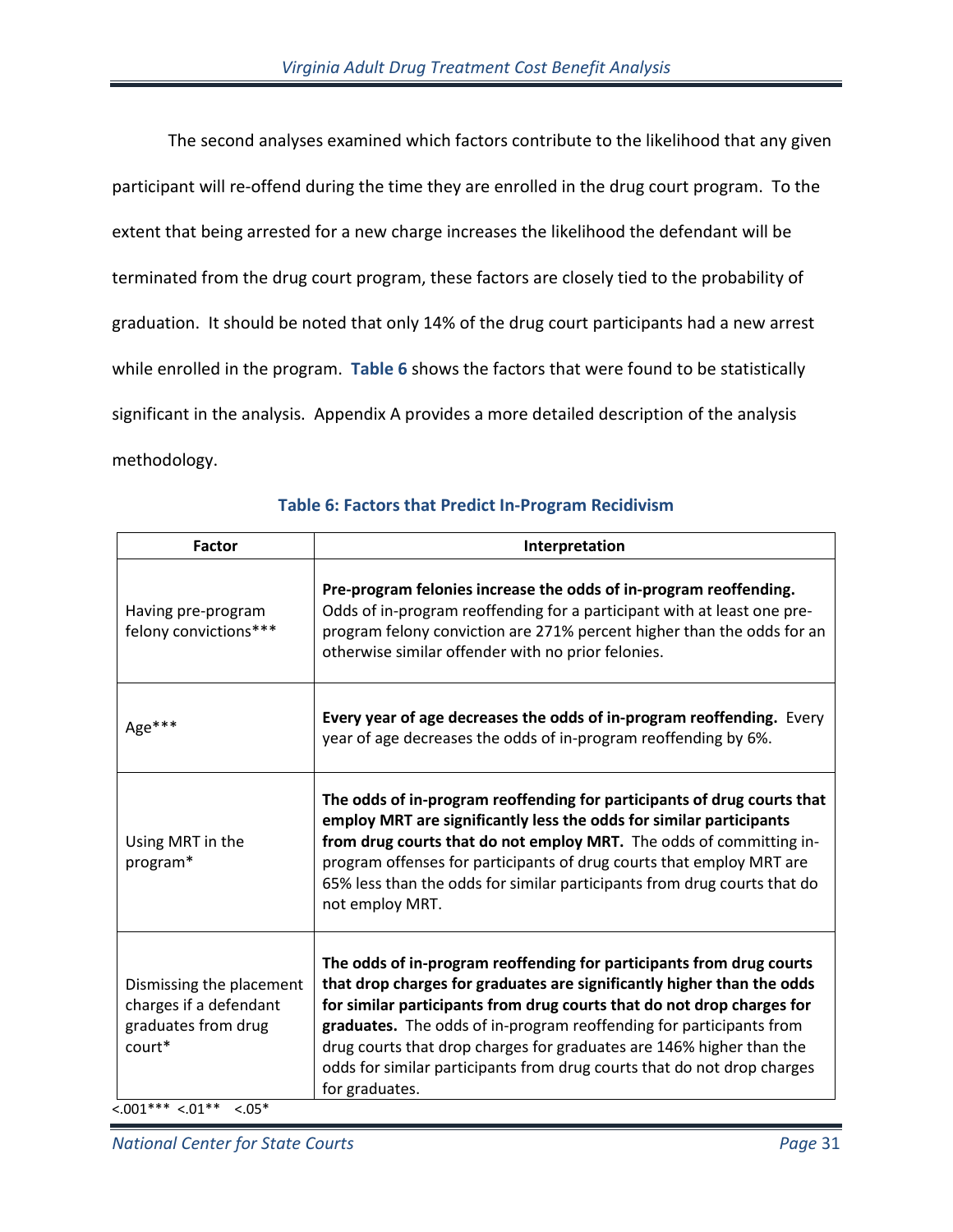The second analyses examined which factors contribute to the likelihood that any given participant will re-offend during the time they are enrolled in the drug court program. To the extent that being arrested for a new charge increases the likelihood the defendant will be terminated from the drug court program, these factors are closely tied to the probability of graduation. It should be noted that only 14% of the drug court participants had a new arrest while enrolled in the program. **Table 6** shows the factors that were found to be statistically significant in the analysis. Appendix A provides a more detailed description of the analysis methodology.

**Table 6: Factors that Predict In-Program Recidivism**

| Factor | Interpretation |
|---|---|
| Having pre-program felony convictions*** | **Pre-program felonies increase the odds of in-program reoffending.** Odds of in-program reoffending for a participant with at least one pre-program felony conviction are 271% percent higher than the odds for an otherwise similar offender with no prior felonies. |
| Age*** | **Every year of age decreases the odds of in-program reoffending.** Every year of age decreases the odds of in-program reoffending by 6%. |
| Using MRT in the program* | **The odds of in-program reoffending for participants of drug courts that employ MRT are significantly less the odds for similar participants from drug courts that do not employ MRT.** The odds of committing in-program offenses for participants of drug courts that employ MRT are 65% less than the odds for similar participants from drug courts that do not employ MRT. |
| Dismissing the placement charges if a defendant graduates from drug court* | **The odds of in-program reoffending for participants from drug courts that drop charges for graduates are significantly higher than the odds for similar participants from drug courts that do not drop charges for graduates.** The odds of in-program reoffending for participants from drug courts that drop charges for graduates are 146% higher than the odds for similar participants from drug courts that do not drop charges for graduates. |

<.001*** <.01** <.05*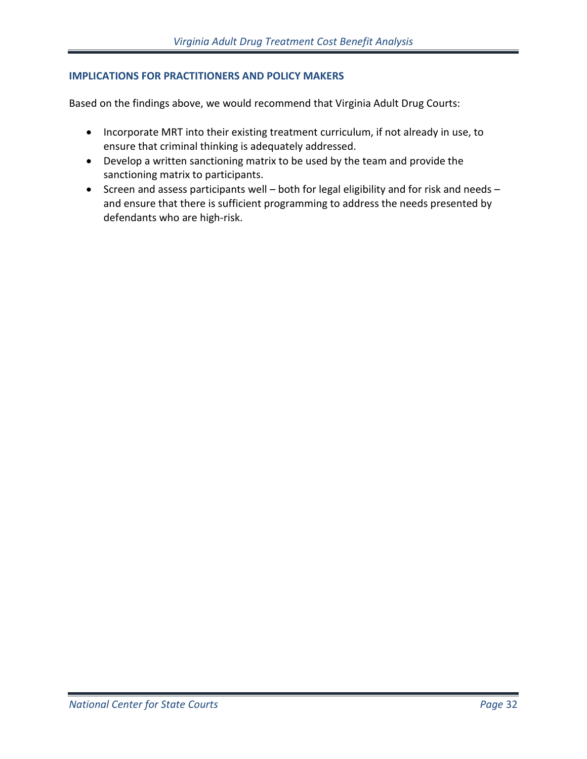## IMPLICATIONS FOR PRACTITIONERS AND POLICY MAKERS

Based on the findings above, we would recommend that Virginia Adult Drug Courts:

- Incorporate MRT into their existing treatment curriculum, if not already in use, to ensure that criminal thinking is adequately addressed.
- Develop a written sanctioning matrix to be used by the team and provide the sanctioning matrix to participants.
- Screen and assess participants well – both for legal eligibility and for risk and needs – and ensure that there is sufficient programming to address the needs presented by defendants who are high-risk.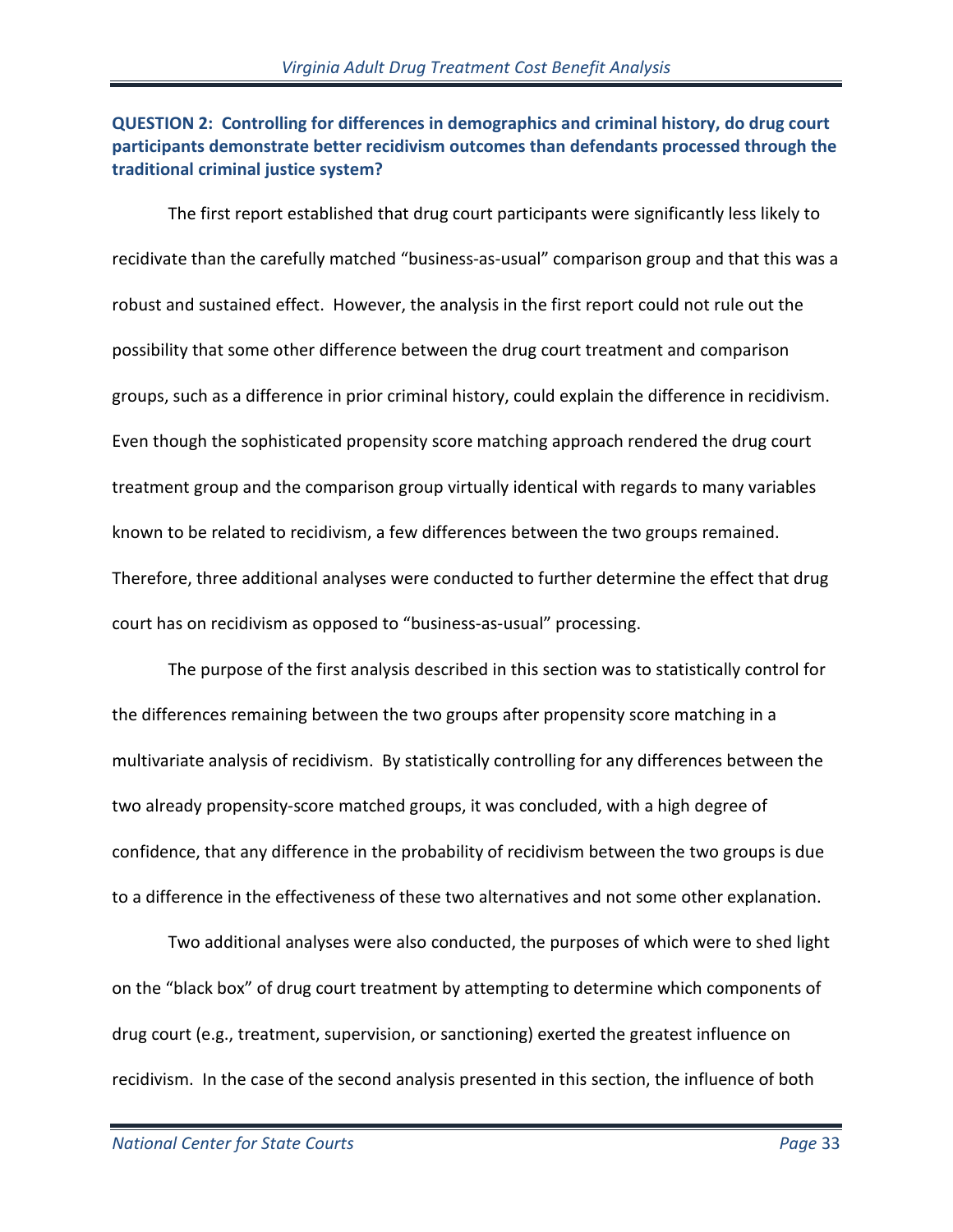### QUESTION 2: Controlling for differences in demographics and criminal history, do drug court participants demonstrate better recidivism outcomes than defendants processed through the traditional criminal justice system?

The first report established that drug court participants were significantly less likely to recidivate than the carefully matched "business-as-usual" comparison group and that this was a robust and sustained effect. However, the analysis in the first report could not rule out the possibility that some other difference between the drug court treatment and comparison groups, such as a difference in prior criminal history, could explain the difference in recidivism. Even though the sophisticated propensity score matching approach rendered the drug court treatment group and the comparison group virtually identical with regards to many variables known to be related to recidivism, a few differences between the two groups remained. Therefore, three additional analyses were conducted to further determine the effect that drug court has on recidivism as opposed to "business-as-usual" processing.

The purpose of the first analysis described in this section was to statistically control for the differences remaining between the two groups after propensity score matching in a multivariate analysis of recidivism. By statistically controlling for any differences between the two already propensity-score matched groups, it was concluded, with a high degree of confidence, that any difference in the probability of recidivism between the two groups is due to a difference in the effectiveness of these two alternatives and not some other explanation.

Two additional analyses were also conducted, the purposes of which were to shed light on the "black box" of drug court treatment by attempting to determine which components of drug court (e.g., treatment, supervision, or sanctioning) exerted the greatest influence on recidivism. In the case of the second analysis presented in this section, the influence of both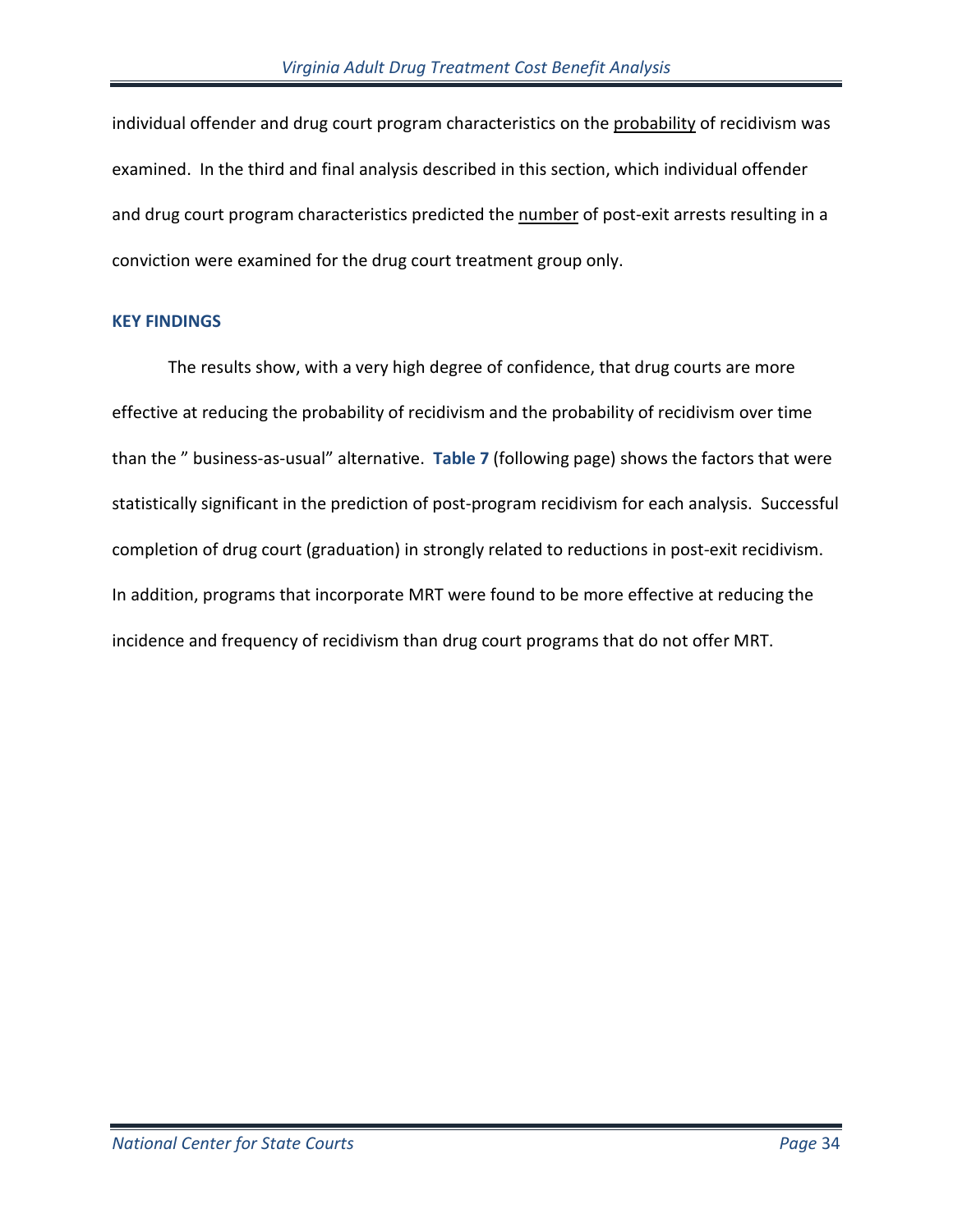individual offender and drug court program characteristics on the probability of recidivism was examined. In the third and final analysis described in this section, which individual offender and drug court program characteristics predicted the number of post-exit arrests resulting in a conviction were examined for the drug court treatment group only.

## KEY FINDINGS

The results show, with a very high degree of confidence, that drug courts are more effective at reducing the probability of recidivism and the probability of recidivism over time than the " business-as-usual" alternative. **Table 7** (following page) shows the factors that were statistically significant in the prediction of post-program recidivism for each analysis. Successful completion of drug court (graduation) in strongly related to reductions in post-exit recidivism. In addition, programs that incorporate MRT were found to be more effective at reducing the incidence and frequency of recidivism than drug court programs that do not offer MRT.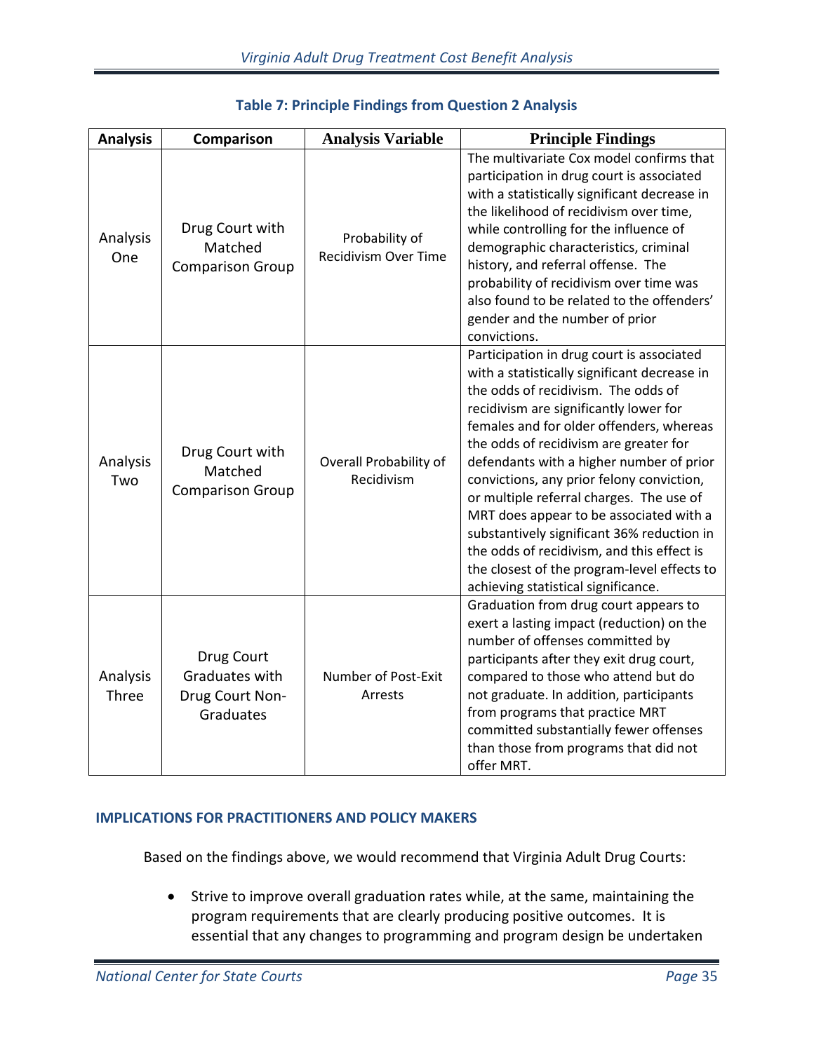**Table 7: Principle Findings from Question 2 Analysis**

| Analysis | Comparison | Analysis Variable | Principle Findings |
|---|---|---|---|
| Analysis One | Drug Court with Matched Comparison Group | Probability of Recidivism Over Time | The multivariate Cox model confirms that participation in drug court is associated with a statistically significant decrease in the likelihood of recidivism over time, while controlling for the influence of demographic characteristics, criminal history, and referral offense. The probability of recidivism over time was also found to be related to the offenders' gender and the number of prior convictions. |
| Analysis Two | Drug Court with Matched Comparison Group | Overall Probability of Recidivism | Participation in drug court is associated with a statistically significant decrease in the odds of recidivism. The odds of recidivism are significantly lower for females and for older offenders, whereas the odds of recidivism are greater for defendants with a higher number of prior convictions, any prior felony conviction, or multiple referral charges. The use of MRT does appear to be associated with a substantively significant 36% reduction in the odds of recidivism, and this effect is the closest of the program-level effects to achieving statistical significance. |
| Analysis Three | Drug Court Graduates with Drug Court Non-Graduates | Number of Post-Exit Arrests | Graduation from drug court appears to exert a lasting impact (reduction) on the number of offenses committed by participants after they exit drug court, compared to those who attend but do not graduate. In addition, participants from programs that practice MRT committed substantially fewer offenses than those from programs that did not offer MRT. |

## IMPLICATIONS FOR PRACTITIONERS AND POLICY MAKERS

Based on the findings above, we would recommend that Virginia Adult Drug Courts:

- Strive to improve overall graduation rates while, at the same, maintaining the program requirements that are clearly producing positive outcomes. It is essential that any changes to programming and program design be undertaken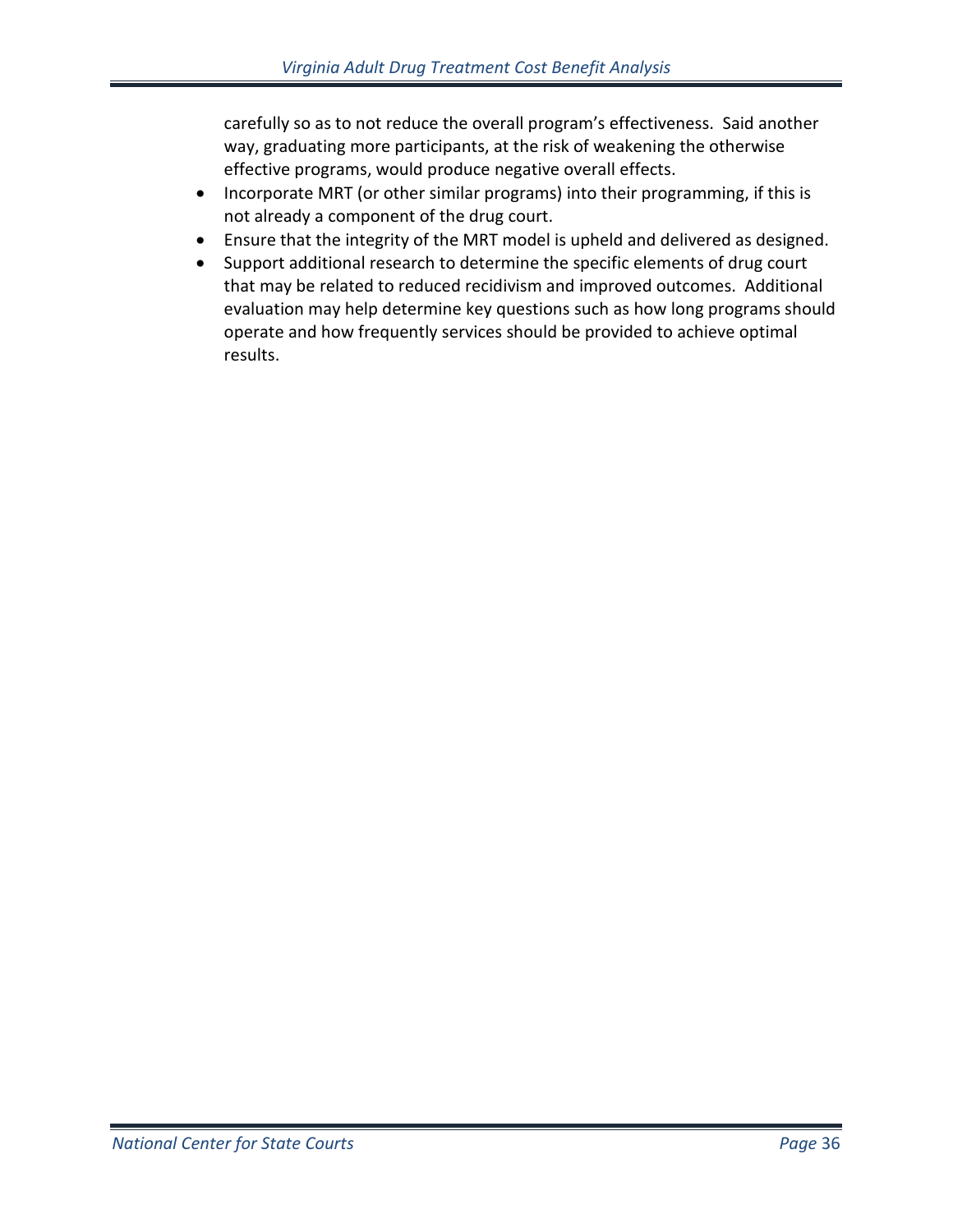carefully so as to not reduce the overall program's effectiveness. Said another way, graduating more participants, at the risk of weakening the otherwise effective programs, would produce negative overall effects.

- Incorporate MRT (or other similar programs) into their programming, if this is not already a component of the drug court.
- Ensure that the integrity of the MRT model is upheld and delivered as designed.
- Support additional research to determine the specific elements of drug court that may be related to reduced recidivism and improved outcomes. Additional evaluation may help determine key questions such as how long programs should operate and how frequently services should be provided to achieve optimal results.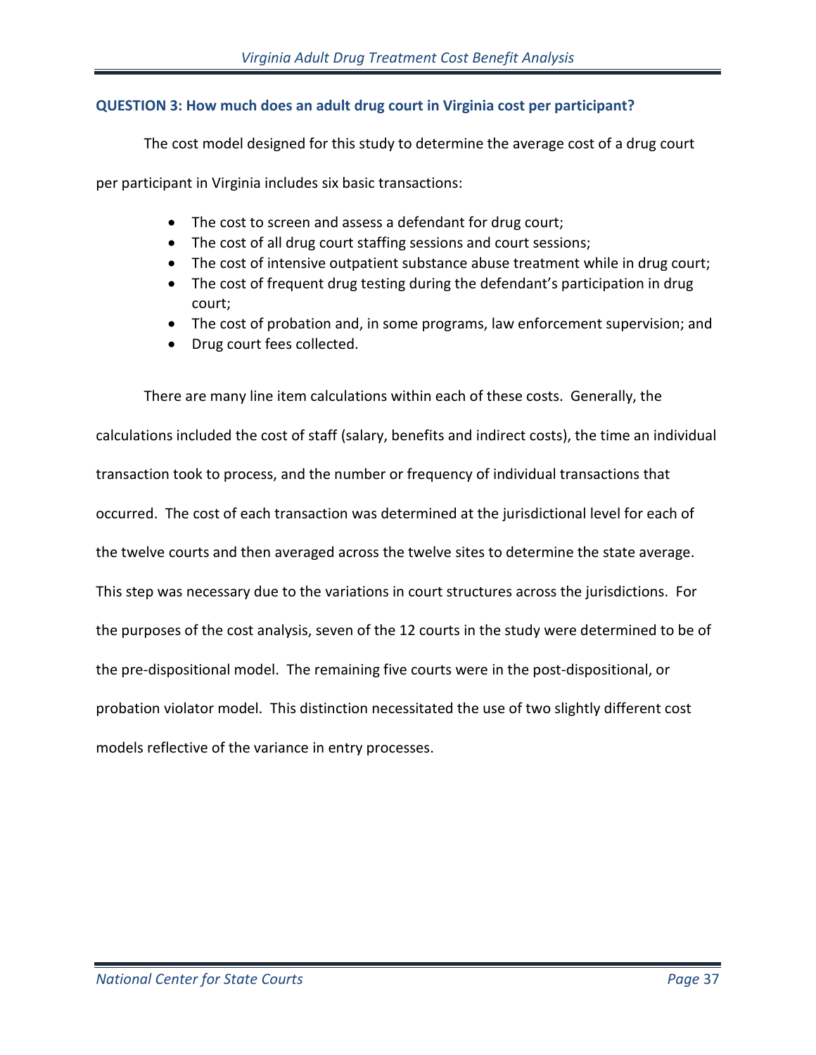### QUESTION 3: How much does an adult drug court in Virginia cost per participant?

The cost model designed for this study to determine the average cost of a drug court per participant in Virginia includes six basic transactions:

- The cost to screen and assess a defendant for drug court;
- The cost of all drug court staffing sessions and court sessions;
- The cost of intensive outpatient substance abuse treatment while in drug court;
- The cost of frequent drug testing during the defendant's participation in drug court;
- The cost of probation and, in some programs, law enforcement supervision; and
- Drug court fees collected.

There are many line item calculations within each of these costs. Generally, the calculations included the cost of staff (salary, benefits and indirect costs), the time an individual transaction took to process, and the number or frequency of individual transactions that occurred. The cost of each transaction was determined at the jurisdictional level for each of the twelve courts and then averaged across the twelve sites to determine the state average. This step was necessary due to the variations in court structures across the jurisdictions. For the purposes of the cost analysis, seven of the 12 courts in the study were determined to be of the pre-dispositional model. The remaining five courts were in the post-dispositional, or probation violator model. This distinction necessitated the use of two slightly different cost models reflective of the variance in entry processes.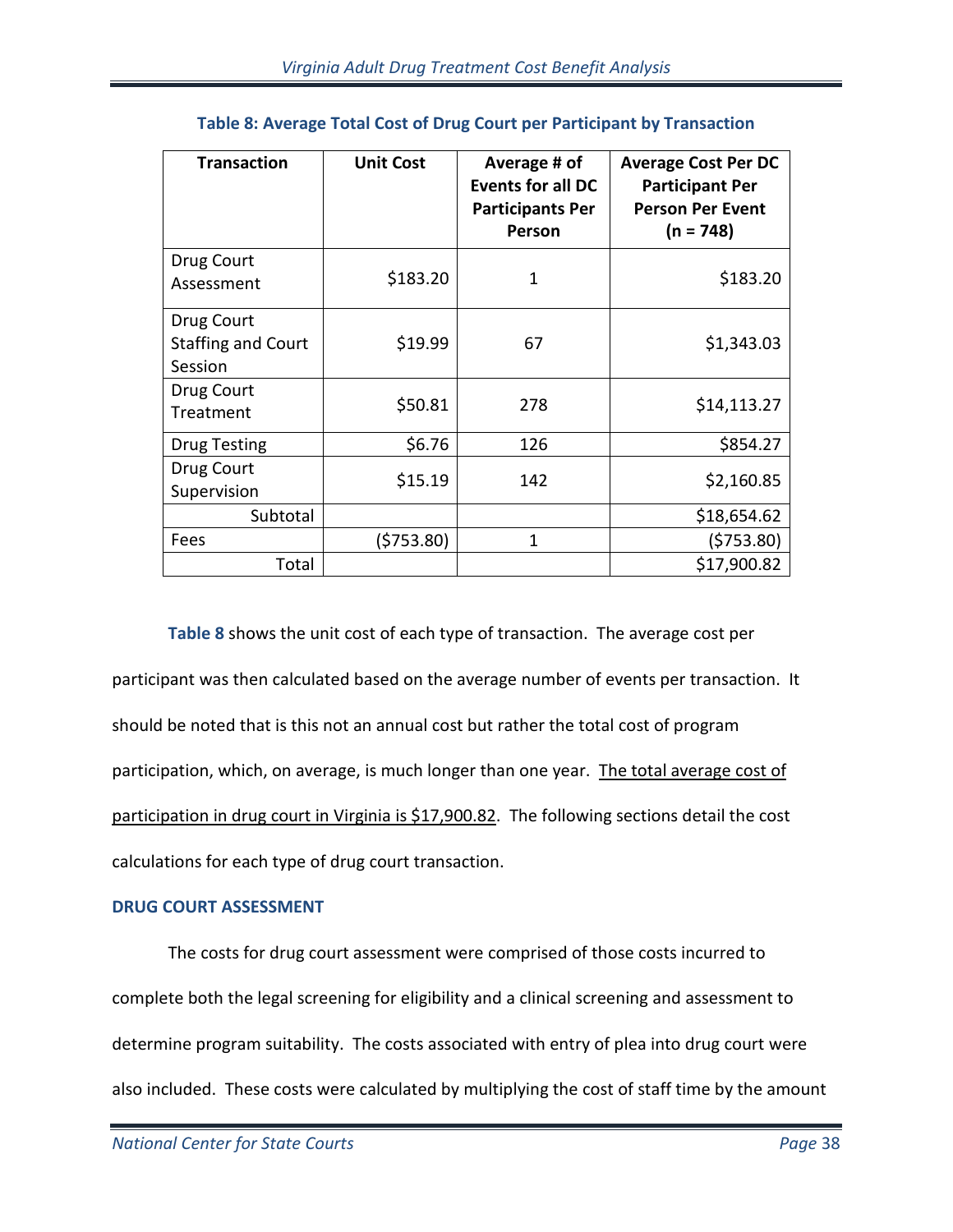**Table 8: Average Total Cost of Drug Court per Participant by Transaction**

| Transaction | Unit Cost | Average # of Events for all DC Participants Per Person | Average Cost Per DC Participant Per Person Per Event (n = 748) |
|---|---|---|---|
| Drug Court Assessment | $183.20 | 1 | $183.20 |
| Drug Court Staffing and Court Session | $19.99 | 67 | $1,343.03 |
| Drug Court Treatment | $50.81 | 278 | $14,113.27 |
| Drug Testing | $6.76 | 126 | $854.27 |
| Drug Court Supervision | $15.19 | 142 | $2,160.85 |
| Subtotal | | | $18,654.62 |
| Fees | ($753.80) | 1 | ($753.80) |
| Total | | | $17,900.82 |

**Table 8** shows the unit cost of each type of transaction. The average cost per participant was then calculated based on the average number of events per transaction. It should be noted that is this not an annual cost but rather the total cost of program participation, which, on average, is much longer than one year. <u>The total average cost of participation in drug court in Virginia is $17,900.82</u>. The following sections detail the cost calculations for each type of drug court transaction.

### DRUG COURT ASSESSMENT

The costs for drug court assessment were comprised of those costs incurred to complete both the legal screening for eligibility and a clinical screening and assessment to determine program suitability. The costs associated with entry of plea into drug court were also included. These costs were calculated by multiplying the cost of staff time by the amount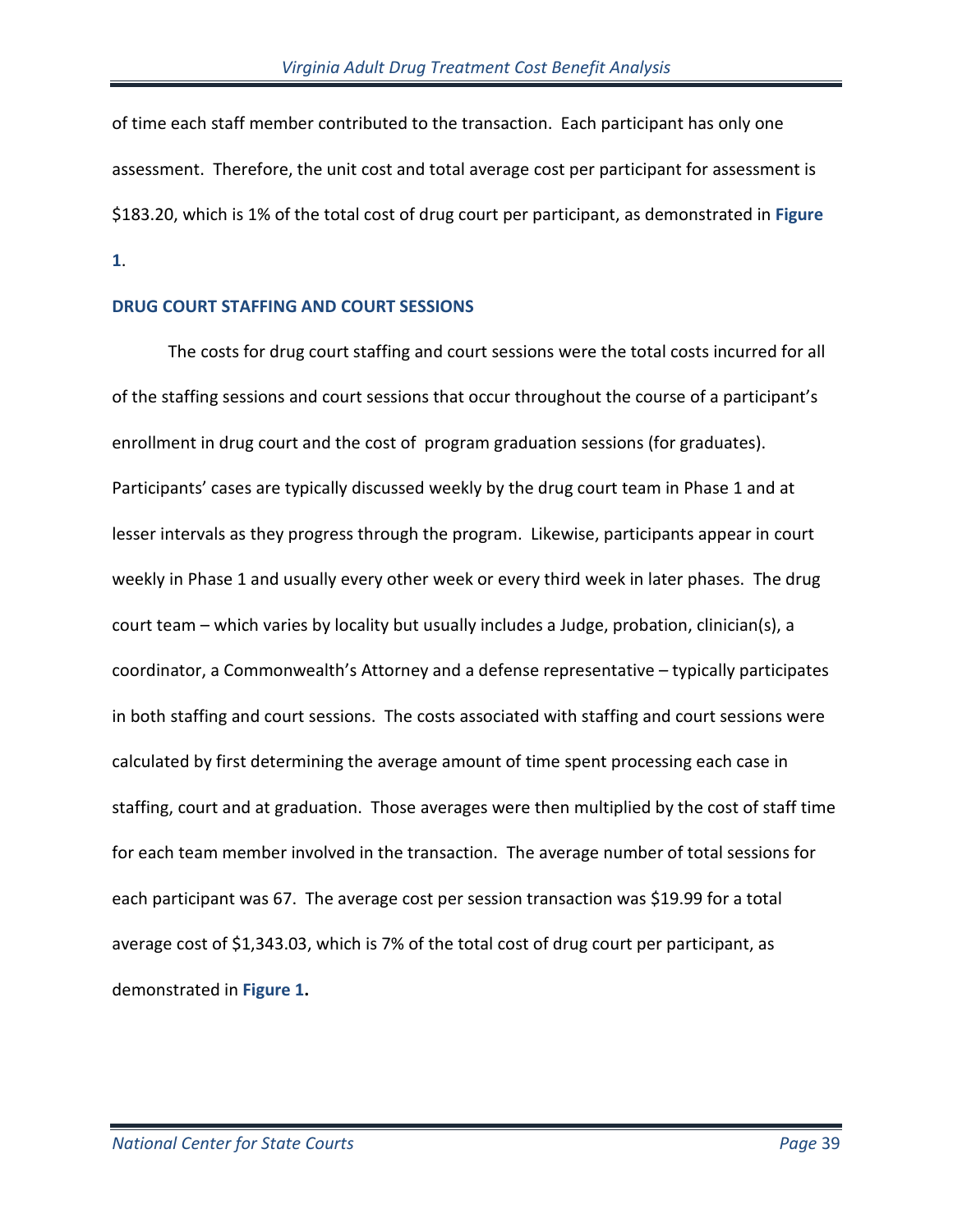of time each staff member contributed to the transaction. Each participant has only one assessment. Therefore, the unit cost and total average cost per participant for assessment is $183.20, which is 1% of the total cost of drug court per participant, as demonstrated in **Figure 1**.

## DRUG COURT STAFFING AND COURT SESSIONS

The costs for drug court staffing and court sessions were the total costs incurred for all of the staffing sessions and court sessions that occur throughout the course of a participant's enrollment in drug court and the cost of program graduation sessions (for graduates). Participants' cases are typically discussed weekly by the drug court team in Phase 1 and at lesser intervals as they progress through the program. Likewise, participants appear in court weekly in Phase 1 and usually every other week or every third week in later phases. The drug court team – which varies by locality but usually includes a Judge, probation, clinician(s), a coordinator, a Commonwealth's Attorney and a defense representative – typically participates in both staffing and court sessions. The costs associated with staffing and court sessions were calculated by first determining the average amount of time spent processing each case in staffing, court and at graduation. Those averages were then multiplied by the cost of staff time for each team member involved in the transaction. The average number of total sessions for each participant was 67. The average cost per session transaction was $19.99 for a total average cost of $1,343.03, which is 7% of the total cost of drug court per participant, as demonstrated in **Figure 1.**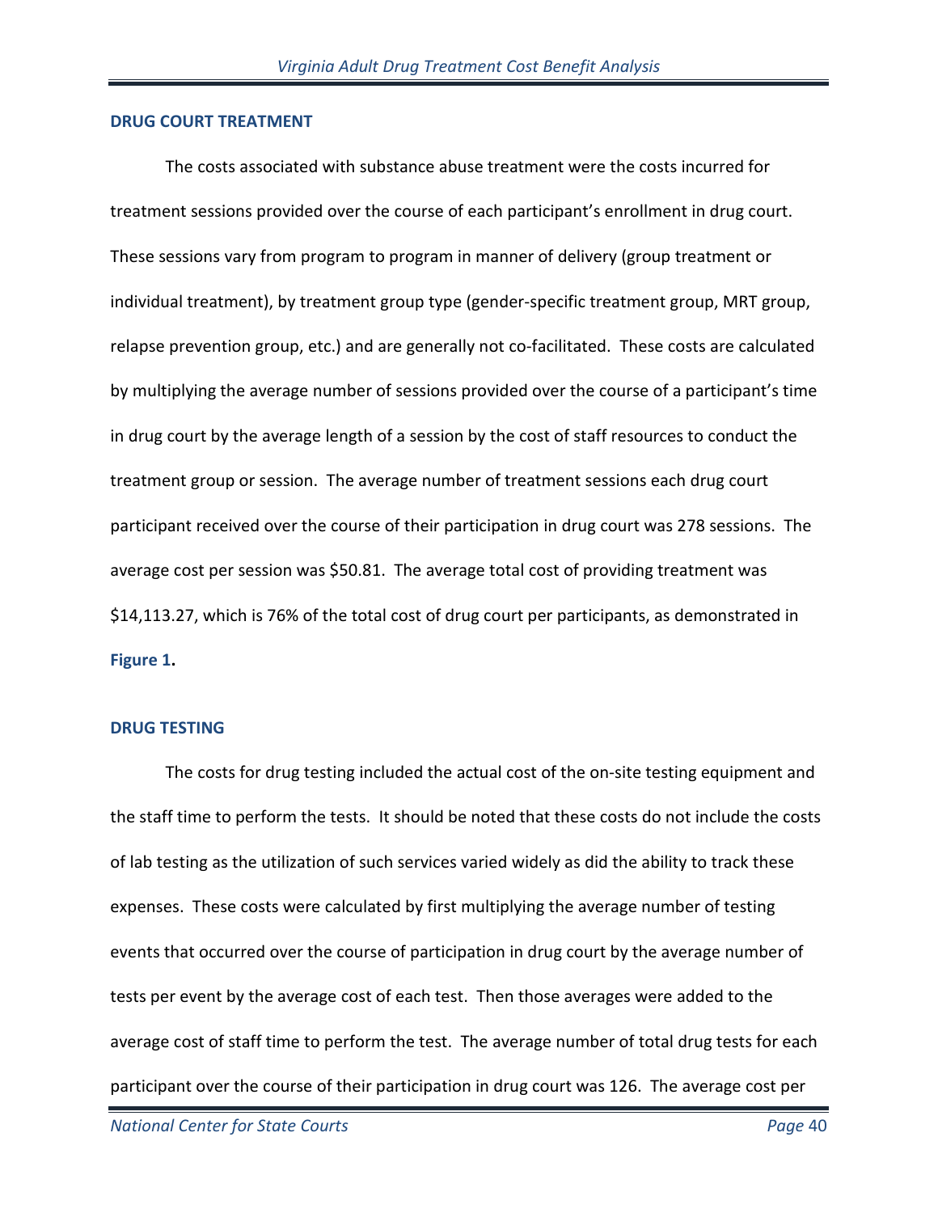### DRUG COURT TREATMENT

The costs associated with substance abuse treatment were the costs incurred for treatment sessions provided over the course of each participant's enrollment in drug court. These sessions vary from program to program in manner of delivery (group treatment or individual treatment), by treatment group type (gender-specific treatment group, MRT group, relapse prevention group, etc.) and are generally not co-facilitated. These costs are calculated by multiplying the average number of sessions provided over the course of a participant's time in drug court by the average length of a session by the cost of staff resources to conduct the treatment group or session. The average number of treatment sessions each drug court participant received over the course of their participation in drug court was 278 sessions. The average cost per session was $50.81. The average total cost of providing treatment was $14,113.27, which is 76% of the total cost of drug court per participants, as demonstrated in **Figure 1**.

### DRUG TESTING

The costs for drug testing included the actual cost of the on-site testing equipment and the staff time to perform the tests. It should be noted that these costs do not include the costs of lab testing as the utilization of such services varied widely as did the ability to track these expenses. These costs were calculated by first multiplying the average number of testing events that occurred over the course of participation in drug court by the average number of tests per event by the average cost of each test. Then those averages were added to the average cost of staff time to perform the test. The average number of total drug tests for each participant over the course of their participation in drug court was 126. The average cost per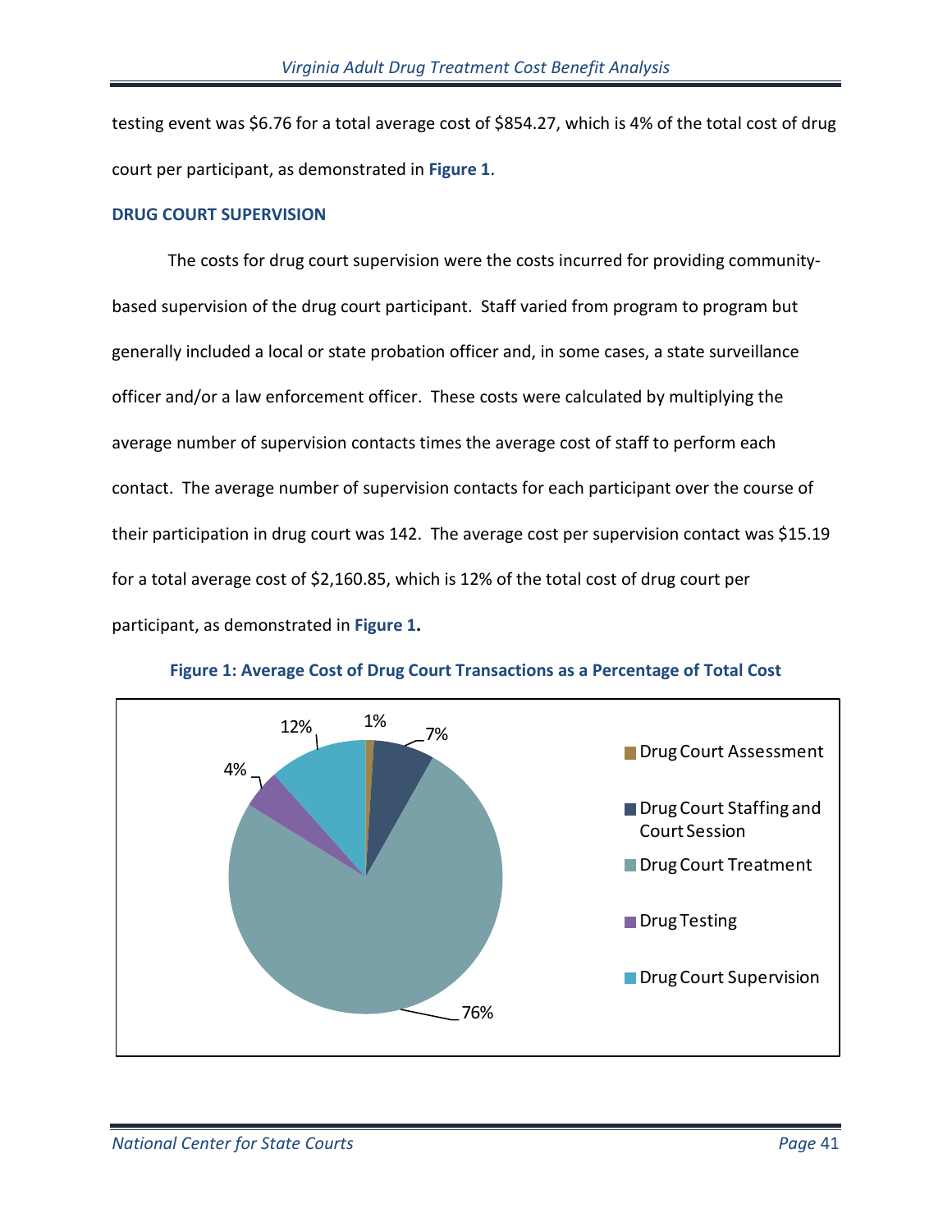testing event was $6.76 for a total average cost of $854.27, which is 4% of the total cost of drug court per participant, as demonstrated in **Figure 1**.

### DRUG COURT SUPERVISION

The costs for drug court supervision were the costs incurred for providing community-based supervision of the drug court participant. Staff varied from program to program but generally included a local or state probation officer and, in some cases, a state surveillance officer and/or a law enforcement officer. These costs were calculated by multiplying the average number of supervision contacts times the average cost of staff to perform each contact. The average number of supervision contacts for each participant over the course of their participation in drug court was 142. The average cost per supervision contact was $15.19 for a total average cost of $2,160.85, which is 12% of the total cost of drug court per participant, as demonstrated in **Figure 1.**

**Figure 1: Average Cost of Drug Court Transactions as a Percentage of Total Cost**

| Category | Percentage |
|---|---|
| Drug Court Assessment | 1% |
| Drug Court Staffing and Court Session | 7% |
| Drug Court Treatment | 76% |
| Drug Testing | 4% |
| Drug Court Supervision | 12% |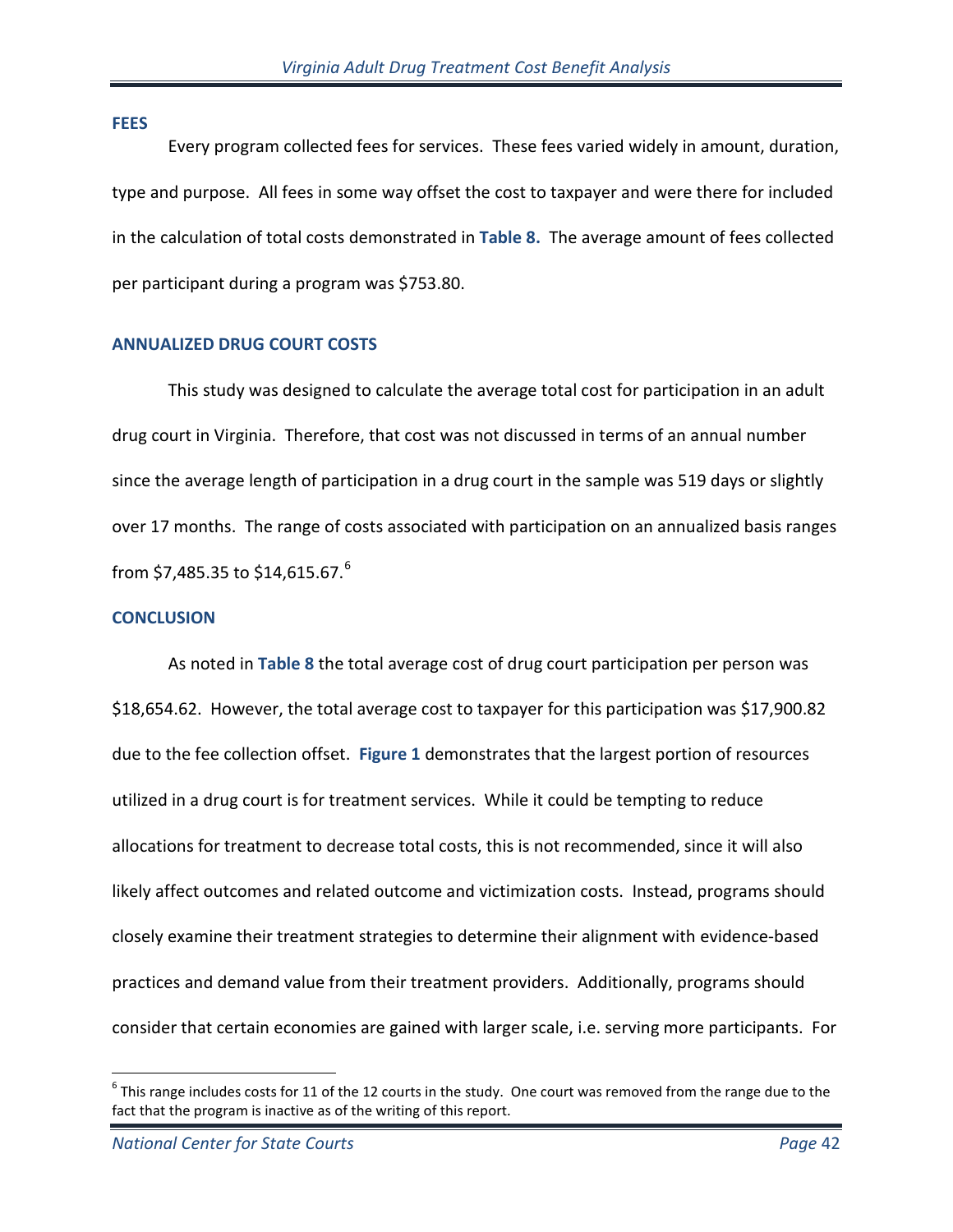## FEES

Every program collected fees for services. These fees varied widely in amount, duration, type and purpose. All fees in some way offset the cost to taxpayer and were there for included in the calculation of total costs demonstrated in **Table 8.** The average amount of fees collected per participant during a program was $753.80.

## ANNUALIZED DRUG COURT COSTS

This study was designed to calculate the average total cost for participation in an adult drug court in Virginia. Therefore, that cost was not discussed in terms of an annual number since the average length of participation in a drug court in the sample was 519 days or slightly over 17 months. The range of costs associated with participation on an annualized basis ranges from $7,485.35 to $14,615.67.[6]

## CONCLUSION

As noted in **Table 8** the total average cost of drug court participation per person was $18,654.62. However, the total average cost to taxpayer for this participation was $17,900.82 due to the fee collection offset. **Figure 1** demonstrates that the largest portion of resources utilized in a drug court is for treatment services. While it could be tempting to reduce allocations for treatment to decrease total costs, this is not recommended, since it will also likely affect outcomes and related outcome and victimization costs. Instead, programs should closely examine their treatment strategies to determine their alignment with evidence-based practices and demand value from their treatment providers. Additionally, programs should consider that certain economies are gained with larger scale, i.e. serving more participants. For

---

[6] This range includes costs for 11 of the 12 courts in the study. One court was removed from the range due to the fact that the program is inactive as of the writing of this report.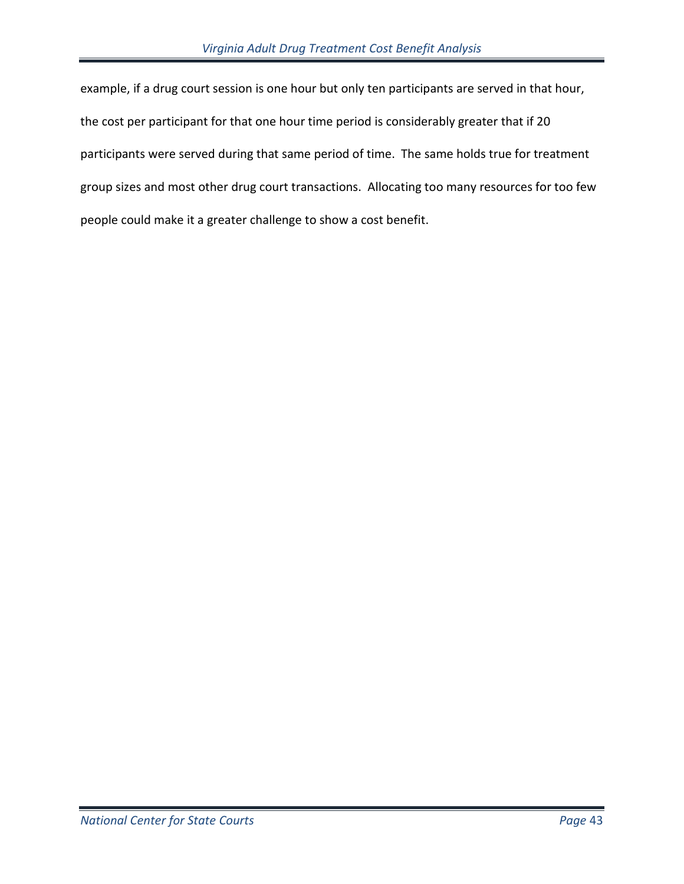example, if a drug court session is one hour but only ten participants are served in that hour, the cost per participant for that one hour time period is considerably greater that if 20 participants were served during that same period of time. The same holds true for treatment group sizes and most other drug court transactions. Allocating too many resources for too few people could make it a greater challenge to show a cost benefit.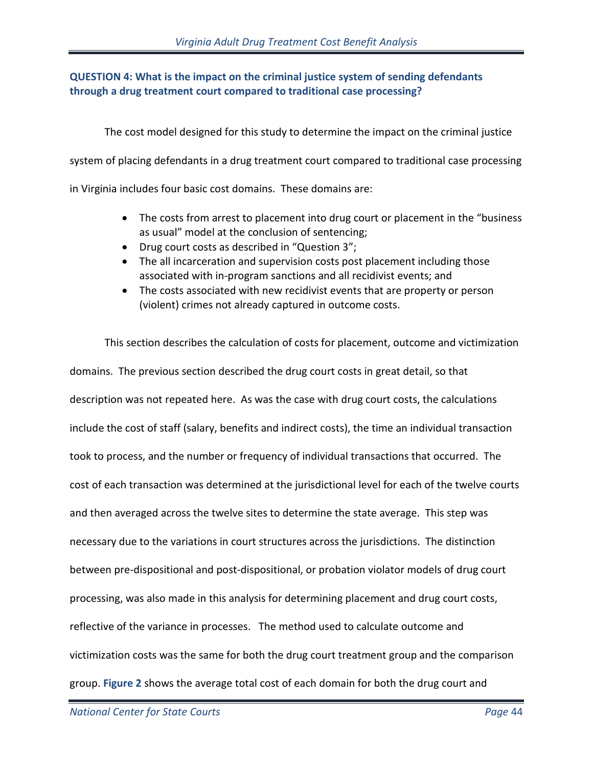### QUESTION 4: What is the impact on the criminal justice system of sending defendants through a drug treatment court compared to traditional case processing?

The cost model designed for this study to determine the impact on the criminal justice system of placing defendants in a drug treatment court compared to traditional case processing in Virginia includes four basic cost domains. These domains are:

- The costs from arrest to placement into drug court or placement in the "business as usual" model at the conclusion of sentencing;
- Drug court costs as described in "Question 3";
- The all incarceration and supervision costs post placement including those associated with in-program sanctions and all recidivist events; and
- The costs associated with new recidivist events that are property or person (violent) crimes not already captured in outcome costs.

This section describes the calculation of costs for placement, outcome and victimization domains. The previous section described the drug court costs in great detail, so that description was not repeated here. As was the case with drug court costs, the calculations include the cost of staff (salary, benefits and indirect costs), the time an individual transaction took to process, and the number or frequency of individual transactions that occurred. The cost of each transaction was determined at the jurisdictional level for each of the twelve courts and then averaged across the twelve sites to determine the state average. This step was necessary due to the variations in court structures across the jurisdictions. The distinction between pre-dispositional and post-dispositional, or probation violator models of drug court processing, was also made in this analysis for determining placement and drug court costs, reflective of the variance in processes. The method used to calculate outcome and victimization costs was the same for both the drug court treatment group and the comparison group. **Figure 2** shows the average total cost of each domain for both the drug court and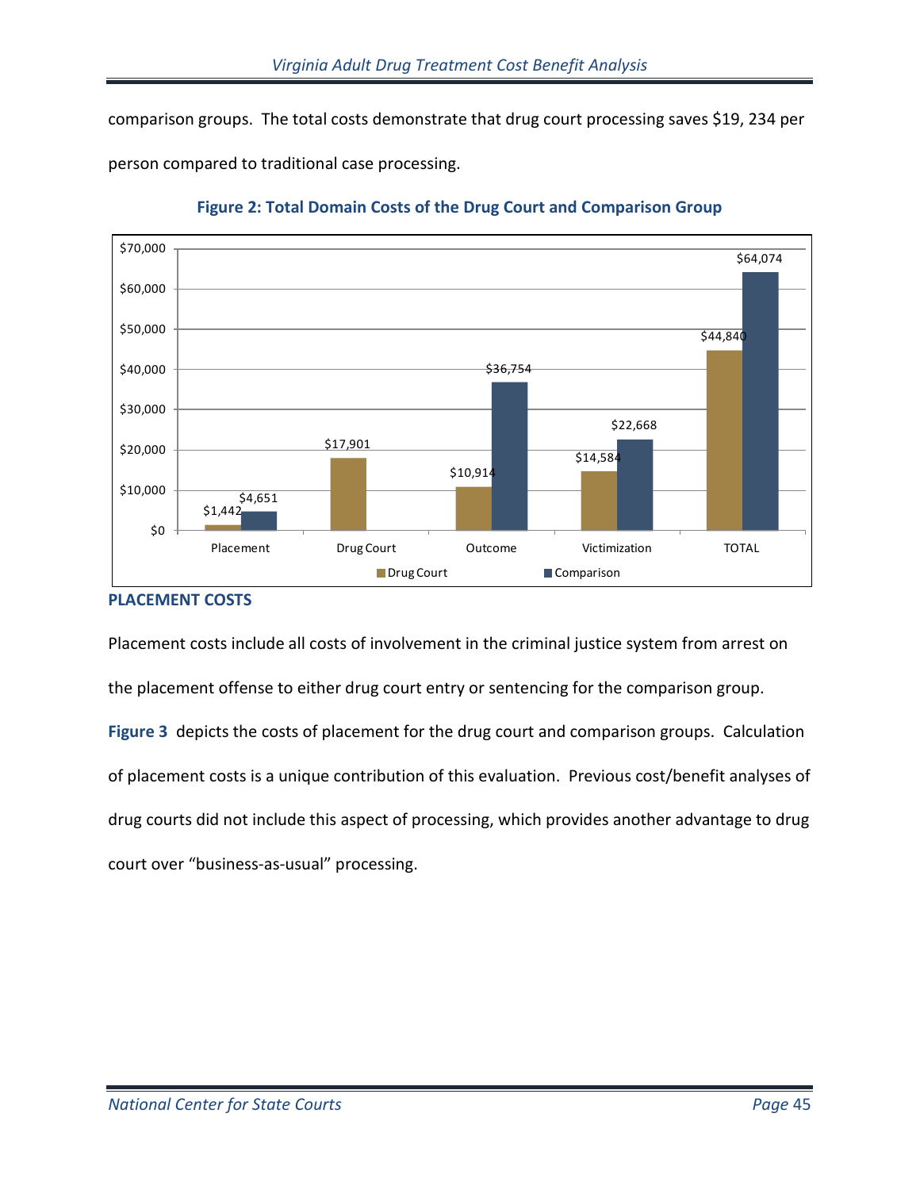comparison groups. The total costs demonstrate that drug court processing saves $19, 234 per person compared to traditional case processing.

**Figure 2: Total Domain Costs of the Drug Court and Comparison Group**

| | Drug Court | Comparison |
|---|---|---|
| Placement | $1,442 | $4,651 |
| Drug Court | $17,901 | |
| Outcome | $10,914 | $36,754 |
| Victimization | $14,584 | $22,668 |
| TOTAL | $44,840 | $64,074 |

## PLACEMENT COSTS

Placement costs include all costs of involvement in the criminal justice system from arrest on the placement offense to either drug court entry or sentencing for the comparison group. **Figure 3** depicts the costs of placement for the drug court and comparison groups. Calculation of placement costs is a unique contribution of this evaluation. Previous cost/benefit analyses of drug courts did not include this aspect of processing, which provides another advantage to drug court over “business-as-usual” processing.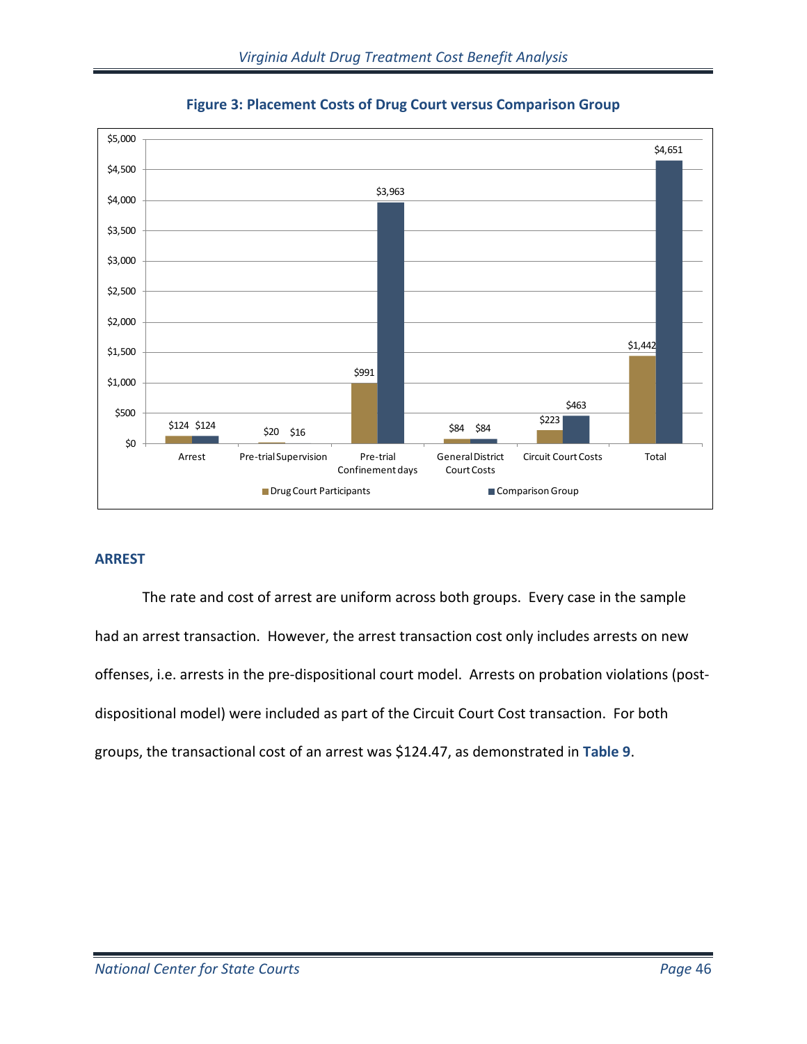**Figure 3: Placement Costs of Drug Court versus Comparison Group**

| | Arrest | Pre-trial Supervision | Pre-trial Confinement days | General District Court Costs | Circuit Court Costs | Total |
|---|---|---|---|---|---|---|
| Drug Court Participants | $124 | $20 | $991 | $84 | $223 | $1,442 |
| Comparison Group | $124 | $16 | $3,963 | $84 | $463 | $4,651 |

## ARREST

The rate and cost of arrest are uniform across both groups. Every case in the sample had an arrest transaction. However, the arrest transaction cost only includes arrests on new offenses, i.e. arrests in the pre-dispositional court model. Arrests on probation violations (post-dispositional model) were included as part of the Circuit Court Cost transaction. For both groups, the transactional cost of an arrest was $124.47, as demonstrated in **Table 9**.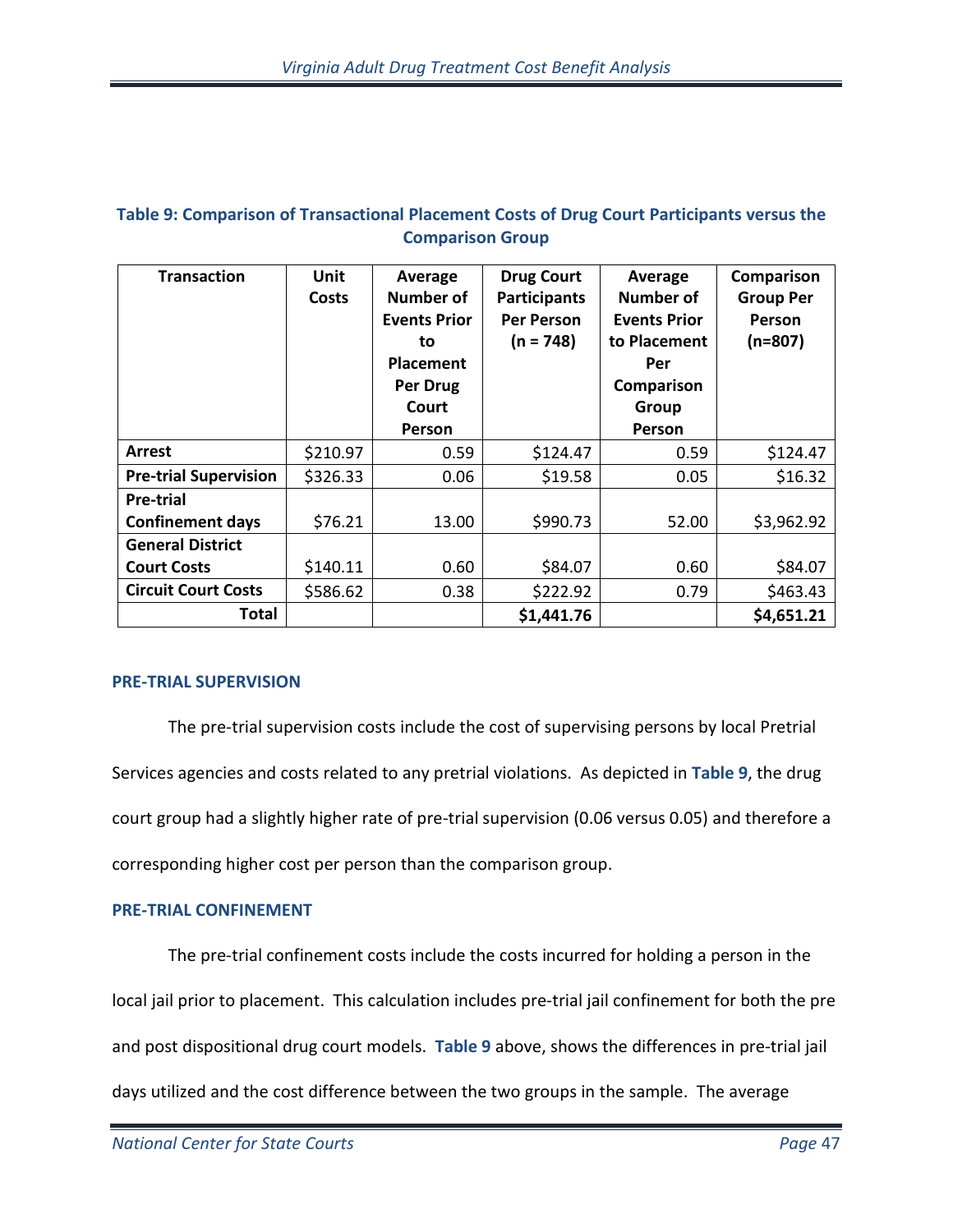**Table 9: Comparison of Transactional Placement Costs of Drug Court Participants versus the Comparison Group**

| Transaction | Unit Costs | Average Number of Events Prior to Placement Per Drug Court Person | Drug Court Participants Per Person (n = 748) | Average Number of Events Prior to Placement Per Comparison Group Person | Comparison Group Per Person (n=807) |
|---|---|---|---|---|---|
| **Arrest** | $210.97 | 0.59 | $124.47 | 0.59 | $124.47 |
| **Pre-trial Supervision** | $326.33 | 0.06 | $19.58 | 0.05 | $16.32 |
| **Pre-trial Confinement days** | $76.21 | 13.00 | $990.73 | 52.00 | $3,962.92 |
| **General District Court Costs** | $140.11 | 0.60 | $84.07 | 0.60 | $84.07 |
| **Circuit Court Costs** | $586.62 | 0.38 | $222.92 | 0.79 | $463.43 |
| **Total** | | | **$1,441.76** | | **$4,651.21** |

### PRE-TRIAL SUPERVISION

The pre-trial supervision costs include the cost of supervising persons by local Pretrial Services agencies and costs related to any pretrial violations. As depicted in **Table 9**, the drug court group had a slightly higher rate of pre-trial supervision (0.06 versus 0.05) and therefore a corresponding higher cost per person than the comparison group.

### PRE-TRIAL CONFINEMENT

The pre-trial confinement costs include the costs incurred for holding a person in the local jail prior to placement. This calculation includes pre-trial jail confinement for both the pre and post dispositional drug court models. **Table 9** above, shows the differences in pre-trial jail days utilized and the cost difference between the two groups in the sample. The average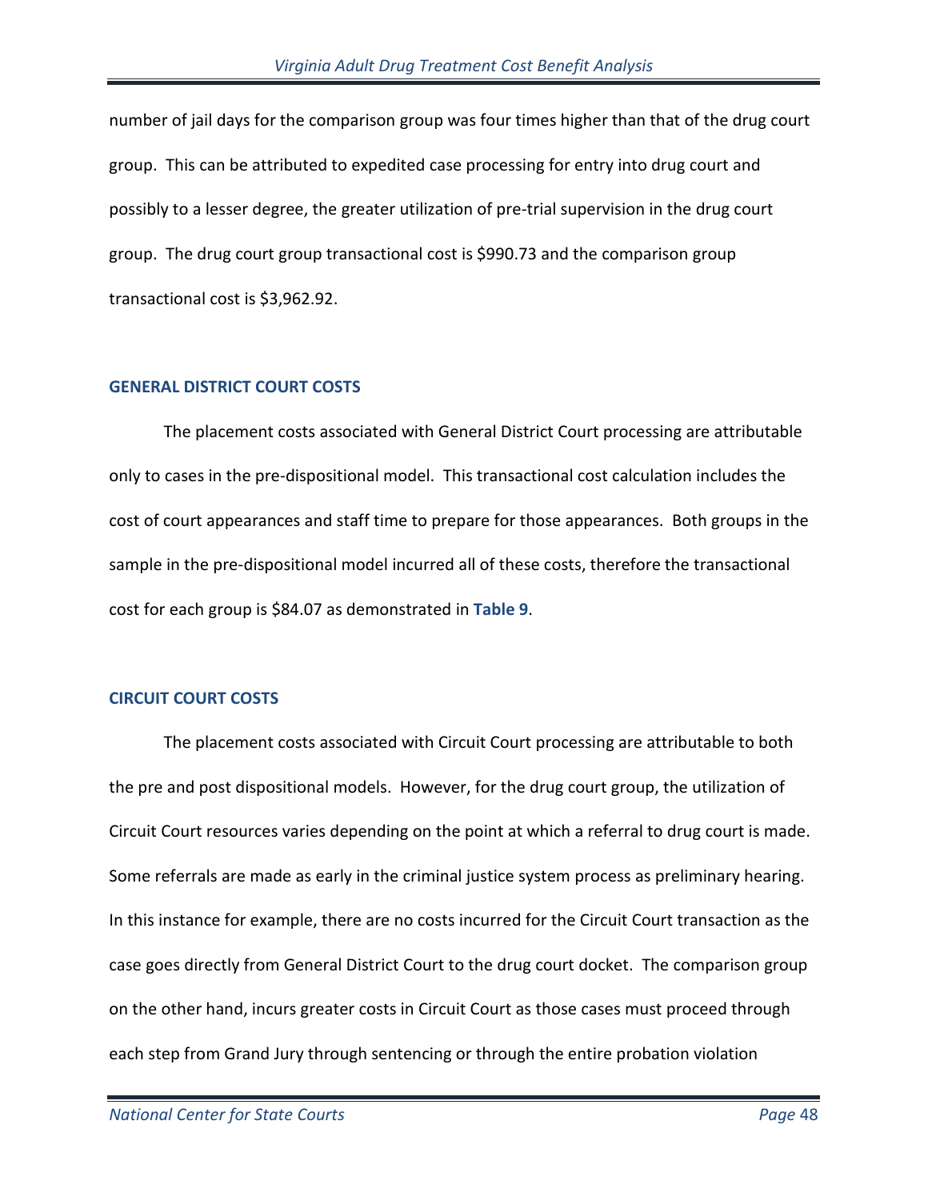number of jail days for the comparison group was four times higher than that of the drug court group. This can be attributed to expedited case processing for entry into drug court and possibly to a lesser degree, the greater utilization of pre-trial supervision in the drug court group. The drug court group transactional cost is $990.73 and the comparison group transactional cost is $3,962.92.

### GENERAL DISTRICT COURT COSTS

The placement costs associated with General District Court processing are attributable only to cases in the pre-dispositional model. This transactional cost calculation includes the cost of court appearances and staff time to prepare for those appearances. Both groups in the sample in the pre-dispositional model incurred all of these costs, therefore the transactional cost for each group is $84.07 as demonstrated in **Table 9**.

### CIRCUIT COURT COSTS

The placement costs associated with Circuit Court processing are attributable to both the pre and post dispositional models. However, for the drug court group, the utilization of Circuit Court resources varies depending on the point at which a referral to drug court is made. Some referrals are made as early in the criminal justice system process as preliminary hearing. In this instance for example, there are no costs incurred for the Circuit Court transaction as the case goes directly from General District Court to the drug court docket. The comparison group on the other hand, incurs greater costs in Circuit Court as those cases must proceed through each step from Grand Jury through sentencing or through the entire probation violation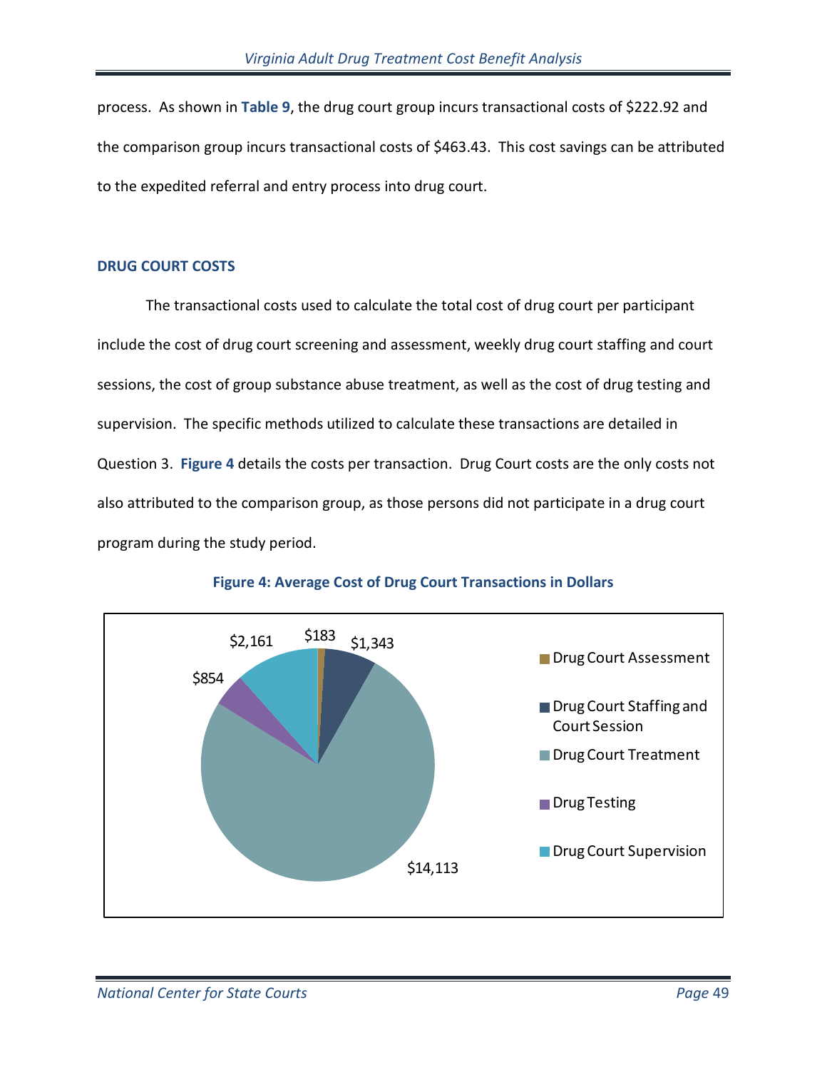process. As shown in **Table 9**, the drug court group incurs transactional costs of $222.92 and the comparison group incurs transactional costs of $463.43. This cost savings can be attributed to the expedited referral and entry process into drug court.

## DRUG COURT COSTS

The transactional costs used to calculate the total cost of drug court per participant include the cost of drug court screening and assessment, weekly drug court staffing and court sessions, the cost of group substance abuse treatment, as well as the cost of drug testing and supervision. The specific methods utilized to calculate these transactions are detailed in Question 3. **Figure 4** details the costs per transaction. Drug Court costs are the only costs not also attributed to the comparison group, as those persons did not participate in a drug court program during the study period.

**Figure 4: Average Cost of Drug Court Transactions in Dollars**

| Transaction | Cost |
|---|---|
| Drug Court Assessment | $183 |
| Drug Court Staffing and Court Session | $1,343 |
| Drug Court Treatment | $14,113 |
| Drug Testing | $854 |
| Drug Court Supervision | $2,161 |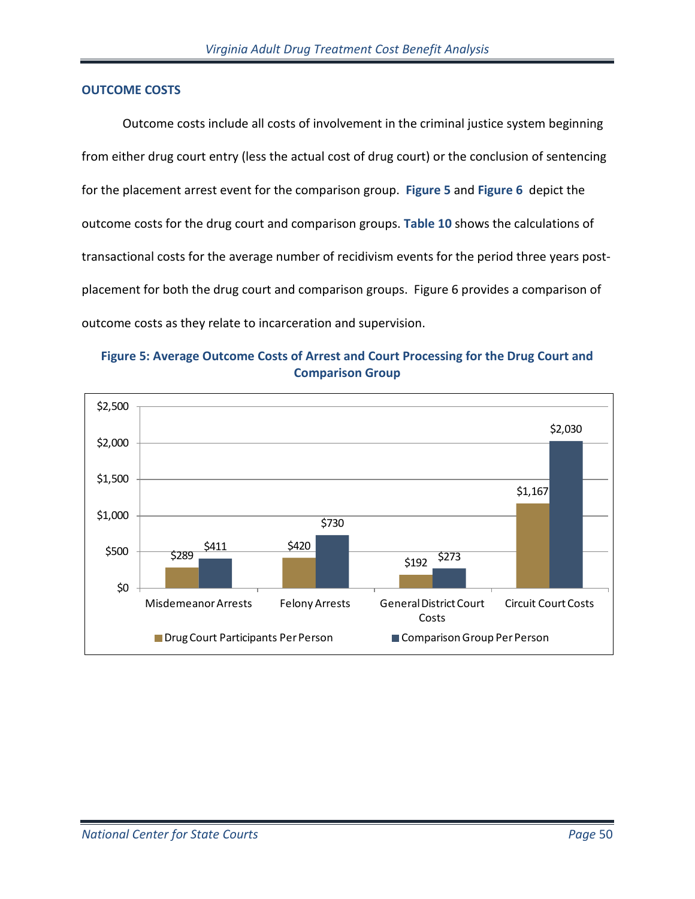## OUTCOME COSTS

Outcome costs include all costs of involvement in the criminal justice system beginning from either drug court entry (less the actual cost of drug court) or the conclusion of sentencing for the placement arrest event for the comparison group. **Figure 5** and **Figure 6** depict the outcome costs for the drug court and comparison groups. **Table 10** shows the calculations of transactional costs for the average number of recidivism events for the period three years post-placement for both the drug court and comparison groups. Figure 6 provides a comparison of outcome costs as they relate to incarceration and supervision.

**Figure 5: Average Outcome Costs of Arrest and Court Processing for the Drug Court and Comparison Group**

| | Drug Court Participants Per Person | Comparison Group Per Person |
|---|---|---|
| Misdemeanor Arrests | $289 | $411 |
| Felony Arrests | $420 | $730 |
| General District Court Costs | $192 | $273 |
| Circuit Court Costs | $1,167 | $2,030 |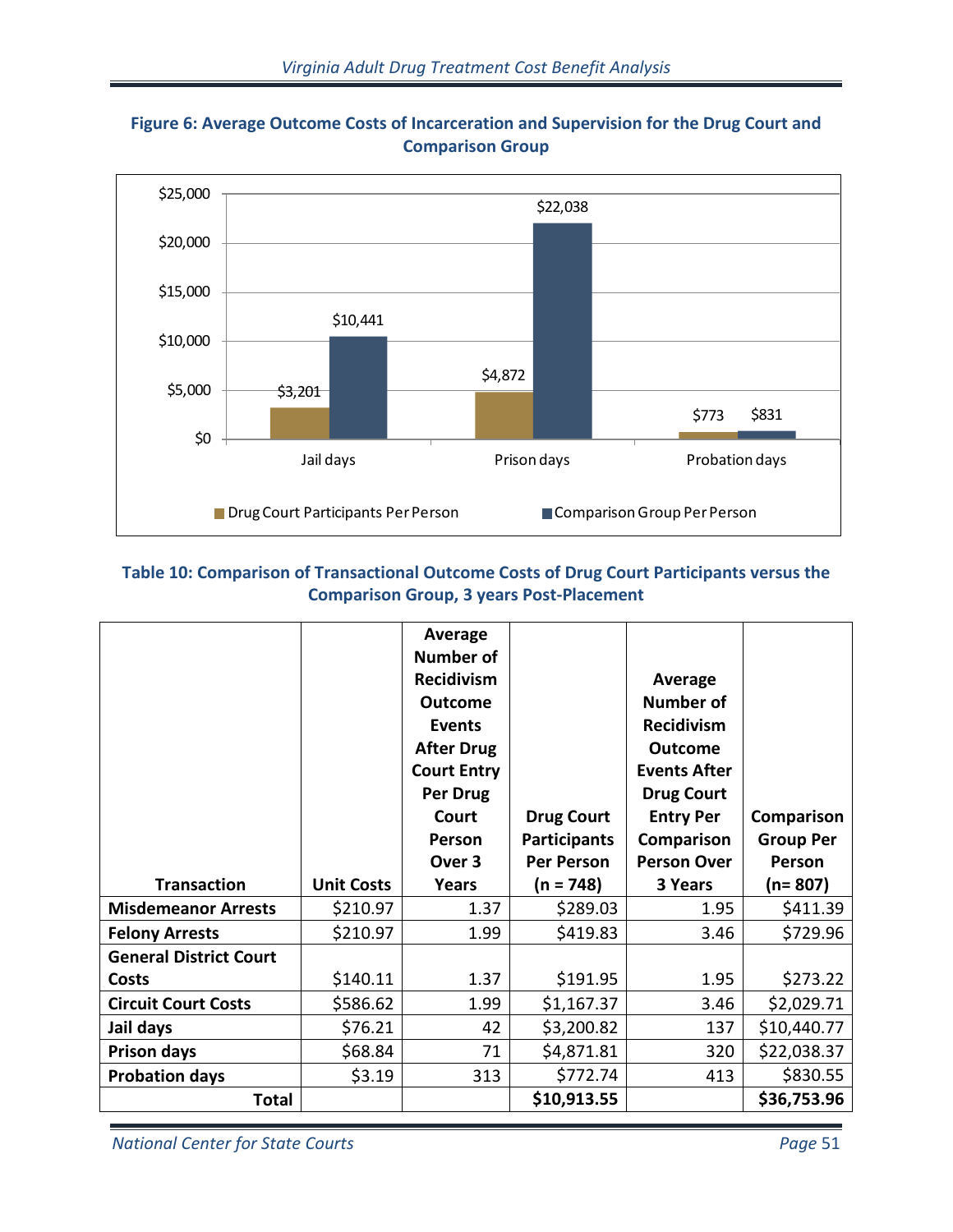**Figure 6: Average Outcome Costs of Incarceration and Supervision for the Drug Court and Comparison Group**

| | Jail days | Prison days | Probation days |
|---|---|---|---|
| Drug Court Participants Per Person | $3,201 | $4,872 | $773 |
| Comparison Group Per Person | $10,441 | $22,038 | $831 |

**Table 10: Comparison of Transactional Outcome Costs of Drug Court Participants versus the Comparison Group, 3 years Post-Placement**

| Transaction | Unit Costs | Average Number of Recidivism Outcome Events After Drug Court Entry Per Drug Court Person Over 3 Years | Drug Court Participants Per Person (n = 748) | Average Number of Recidivism Outcome Events After Drug Court Entry Per Comparison Person Over 3 Years | Comparison Group Per Person (n= 807) |
|---|---|---|---|---|---|
| **Misdemeanor Arrests** | $210.97 | 1.37 | $289.03 | 1.95 | $411.39 |
| **Felony Arrests** | $210.97 | 1.99 | $419.83 | 3.46 | $729.96 |
| **General District Court Costs** | $140.11 | 1.37 | $191.95 | 1.95 | $273.22 |
| **Circuit Court Costs** | $586.62 | 1.99 | $1,167.37 | 3.46 | $2,029.71 |
| **Jail days** | $76.21 | 42 | $3,200.82 | 137 | $10,440.77 |
| **Prison days** | $68.84 | 71 | $4,871.81 | 320 | $22,038.37 |
| **Probation days** | $3.19 | 313 | $772.74 | 413 | $830.55 |
| **Total** | | | **$10,913.55** | | **$36,753.96** |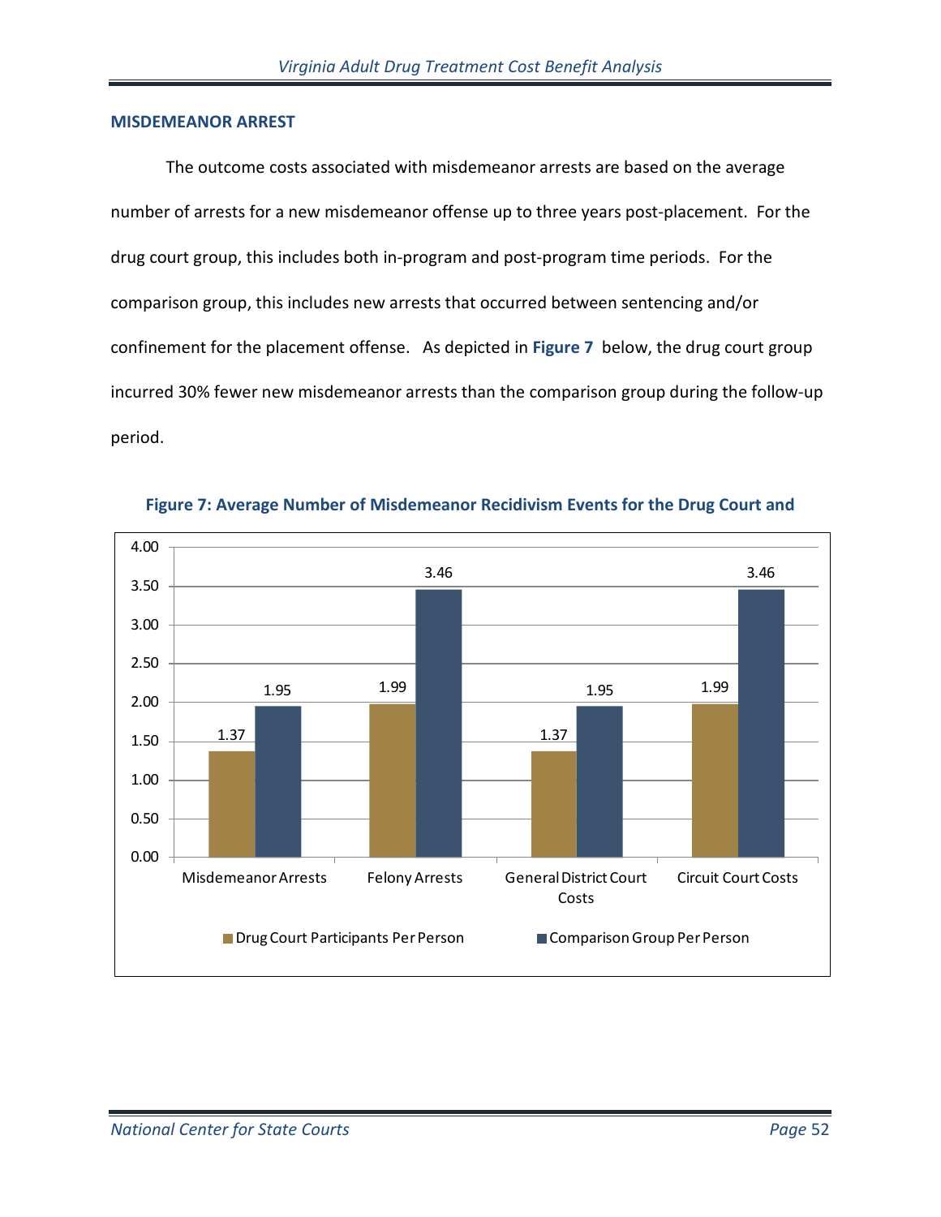### MISDEMEANOR ARREST

The outcome costs associated with misdemeanor arrests are based on the average number of arrests for a new misdemeanor offense up to three years post-placement. For the drug court group, this includes both in-program and post-program time periods. For the comparison group, this includes new arrests that occurred between sentencing and/or confinement for the placement offense. As depicted in **Figure 7** below, the drug court group incurred 30% fewer new misdemeanor arrests than the comparison group during the follow-up period.

**Figure 7: Average Number of Misdemeanor Recidivism Events for the Drug Court and**

| | Misdemeanor Arrests | Felony Arrests | General District Court Costs | Circuit Court Costs |
|---|---|---|---|---|
| Drug Court Participants Per Person | 1.37 | 1.99 | 1.37 | 1.99 |
| Comparison Group Per Person | 1.95 | 3.46 | 1.95 | 3.46 |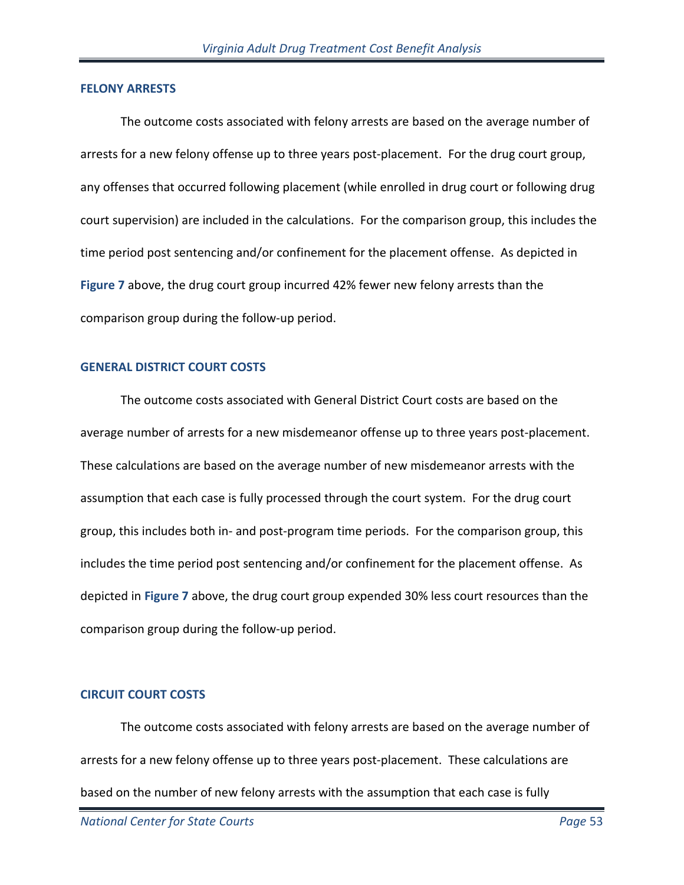## FELONY ARRESTS

The outcome costs associated with felony arrests are based on the average number of arrests for a new felony offense up to three years post-placement. For the drug court group, any offenses that occurred following placement (while enrolled in drug court or following drug court supervision) are included in the calculations. For the comparison group, this includes the time period post sentencing and/or confinement for the placement offense. As depicted in **Figure 7** above, the drug court group incurred 42% fewer new felony arrests than the comparison group during the follow-up period.

## GENERAL DISTRICT COURT COSTS

The outcome costs associated with General District Court costs are based on the average number of arrests for a new misdemeanor offense up to three years post-placement. These calculations are based on the average number of new misdemeanor arrests with the assumption that each case is fully processed through the court system. For the drug court group, this includes both in- and post-program time periods. For the comparison group, this includes the time period post sentencing and/or confinement for the placement offense. As depicted in **Figure 7** above, the drug court group expended 30% less court resources than the comparison group during the follow-up period.

## CIRCUIT COURT COSTS

The outcome costs associated with felony arrests are based on the average number of arrests for a new felony offense up to three years post-placement. These calculations are based on the number of new felony arrests with the assumption that each case is fully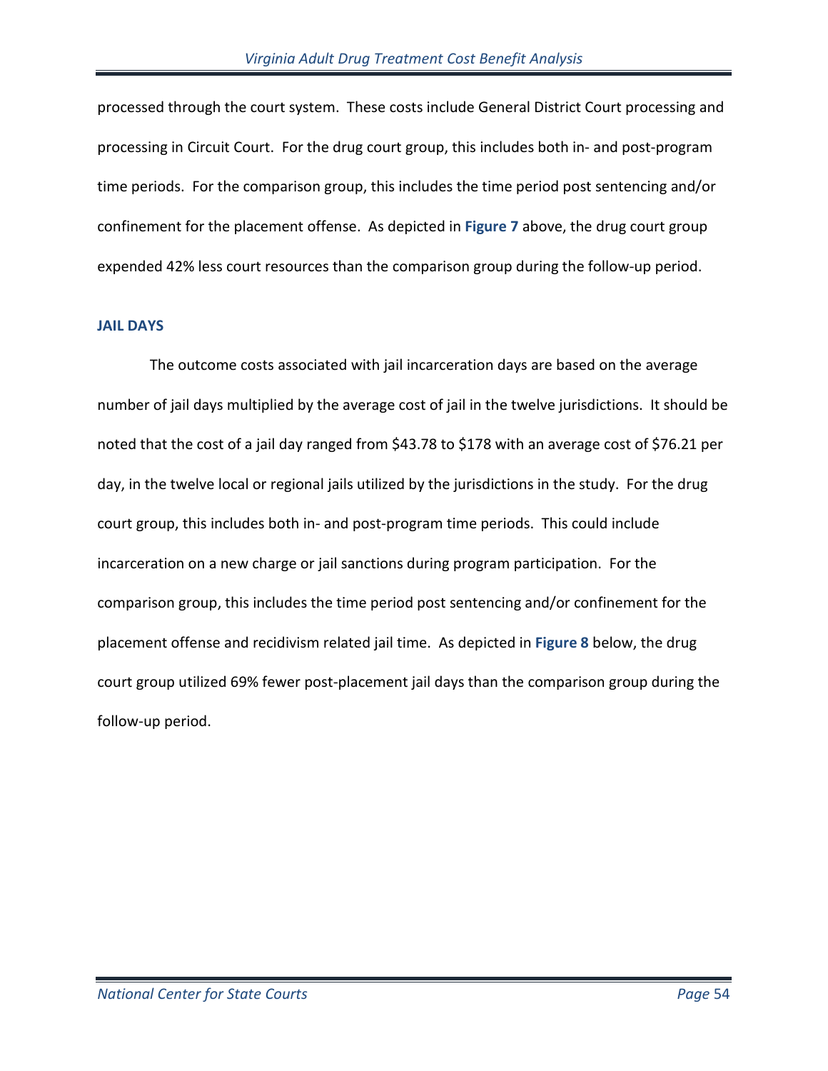processed through the court system. These costs include General District Court processing and processing in Circuit Court. For the drug court group, this includes both in- and post-program time periods. For the comparison group, this includes the time period post sentencing and/or confinement for the placement offense. As depicted in **Figure 7** above, the drug court group expended 42% less court resources than the comparison group during the follow-up period.

### JAIL DAYS

The outcome costs associated with jail incarceration days are based on the average number of jail days multiplied by the average cost of jail in the twelve jurisdictions. It should be noted that the cost of a jail day ranged from $43.78 to $178 with an average cost of $76.21 per day, in the twelve local or regional jails utilized by the jurisdictions in the study. For the drug court group, this includes both in- and post-program time periods. This could include incarceration on a new charge or jail sanctions during program participation. For the comparison group, this includes the time period post sentencing and/or confinement for the placement offense and recidivism related jail time. As depicted in **Figure 8** below, the drug court group utilized 69% fewer post-placement jail days than the comparison group during the follow-up period.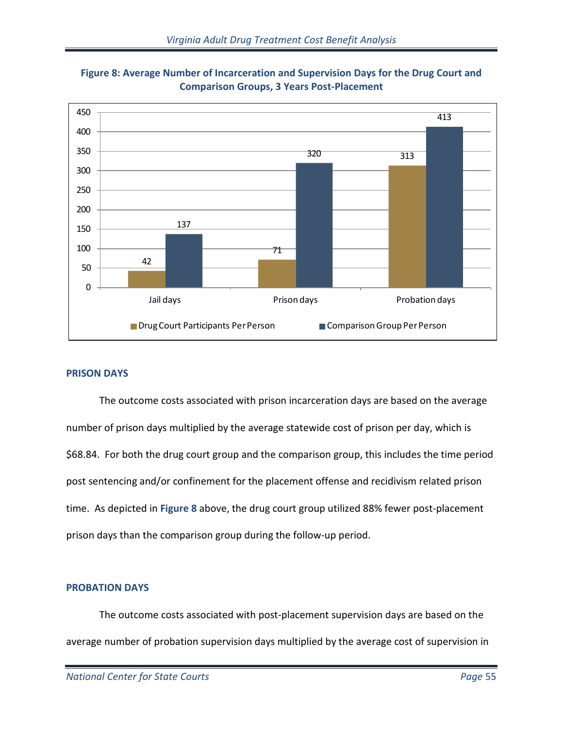**Figure 8: Average Number of Incarceration and Supervision Days for the Drug Court and Comparison Groups, 3 Years Post-Placement**

| | Jail days | Prison days | Probation days |
|---|---|---|---|
| Drug Court Participants Per Person | 42 | 71 | 313 |
| Comparison Group Per Person | 137 | 320 | 413 |

### PRISON DAYS

The outcome costs associated with prison incarceration days are based on the average number of prison days multiplied by the average statewide cost of prison per day, which is $68.84. For both the drug court group and the comparison group, this includes the time period post sentencing and/or confinement for the placement offense and recidivism related prison time. As depicted in **Figure 8** above, the drug court group utilized 88% fewer post-placement prison days than the comparison group during the follow-up period.

### PROBATION DAYS

The outcome costs associated with post-placement supervision days are based on the average number of probation supervision days multiplied by the average cost of supervision in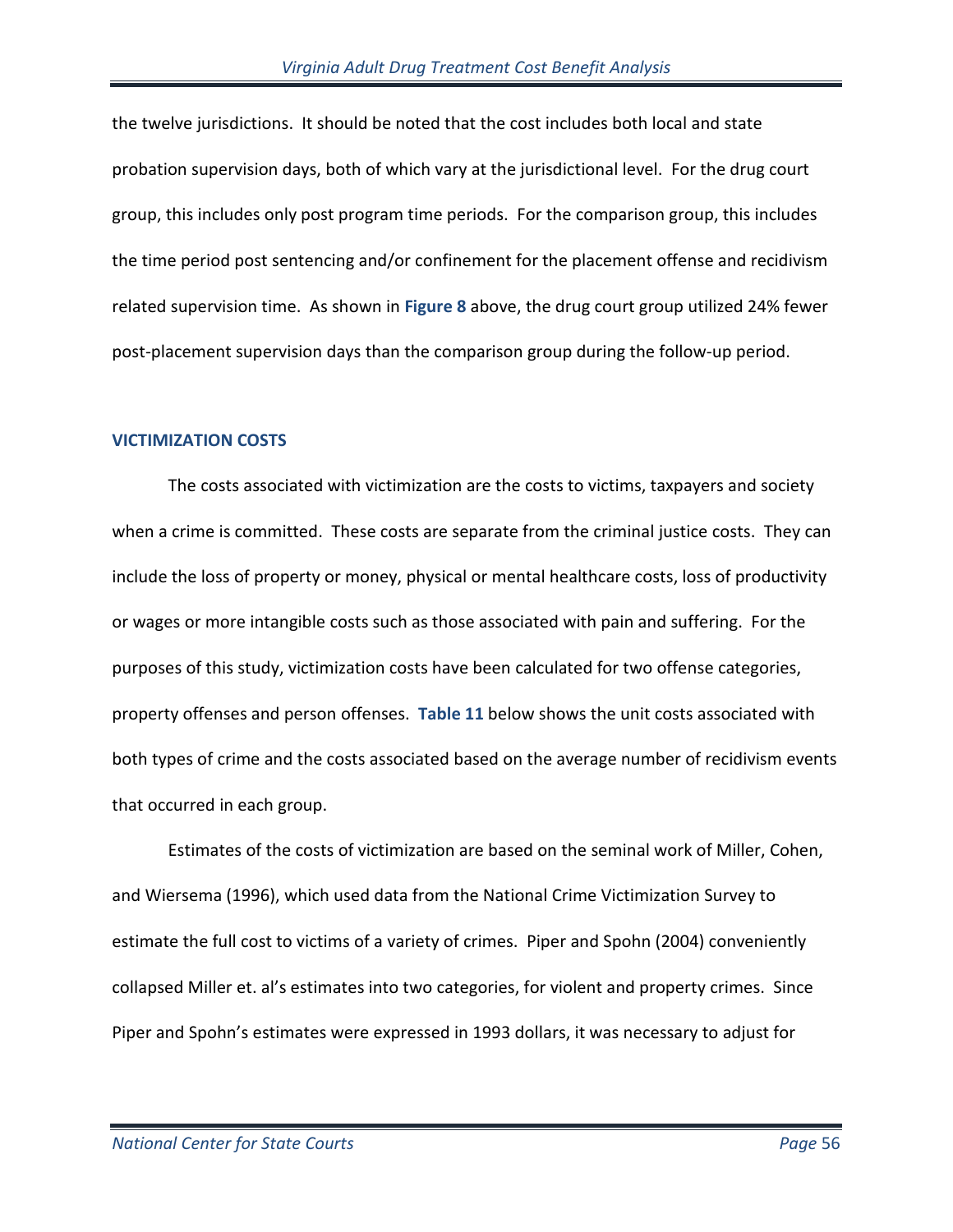the twelve jurisdictions. It should be noted that the cost includes both local and state probation supervision days, both of which vary at the jurisdictional level. For the drug court group, this includes only post program time periods. For the comparison group, this includes the time period post sentencing and/or confinement for the placement offense and recidivism related supervision time. As shown in **Figure 8** above, the drug court group utilized 24% fewer post-placement supervision days than the comparison group during the follow-up period.

## VICTIMIZATION COSTS

The costs associated with victimization are the costs to victims, taxpayers and society when a crime is committed. These costs are separate from the criminal justice costs. They can include the loss of property or money, physical or mental healthcare costs, loss of productivity or wages or more intangible costs such as those associated with pain and suffering. For the purposes of this study, victimization costs have been calculated for two offense categories, property offenses and person offenses. **Table 11** below shows the unit costs associated with both types of crime and the costs associated based on the average number of recidivism events that occurred in each group.

Estimates of the costs of victimization are based on the seminal work of Miller, Cohen, and Wiersema (1996), which used data from the National Crime Victimization Survey to estimate the full cost to victims of a variety of crimes. Piper and Spohn (2004) conveniently collapsed Miller et. al's estimates into two categories, for violent and property crimes. Since Piper and Spohn's estimates were expressed in 1993 dollars, it was necessary to adjust for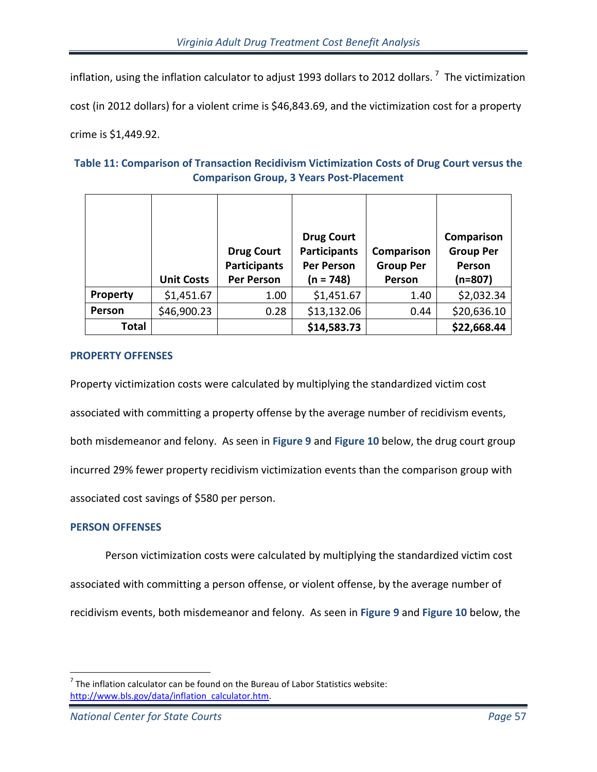inflation, using the inflation calculator to adjust 1993 dollars to 2012 dollars.[7] The victimization cost (in 2012 dollars) for a violent crime is $46,843.69, and the victimization cost for a property crime is $1,449.92.

**Table 11: Comparison of Transaction Recidivism Victimization Costs of Drug Court versus the Comparison Group, 3 Years Post-Placement**

| | Unit Costs | Drug Court Participants Per Person | Drug Court Participants Per Person (n = 748) | Comparison Group Per Person | Comparison Group Per Person (n=807) |
|---|---|---|---|---|---|
| **Property** | $1,451.67 | 1.00 | $1,451.67 | 1.40 | $2,032.34 |
| **Person** | $46,900.23 | 0.28 | $13,132.06 | 0.44 | $20,636.10 |
| **Total** | | | **$14,583.73** | | **$22,668.44** |

### PROPERTY OFFENSES

Property victimization costs were calculated by multiplying the standardized victim cost associated with committing a property offense by the average number of recidivism events, both misdemeanor and felony. As seen in **Figure 9** and **Figure 10** below, the drug court group incurred 29% fewer property recidivism victimization events than the comparison group with associated cost savings of $580 per person.

### PERSON OFFENSES

Person victimization costs were calculated by multiplying the standardized victim cost associated with committing a person offense, or violent offense, by the average number of recidivism events, both misdemeanor and felony. As seen in **Figure 9** and **Figure 10** below, the

[7] The inflation calculator can be found on the Bureau of Labor Statistics website: http://www.bls.gov/data/inflation_calculator.htm.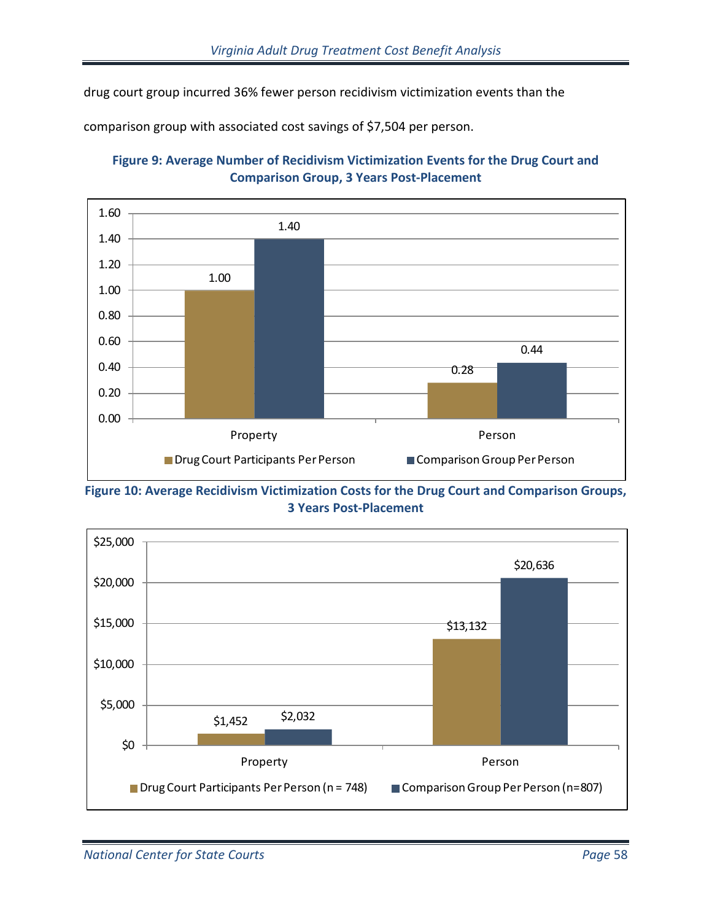drug court group incurred 36% fewer person recidivism victimization events than the comparison group with associated cost savings of $7,504 per person.

**Figure 9: Average Number of Recidivism Victimization Events for the Drug Court and Comparison Group, 3 Years Post-Placement**

| | Drug Court Participants Per Person | Comparison Group Per Person |
|---|---|---|
| Property | 1.00 | 1.40 |
| Person | 0.28 | 0.44 |

**Figure 10: Average Recidivism Victimization Costs for the Drug Court and Comparison Groups, 3 Years Post-Placement**

| | Drug Court Participants Per Person (n = 748) | Comparison Group Per Person (n=807) |
|---|---|---|
| Property | $1,452 | $2,032 |
| Person | $13,132 | $20,636 |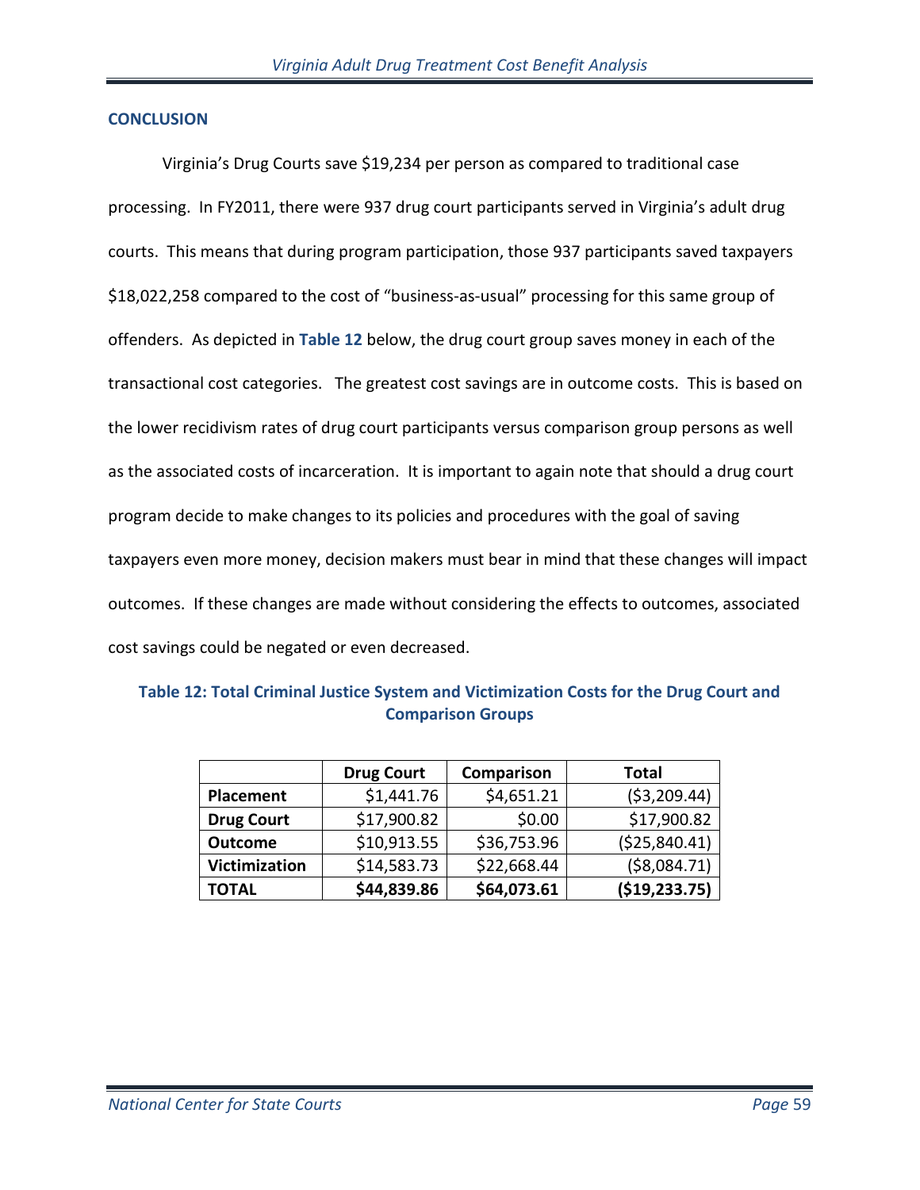## CONCLUSION

Virginia's Drug Courts save $19,234 per person as compared to traditional case processing. In FY2011, there were 937 drug court participants served in Virginia's adult drug courts. This means that during program participation, those 937 participants saved taxpayers $18,022,258 compared to the cost of "business-as-usual" processing for this same group of offenders. As depicted in **Table 12** below, the drug court group saves money in each of the transactional cost categories. The greatest cost savings are in outcome costs. This is based on the lower recidivism rates of drug court participants versus comparison group persons as well as the associated costs of incarceration. It is important to again note that should a drug court program decide to make changes to its policies and procedures with the goal of saving taxpayers even more money, decision makers must bear in mind that these changes will impact outcomes. If these changes are made without considering the effects to outcomes, associated cost savings could be negated or even decreased.

**Table 12: Total Criminal Justice System and Victimization Costs for the Drug Court and Comparison Groups**

| | Drug Court | Comparison | Total |
|---|---|---|---|
| **Placement** | $1,441.76 | $4,651.21 | ($3,209.44) |
| **Drug Court** | $17,900.82 | $0.00 | $17,900.82 |
| **Outcome** | $10,913.55 | $36,753.96 | ($25,840.41) |
| **Victimization** | $14,583.73 | $22,668.44 | ($8,084.71) |
| **TOTAL** | **$44,839.86** | **$64,073.61** | **($19,233.75)** |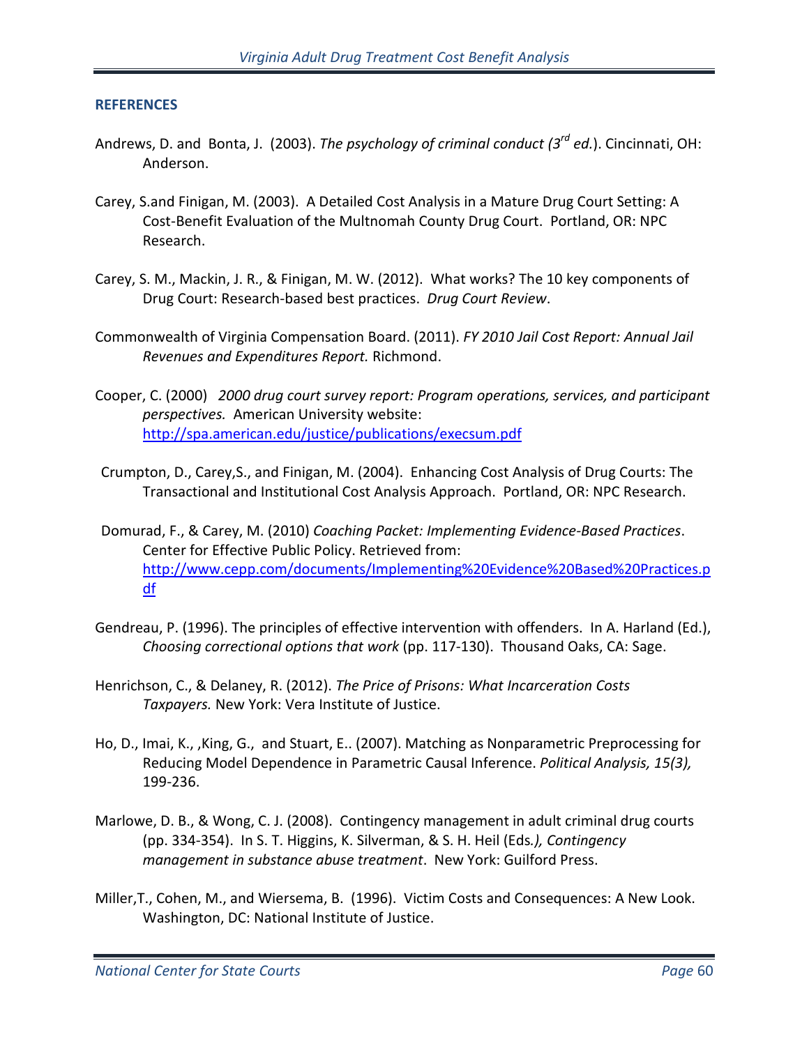## REFERENCES

Andrews, D. and Bonta, J. (2003). *The psychology of criminal conduct (3rd ed.)*. Cincinnati, OH: Anderson.

Carey, S.and Finigan, M. (2003). A Detailed Cost Analysis in a Mature Drug Court Setting: A Cost-Benefit Evaluation of the Multnomah County Drug Court. Portland, OR: NPC Research.

Carey, S. M., Mackin, J. R., & Finigan, M. W. (2012). What works? The 10 key components of Drug Court: Research-based best practices. *Drug Court Review*.

Commonwealth of Virginia Compensation Board. (2011). *FY 2010 Jail Cost Report: Annual Jail Revenues and Expenditures Report.* Richmond.

Cooper, C. (2000) *2000 drug court survey report: Program operations, services, and participant perspectives.* American University website: http://spa.american.edu/justice/publications/execsum.pdf

Crumpton, D., Carey,S., and Finigan, M. (2004). Enhancing Cost Analysis of Drug Courts: The Transactional and Institutional Cost Analysis Approach. Portland, OR: NPC Research.

Domurad, F., & Carey, M. (2010) *Coaching Packet: Implementing Evidence-Based Practices*. Center for Effective Public Policy. Retrieved from: http://www.cepp.com/documents/Implementing%20Evidence%20Based%20Practices.pdf

Gendreau, P. (1996). The principles of effective intervention with offenders. In A. Harland (Ed.), *Choosing correctional options that work* (pp. 117-130). Thousand Oaks, CA: Sage.

Henrichson, C., & Delaney, R. (2012). *The Price of Prisons: What Incarceration Costs Taxpayers.* New York: Vera Institute of Justice.

Ho, D., Imai, K., ,King, G., and Stuart, E.. (2007). Matching as Nonparametric Preprocessing for Reducing Model Dependence in Parametric Causal Inference. *Political Analysis, 15(3),* 199-236.

Marlowe, D. B., & Wong, C. J. (2008). Contingency management in adult criminal drug courts (pp. 334-354). In S. T. Higgins, K. Silverman, & S. H. Heil (Eds*.), Contingency management in substance abuse treatment*. New York: Guilford Press.

Miller,T., Cohen, M., and Wiersema, B. (1996). Victim Costs and Consequences: A New Look. Washington, DC: National Institute of Justice.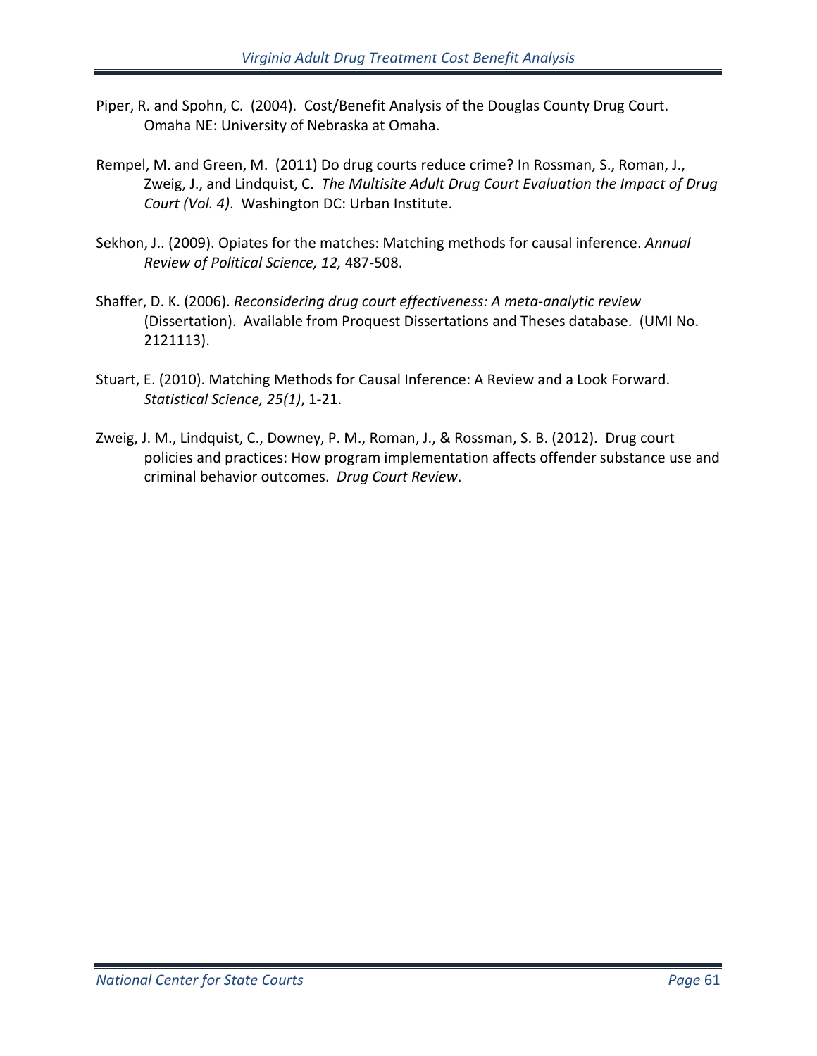Piper, R. and Spohn, C. (2004). Cost/Benefit Analysis of the Douglas County Drug Court. Omaha NE: University of Nebraska at Omaha.

Rempel, M. and Green, M. (2011) Do drug courts reduce crime? In Rossman, S., Roman, J., Zweig, J., and Lindquist, C. *The Multisite Adult Drug Court Evaluation the Impact of Drug Court (Vol. 4)*. Washington DC: Urban Institute.

Sekhon, J.. (2009). Opiates for the matches: Matching methods for causal inference. *Annual Review of Political Science, 12,* 487-508.

Shaffer, D. K. (2006). *Reconsidering drug court effectiveness: A meta-analytic review* (Dissertation). Available from Proquest Dissertations and Theses database. (UMI No. 2121113).

Stuart, E. (2010). Matching Methods for Causal Inference: A Review and a Look Forward. *Statistical Science, 25(1)*, 1-21.

Zweig, J. M., Lindquist, C., Downey, P. M., Roman, J., & Rossman, S. B. (2012). Drug court policies and practices: How program implementation affects offender substance use and criminal behavior outcomes. *Drug Court Review*.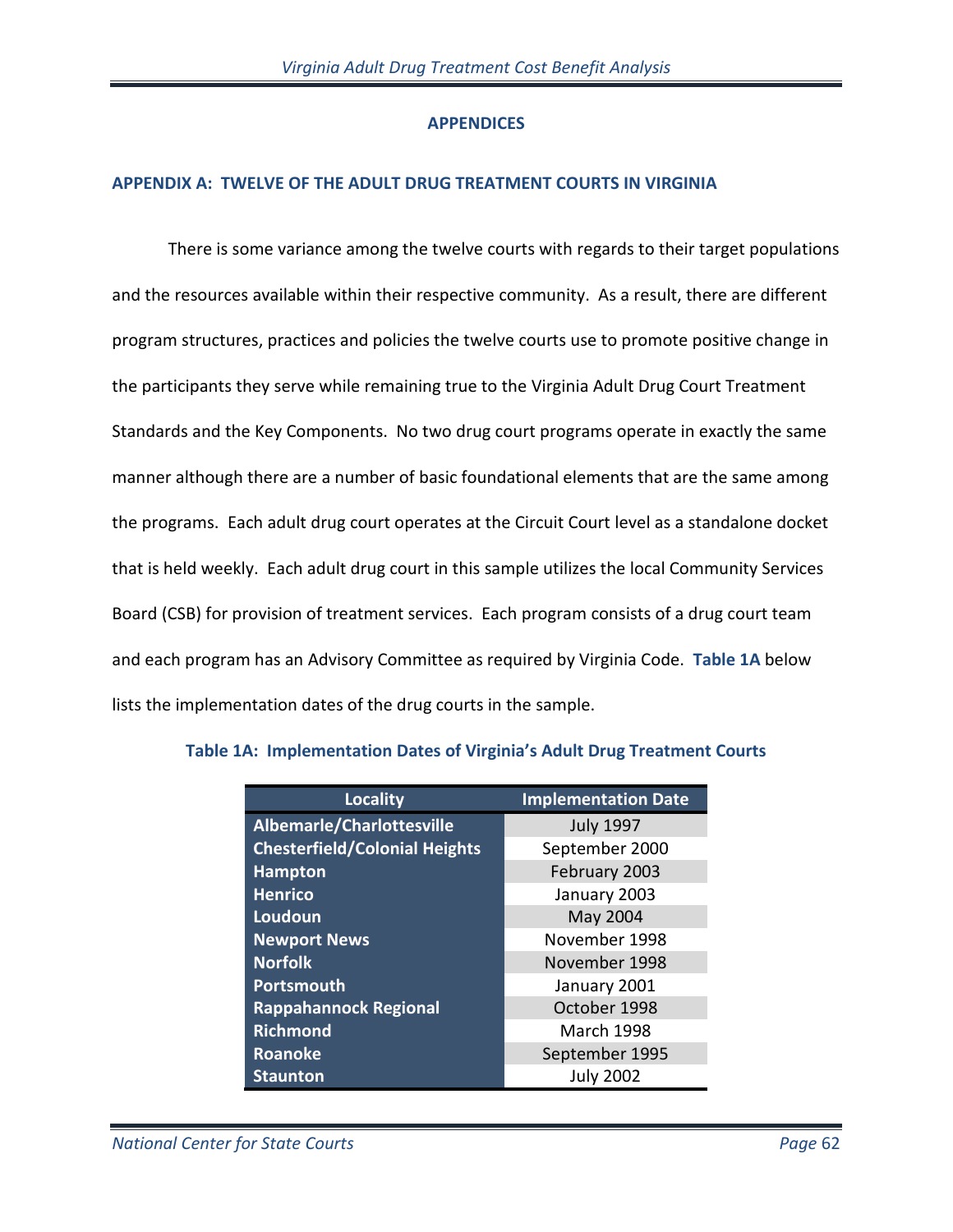## APPENDICES

### APPENDIX A: TWELVE OF THE ADULT DRUG TREATMENT COURTS IN VIRGINIA

There is some variance among the twelve courts with regards to their target populations and the resources available within their respective community. As a result, there are different program structures, practices and policies the twelve courts use to promote positive change in the participants they serve while remaining true to the Virginia Adult Drug Court Treatment Standards and the Key Components. No two drug court programs operate in exactly the same manner although there are a number of basic foundational elements that are the same among the programs. Each adult drug court operates at the Circuit Court level as a standalone docket that is held weekly. Each adult drug court in this sample utilizes the local Community Services Board (CSB) for provision of treatment services. Each program consists of a drug court team and each program has an Advisory Committee as required by Virginia Code. **Table 1A** below lists the implementation dates of the drug courts in the sample.

**Table 1A: Implementation Dates of Virginia's Adult Drug Treatment Courts**

| Locality | Implementation Date |
|---|---|
| **Albemarle/Charlottesville** | July 1997 |
| **Chesterfield/Colonial Heights** | September 2000 |
| **Hampton** | February 2003 |
| **Henrico** | January 2003 |
| **Loudoun** | May 2004 |
| **Newport News** | November 1998 |
| **Norfolk** | November 1998 |
| **Portsmouth** | January 2001 |
| **Rappahannock Regional** | October 1998 |
| **Richmond** | March 1998 |
| **Roanoke** | September 1995 |
| **Staunton** | July 2002 |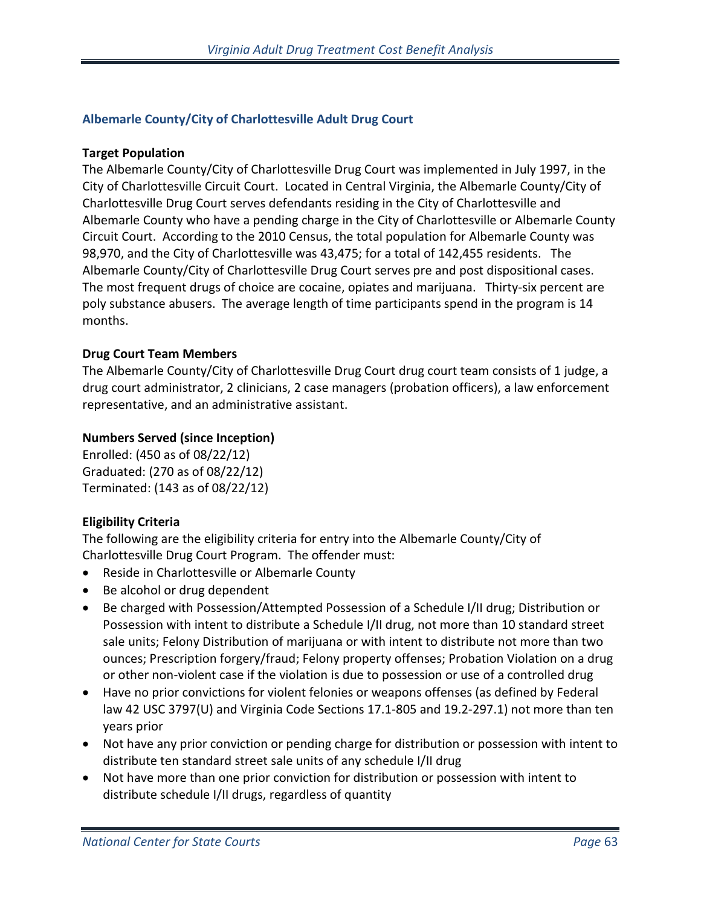## Albemarle County/City of Charlottesville Adult Drug Court

**Target Population**

The Albemarle County/City of Charlottesville Drug Court was implemented in July 1997, in the City of Charlottesville Circuit Court. Located in Central Virginia, the Albemarle County/City of Charlottesville Drug Court serves defendants residing in the City of Charlottesville and Albemarle County who have a pending charge in the City of Charlottesville or Albemarle County Circuit Court. According to the 2010 Census, the total population for Albemarle County was 98,970, and the City of Charlottesville was 43,475; for a total of 142,455 residents. The Albemarle County/City of Charlottesville Drug Court serves pre and post dispositional cases. The most frequent drugs of choice are cocaine, opiates and marijuana. Thirty-six percent are poly substance abusers. The average length of time participants spend in the program is 14 months.

**Drug Court Team Members**

The Albemarle County/City of Charlottesville Drug Court drug court team consists of 1 judge, a drug court administrator, 2 clinicians, 2 case managers (probation officers), a law enforcement representative, and an administrative assistant.

**Numbers Served (since Inception)**

Enrolled: (450 as of 08/22/12)
Graduated: (270 as of 08/22/12)
Terminated: (143 as of 08/22/12)

**Eligibility Criteria**

The following are the eligibility criteria for entry into the Albemarle County/City of Charlottesville Drug Court Program. The offender must:

- Reside in Charlottesville or Albemarle County
- Be alcohol or drug dependent
- Be charged with Possession/Attempted Possession of a Schedule I/II drug; Distribution or Possession with intent to distribute a Schedule I/II drug, not more than 10 standard street sale units; Felony Distribution of marijuana or with intent to distribute not more than two ounces; Prescription forgery/fraud; Felony property offenses; Probation Violation on a drug or other non-violent case if the violation is due to possession or use of a controlled drug
- Have no prior convictions for violent felonies or weapons offenses (as defined by Federal law 42 USC 3797(U) and Virginia Code Sections 17.1-805 and 19.2-297.1) not more than ten years prior
- Not have any prior conviction or pending charge for distribution or possession with intent to distribute ten standard street sale units of any schedule I/II drug
- Not have more than one prior conviction for distribution or possession with intent to distribute schedule I/II drugs, regardless of quantity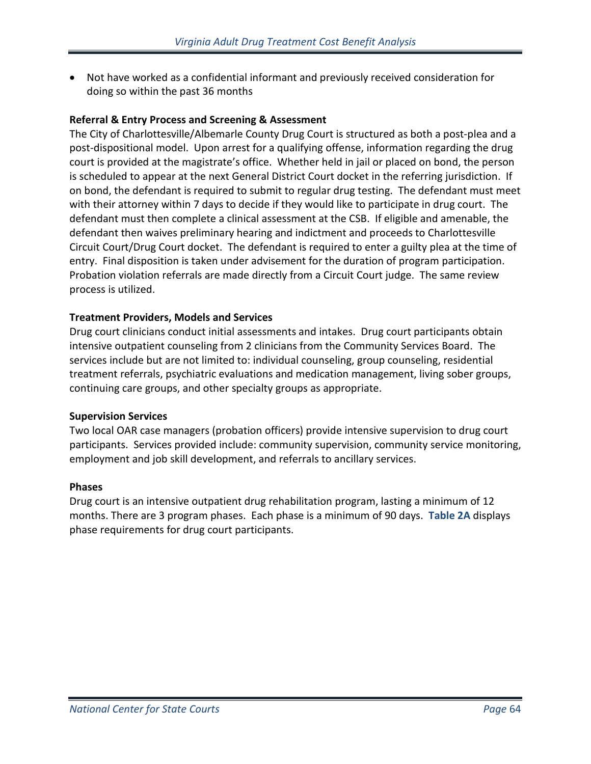- Not have worked as a confidential informant and previously received consideration for doing so within the past 36 months

**Referral & Entry Process and Screening & Assessment**

The City of Charlottesville/Albemarle County Drug Court is structured as both a post-plea and a post-dispositional model. Upon arrest for a qualifying offense, information regarding the drug court is provided at the magistrate's office. Whether held in jail or placed on bond, the person is scheduled to appear at the next General District Court docket in the referring jurisdiction. If on bond, the defendant is required to submit to regular drug testing. The defendant must meet with their attorney within 7 days to decide if they would like to participate in drug court. The defendant must then complete a clinical assessment at the CSB. If eligible and amenable, the defendant then waives preliminary hearing and indictment and proceeds to Charlottesville Circuit Court/Drug Court docket. The defendant is required to enter a guilty plea at the time of entry. Final disposition is taken under advisement for the duration of program participation. Probation violation referrals are made directly from a Circuit Court judge. The same review process is utilized.

**Treatment Providers, Models and Services**

Drug court clinicians conduct initial assessments and intakes. Drug court participants obtain intensive outpatient counseling from 2 clinicians from the Community Services Board. The services include but are not limited to: individual counseling, group counseling, residential treatment referrals, psychiatric evaluations and medication management, living sober groups, continuing care groups, and other specialty groups as appropriate.

**Supervision Services**

Two local OAR case managers (probation officers) provide intensive supervision to drug court participants. Services provided include: community supervision, community service monitoring, employment and job skill development, and referrals to ancillary services.

**Phases**

Drug court is an intensive outpatient drug rehabilitation program, lasting a minimum of 12 months. There are 3 program phases. Each phase is a minimum of 90 days. **Table 2A** displays phase requirements for drug court participants.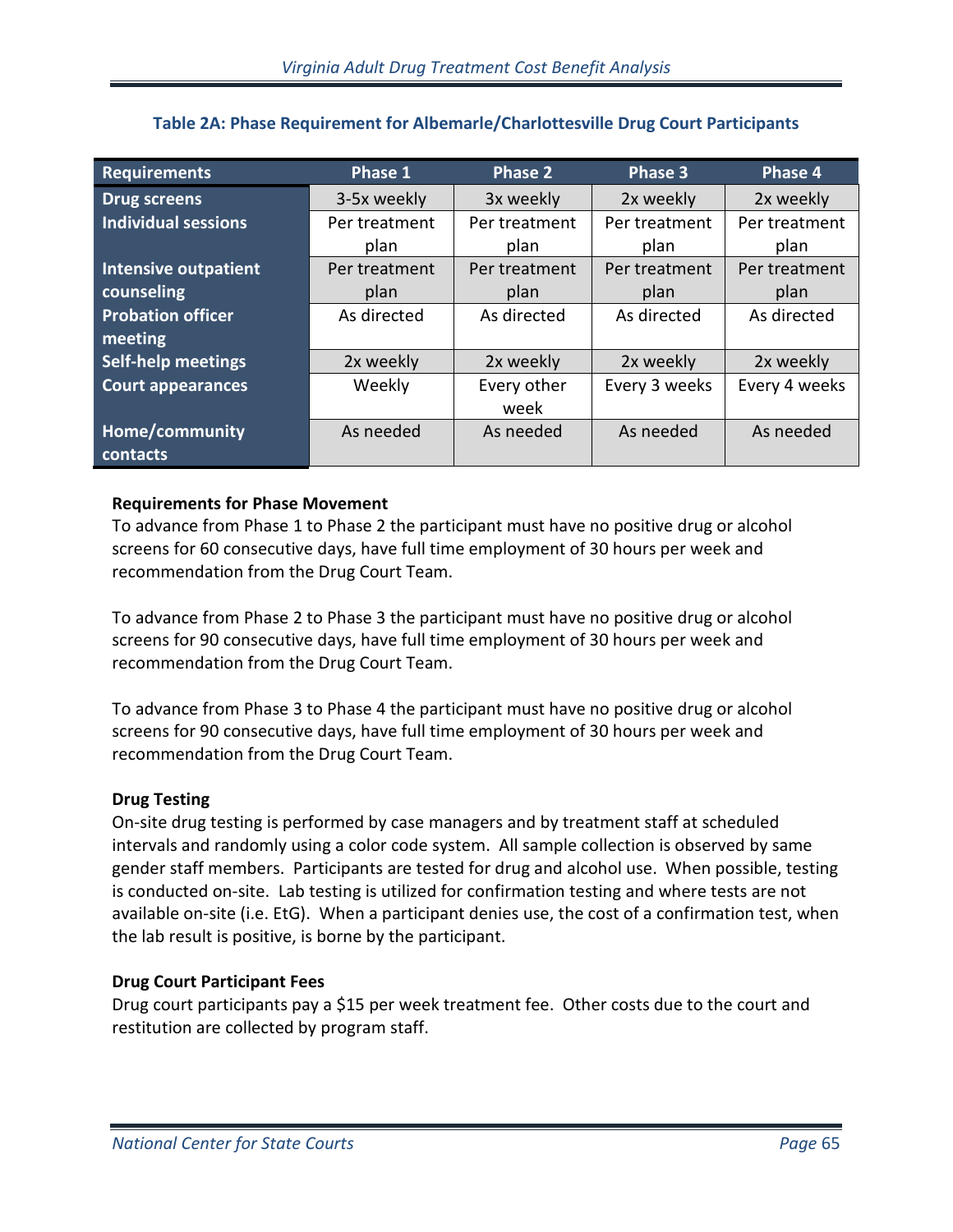**Table 2A: Phase Requirement for Albemarle/Charlottesville Drug Court Participants**

| Requirements | Phase 1 | Phase 2 | Phase 3 | Phase 4 |
|---|---|---|---|---|
| Drug screens | 3-5x weekly | 3x weekly | 2x weekly | 2x weekly |
| Individual sessions | Per treatment plan | Per treatment plan | Per treatment plan | Per treatment plan |
| Intensive outpatient counseling | Per treatment plan | Per treatment plan | Per treatment plan | Per treatment plan |
| Probation officer meeting | As directed | As directed | As directed | As directed |
| Self-help meetings | 2x weekly | 2x weekly | 2x weekly | 2x weekly |
| Court appearances | Weekly | Every other week | Every 3 weeks | Every 4 weeks |
| Home/community contacts | As needed | As needed | As needed | As needed |

**Requirements for Phase Movement**

To advance from Phase 1 to Phase 2 the participant must have no positive drug or alcohol screens for 60 consecutive days, have full time employment of 30 hours per week and recommendation from the Drug Court Team.

To advance from Phase 2 to Phase 3 the participant must have no positive drug or alcohol screens for 90 consecutive days, have full time employment of 30 hours per week and recommendation from the Drug Court Team.

To advance from Phase 3 to Phase 4 the participant must have no positive drug or alcohol screens for 90 consecutive days, have full time employment of 30 hours per week and recommendation from the Drug Court Team.

**Drug Testing**

On-site drug testing is performed by case managers and by treatment staff at scheduled intervals and randomly using a color code system. All sample collection is observed by same gender staff members. Participants are tested for drug and alcohol use. When possible, testing is conducted on-site. Lab testing is utilized for confirmation testing and where tests are not available on-site (i.e. EtG). When a participant denies use, the cost of a confirmation test, when the lab result is positive, is borne by the participant.

**Drug Court Participant Fees**

Drug court participants pay a $15 per week treatment fee. Other costs due to the court and restitution are collected by program staff.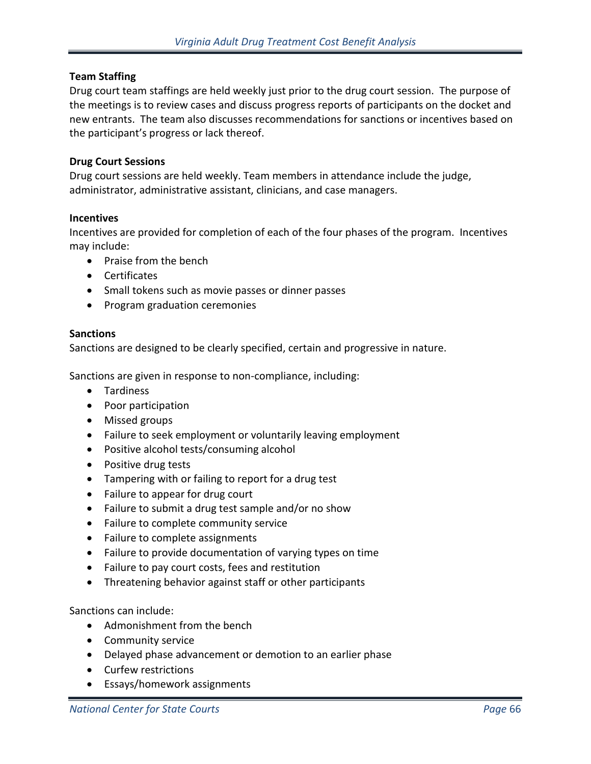**Team Staffing**

Drug court team staffings are held weekly just prior to the drug court session. The purpose of the meetings is to review cases and discuss progress reports of participants on the docket and new entrants. The team also discusses recommendations for sanctions or incentives based on the participant's progress or lack thereof.

**Drug Court Sessions**

Drug court sessions are held weekly. Team members in attendance include the judge, administrator, administrative assistant, clinicians, and case managers.

**Incentives**

Incentives are provided for completion of each of the four phases of the program. Incentives may include:

- Praise from the bench
- Certificates
- Small tokens such as movie passes or dinner passes
- Program graduation ceremonies

**Sanctions**

Sanctions are designed to be clearly specified, certain and progressive in nature.

Sanctions are given in response to non-compliance, including:

- Tardiness
- Poor participation
- Missed groups
- Failure to seek employment or voluntarily leaving employment
- Positive alcohol tests/consuming alcohol
- Positive drug tests
- Tampering with or failing to report for a drug test
- Failure to appear for drug court
- Failure to submit a drug test sample and/or no show
- Failure to complete community service
- Failure to complete assignments
- Failure to provide documentation of varying types on time
- Failure to pay court costs, fees and restitution
- Threatening behavior against staff or other participants

Sanctions can include:

- Admonishment from the bench
- Community service
- Delayed phase advancement or demotion to an earlier phase
- Curfew restrictions
- Essays/homework assignments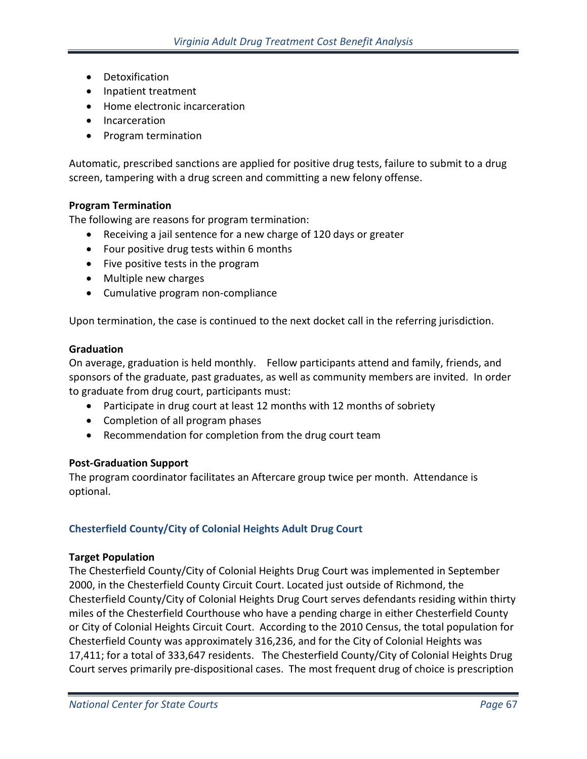- Detoxification
- Inpatient treatment
- Home electronic incarceration
- Incarceration
- Program termination

Automatic, prescribed sanctions are applied for positive drug tests, failure to submit to a drug screen, tampering with a drug screen and committing a new felony offense.

**Program Termination**

The following are reasons for program termination:

- Receiving a jail sentence for a new charge of 120 days or greater
- Four positive drug tests within 6 months
- Five positive tests in the program
- Multiple new charges
- Cumulative program non-compliance

Upon termination, the case is continued to the next docket call in the referring jurisdiction.

**Graduation**

On average, graduation is held monthly. Fellow participants attend and family, friends, and sponsors of the graduate, past graduates, as well as community members are invited. In order to graduate from drug court, participants must:

- Participate in drug court at least 12 months with 12 months of sobriety
- Completion of all program phases
- Recommendation for completion from the drug court team

**Post-Graduation Support**

The program coordinator facilitates an Aftercare group twice per month. Attendance is optional.

### Chesterfield County/City of Colonial Heights Adult Drug Court

**Target Population**

The Chesterfield County/City of Colonial Heights Drug Court was implemented in September 2000, in the Chesterfield County Circuit Court. Located just outside of Richmond, the Chesterfield County/City of Colonial Heights Drug Court serves defendants residing within thirty miles of the Chesterfield Courthouse who have a pending charge in either Chesterfield County or City of Colonial Heights Circuit Court. According to the 2010 Census, the total population for Chesterfield County was approximately 316,236, and for the City of Colonial Heights was 17,411; for a total of 333,647 residents. The Chesterfield County/City of Colonial Heights Drug Court serves primarily pre-dispositional cases. The most frequent drug of choice is prescription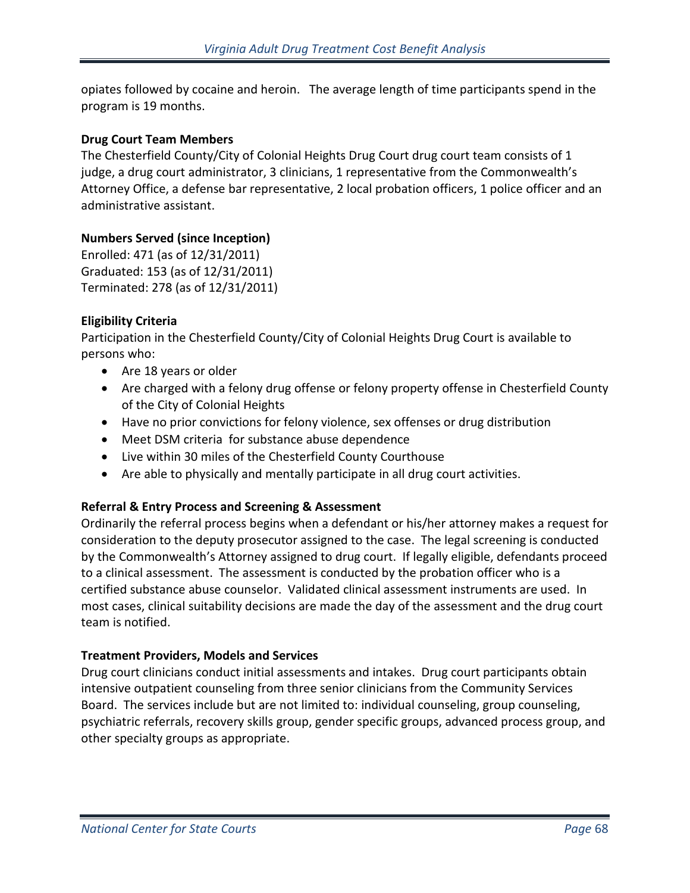opiates followed by cocaine and heroin. The average length of time participants spend in the program is 19 months.

**Drug Court Team Members**

The Chesterfield County/City of Colonial Heights Drug Court drug court team consists of 1 judge, a drug court administrator, 3 clinicians, 1 representative from the Commonwealth's Attorney Office, a defense bar representative, 2 local probation officers, 1 police officer and an administrative assistant.

**Numbers Served (since Inception)**

Enrolled: 471 (as of 12/31/2011)
Graduated: 153 (as of 12/31/2011)
Terminated: 278 (as of 12/31/2011)

**Eligibility Criteria**

Participation in the Chesterfield County/City of Colonial Heights Drug Court is available to persons who:

- Are 18 years or older
- Are charged with a felony drug offense or felony property offense in Chesterfield County of the City of Colonial Heights
- Have no prior convictions for felony violence, sex offenses or drug distribution
- Meet DSM criteria for substance abuse dependence
- Live within 30 miles of the Chesterfield County Courthouse
- Are able to physically and mentally participate in all drug court activities.

**Referral & Entry Process and Screening & Assessment**

Ordinarily the referral process begins when a defendant or his/her attorney makes a request for consideration to the deputy prosecutor assigned to the case. The legal screening is conducted by the Commonwealth's Attorney assigned to drug court. If legally eligible, defendants proceed to a clinical assessment. The assessment is conducted by the probation officer who is a certified substance abuse counselor. Validated clinical assessment instruments are used. In most cases, clinical suitability decisions are made the day of the assessment and the drug court team is notified.

**Treatment Providers, Models and Services**

Drug court clinicians conduct initial assessments and intakes. Drug court participants obtain intensive outpatient counseling from three senior clinicians from the Community Services Board. The services include but are not limited to: individual counseling, group counseling, psychiatric referrals, recovery skills group, gender specific groups, advanced process group, and other specialty groups as appropriate.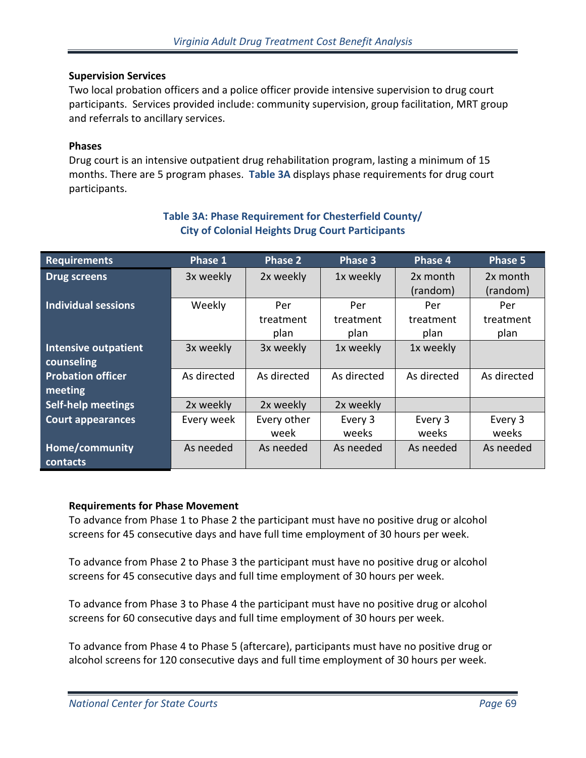### Supervision Services

Two local probation officers and a police officer provide intensive supervision to drug court participants. Services provided include: community supervision, group facilitation, MRT group and referrals to ancillary services.

### Phases

Drug court is an intensive outpatient drug rehabilitation program, lasting a minimum of 15 months. There are 5 program phases. **Table 3A** displays phase requirements for drug court participants.

**Table 3A: Phase Requirement for Chesterfield County/ City of Colonial Heights Drug Court Participants**

| Requirements | Phase 1 | Phase 2 | Phase 3 | Phase 4 | Phase 5 |
|---|---|---|---|---|---|
| Drug screens | 3x weekly | 2x weekly | 1x weekly | 2x month (random) | 2x month (random) |
| Individual sessions | Weekly | Per treatment plan | Per treatment plan | Per treatment plan | Per treatment plan |
| Intensive outpatient counseling | 3x weekly | 3x weekly | 1x weekly | 1x weekly | |
| Probation officer meeting | As directed | As directed | As directed | As directed | As directed |
| Self-help meetings | 2x weekly | 2x weekly | 2x weekly | | |
| Court appearances | Every week | Every other week | Every 3 weeks | Every 3 weeks | Every 3 weeks |
| Home/community contacts | As needed | As needed | As needed | As needed | As needed |

### Requirements for Phase Movement

To advance from Phase 1 to Phase 2 the participant must have no positive drug or alcohol screens for 45 consecutive days and have full time employment of 30 hours per week.

To advance from Phase 2 to Phase 3 the participant must have no positive drug or alcohol screens for 45 consecutive days and full time employment of 30 hours per week.

To advance from Phase 3 to Phase 4 the participant must have no positive drug or alcohol screens for 60 consecutive days and full time employment of 30 hours per week.

To advance from Phase 4 to Phase 5 (aftercare), participants must have no positive drug or alcohol screens for 120 consecutive days and full time employment of 30 hours per week.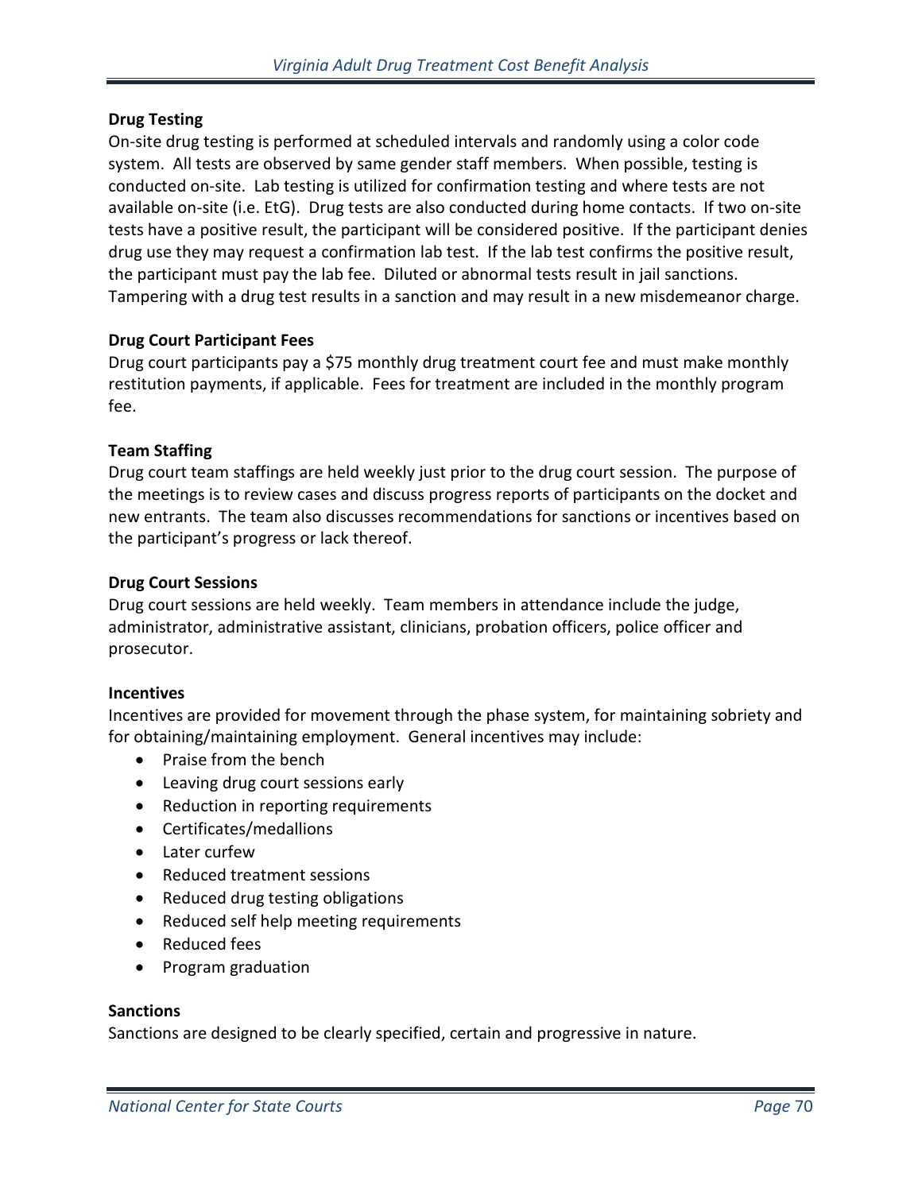**Drug Testing**

On-site drug testing is performed at scheduled intervals and randomly using a color code system. All tests are observed by same gender staff members. When possible, testing is conducted on-site. Lab testing is utilized for confirmation testing and where tests are not available on-site (i.e. EtG). Drug tests are also conducted during home contacts. If two on-site tests have a positive result, the participant will be considered positive. If the participant denies drug use they may request a confirmation lab test. If the lab test confirms the positive result, the participant must pay the lab fee. Diluted or abnormal tests result in jail sanctions. Tampering with a drug test results in a sanction and may result in a new misdemeanor charge.

**Drug Court Participant Fees**

Drug court participants pay a $75 monthly drug treatment court fee and must make monthly restitution payments, if applicable. Fees for treatment are included in the monthly program fee.

**Team Staffing**

Drug court team staffings are held weekly just prior to the drug court session. The purpose of the meetings is to review cases and discuss progress reports of participants on the docket and new entrants. The team also discusses recommendations for sanctions or incentives based on the participant's progress or lack thereof.

**Drug Court Sessions**

Drug court sessions are held weekly. Team members in attendance include the judge, administrator, administrative assistant, clinicians, probation officers, police officer and prosecutor.

**Incentives**

Incentives are provided for movement through the phase system, for maintaining sobriety and for obtaining/maintaining employment. General incentives may include:

- Praise from the bench
- Leaving drug court sessions early
- Reduction in reporting requirements
- Certificates/medallions
- Later curfew
- Reduced treatment sessions
- Reduced drug testing obligations
- Reduced self help meeting requirements
- Reduced fees
- Program graduation

**Sanctions**

Sanctions are designed to be clearly specified, certain and progressive in nature.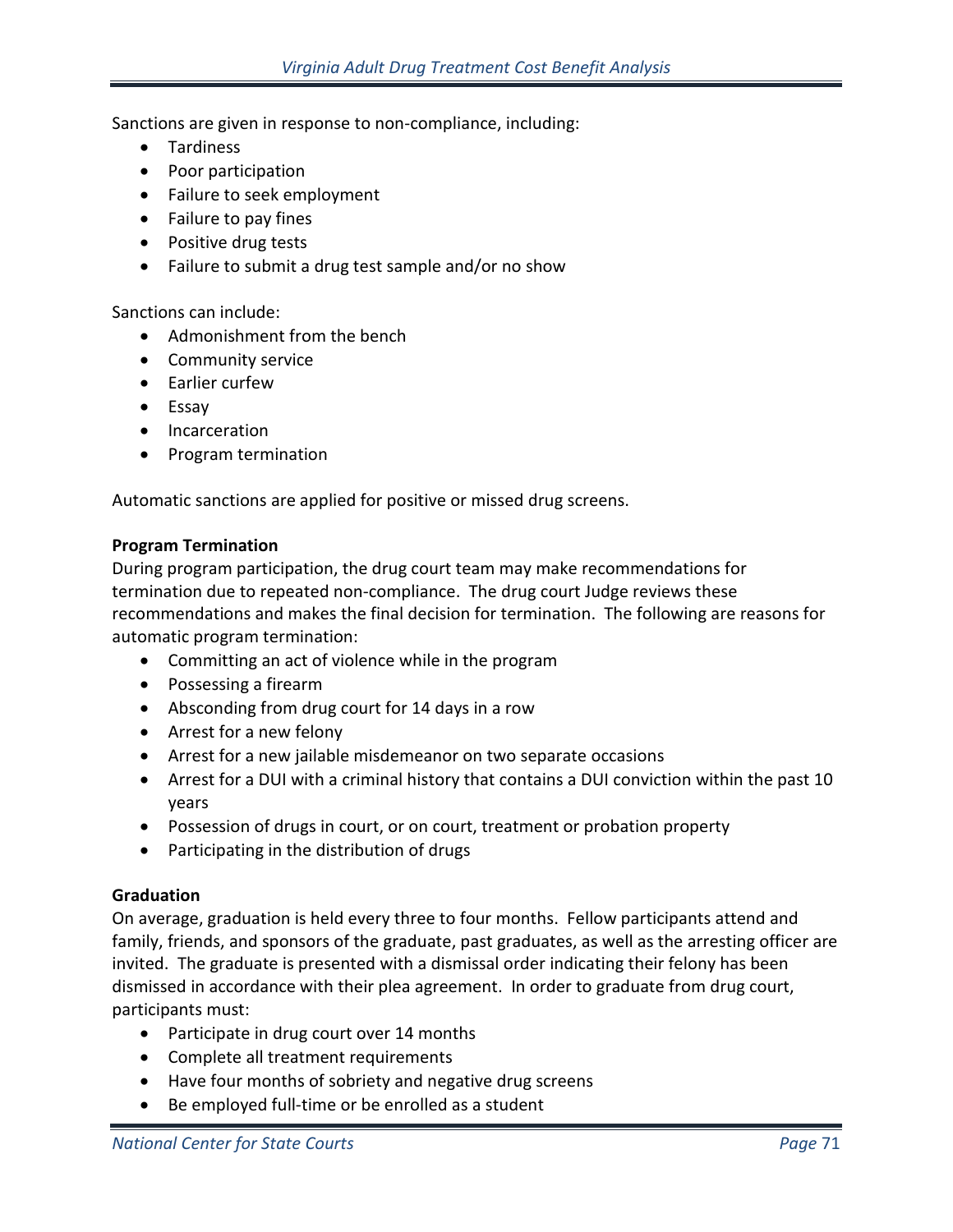Sanctions are given in response to non-compliance, including:

- Tardiness
- Poor participation
- Failure to seek employment
- Failure to pay fines
- Positive drug tests
- Failure to submit a drug test sample and/or no show

Sanctions can include:

- Admonishment from the bench
- Community service
- Earlier curfew
- Essay
- Incarceration
- Program termination

Automatic sanctions are applied for positive or missed drug screens.

**Program Termination**

During program participation, the drug court team may make recommendations for termination due to repeated non-compliance. The drug court Judge reviews these recommendations and makes the final decision for termination. The following are reasons for automatic program termination:

- Committing an act of violence while in the program
- Possessing a firearm
- Absconding from drug court for 14 days in a row
- Arrest for a new felony
- Arrest for a new jailable misdemeanor on two separate occasions
- Arrest for a DUI with a criminal history that contains a DUI conviction within the past 10 years
- Possession of drugs in court, or on court, treatment or probation property
- Participating in the distribution of drugs

**Graduation**

On average, graduation is held every three to four months. Fellow participants attend and family, friends, and sponsors of the graduate, past graduates, as well as the arresting officer are invited. The graduate is presented with a dismissal order indicating their felony has been dismissed in accordance with their plea agreement. In order to graduate from drug court, participants must:

- Participate in drug court over 14 months
- Complete all treatment requirements
- Have four months of sobriety and negative drug screens
- Be employed full-time or be enrolled as a student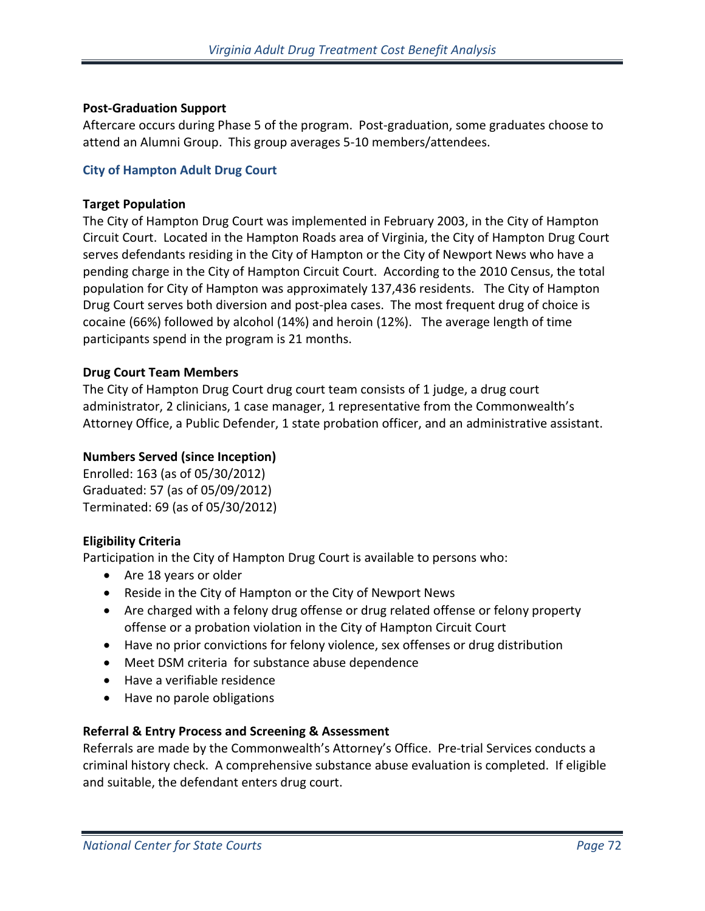**Post-Graduation Support**

Aftercare occurs during Phase 5 of the program. Post-graduation, some graduates choose to attend an Alumni Group. This group averages 5-10 members/attendees.

## City of Hampton Adult Drug Court

**Target Population**

The City of Hampton Drug Court was implemented in February 2003, in the City of Hampton Circuit Court. Located in the Hampton Roads area of Virginia, the City of Hampton Drug Court serves defendants residing in the City of Hampton or the City of Newport News who have a pending charge in the City of Hampton Circuit Court. According to the 2010 Census, the total population for City of Hampton was approximately 137,436 residents. The City of Hampton Drug Court serves both diversion and post-plea cases. The most frequent drug of choice is cocaine (66%) followed by alcohol (14%) and heroin (12%). The average length of time participants spend in the program is 21 months.

**Drug Court Team Members**

The City of Hampton Drug Court drug court team consists of 1 judge, a drug court administrator, 2 clinicians, 1 case manager, 1 representative from the Commonwealth's Attorney Office, a Public Defender, 1 state probation officer, and an administrative assistant.

**Numbers Served (since Inception)**

Enrolled: 163 (as of 05/30/2012)
Graduated: 57 (as of 05/09/2012)
Terminated: 69 (as of 05/30/2012)

**Eligibility Criteria**

Participation in the City of Hampton Drug Court is available to persons who:

- Are 18 years or older
- Reside in the City of Hampton or the City of Newport News
- Are charged with a felony drug offense or drug related offense or felony property offense or a probation violation in the City of Hampton Circuit Court
- Have no prior convictions for felony violence, sex offenses or drug distribution
- Meet DSM criteria for substance abuse dependence
- Have a verifiable residence
- Have no parole obligations

**Referral & Entry Process and Screening & Assessment**

Referrals are made by the Commonwealth's Attorney's Office. Pre-trial Services conducts a criminal history check. A comprehensive substance abuse evaluation is completed. If eligible and suitable, the defendant enters drug court.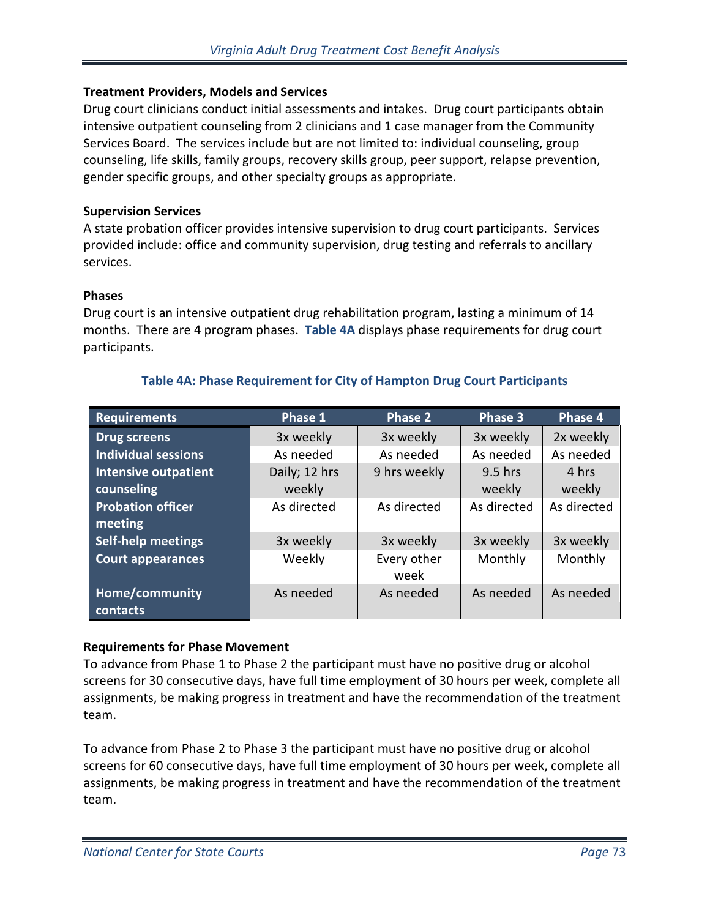**Treatment Providers, Models and Services**

Drug court clinicians conduct initial assessments and intakes. Drug court participants obtain intensive outpatient counseling from 2 clinicians and 1 case manager from the Community Services Board. The services include but are not limited to: individual counseling, group counseling, life skills, family groups, recovery skills group, peer support, relapse prevention, gender specific groups, and other specialty groups as appropriate.

**Supervision Services**

A state probation officer provides intensive supervision to drug court participants. Services provided include: office and community supervision, drug testing and referrals to ancillary services.

**Phases**

Drug court is an intensive outpatient drug rehabilitation program, lasting a minimum of 14 months. There are 4 program phases. **Table 4A** displays phase requirements for drug court participants.

**Table 4A: Phase Requirement for City of Hampton Drug Court Participants**

| Requirements | Phase 1 | Phase 2 | Phase 3 | Phase 4 |
|---|---|---|---|---|
| Drug screens | 3x weekly | 3x weekly | 3x weekly | 2x weekly |
| Individual sessions | As needed | As needed | As needed | As needed |
| Intensive outpatient counseling | Daily; 12 hrs weekly | 9 hrs weekly | 9.5 hrs weekly | 4 hrs weekly |
| Probation officer meeting | As directed | As directed | As directed | As directed |
| Self-help meetings | 3x weekly | 3x weekly | 3x weekly | 3x weekly |
| Court appearances | Weekly | Every other week | Monthly | Monthly |
| Home/community contacts | As needed | As needed | As needed | As needed |

**Requirements for Phase Movement**

To advance from Phase 1 to Phase 2 the participant must have no positive drug or alcohol screens for 30 consecutive days, have full time employment of 30 hours per week, complete all assignments, be making progress in treatment and have the recommendation of the treatment team.

To advance from Phase 2 to Phase 3 the participant must have no positive drug or alcohol screens for 60 consecutive days, have full time employment of 30 hours per week, complete all assignments, be making progress in treatment and have the recommendation of the treatment team.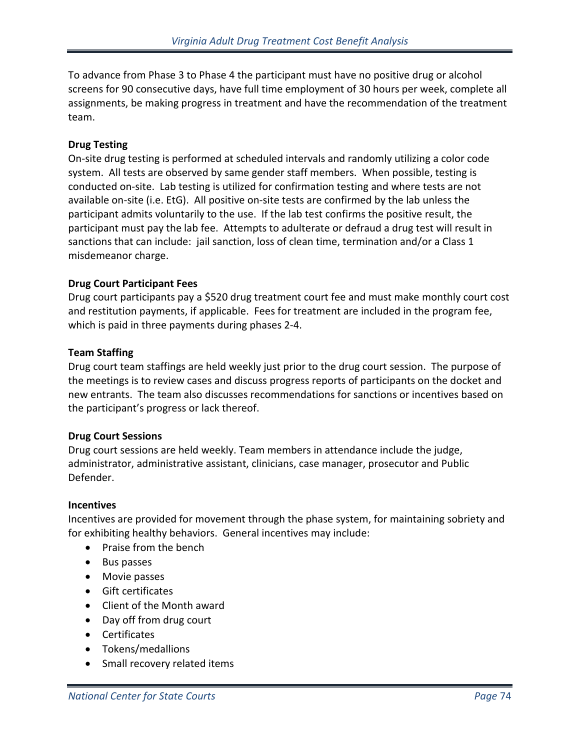To advance from Phase 3 to Phase 4 the participant must have no positive drug or alcohol screens for 90 consecutive days, have full time employment of 30 hours per week, complete all assignments, be making progress in treatment and have the recommendation of the treatment team.

**Drug Testing**

On-site drug testing is performed at scheduled intervals and randomly utilizing a color code system. All tests are observed by same gender staff members. When possible, testing is conducted on-site. Lab testing is utilized for confirmation testing and where tests are not available on-site (i.e. EtG). All positive on-site tests are confirmed by the lab unless the participant admits voluntarily to the use. If the lab test confirms the positive result, the participant must pay the lab fee. Attempts to adulterate or defraud a drug test will result in sanctions that can include: jail sanction, loss of clean time, termination and/or a Class 1 misdemeanor charge.

**Drug Court Participant Fees**

Drug court participants pay a $520 drug treatment court fee and must make monthly court cost and restitution payments, if applicable. Fees for treatment are included in the program fee, which is paid in three payments during phases 2-4.

**Team Staffing**

Drug court team staffings are held weekly just prior to the drug court session. The purpose of the meetings is to review cases and discuss progress reports of participants on the docket and new entrants. The team also discusses recommendations for sanctions or incentives based on the participant's progress or lack thereof.

**Drug Court Sessions**

Drug court sessions are held weekly. Team members in attendance include the judge, administrator, administrative assistant, clinicians, case manager, prosecutor and Public Defender.

**Incentives**

Incentives are provided for movement through the phase system, for maintaining sobriety and for exhibiting healthy behaviors. General incentives may include:

- Praise from the bench
- Bus passes
- Movie passes
- Gift certificates
- Client of the Month award
- Day off from drug court
- Certificates
- Tokens/medallions
- Small recovery related items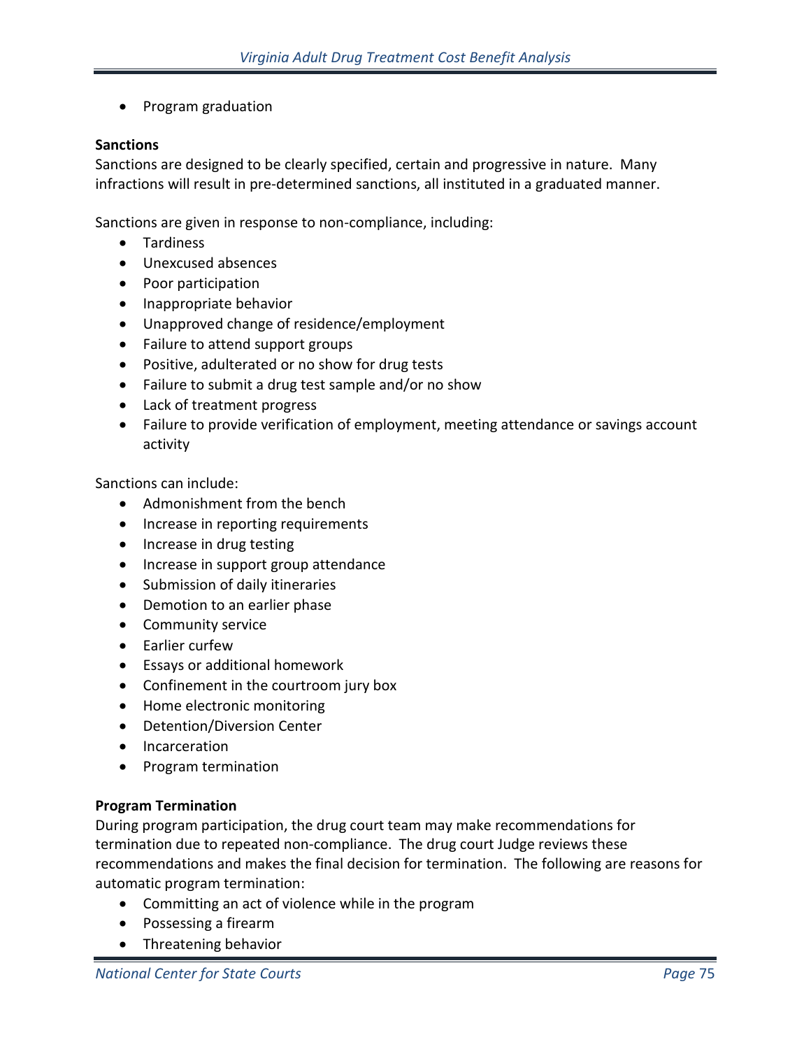- Program graduation

**Sanctions**

Sanctions are designed to be clearly specified, certain and progressive in nature. Many infractions will result in pre-determined sanctions, all instituted in a graduated manner.

Sanctions are given in response to non-compliance, including:

- Tardiness
- Unexcused absences
- Poor participation
- Inappropriate behavior
- Unapproved change of residence/employment
- Failure to attend support groups
- Positive, adulterated or no show for drug tests
- Failure to submit a drug test sample and/or no show
- Lack of treatment progress
- Failure to provide verification of employment, meeting attendance or savings account activity

Sanctions can include:

- Admonishment from the bench
- Increase in reporting requirements
- Increase in drug testing
- Increase in support group attendance
- Submission of daily itineraries
- Demotion to an earlier phase
- Community service
- Earlier curfew
- Essays or additional homework
- Confinement in the courtroom jury box
- Home electronic monitoring
- Detention/Diversion Center
- Incarceration
- Program termination

**Program Termination**

During program participation, the drug court team may make recommendations for termination due to repeated non-compliance. The drug court Judge reviews these recommendations and makes the final decision for termination. The following are reasons for automatic program termination:

- Committing an act of violence while in the program
- Possessing a firearm
- Threatening behavior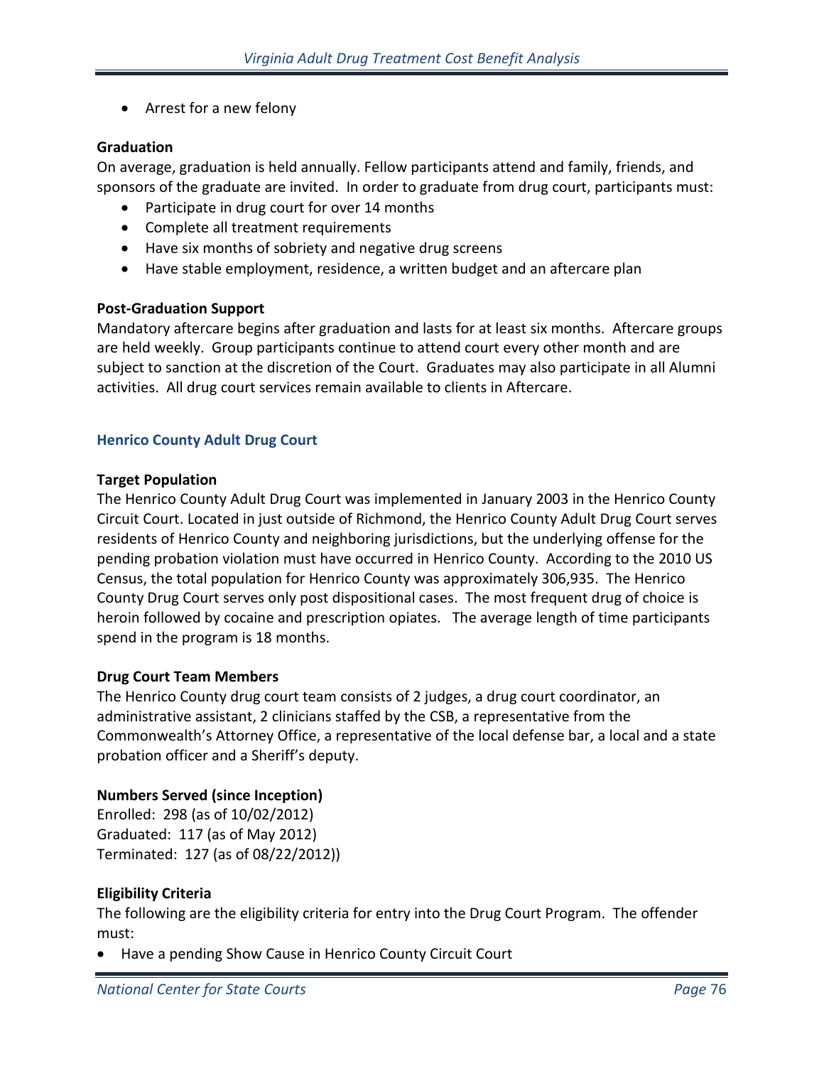- Arrest for a new felony

**Graduation**

On average, graduation is held annually. Fellow participants attend and family, friends, and sponsors of the graduate are invited. In order to graduate from drug court, participants must:

- Participate in drug court for over 14 months
- Complete all treatment requirements
- Have six months of sobriety and negative drug screens
- Have stable employment, residence, a written budget and an aftercare plan

**Post-Graduation Support**

Mandatory aftercare begins after graduation and lasts for at least six months. Aftercare groups are held weekly. Group participants continue to attend court every other month and are subject to sanction at the discretion of the Court. Graduates may also participate in all Alumni activities. All drug court services remain available to clients in Aftercare.

### Henrico County Adult Drug Court

**Target Population**

The Henrico County Adult Drug Court was implemented in January 2003 in the Henrico County Circuit Court. Located in just outside of Richmond, the Henrico County Adult Drug Court serves residents of Henrico County and neighboring jurisdictions, but the underlying offense for the pending probation violation must have occurred in Henrico County. According to the 2010 US Census, the total population for Henrico County was approximately 306,935. The Henrico County Drug Court serves only post dispositional cases. The most frequent drug of choice is heroin followed by cocaine and prescription opiates. The average length of time participants spend in the program is 18 months.

**Drug Court Team Members**

The Henrico County drug court team consists of 2 judges, a drug court coordinator, an administrative assistant, 2 clinicians staffed by the CSB, a representative from the Commonwealth's Attorney Office, a representative of the local defense bar, a local and a state probation officer and a Sheriff's deputy.

**Numbers Served (since Inception)**

Enrolled: 298 (as of 10/02/2012)
Graduated: 117 (as of May 2012)
Terminated: 127 (as of 08/22/2012))

**Eligibility Criteria**

The following are the eligibility criteria for entry into the Drug Court Program. The offender must:

- Have a pending Show Cause in Henrico County Circuit Court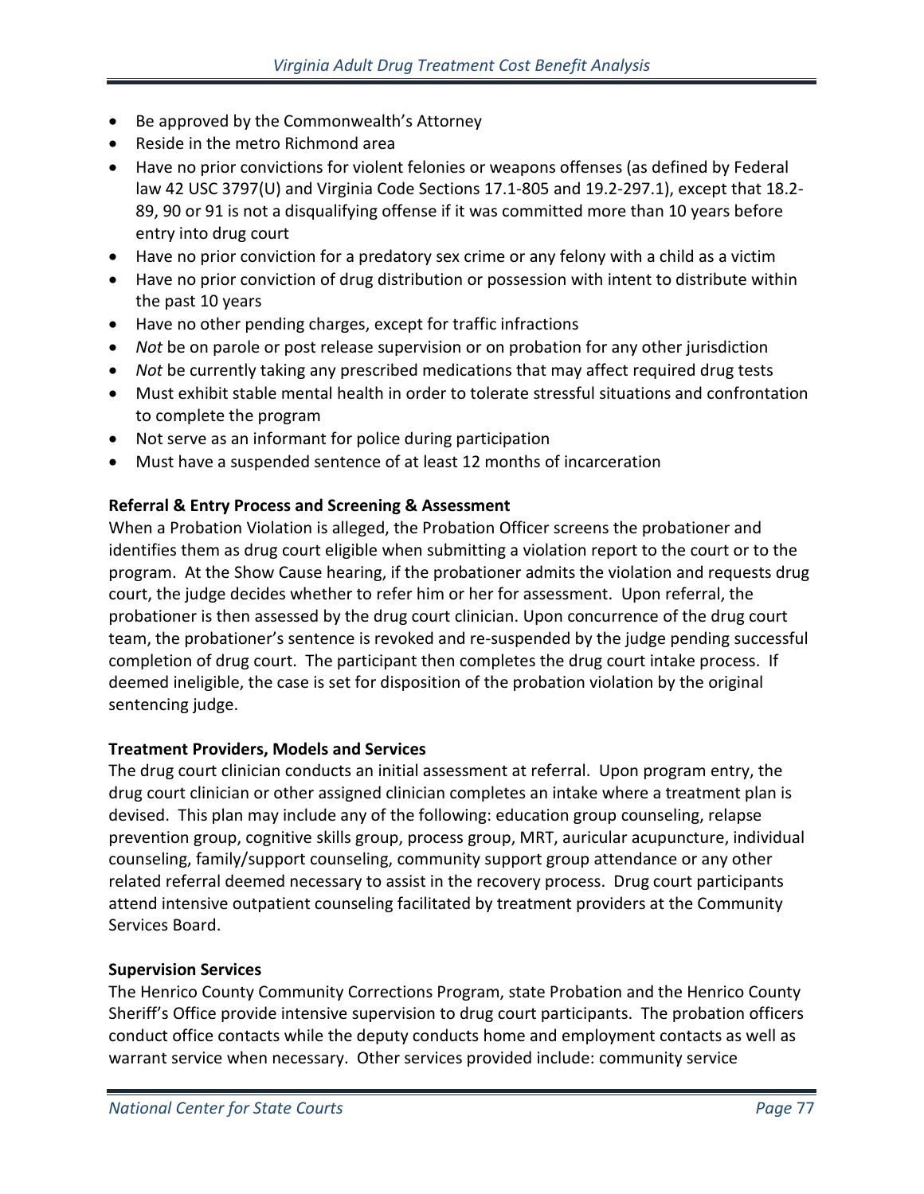- Be approved by the Commonwealth's Attorney
- Reside in the metro Richmond area
- Have no prior convictions for violent felonies or weapons offenses (as defined by Federal law 42 USC 3797(U) and Virginia Code Sections 17.1-805 and 19.2-297.1), except that 18.2-89, 90 or 91 is not a disqualifying offense if it was committed more than 10 years before entry into drug court
- Have no prior conviction for a predatory sex crime or any felony with a child as a victim
- Have no prior conviction of drug distribution or possession with intent to distribute within the past 10 years
- Have no other pending charges, except for traffic infractions
- *Not* be on parole or post release supervision or on probation for any other jurisdiction
- *Not* be currently taking any prescribed medications that may affect required drug tests
- Must exhibit stable mental health in order to tolerate stressful situations and confrontation to complete the program
- Not serve as an informant for police during participation
- Must have a suspended sentence of at least 12 months of incarceration

**Referral & Entry Process and Screening & Assessment**

When a Probation Violation is alleged, the Probation Officer screens the probationer and identifies them as drug court eligible when submitting a violation report to the court or to the program. At the Show Cause hearing, if the probationer admits the violation and requests drug court, the judge decides whether to refer him or her for assessment. Upon referral, the probationer is then assessed by the drug court clinician. Upon concurrence of the drug court team, the probationer's sentence is revoked and re-suspended by the judge pending successful completion of drug court. The participant then completes the drug court intake process. If deemed ineligible, the case is set for disposition of the probation violation by the original sentencing judge.

**Treatment Providers, Models and Services**

The drug court clinician conducts an initial assessment at referral. Upon program entry, the drug court clinician or other assigned clinician completes an intake where a treatment plan is devised. This plan may include any of the following: education group counseling, relapse prevention group, cognitive skills group, process group, MRT, auricular acupuncture, individual counseling, family/support counseling, community support group attendance or any other related referral deemed necessary to assist in the recovery process. Drug court participants attend intensive outpatient counseling facilitated by treatment providers at the Community Services Board.

**Supervision Services**

The Henrico County Community Corrections Program, state Probation and the Henrico County Sheriff's Office provide intensive supervision to drug court participants. The probation officers conduct office contacts while the deputy conducts home and employment contacts as well as warrant service when necessary. Other services provided include: community service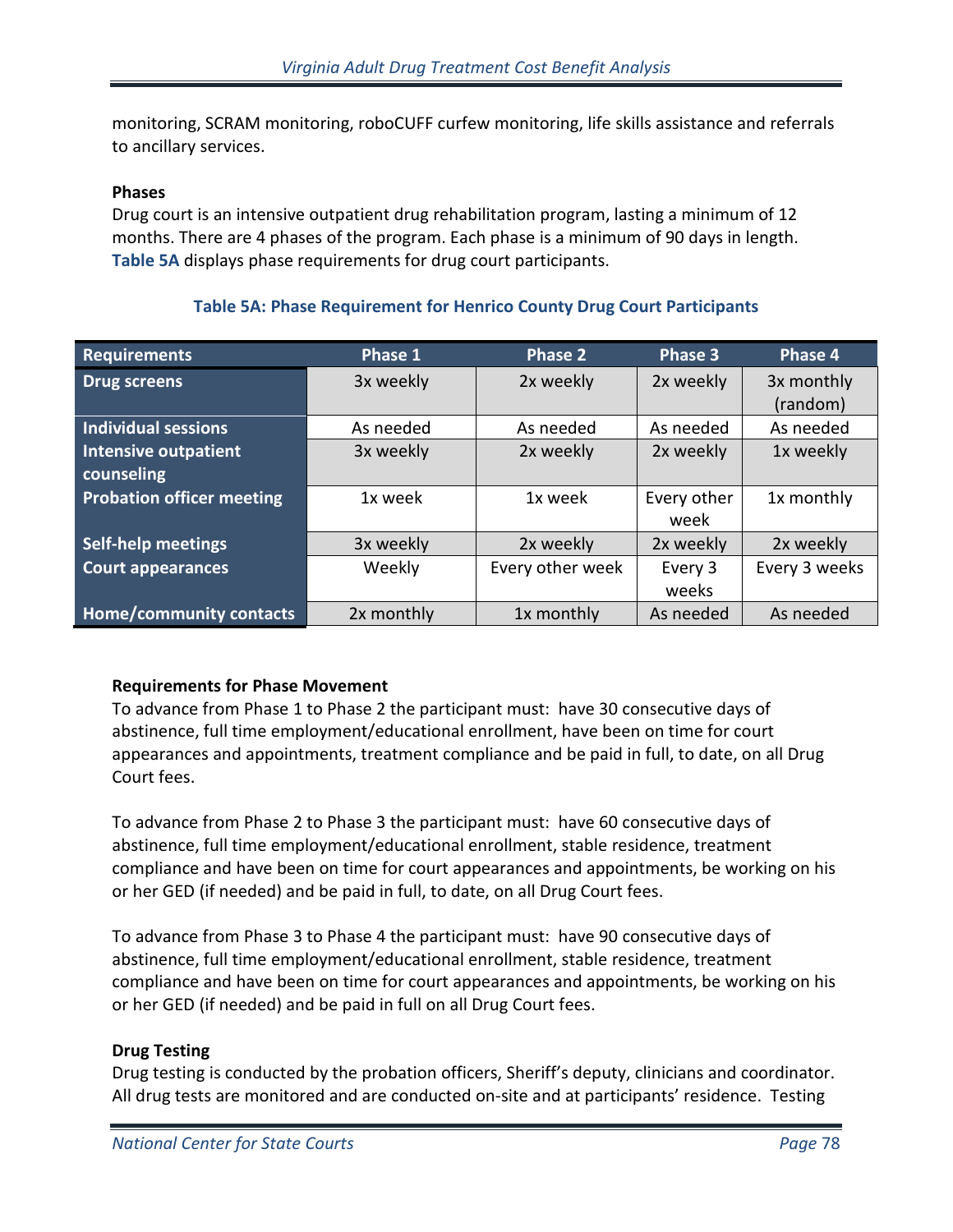monitoring, SCRAM monitoring, roboCUFF curfew monitoring, life skills assistance and referrals to ancillary services.

**Phases**

Drug court is an intensive outpatient drug rehabilitation program, lasting a minimum of 12 months. There are 4 phases of the program. Each phase is a minimum of 90 days in length. **Table 5A** displays phase requirements for drug court participants.

**Table 5A: Phase Requirement for Henrico County Drug Court Participants**

| Requirements | Phase 1 | Phase 2 | Phase 3 | Phase 4 |
|---|---|---|---|---|
| Drug screens | 3x weekly | 2x weekly | 2x weekly | 3x monthly (random) |
| Individual sessions | As needed | As needed | As needed | As needed |
| Intensive outpatient counseling | 3x weekly | 2x weekly | 2x weekly | 1x weekly |
| Probation officer meeting | 1x week | 1x week | Every other week | 1x monthly |
| Self-help meetings | 3x weekly | 2x weekly | 2x weekly | 2x weekly |
| Court appearances | Weekly | Every other week | Every 3 weeks | Every 3 weeks |
| Home/community contacts | 2x monthly | 1x monthly | As needed | As needed |

**Requirements for Phase Movement**

To advance from Phase 1 to Phase 2 the participant must: have 30 consecutive days of abstinence, full time employment/educational enrollment, have been on time for court appearances and appointments, treatment compliance and be paid in full, to date, on all Drug Court fees.

To advance from Phase 2 to Phase 3 the participant must: have 60 consecutive days of abstinence, full time employment/educational enrollment, stable residence, treatment compliance and have been on time for court appearances and appointments, be working on his or her GED (if needed) and be paid in full, to date, on all Drug Court fees.

To advance from Phase 3 to Phase 4 the participant must: have 90 consecutive days of abstinence, full time employment/educational enrollment, stable residence, treatment compliance and have been on time for court appearances and appointments, be working on his or her GED (if needed) and be paid in full on all Drug Court fees.

**Drug Testing**

Drug testing is conducted by the probation officers, Sheriff's deputy, clinicians and coordinator. All drug tests are monitored and are conducted on-site and at participants' residence. Testing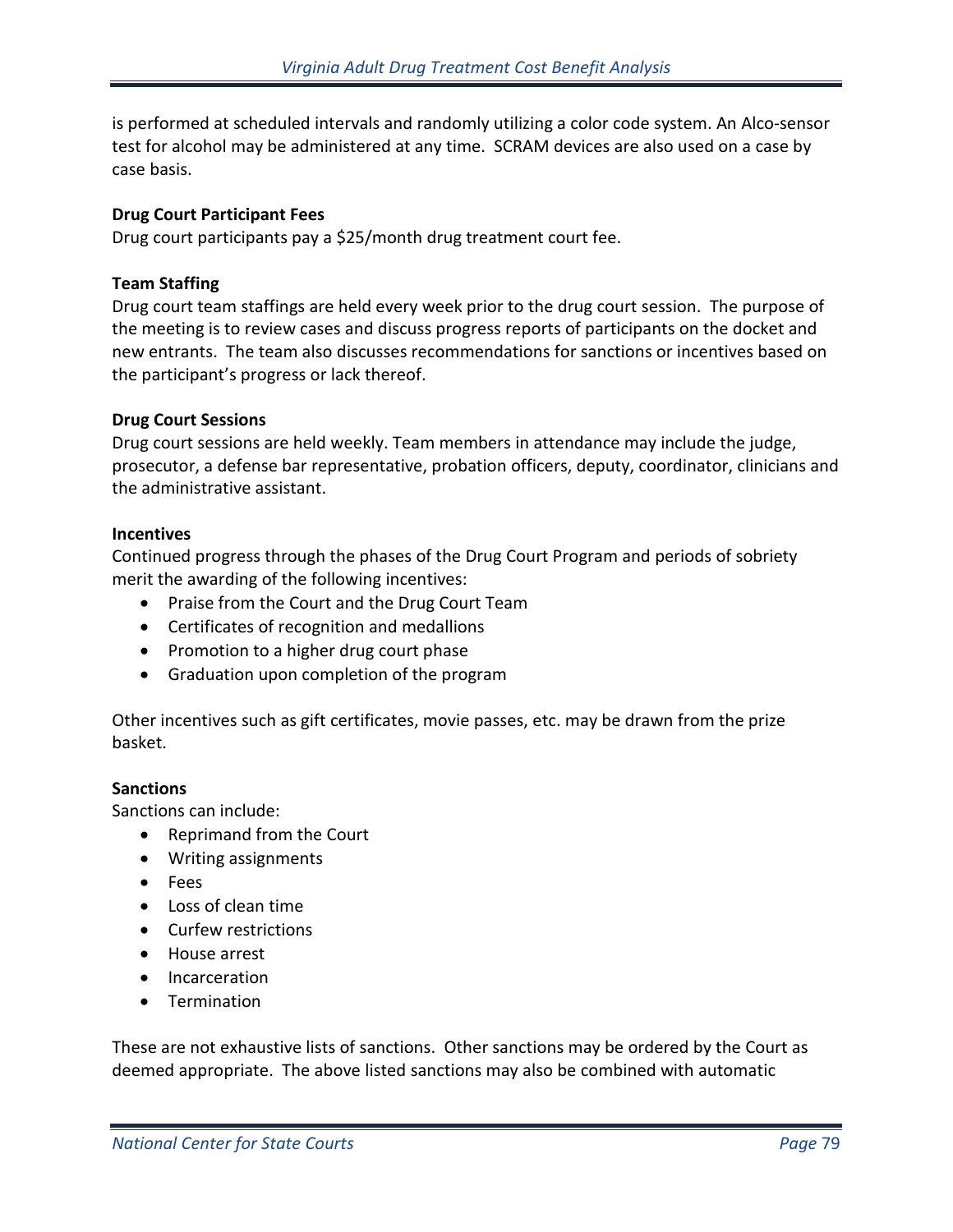is performed at scheduled intervals and randomly utilizing a color code system. An Alco-sensor test for alcohol may be administered at any time. SCRAM devices are also used on a case by case basis.

**Drug Court Participant Fees**

Drug court participants pay a $25/month drug treatment court fee.

**Team Staffing**

Drug court team staffings are held every week prior to the drug court session. The purpose of the meeting is to review cases and discuss progress reports of participants on the docket and new entrants. The team also discusses recommendations for sanctions or incentives based on the participant's progress or lack thereof.

**Drug Court Sessions**

Drug court sessions are held weekly. Team members in attendance may include the judge, prosecutor, a defense bar representative, probation officers, deputy, coordinator, clinicians and the administrative assistant.

**Incentives**

Continued progress through the phases of the Drug Court Program and periods of sobriety merit the awarding of the following incentives:

- Praise from the Court and the Drug Court Team
- Certificates of recognition and medallions
- Promotion to a higher drug court phase
- Graduation upon completion of the program

Other incentives such as gift certificates, movie passes, etc. may be drawn from the prize basket.

**Sanctions**

Sanctions can include:

- Reprimand from the Court
- Writing assignments
- Fees
- Loss of clean time
- Curfew restrictions
- House arrest
- Incarceration
- Termination

These are not exhaustive lists of sanctions. Other sanctions may be ordered by the Court as deemed appropriate. The above listed sanctions may also be combined with automatic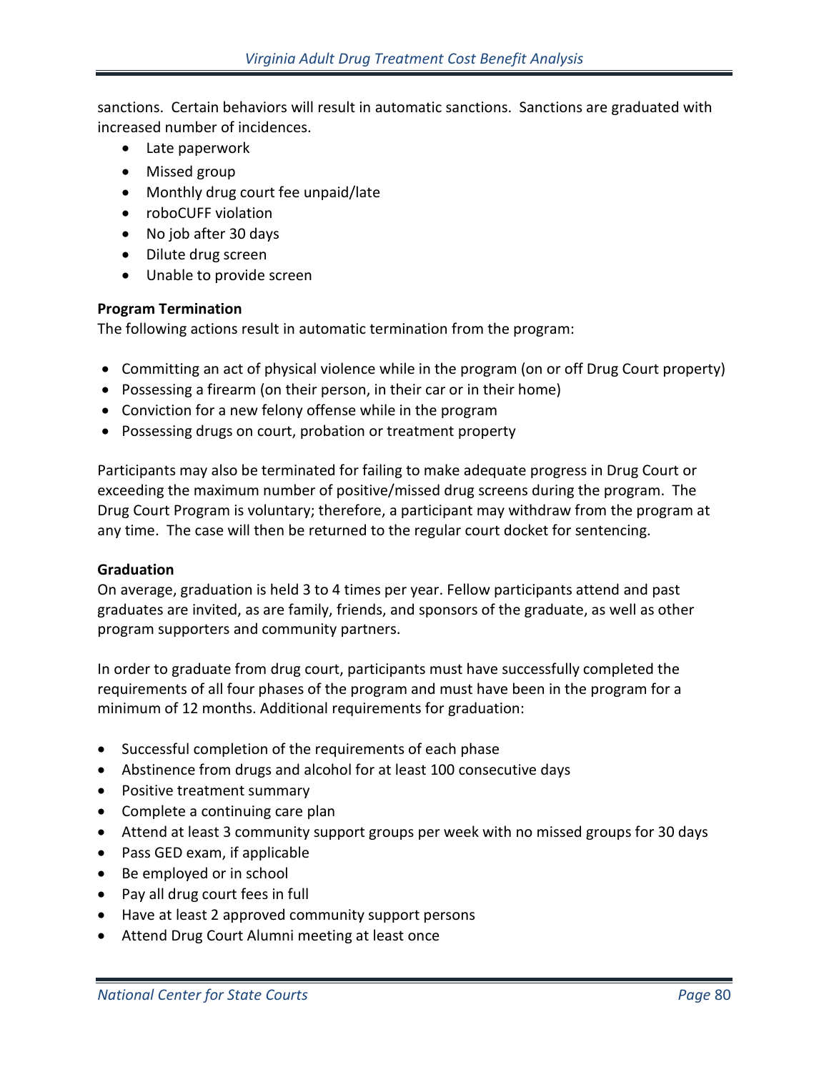sanctions. Certain behaviors will result in automatic sanctions. Sanctions are graduated with increased number of incidences.

- Late paperwork
- Missed group
- Monthly drug court fee unpaid/late
- roboCUFF violation
- No job after 30 days
- Dilute drug screen
- Unable to provide screen

**Program Termination**

The following actions result in automatic termination from the program:

- Committing an act of physical violence while in the program (on or off Drug Court property)
- Possessing a firearm (on their person, in their car or in their home)
- Conviction for a new felony offense while in the program
- Possessing drugs on court, probation or treatment property

Participants may also be terminated for failing to make adequate progress in Drug Court or exceeding the maximum number of positive/missed drug screens during the program. The Drug Court Program is voluntary; therefore, a participant may withdraw from the program at any time. The case will then be returned to the regular court docket for sentencing.

**Graduation**

On average, graduation is held 3 to 4 times per year. Fellow participants attend and past graduates are invited, as are family, friends, and sponsors of the graduate, as well as other program supporters and community partners.

In order to graduate from drug court, participants must have successfully completed the requirements of all four phases of the program and must have been in the program for a minimum of 12 months. Additional requirements for graduation:

- Successful completion of the requirements of each phase
- Abstinence from drugs and alcohol for at least 100 consecutive days
- Positive treatment summary
- Complete a continuing care plan
- Attend at least 3 community support groups per week with no missed groups for 30 days
- Pass GED exam, if applicable
- Be employed or in school
- Pay all drug court fees in full
- Have at least 2 approved community support persons
- Attend Drug Court Alumni meeting at least once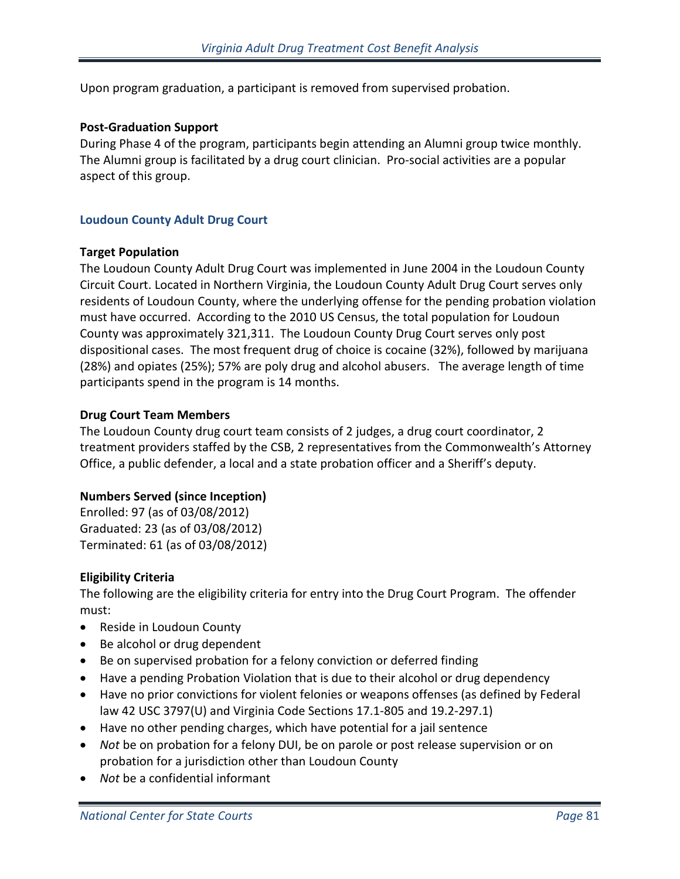Upon program graduation, a participant is removed from supervised probation.

**Post-Graduation Support**

During Phase 4 of the program, participants begin attending an Alumni group twice monthly. The Alumni group is facilitated by a drug court clinician. Pro-social activities are a popular aspect of this group.

### Loudoun County Adult Drug Court

**Target Population**

The Loudoun County Adult Drug Court was implemented in June 2004 in the Loudoun County Circuit Court. Located in Northern Virginia, the Loudoun County Adult Drug Court serves only residents of Loudoun County, where the underlying offense for the pending probation violation must have occurred. According to the 2010 US Census, the total population for Loudoun County was approximately 321,311. The Loudoun County Drug Court serves only post dispositional cases. The most frequent drug of choice is cocaine (32%), followed by marijuana (28%) and opiates (25%); 57% are poly drug and alcohol abusers. The average length of time participants spend in the program is 14 months.

**Drug Court Team Members**

The Loudoun County drug court team consists of 2 judges, a drug court coordinator, 2 treatment providers staffed by the CSB, 2 representatives from the Commonwealth's Attorney Office, a public defender, a local and a state probation officer and a Sheriff's deputy.

**Numbers Served (since Inception)**

Enrolled: 97 (as of 03/08/2012)
Graduated: 23 (as of 03/08/2012)
Terminated: 61 (as of 03/08/2012)

**Eligibility Criteria**

The following are the eligibility criteria for entry into the Drug Court Program. The offender must:

- Reside in Loudoun County
- Be alcohol or drug dependent
- Be on supervised probation for a felony conviction or deferred finding
- Have a pending Probation Violation that is due to their alcohol or drug dependency
- Have no prior convictions for violent felonies or weapons offenses (as defined by Federal law 42 USC 3797(U) and Virginia Code Sections 17.1-805 and 19.2-297.1)
- Have no other pending charges, which have potential for a jail sentence
- *Not* be on probation for a felony DUI, be on parole or post release supervision or on probation for a jurisdiction other than Loudoun County
- *Not* be a confidential informant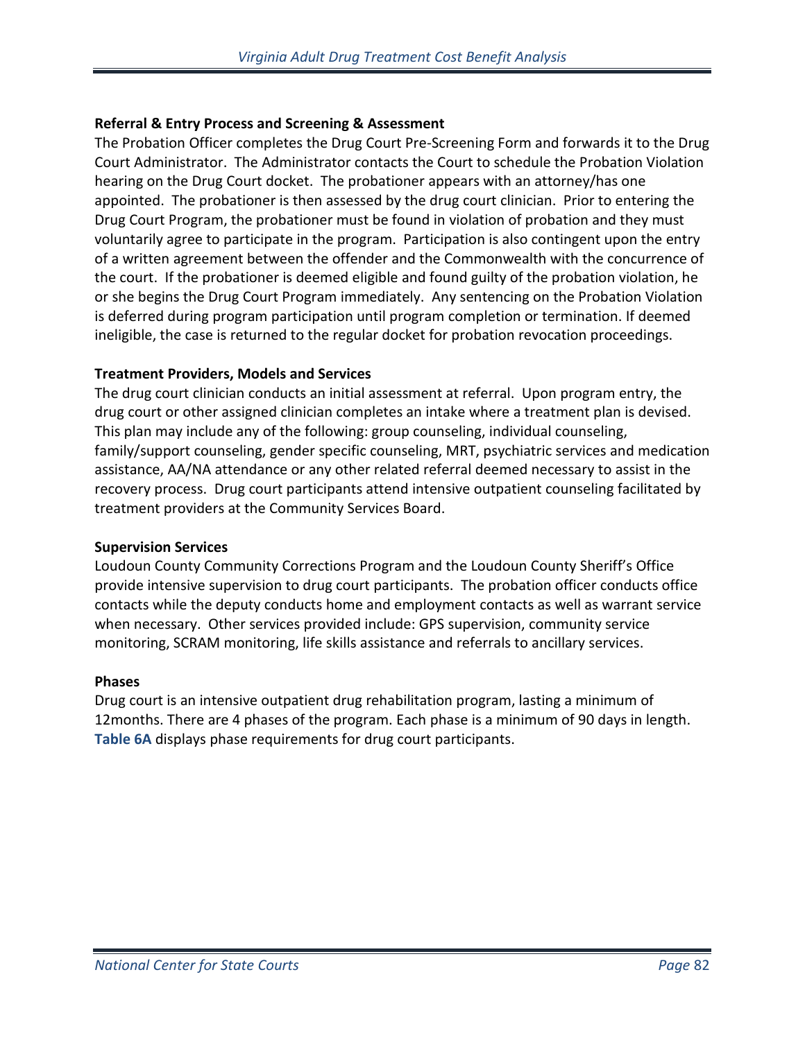**Referral & Entry Process and Screening & Assessment**

The Probation Officer completes the Drug Court Pre-Screening Form and forwards it to the Drug Court Administrator. The Administrator contacts the Court to schedule the Probation Violation hearing on the Drug Court docket. The probationer appears with an attorney/has one appointed. The probationer is then assessed by the drug court clinician. Prior to entering the Drug Court Program, the probationer must be found in violation of probation and they must voluntarily agree to participate in the program. Participation is also contingent upon the entry of a written agreement between the offender and the Commonwealth with the concurrence of the court. If the probationer is deemed eligible and found guilty of the probation violation, he or she begins the Drug Court Program immediately. Any sentencing on the Probation Violation is deferred during program participation until program completion or termination. If deemed ineligible, the case is returned to the regular docket for probation revocation proceedings.

**Treatment Providers, Models and Services**

The drug court clinician conducts an initial assessment at referral. Upon program entry, the drug court or other assigned clinician completes an intake where a treatment plan is devised. This plan may include any of the following: group counseling, individual counseling, family/support counseling, gender specific counseling, MRT, psychiatric services and medication assistance, AA/NA attendance or any other related referral deemed necessary to assist in the recovery process. Drug court participants attend intensive outpatient counseling facilitated by treatment providers at the Community Services Board.

**Supervision Services**

Loudoun County Community Corrections Program and the Loudoun County Sheriff's Office provide intensive supervision to drug court participants. The probation officer conducts office contacts while the deputy conducts home and employment contacts as well as warrant service when necessary. Other services provided include: GPS supervision, community service monitoring, SCRAM monitoring, life skills assistance and referrals to ancillary services.

**Phases**

Drug court is an intensive outpatient drug rehabilitation program, lasting a minimum of 12months. There are 4 phases of the program. Each phase is a minimum of 90 days in length. **Table 6A** displays phase requirements for drug court participants.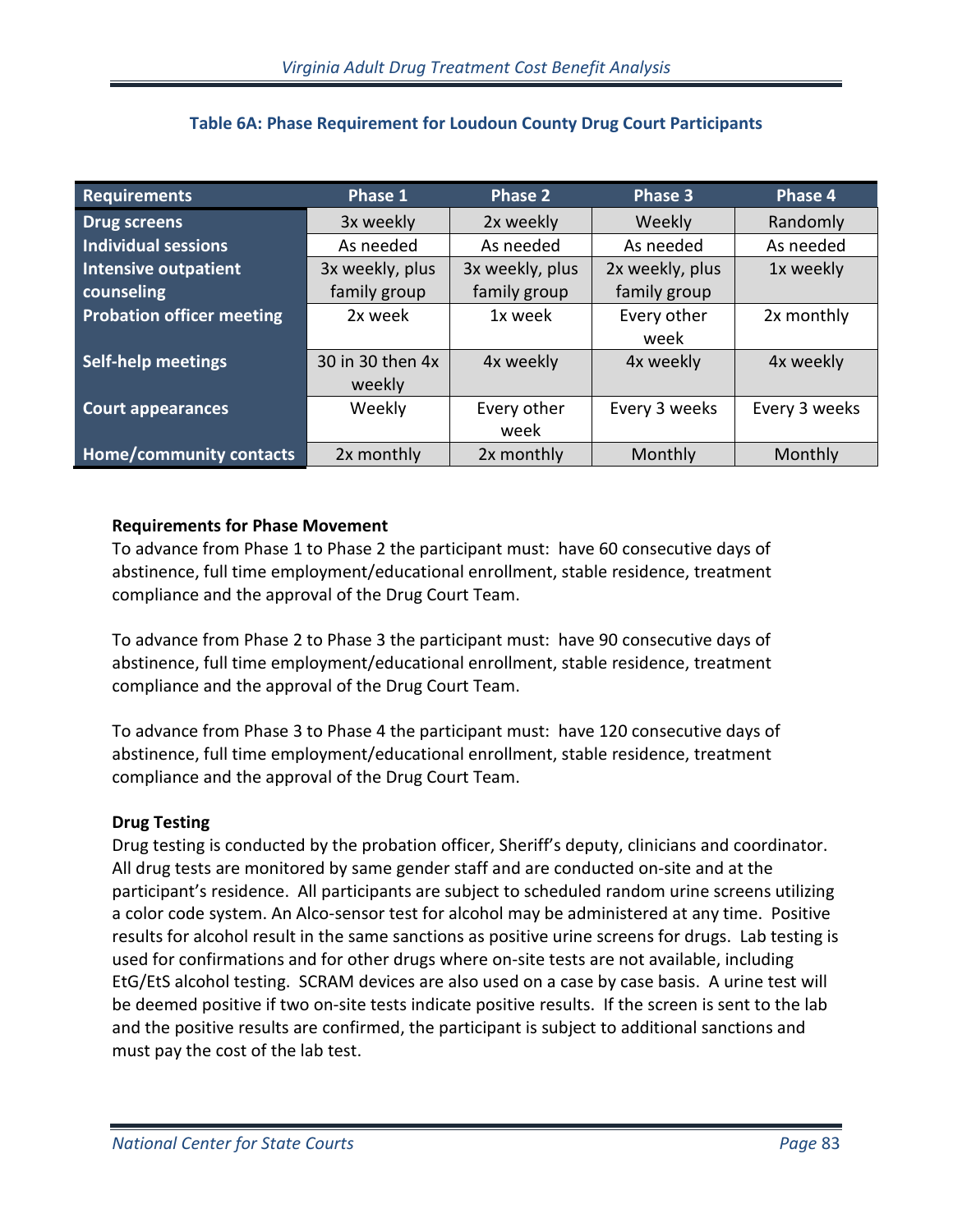### Table 6A: Phase Requirement for Loudoun County Drug Court Participants

| Requirements | Phase 1 | Phase 2 | Phase 3 | Phase 4 |
|---|---|---|---|---|
| Drug screens | 3x weekly | 2x weekly | Weekly | Randomly |
| Individual sessions | As needed | As needed | As needed | As needed |
| Intensive outpatient counseling | 3x weekly, plus family group | 3x weekly, plus family group | 2x weekly, plus family group | 1x weekly |
| Probation officer meeting | 2x week | 1x week | Every other week | 2x monthly |
| Self-help meetings | 30 in 30 then 4x weekly | 4x weekly | 4x weekly | 4x weekly |
| Court appearances | Weekly | Every other week | Every 3 weeks | Every 3 weeks |
| Home/community contacts | 2x monthly | 2x monthly | Monthly | Monthly |

**Requirements for Phase Movement**

To advance from Phase 1 to Phase 2 the participant must: have 60 consecutive days of abstinence, full time employment/educational enrollment, stable residence, treatment compliance and the approval of the Drug Court Team.

To advance from Phase 2 to Phase 3 the participant must: have 90 consecutive days of abstinence, full time employment/educational enrollment, stable residence, treatment compliance and the approval of the Drug Court Team.

To advance from Phase 3 to Phase 4 the participant must: have 120 consecutive days of abstinence, full time employment/educational enrollment, stable residence, treatment compliance and the approval of the Drug Court Team.

**Drug Testing**

Drug testing is conducted by the probation officer, Sheriff's deputy, clinicians and coordinator. All drug tests are monitored by same gender staff and are conducted on-site and at the participant's residence. All participants are subject to scheduled random urine screens utilizing a color code system. An Alco-sensor test for alcohol may be administered at any time. Positive results for alcohol result in the same sanctions as positive urine screens for drugs. Lab testing is used for confirmations and for other drugs where on-site tests are not available, including EtG/EtS alcohol testing. SCRAM devices are also used on a case by case basis. A urine test will be deemed positive if two on-site tests indicate positive results. If the screen is sent to the lab and the positive results are confirmed, the participant is subject to additional sanctions and must pay the cost of the lab test.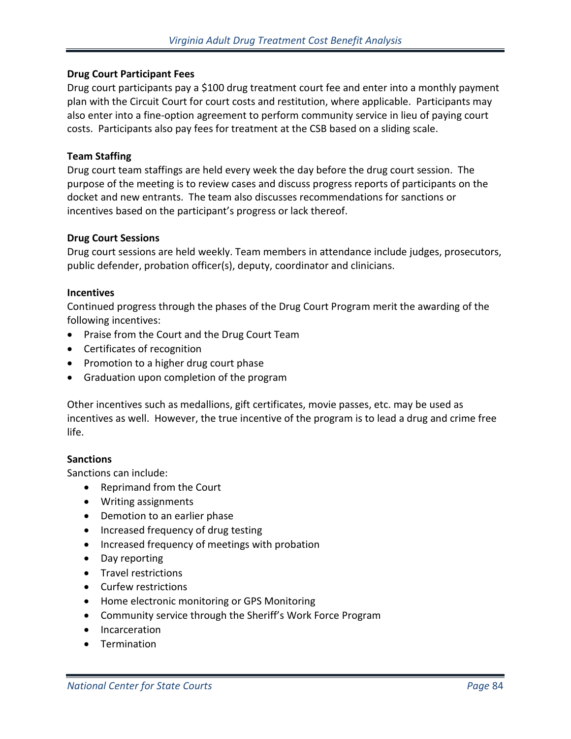**Drug Court Participant Fees**

Drug court participants pay a $100 drug treatment court fee and enter into a monthly payment plan with the Circuit Court for court costs and restitution, where applicable. Participants may also enter into a fine-option agreement to perform community service in lieu of paying court costs. Participants also pay fees for treatment at the CSB based on a sliding scale.

**Team Staffing**

Drug court team staffings are held every week the day before the drug court session. The purpose of the meeting is to review cases and discuss progress reports of participants on the docket and new entrants. The team also discusses recommendations for sanctions or incentives based on the participant's progress or lack thereof.

**Drug Court Sessions**

Drug court sessions are held weekly. Team members in attendance include judges, prosecutors, public defender, probation officer(s), deputy, coordinator and clinicians.

**Incentives**

Continued progress through the phases of the Drug Court Program merit the awarding of the following incentives:

- Praise from the Court and the Drug Court Team
- Certificates of recognition
- Promotion to a higher drug court phase
- Graduation upon completion of the program

Other incentives such as medallions, gift certificates, movie passes, etc. may be used as incentives as well. However, the true incentive of the program is to lead a drug and crime free life.

**Sanctions**

Sanctions can include:

- Reprimand from the Court
- Writing assignments
- Demotion to an earlier phase
- Increased frequency of drug testing
- Increased frequency of meetings with probation
- Day reporting
- Travel restrictions
- Curfew restrictions
- Home electronic monitoring or GPS Monitoring
- Community service through the Sheriff's Work Force Program
- Incarceration
- Termination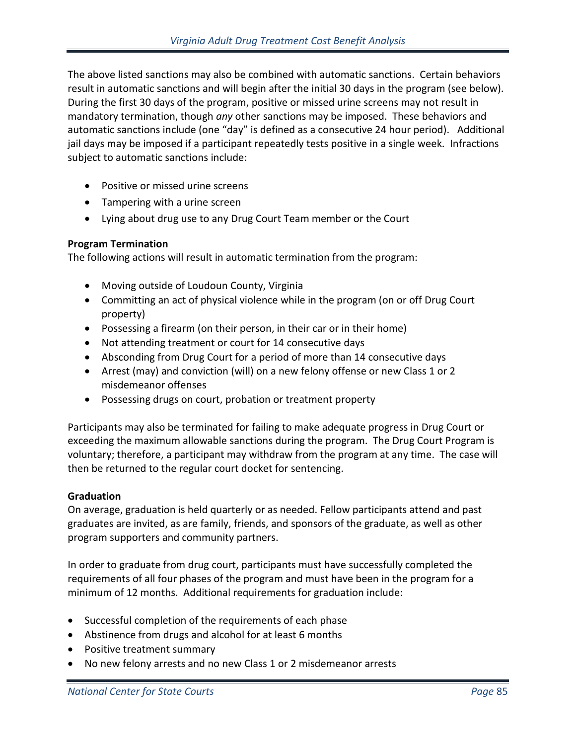The above listed sanctions may also be combined with automatic sanctions. Certain behaviors result in automatic sanctions and will begin after the initial 30 days in the program (see below). During the first 30 days of the program, positive or missed urine screens may not result in mandatory termination, though *any* other sanctions may be imposed. These behaviors and automatic sanctions include (one "day" is defined as a consecutive 24 hour period). Additional jail days may be imposed if a participant repeatedly tests positive in a single week. Infractions subject to automatic sanctions include:

- Positive or missed urine screens
- Tampering with a urine screen
- Lying about drug use to any Drug Court Team member or the Court

**Program Termination**
The following actions will result in automatic termination from the program:

- Moving outside of Loudoun County, Virginia
- Committing an act of physical violence while in the program (on or off Drug Court property)
- Possessing a firearm (on their person, in their car or in their home)
- Not attending treatment or court for 14 consecutive days
- Absconding from Drug Court for a period of more than 14 consecutive days
- Arrest (may) and conviction (will) on a new felony offense or new Class 1 or 2 misdemeanor offenses
- Possessing drugs on court, probation or treatment property

Participants may also be terminated for failing to make adequate progress in Drug Court or exceeding the maximum allowable sanctions during the program. The Drug Court Program is voluntary; therefore, a participant may withdraw from the program at any time. The case will then be returned to the regular court docket for sentencing.

**Graduation**
On average, graduation is held quarterly or as needed. Fellow participants attend and past graduates are invited, as are family, friends, and sponsors of the graduate, as well as other program supporters and community partners.

In order to graduate from drug court, participants must have successfully completed the requirements of all four phases of the program and must have been in the program for a minimum of 12 months. Additional requirements for graduation include:

- Successful completion of the requirements of each phase
- Abstinence from drugs and alcohol for at least 6 months
- Positive treatment summary
- No new felony arrests and no new Class 1 or 2 misdemeanor arrests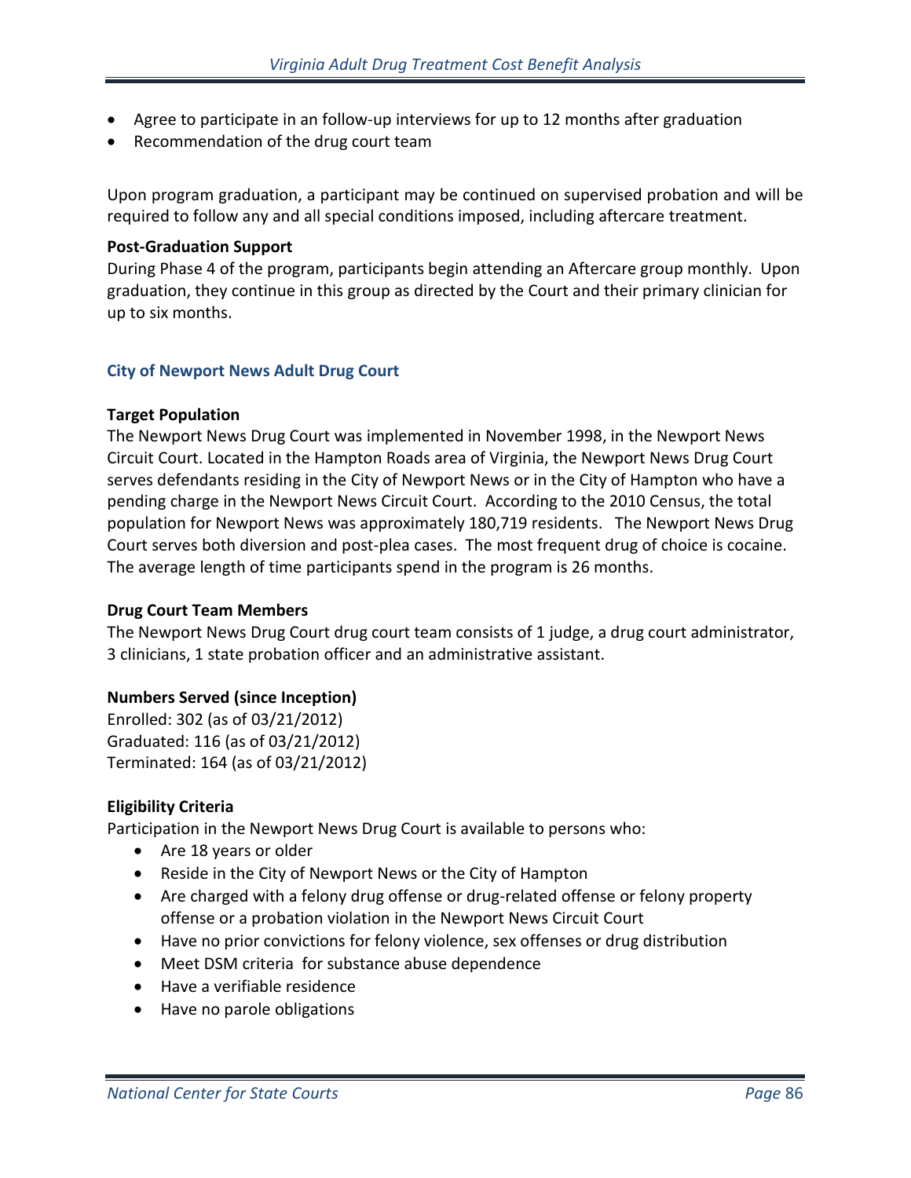- Agree to participate in an follow-up interviews for up to 12 months after graduation
- Recommendation of the drug court team

Upon program graduation, a participant may be continued on supervised probation and will be required to follow any and all special conditions imposed, including aftercare treatment.

**Post-Graduation Support**

During Phase 4 of the program, participants begin attending an Aftercare group monthly. Upon graduation, they continue in this group as directed by the Court and their primary clinician for up to six months.

### City of Newport News Adult Drug Court

**Target Population**

The Newport News Drug Court was implemented in November 1998, in the Newport News Circuit Court. Located in the Hampton Roads area of Virginia, the Newport News Drug Court serves defendants residing in the City of Newport News or in the City of Hampton who have a pending charge in the Newport News Circuit Court. According to the 2010 Census, the total population for Newport News was approximately 180,719 residents. The Newport News Drug Court serves both diversion and post-plea cases. The most frequent drug of choice is cocaine. The average length of time participants spend in the program is 26 months.

**Drug Court Team Members**

The Newport News Drug Court drug court team consists of 1 judge, a drug court administrator, 3 clinicians, 1 state probation officer and an administrative assistant.

**Numbers Served (since Inception)**

Enrolled: 302 (as of 03/21/2012)
Graduated: 116 (as of 03/21/2012)
Terminated: 164 (as of 03/21/2012)

**Eligibility Criteria**

Participation in the Newport News Drug Court is available to persons who:

- Are 18 years or older
- Reside in the City of Newport News or the City of Hampton
- Are charged with a felony drug offense or drug-related offense or felony property offense or a probation violation in the Newport News Circuit Court
- Have no prior convictions for felony violence, sex offenses or drug distribution
- Meet DSM criteria for substance abuse dependence
- Have a verifiable residence
- Have no parole obligations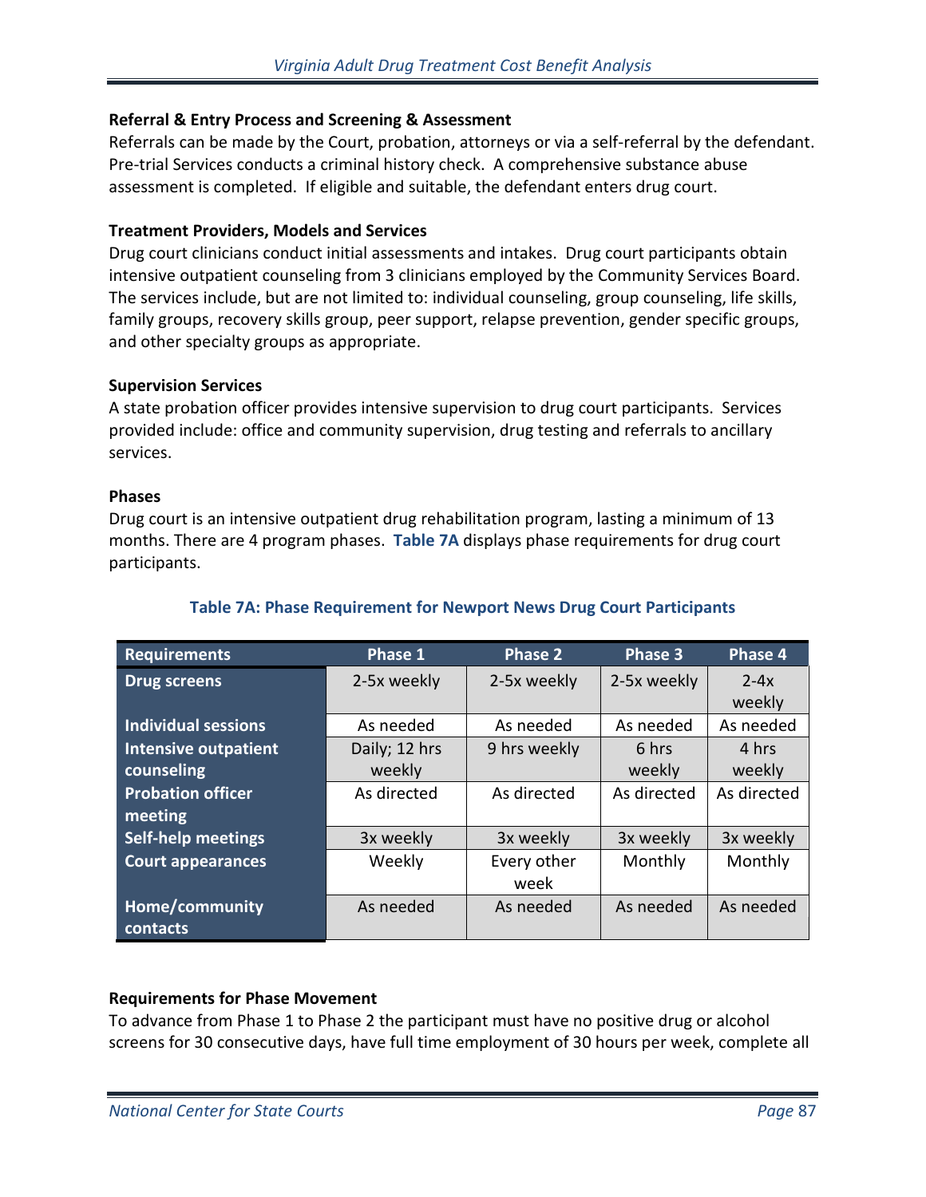**Referral & Entry Process and Screening & Assessment**

Referrals can be made by the Court, probation, attorneys or via a self-referral by the defendant. Pre-trial Services conducts a criminal history check. A comprehensive substance abuse assessment is completed. If eligible and suitable, the defendant enters drug court.

**Treatment Providers, Models and Services**

Drug court clinicians conduct initial assessments and intakes. Drug court participants obtain intensive outpatient counseling from 3 clinicians employed by the Community Services Board. The services include, but are not limited to: individual counseling, group counseling, life skills, family groups, recovery skills group, peer support, relapse prevention, gender specific groups, and other specialty groups as appropriate.

**Supervision Services**

A state probation officer provides intensive supervision to drug court participants. Services provided include: office and community supervision, drug testing and referrals to ancillary services.

**Phases**

Drug court is an intensive outpatient drug rehabilitation program, lasting a minimum of 13 months. There are 4 program phases. **Table 7A** displays phase requirements for drug court participants.

**Table 7A: Phase Requirement for Newport News Drug Court Participants**

| Requirements | Phase 1 | Phase 2 | Phase 3 | Phase 4 |
|---|---|---|---|---|
| **Drug screens** | 2-5x weekly | 2-5x weekly | 2-5x weekly | 2-4x weekly |
| **Individual sessions** | As needed | As needed | As needed | As needed |
| **Intensive outpatient counseling** | Daily; 12 hrs weekly | 9 hrs weekly | 6 hrs weekly | 4 hrs weekly |
| **Probation officer meeting** | As directed | As directed | As directed | As directed |
| **Self-help meetings** | 3x weekly | 3x weekly | 3x weekly | 3x weekly |
| **Court appearances** | Weekly | Every other week | Monthly | Monthly |
| **Home/community contacts** | As needed | As needed | As needed | As needed |

**Requirements for Phase Movement**

To advance from Phase 1 to Phase 2 the participant must have no positive drug or alcohol screens for 30 consecutive days, have full time employment of 30 hours per week, complete all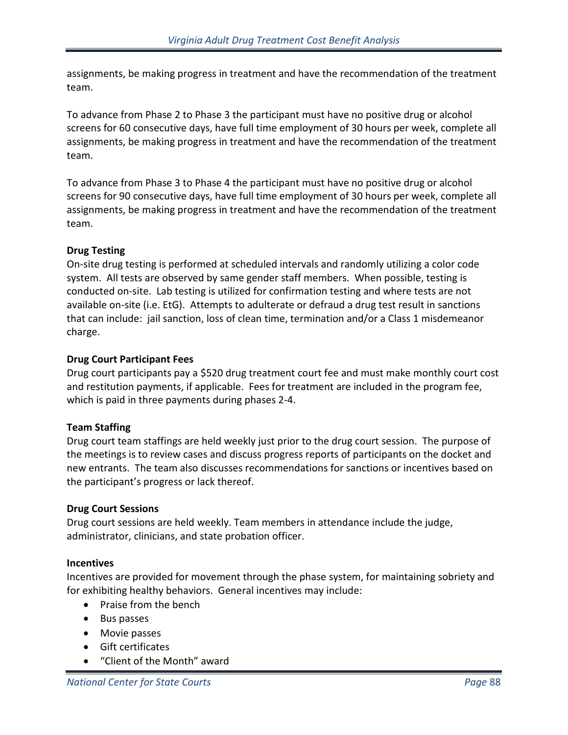assignments, be making progress in treatment and have the recommendation of the treatment team.

To advance from Phase 2 to Phase 3 the participant must have no positive drug or alcohol screens for 60 consecutive days, have full time employment of 30 hours per week, complete all assignments, be making progress in treatment and have the recommendation of the treatment team.

To advance from Phase 3 to Phase 4 the participant must have no positive drug or alcohol screens for 90 consecutive days, have full time employment of 30 hours per week, complete all assignments, be making progress in treatment and have the recommendation of the treatment team.

**Drug Testing**

On-site drug testing is performed at scheduled intervals and randomly utilizing a color code system. All tests are observed by same gender staff members. When possible, testing is conducted on-site. Lab testing is utilized for confirmation testing and where tests are not available on-site (i.e. EtG). Attempts to adulterate or defraud a drug test result in sanctions that can include: jail sanction, loss of clean time, termination and/or a Class 1 misdemeanor charge.

**Drug Court Participant Fees**

Drug court participants pay a $520 drug treatment court fee and must make monthly court cost and restitution payments, if applicable. Fees for treatment are included in the program fee, which is paid in three payments during phases 2-4.

**Team Staffing**

Drug court team staffings are held weekly just prior to the drug court session. The purpose of the meetings is to review cases and discuss progress reports of participants on the docket and new entrants. The team also discusses recommendations for sanctions or incentives based on the participant's progress or lack thereof.

**Drug Court Sessions**

Drug court sessions are held weekly. Team members in attendance include the judge, administrator, clinicians, and state probation officer.

**Incentives**

Incentives are provided for movement through the phase system, for maintaining sobriety and for exhibiting healthy behaviors. General incentives may include:

- Praise from the bench
- Bus passes
- Movie passes
- Gift certificates
- "Client of the Month" award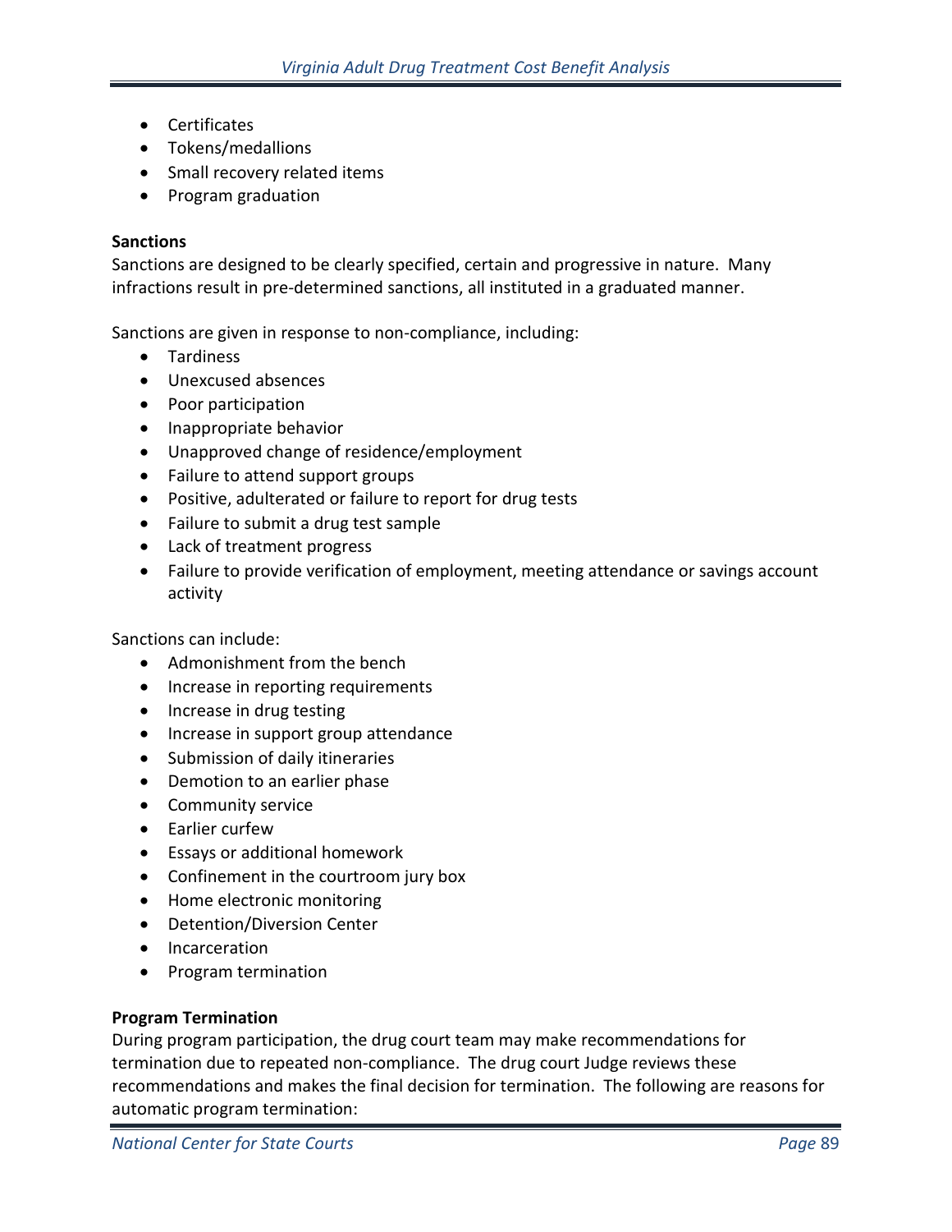- Certificates
- Tokens/medallions
- Small recovery related items
- Program graduation

**Sanctions**
Sanctions are designed to be clearly specified, certain and progressive in nature. Many infractions result in pre-determined sanctions, all instituted in a graduated manner.

Sanctions are given in response to non-compliance, including:

- Tardiness
- Unexcused absences
- Poor participation
- Inappropriate behavior
- Unapproved change of residence/employment
- Failure to attend support groups
- Positive, adulterated or failure to report for drug tests
- Failure to submit a drug test sample
- Lack of treatment progress
- Failure to provide verification of employment, meeting attendance or savings account activity

Sanctions can include:

- Admonishment from the bench
- Increase in reporting requirements
- Increase in drug testing
- Increase in support group attendance
- Submission of daily itineraries
- Demotion to an earlier phase
- Community service
- Earlier curfew
- Essays or additional homework
- Confinement in the courtroom jury box
- Home electronic monitoring
- Detention/Diversion Center
- Incarceration
- Program termination

**Program Termination**
During program participation, the drug court team may make recommendations for termination due to repeated non-compliance. The drug court Judge reviews these recommendations and makes the final decision for termination. The following are reasons for automatic program termination: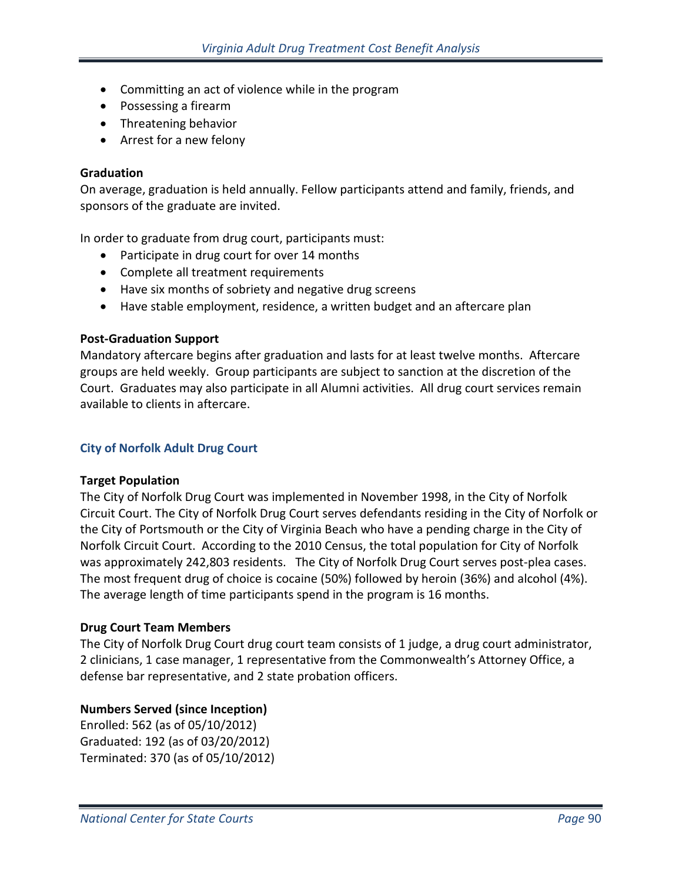- Committing an act of violence while in the program
- Possessing a firearm
- Threatening behavior
- Arrest for a new felony

**Graduation**
On average, graduation is held annually. Fellow participants attend and family, friends, and sponsors of the graduate are invited.

In order to graduate from drug court, participants must:

- Participate in drug court for over 14 months
- Complete all treatment requirements
- Have six months of sobriety and negative drug screens
- Have stable employment, residence, a written budget and an aftercare plan

**Post-Graduation Support**
Mandatory aftercare begins after graduation and lasts for at least twelve months. Aftercare groups are held weekly. Group participants are subject to sanction at the discretion of the Court. Graduates may also participate in all Alumni activities. All drug court services remain available to clients in aftercare.

### City of Norfolk Adult Drug Court

**Target Population**
The City of Norfolk Drug Court was implemented in November 1998, in the City of Norfolk Circuit Court. The City of Norfolk Drug Court serves defendants residing in the City of Norfolk or the City of Portsmouth or the City of Virginia Beach who have a pending charge in the City of Norfolk Circuit Court. According to the 2010 Census, the total population for City of Norfolk was approximately 242,803 residents. The City of Norfolk Drug Court serves post-plea cases. The most frequent drug of choice is cocaine (50%) followed by heroin (36%) and alcohol (4%). The average length of time participants spend in the program is 16 months.

**Drug Court Team Members**
The City of Norfolk Drug Court drug court team consists of 1 judge, a drug court administrator, 2 clinicians, 1 case manager, 1 representative from the Commonwealth's Attorney Office, a defense bar representative, and 2 state probation officers.

**Numbers Served (since Inception)**
Enrolled: 562 (as of 05/10/2012)
Graduated: 192 (as of 03/20/2012)
Terminated: 370 (as of 05/10/2012)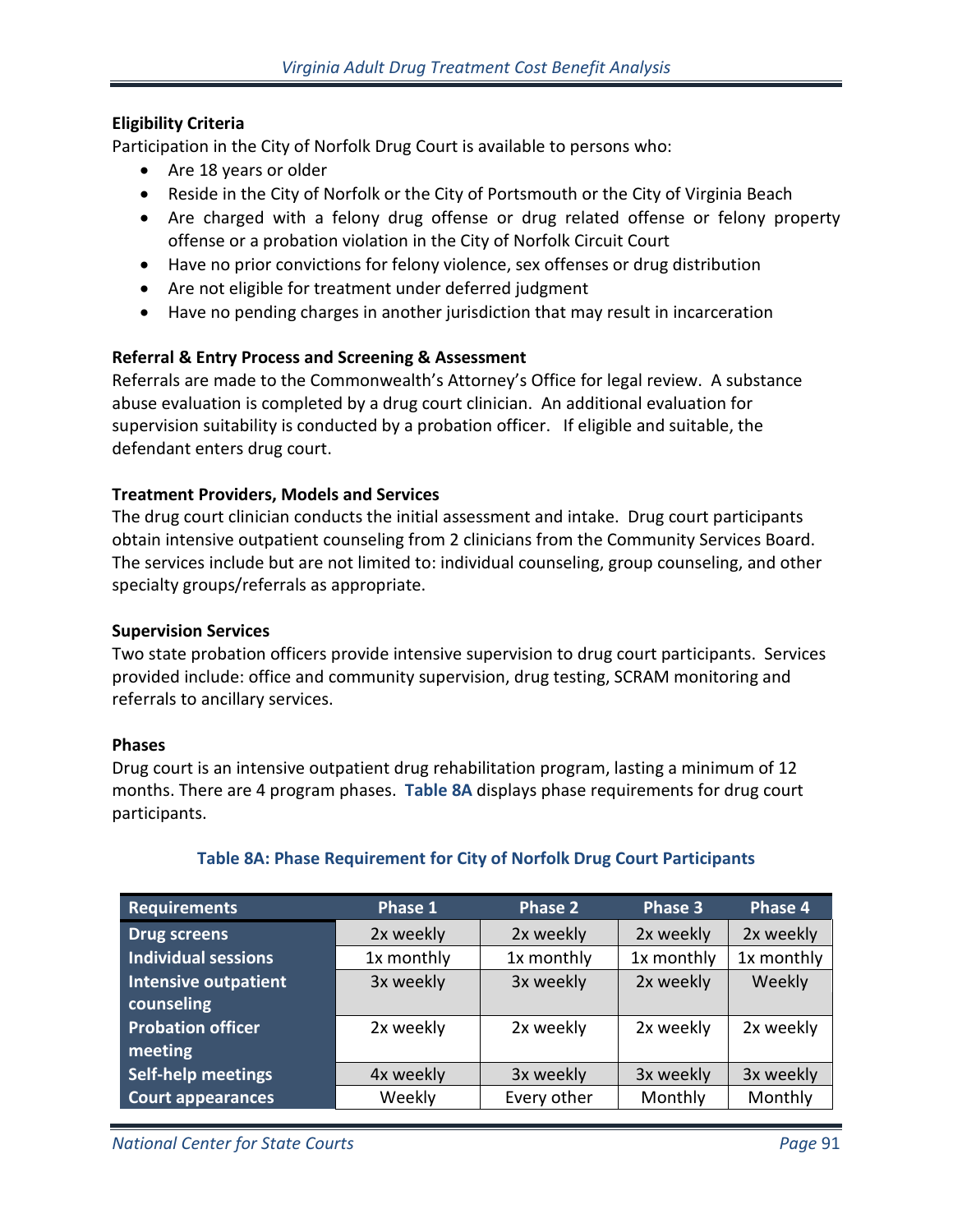### Eligibility Criteria

Participation in the City of Norfolk Drug Court is available to persons who:

- Are 18 years or older
- Reside in the City of Norfolk or the City of Portsmouth or the City of Virginia Beach
- Are charged with a felony drug offense or drug related offense or felony property offense or a probation violation in the City of Norfolk Circuit Court
- Have no prior convictions for felony violence, sex offenses or drug distribution
- Are not eligible for treatment under deferred judgment
- Have no pending charges in another jurisdiction that may result in incarceration

### Referral & Entry Process and Screening & Assessment

Referrals are made to the Commonwealth's Attorney's Office for legal review. A substance abuse evaluation is completed by a drug court clinician. An additional evaluation for supervision suitability is conducted by a probation officer. If eligible and suitable, the defendant enters drug court.

### Treatment Providers, Models and Services

The drug court clinician conducts the initial assessment and intake. Drug court participants obtain intensive outpatient counseling from 2 clinicians from the Community Services Board. The services include but are not limited to: individual counseling, group counseling, and other specialty groups/referrals as appropriate.

### Supervision Services

Two state probation officers provide intensive supervision to drug court participants. Services provided include: office and community supervision, drug testing, SCRAM monitoring and referrals to ancillary services.

### Phases

Drug court is an intensive outpatient drug rehabilitation program, lasting a minimum of 12 months. There are 4 program phases. **Table 8A** displays phase requirements for drug court participants.

**Table 8A: Phase Requirement for City of Norfolk Drug Court Participants**

| Requirements | Phase 1 | Phase 2 | Phase 3 | Phase 4 |
|---|---|---|---|---|
| Drug screens | 2x weekly | 2x weekly | 2x weekly | 2x weekly |
| Individual sessions | 1x monthly | 1x monthly | 1x monthly | 1x monthly |
| Intensive outpatient counseling | 3x weekly | 3x weekly | 2x weekly | Weekly |
| Probation officer meeting | 2x weekly | 2x weekly | 2x weekly | 2x weekly |
| Self-help meetings | 4x weekly | 3x weekly | 3x weekly | 3x weekly |
| Court appearances | Weekly | Every other | Monthly | Monthly |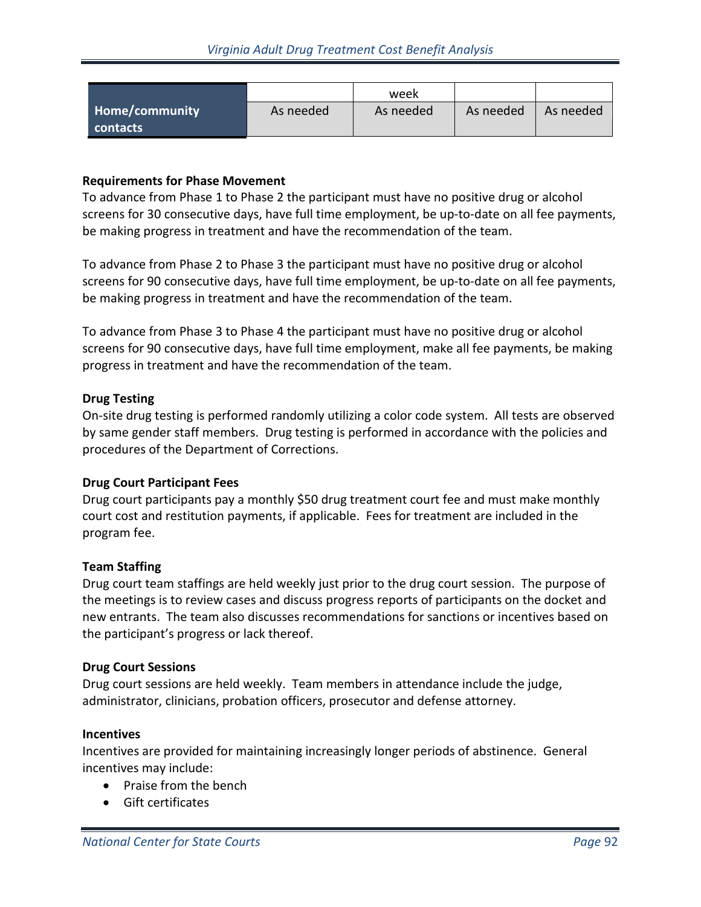| | | week | | |
|---|---|---|---|---|
| **Home/community contacts** | As needed | As needed | As needed | As needed |

**Requirements for Phase Movement**

To advance from Phase 1 to Phase 2 the participant must have no positive drug or alcohol screens for 30 consecutive days, have full time employment, be up-to-date on all fee payments, be making progress in treatment and have the recommendation of the team.

To advance from Phase 2 to Phase 3 the participant must have no positive drug or alcohol screens for 90 consecutive days, have full time employment, be up-to-date on all fee payments, be making progress in treatment and have the recommendation of the team.

To advance from Phase 3 to Phase 4 the participant must have no positive drug or alcohol screens for 90 consecutive days, have full time employment, make all fee payments, be making progress in treatment and have the recommendation of the team.

**Drug Testing**

On-site drug testing is performed randomly utilizing a color code system. All tests are observed by same gender staff members. Drug testing is performed in accordance with the policies and procedures of the Department of Corrections.

**Drug Court Participant Fees**

Drug court participants pay a monthly $50 drug treatment court fee and must make monthly court cost and restitution payments, if applicable. Fees for treatment are included in the program fee.

**Team Staffing**

Drug court team staffings are held weekly just prior to the drug court session. The purpose of the meetings is to review cases and discuss progress reports of participants on the docket and new entrants. The team also discusses recommendations for sanctions or incentives based on the participant's progress or lack thereof.

**Drug Court Sessions**

Drug court sessions are held weekly. Team members in attendance include the judge, administrator, clinicians, probation officers, prosecutor and defense attorney.

**Incentives**

Incentives are provided for maintaining increasingly longer periods of abstinence. General incentives may include:

- Praise from the bench
- Gift certificates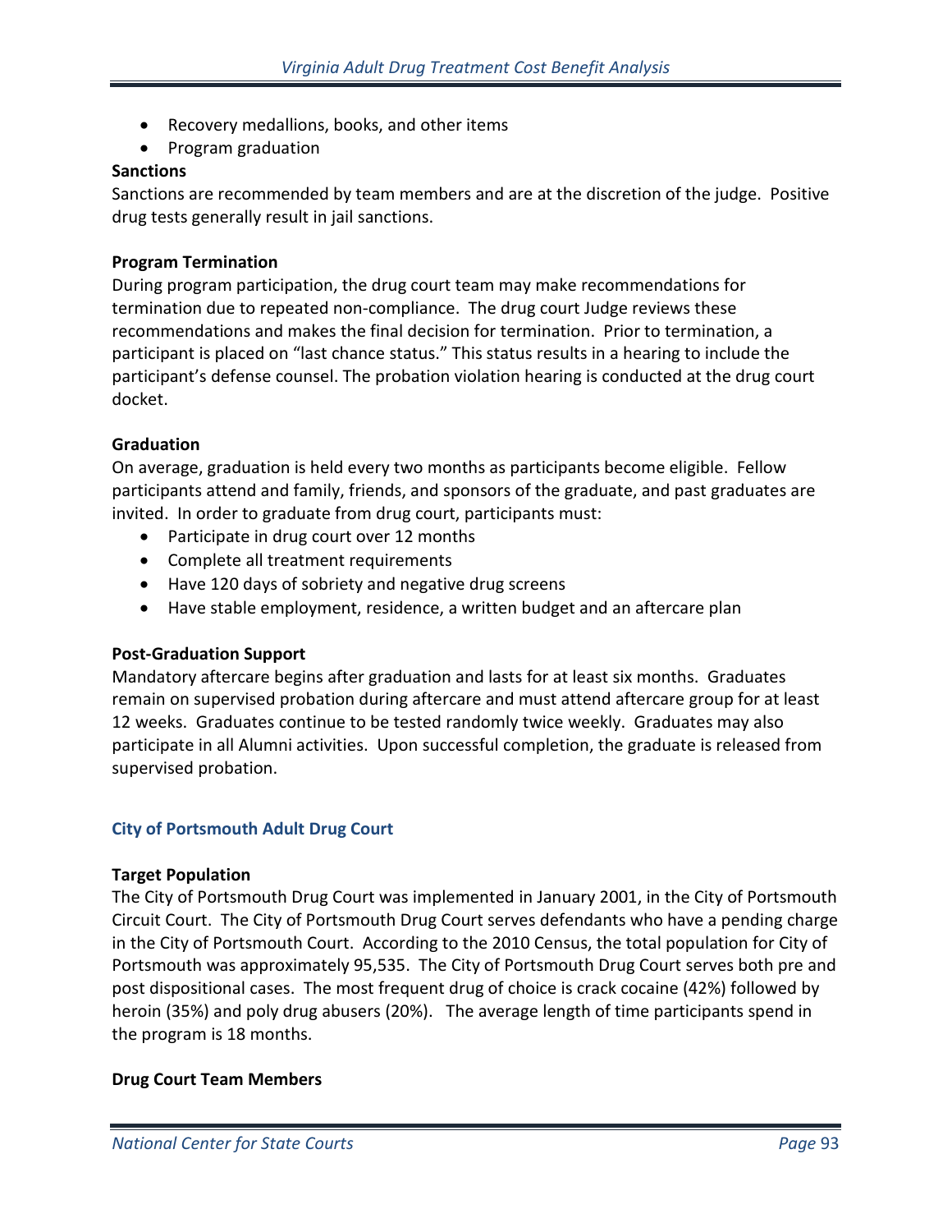- Recovery medallions, books, and other items
- Program graduation

**Sanctions**

Sanctions are recommended by team members and are at the discretion of the judge. Positive drug tests generally result in jail sanctions.

**Program Termination**

During program participation, the drug court team may make recommendations for termination due to repeated non-compliance. The drug court Judge reviews these recommendations and makes the final decision for termination. Prior to termination, a participant is placed on "last chance status." This status results in a hearing to include the participant's defense counsel. The probation violation hearing is conducted at the drug court docket.

**Graduation**

On average, graduation is held every two months as participants become eligible. Fellow participants attend and family, friends, and sponsors of the graduate, and past graduates are invited. In order to graduate from drug court, participants must:

- Participate in drug court over 12 months
- Complete all treatment requirements
- Have 120 days of sobriety and negative drug screens
- Have stable employment, residence, a written budget and an aftercare plan

**Post-Graduation Support**

Mandatory aftercare begins after graduation and lasts for at least six months. Graduates remain on supervised probation during aftercare and must attend aftercare group for at least 12 weeks. Graduates continue to be tested randomly twice weekly. Graduates may also participate in all Alumni activities. Upon successful completion, the graduate is released from supervised probation.

### City of Portsmouth Adult Drug Court

**Target Population**

The City of Portsmouth Drug Court was implemented in January 2001, in the City of Portsmouth Circuit Court. The City of Portsmouth Drug Court serves defendants who have a pending charge in the City of Portsmouth Court. According to the 2010 Census, the total population for City of Portsmouth was approximately 95,535. The City of Portsmouth Drug Court serves both pre and post dispositional cases. The most frequent drug of choice is crack cocaine (42%) followed by heroin (35%) and poly drug abusers (20%). The average length of time participants spend in the program is 18 months.

**Drug Court Team Members**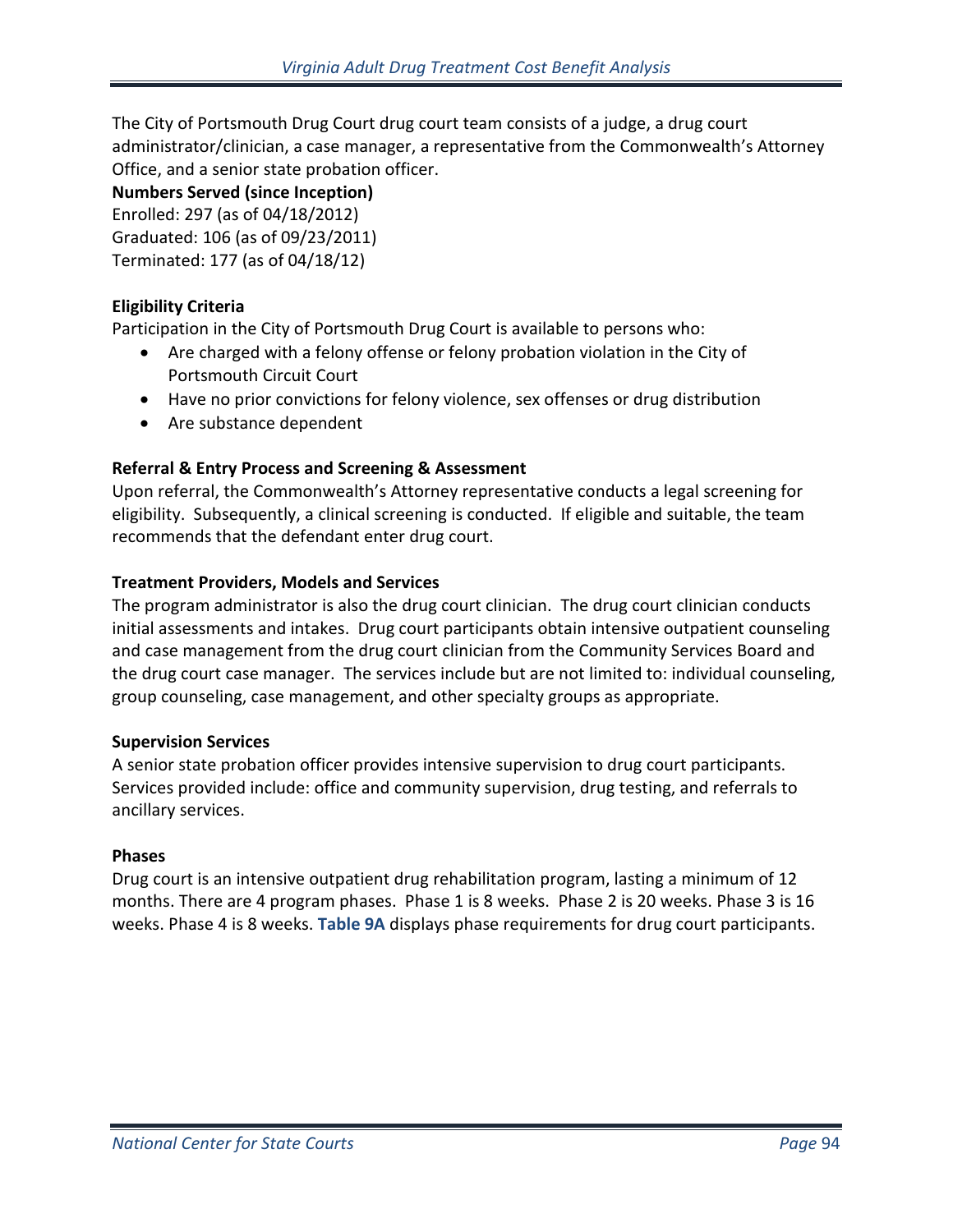The City of Portsmouth Drug Court drug court team consists of a judge, a drug court administrator/clinician, a case manager, a representative from the Commonwealth's Attorney Office, and a senior state probation officer.

**Numbers Served (since Inception)**

Enrolled: 297 (as of 04/18/2012)
Graduated: 106 (as of 09/23/2011)
Terminated: 177 (as of 04/18/12)

**Eligibility Criteria**

Participation in the City of Portsmouth Drug Court is available to persons who:

- Are charged with a felony offense or felony probation violation in the City of Portsmouth Circuit Court
- Have no prior convictions for felony violence, sex offenses or drug distribution
- Are substance dependent

**Referral & Entry Process and Screening & Assessment**

Upon referral, the Commonwealth's Attorney representative conducts a legal screening for eligibility. Subsequently, a clinical screening is conducted. If eligible and suitable, the team recommends that the defendant enter drug court.

**Treatment Providers, Models and Services**

The program administrator is also the drug court clinician. The drug court clinician conducts initial assessments and intakes. Drug court participants obtain intensive outpatient counseling and case management from the drug court clinician from the Community Services Board and the drug court case manager. The services include but are not limited to: individual counseling, group counseling, case management, and other specialty groups as appropriate.

**Supervision Services**

A senior state probation officer provides intensive supervision to drug court participants. Services provided include: office and community supervision, drug testing, and referrals to ancillary services.

**Phases**

Drug court is an intensive outpatient drug rehabilitation program, lasting a minimum of 12 months. There are 4 program phases. Phase 1 is 8 weeks. Phase 2 is 20 weeks. Phase 3 is 16 weeks. Phase 4 is 8 weeks. **Table 9A** displays phase requirements for drug court participants.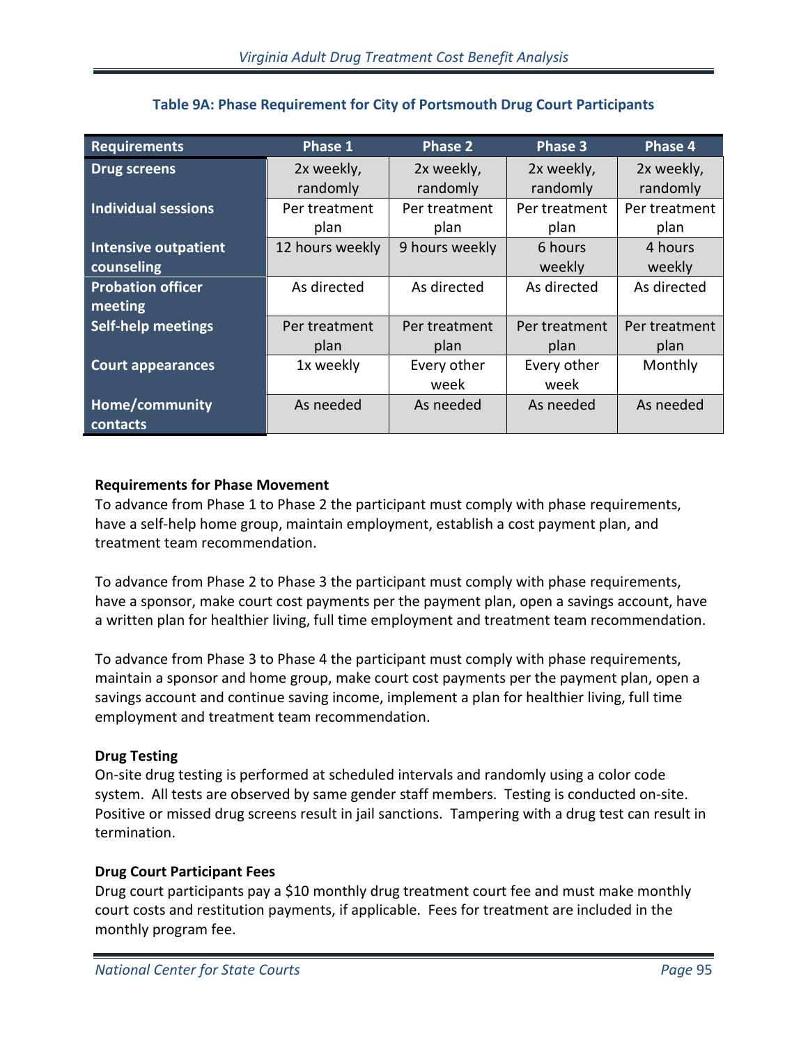**Table 9A: Phase Requirement for City of Portsmouth Drug Court Participants**

| Requirements | Phase 1 | Phase 2 | Phase 3 | Phase 4 |
| --- | --- | --- | --- | --- |
| Drug screens | 2x weekly, randomly | 2x weekly, randomly | 2x weekly, randomly | 2x weekly, randomly |
| Individual sessions | Per treatment plan | Per treatment plan | Per treatment plan | Per treatment plan |
| Intensive outpatient counseling | 12 hours weekly | 9 hours weekly | 6 hours weekly | 4 hours weekly |
| Probation officer meeting | As directed | As directed | As directed | As directed |
| Self-help meetings | Per treatment plan | Per treatment plan | Per treatment plan | Per treatment plan |
| Court appearances | 1x weekly | Every other week | Every other week | Monthly |
| Home/community contacts | As needed | As needed | As needed | As needed |

**Requirements for Phase Movement**

To advance from Phase 1 to Phase 2 the participant must comply with phase requirements, have a self-help home group, maintain employment, establish a cost payment plan, and treatment team recommendation.

To advance from Phase 2 to Phase 3 the participant must comply with phase requirements, have a sponsor, make court cost payments per the payment plan, open a savings account, have a written plan for healthier living, full time employment and treatment team recommendation.

To advance from Phase 3 to Phase 4 the participant must comply with phase requirements, maintain a sponsor and home group, make court cost payments per the payment plan, open a savings account and continue saving income, implement a plan for healthier living, full time employment and treatment team recommendation.

**Drug Testing**

On-site drug testing is performed at scheduled intervals and randomly using a color code system. All tests are observed by same gender staff members. Testing is conducted on-site. Positive or missed drug screens result in jail sanctions. Tampering with a drug test can result in termination.

**Drug Court Participant Fees**

Drug court participants pay a $10 monthly drug treatment court fee and must make monthly court costs and restitution payments, if applicable. Fees for treatment are included in the monthly program fee.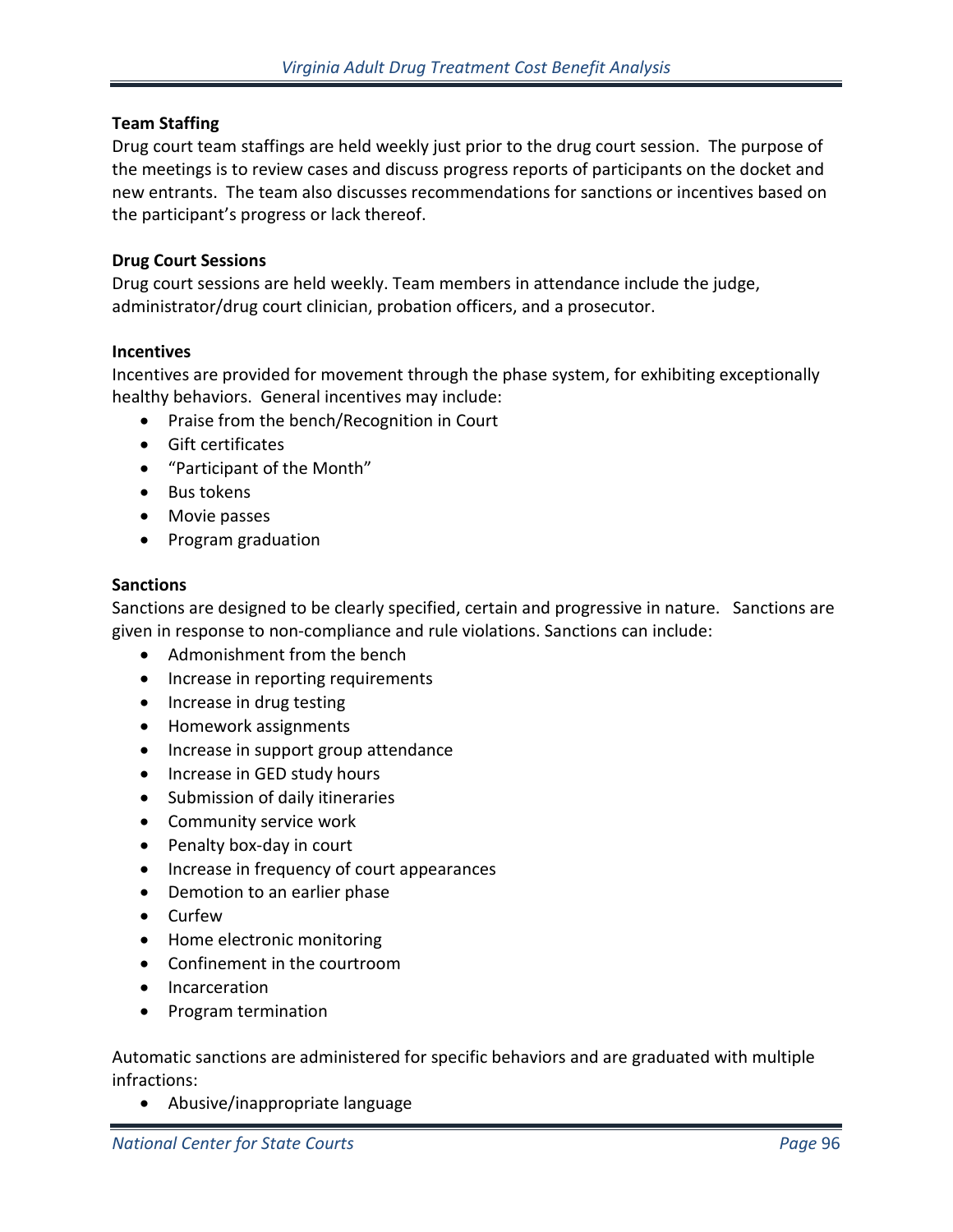**Team Staffing**

Drug court team staffings are held weekly just prior to the drug court session. The purpose of the meetings is to review cases and discuss progress reports of participants on the docket and new entrants. The team also discusses recommendations for sanctions or incentives based on the participant's progress or lack thereof.

**Drug Court Sessions**

Drug court sessions are held weekly. Team members in attendance include the judge, administrator/drug court clinician, probation officers, and a prosecutor.

**Incentives**

Incentives are provided for movement through the phase system, for exhibiting exceptionally healthy behaviors. General incentives may include:

- Praise from the bench/Recognition in Court
- Gift certificates
- "Participant of the Month"
- Bus tokens
- Movie passes
- Program graduation

**Sanctions**

Sanctions are designed to be clearly specified, certain and progressive in nature. Sanctions are given in response to non-compliance and rule violations. Sanctions can include:

- Admonishment from the bench
- Increase in reporting requirements
- Increase in drug testing
- Homework assignments
- Increase in support group attendance
- Increase in GED study hours
- Submission of daily itineraries
- Community service work
- Penalty box-day in court
- Increase in frequency of court appearances
- Demotion to an earlier phase
- Curfew
- Home electronic monitoring
- Confinement in the courtroom
- Incarceration
- Program termination

Automatic sanctions are administered for specific behaviors and are graduated with multiple infractions:

- Abusive/inappropriate language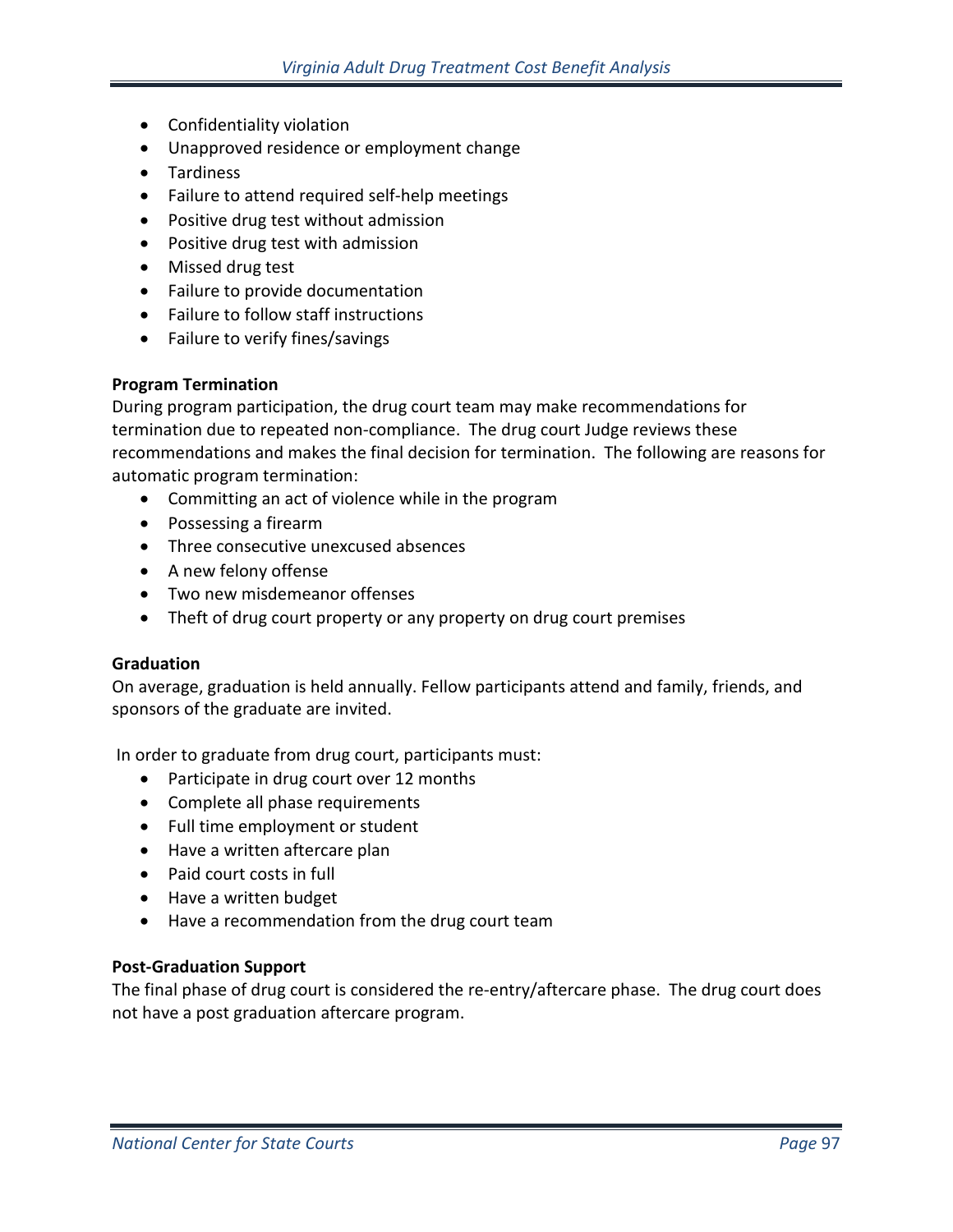- Confidentiality violation
- Unapproved residence or employment change
- Tardiness
- Failure to attend required self-help meetings
- Positive drug test without admission
- Positive drug test with admission
- Missed drug test
- Failure to provide documentation
- Failure to follow staff instructions
- Failure to verify fines/savings

**Program Termination**

During program participation, the drug court team may make recommendations for termination due to repeated non-compliance. The drug court Judge reviews these recommendations and makes the final decision for termination. The following are reasons for automatic program termination:

- Committing an act of violence while in the program
- Possessing a firearm
- Three consecutive unexcused absences
- A new felony offense
- Two new misdemeanor offenses
- Theft of drug court property or any property on drug court premises

**Graduation**

On average, graduation is held annually. Fellow participants attend and family, friends, and sponsors of the graduate are invited.

In order to graduate from drug court, participants must:

- Participate in drug court over 12 months
- Complete all phase requirements
- Full time employment or student
- Have a written aftercare plan
- Paid court costs in full
- Have a written budget
- Have a recommendation from the drug court team

**Post-Graduation Support**

The final phase of drug court is considered the re-entry/aftercare phase. The drug court does not have a post graduation aftercare program.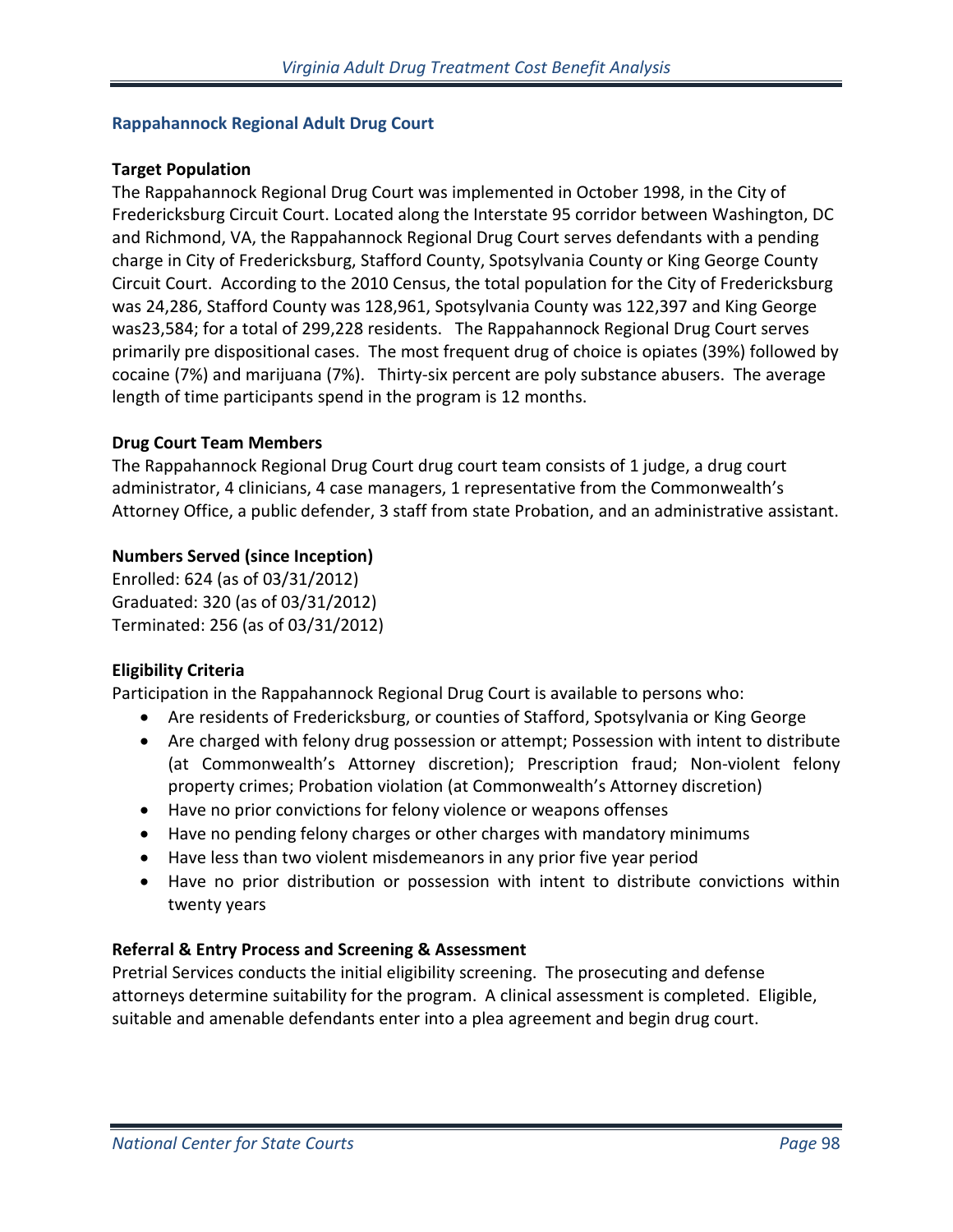## Rappahannock Regional Adult Drug Court

### Target Population

The Rappahannock Regional Drug Court was implemented in October 1998, in the City of Fredericksburg Circuit Court. Located along the Interstate 95 corridor between Washington, DC and Richmond, VA, the Rappahannock Regional Drug Court serves defendants with a pending charge in City of Fredericksburg, Stafford County, Spotsylvania County or King George County Circuit Court. According to the 2010 Census, the total population for the City of Fredericksburg was 24,286, Stafford County was 128,961, Spotsylvania County was 122,397 and King George was23,584; for a total of 299,228 residents. The Rappahannock Regional Drug Court serves primarily pre dispositional cases. The most frequent drug of choice is opiates (39%) followed by cocaine (7%) and marijuana (7%). Thirty-six percent are poly substance abusers. The average length of time participants spend in the program is 12 months.

### Drug Court Team Members

The Rappahannock Regional Drug Court drug court team consists of 1 judge, a drug court administrator, 4 clinicians, 4 case managers, 1 representative from the Commonwealth's Attorney Office, a public defender, 3 staff from state Probation, and an administrative assistant.

### Numbers Served (since Inception)

Enrolled: 624 (as of 03/31/2012)
Graduated: 320 (as of 03/31/2012)
Terminated: 256 (as of 03/31/2012)

### Eligibility Criteria

Participation in the Rappahannock Regional Drug Court is available to persons who:

- Are residents of Fredericksburg, or counties of Stafford, Spotsylvania or King George
- Are charged with felony drug possession or attempt; Possession with intent to distribute (at Commonwealth's Attorney discretion); Prescription fraud; Non-violent felony property crimes; Probation violation (at Commonwealth's Attorney discretion)
- Have no prior convictions for felony violence or weapons offenses
- Have no pending felony charges or other charges with mandatory minimums
- Have less than two violent misdemeanors in any prior five year period
- Have no prior distribution or possession with intent to distribute convictions within twenty years

### Referral & Entry Process and Screening & Assessment

Pretrial Services conducts the initial eligibility screening. The prosecuting and defense attorneys determine suitability for the program. A clinical assessment is completed. Eligible, suitable and amenable defendants enter into a plea agreement and begin drug court.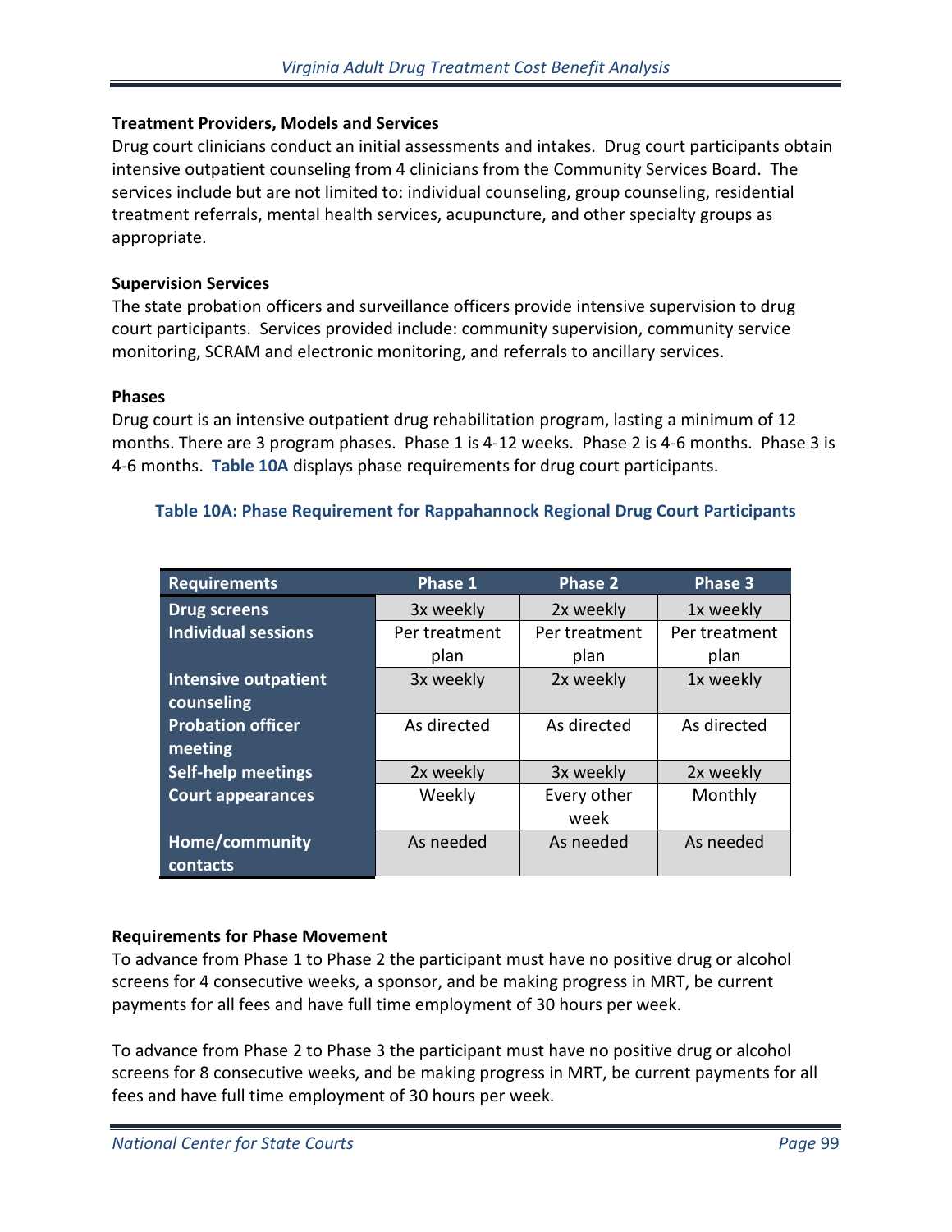### Treatment Providers, Models and Services

Drug court clinicians conduct an initial assessments and intakes. Drug court participants obtain intensive outpatient counseling from 4 clinicians from the Community Services Board. The services include but are not limited to: individual counseling, group counseling, residential treatment referrals, mental health services, acupuncture, and other specialty groups as appropriate.

### Supervision Services

The state probation officers and surveillance officers provide intensive supervision to drug court participants. Services provided include: community supervision, community service monitoring, SCRAM and electronic monitoring, and referrals to ancillary services.

### Phases

Drug court is an intensive outpatient drug rehabilitation program, lasting a minimum of 12 months. There are 3 program phases. Phase 1 is 4-12 weeks. Phase 2 is 4-6 months. Phase 3 is 4-6 months. **Table 10A** displays phase requirements for drug court participants.

**Table 10A: Phase Requirement for Rappahannock Regional Drug Court Participants**

| Requirements | Phase 1 | Phase 2 | Phase 3 |
|---|---|---|---|
| Drug screens | 3x weekly | 2x weekly | 1x weekly |
| Individual sessions | Per treatment plan | Per treatment plan | Per treatment plan |
| Intensive outpatient counseling | 3x weekly | 2x weekly | 1x weekly |
| Probation officer meeting | As directed | As directed | As directed |
| Self-help meetings | 2x weekly | 3x weekly | 2x weekly |
| Court appearances | Weekly | Every other week | Monthly |
| Home/community contacts | As needed | As needed | As needed |

### Requirements for Phase Movement

To advance from Phase 1 to Phase 2 the participant must have no positive drug or alcohol screens for 4 consecutive weeks, a sponsor, and be making progress in MRT, be current payments for all fees and have full time employment of 30 hours per week.

To advance from Phase 2 to Phase 3 the participant must have no positive drug or alcohol screens for 8 consecutive weeks, and be making progress in MRT, be current payments for all fees and have full time employment of 30 hours per week.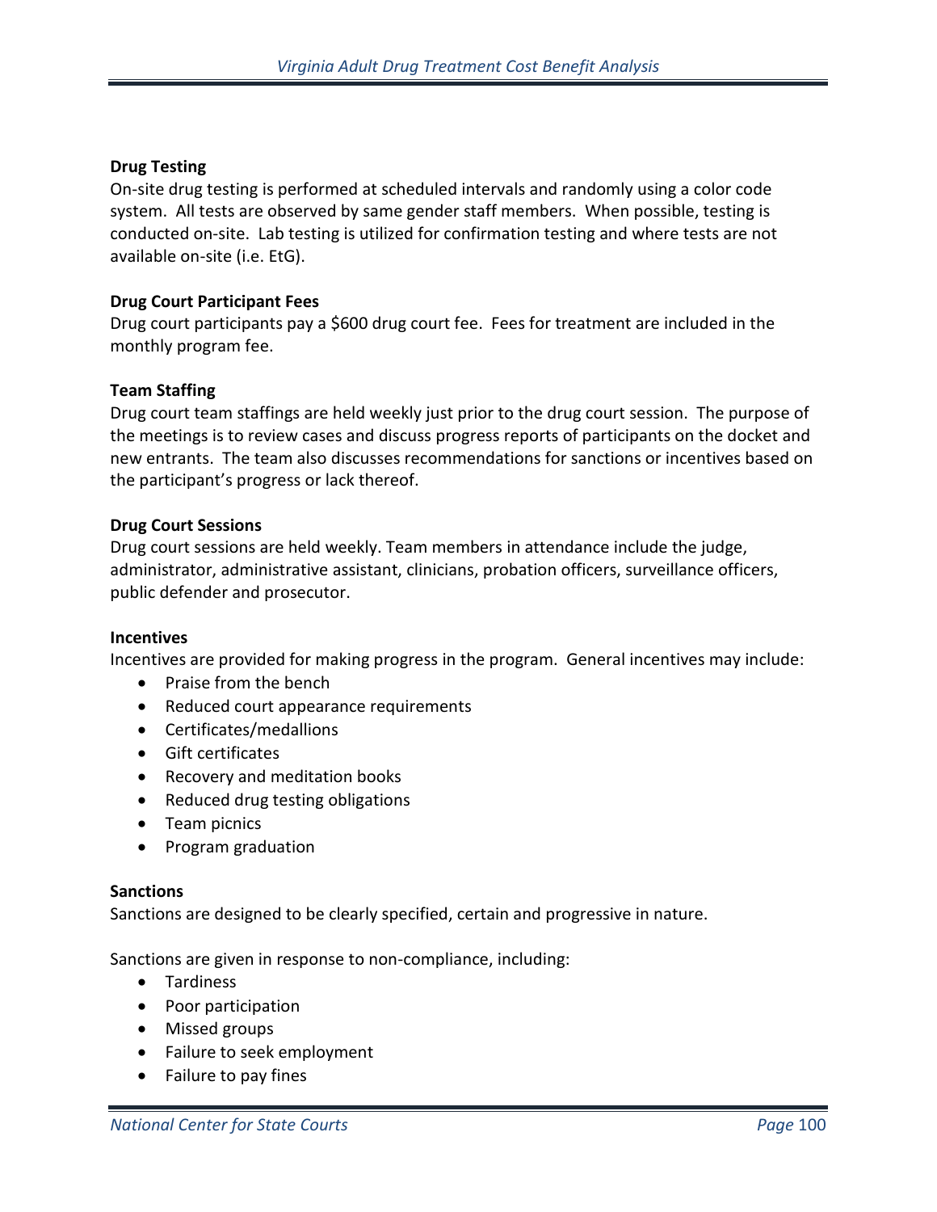**Drug Testing**

On-site drug testing is performed at scheduled intervals and randomly using a color code system. All tests are observed by same gender staff members. When possible, testing is conducted on-site. Lab testing is utilized for confirmation testing and where tests are not available on-site (i.e. EtG).

**Drug Court Participant Fees**

Drug court participants pay a $600 drug court fee. Fees for treatment are included in the monthly program fee.

**Team Staffing**

Drug court team staffings are held weekly just prior to the drug court session. The purpose of the meetings is to review cases and discuss progress reports of participants on the docket and new entrants. The team also discusses recommendations for sanctions or incentives based on the participant's progress or lack thereof.

**Drug Court Sessions**

Drug court sessions are held weekly. Team members in attendance include the judge, administrator, administrative assistant, clinicians, probation officers, surveillance officers, public defender and prosecutor.

**Incentives**

Incentives are provided for making progress in the program. General incentives may include:

- Praise from the bench
- Reduced court appearance requirements
- Certificates/medallions
- Gift certificates
- Recovery and meditation books
- Reduced drug testing obligations
- Team picnics
- Program graduation

**Sanctions**

Sanctions are designed to be clearly specified, certain and progressive in nature.

Sanctions are given in response to non-compliance, including:

- Tardiness
- Poor participation
- Missed groups
- Failure to seek employment
- Failure to pay fines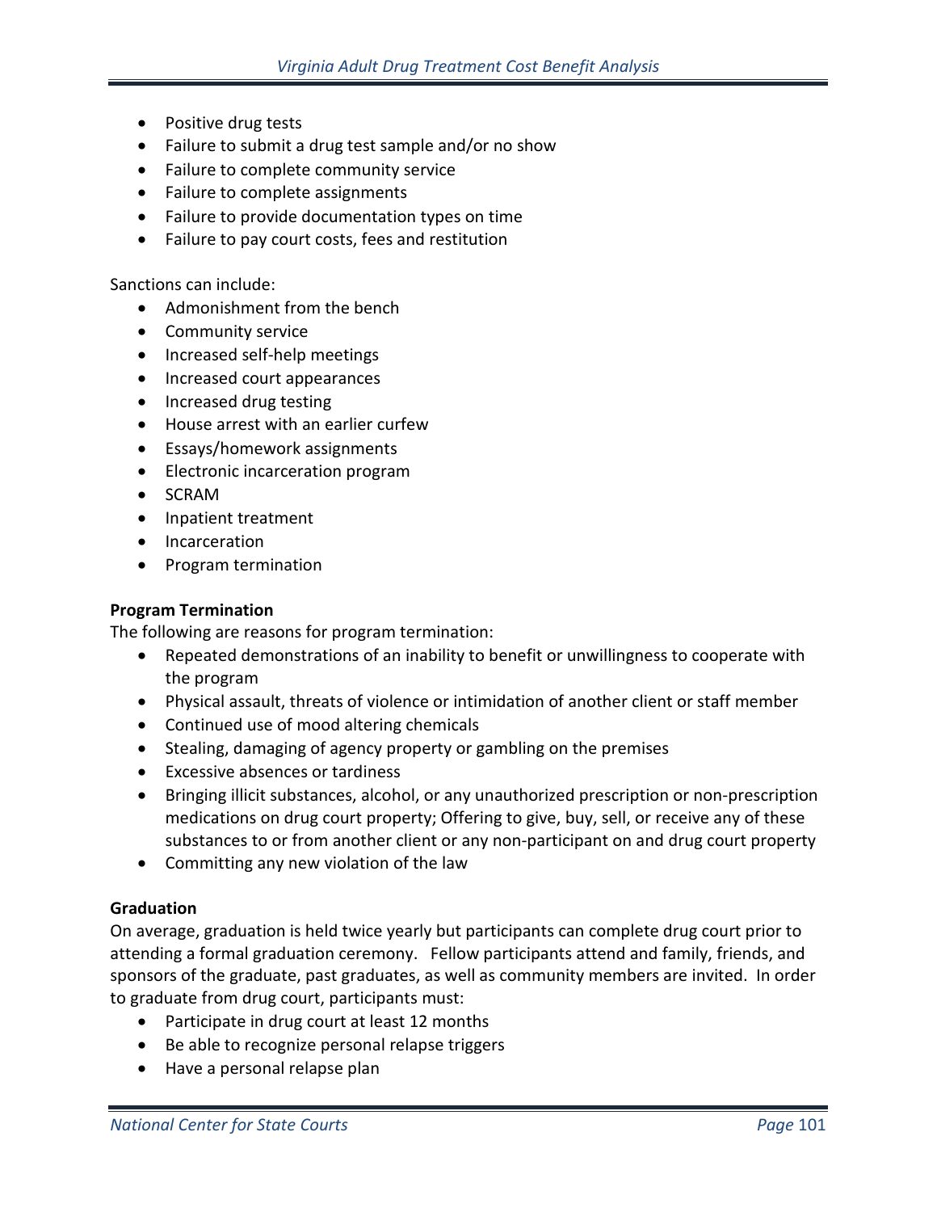- Positive drug tests
- Failure to submit a drug test sample and/or no show
- Failure to complete community service
- Failure to complete assignments
- Failure to provide documentation types on time
- Failure to pay court costs, fees and restitution

Sanctions can include:

- Admonishment from the bench
- Community service
- Increased self-help meetings
- Increased court appearances
- Increased drug testing
- House arrest with an earlier curfew
- Essays/homework assignments
- Electronic incarceration program
- SCRAM
- Inpatient treatment
- Incarceration
- Program termination

**Program Termination**

The following are reasons for program termination:

- Repeated demonstrations of an inability to benefit or unwillingness to cooperate with the program
- Physical assault, threats of violence or intimidation of another client or staff member
- Continued use of mood altering chemicals
- Stealing, damaging of agency property or gambling on the premises
- Excessive absences or tardiness
- Bringing illicit substances, alcohol, or any unauthorized prescription or non-prescription medications on drug court property; Offering to give, buy, sell, or receive any of these substances to or from another client or any non-participant on and drug court property
- Committing any new violation of the law

**Graduation**

On average, graduation is held twice yearly but participants can complete drug court prior to attending a formal graduation ceremony. Fellow participants attend and family, friends, and sponsors of the graduate, past graduates, as well as community members are invited. In order to graduate from drug court, participants must:

- Participate in drug court at least 12 months
- Be able to recognize personal relapse triggers
- Have a personal relapse plan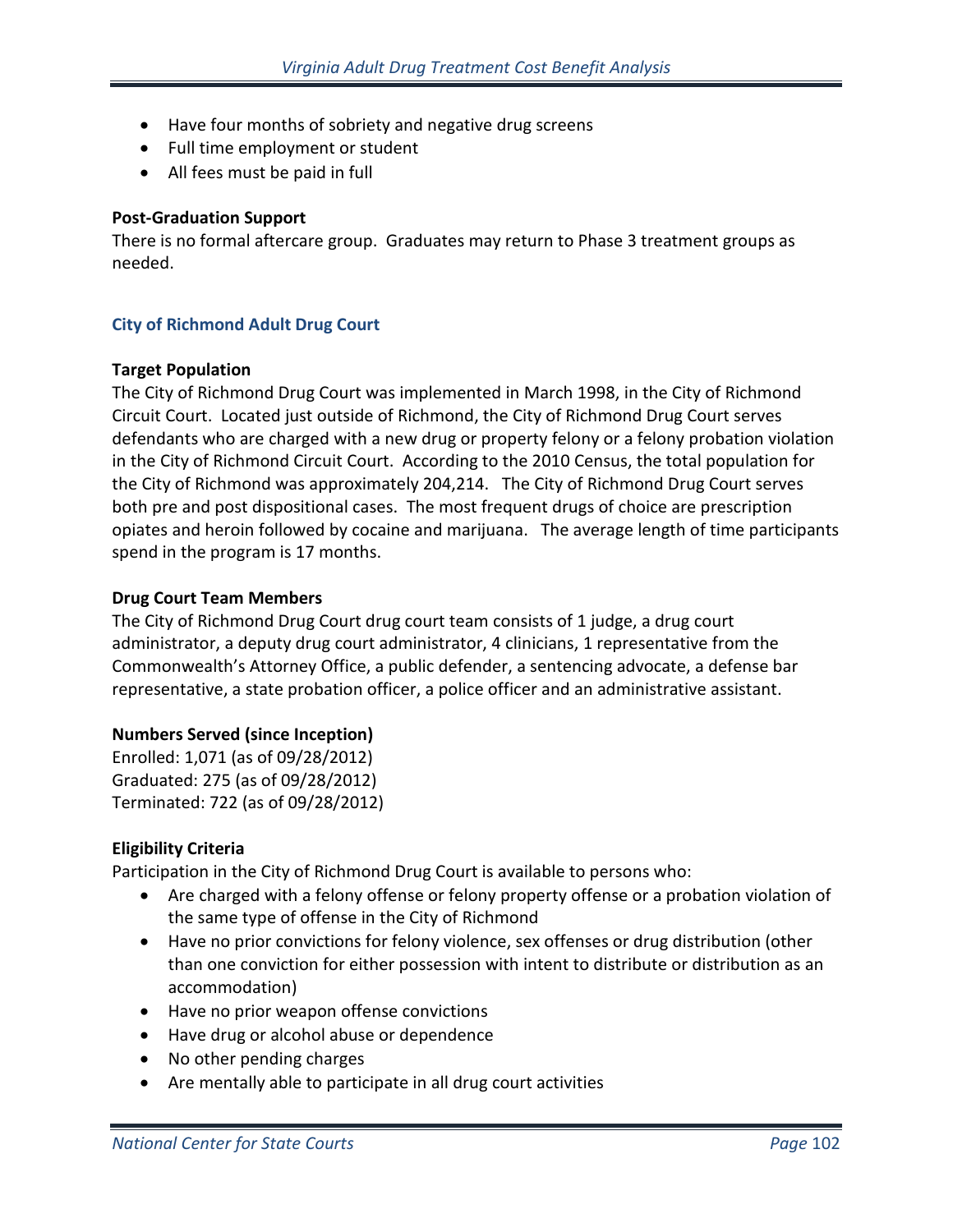- Have four months of sobriety and negative drug screens
- Full time employment or student
- All fees must be paid in full

**Post-Graduation Support**

There is no formal aftercare group. Graduates may return to Phase 3 treatment groups as needed.

### City of Richmond Adult Drug Court

**Target Population**

The City of Richmond Drug Court was implemented in March 1998, in the City of Richmond Circuit Court. Located just outside of Richmond, the City of Richmond Drug Court serves defendants who are charged with a new drug or property felony or a felony probation violation in the City of Richmond Circuit Court. According to the 2010 Census, the total population for the City of Richmond was approximately 204,214. The City of Richmond Drug Court serves both pre and post dispositional cases. The most frequent drugs of choice are prescription opiates and heroin followed by cocaine and marijuana. The average length of time participants spend in the program is 17 months.

**Drug Court Team Members**

The City of Richmond Drug Court drug court team consists of 1 judge, a drug court administrator, a deputy drug court administrator, 4 clinicians, 1 representative from the Commonwealth's Attorney Office, a public defender, a sentencing advocate, a defense bar representative, a state probation officer, a police officer and an administrative assistant.

**Numbers Served (since Inception)**

Enrolled: 1,071 (as of 09/28/2012)
Graduated: 275 (as of 09/28/2012)
Terminated: 722 (as of 09/28/2012)

**Eligibility Criteria**

Participation in the City of Richmond Drug Court is available to persons who:

- Are charged with a felony offense or felony property offense or a probation violation of the same type of offense in the City of Richmond
- Have no prior convictions for felony violence, sex offenses or drug distribution (other than one conviction for either possession with intent to distribute or distribution as an accommodation)
- Have no prior weapon offense convictions
- Have drug or alcohol abuse or dependence
- No other pending charges
- Are mentally able to participate in all drug court activities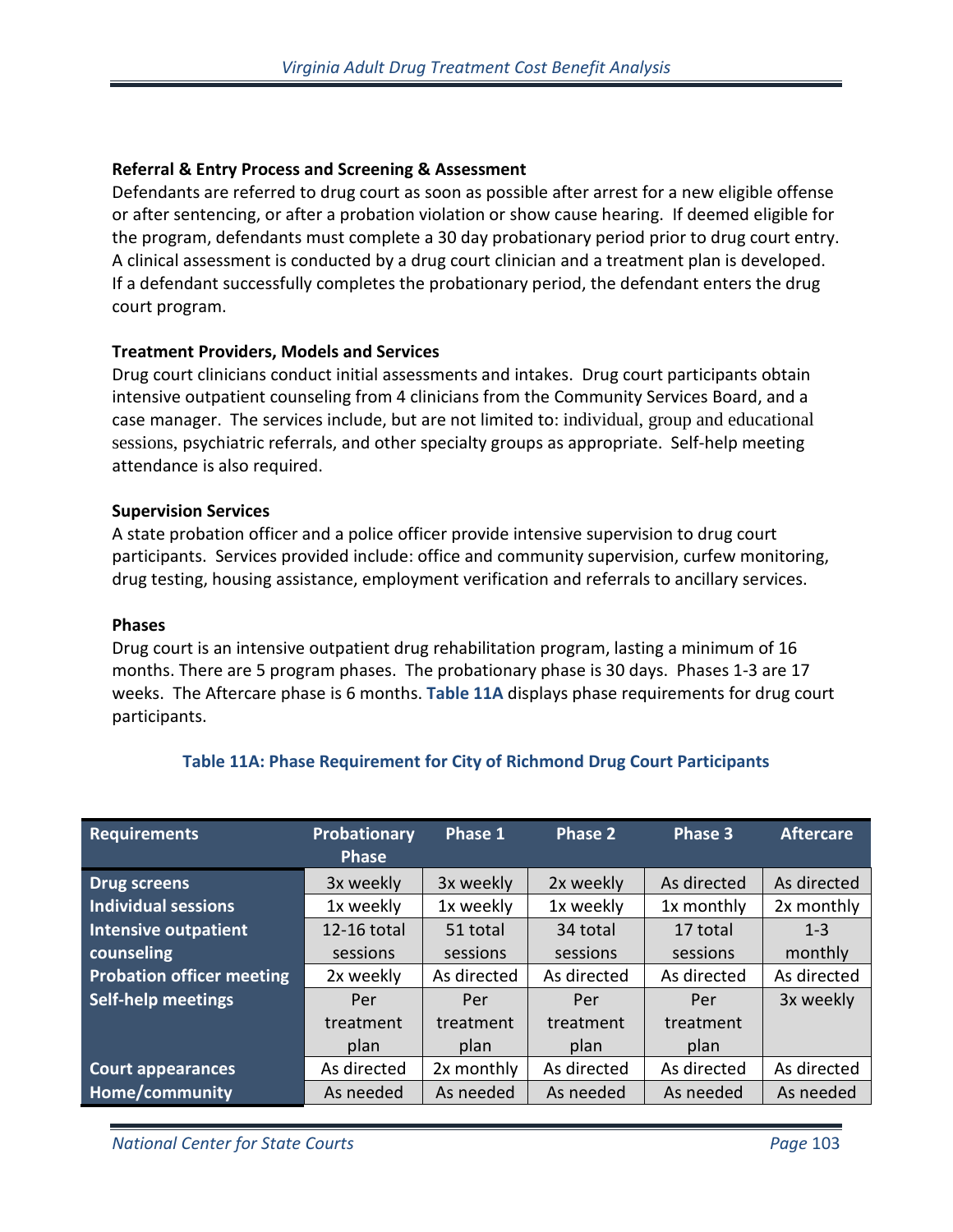**Referral & Entry Process and Screening & Assessment**

Defendants are referred to drug court as soon as possible after arrest for a new eligible offense or after sentencing, or after a probation violation or show cause hearing. If deemed eligible for the program, defendants must complete a 30 day probationary period prior to drug court entry. A clinical assessment is conducted by a drug court clinician and a treatment plan is developed. If a defendant successfully completes the probationary period, the defendant enters the drug court program.

**Treatment Providers, Models and Services**

Drug court clinicians conduct initial assessments and intakes. Drug court participants obtain intensive outpatient counseling from 4 clinicians from the Community Services Board, and a case manager. The services include, but are not limited to: individual, group and educational sessions, psychiatric referrals, and other specialty groups as appropriate. Self-help meeting attendance is also required.

**Supervision Services**

A state probation officer and a police officer provide intensive supervision to drug court participants. Services provided include: office and community supervision, curfew monitoring, drug testing, housing assistance, employment verification and referrals to ancillary services.

**Phases**

Drug court is an intensive outpatient drug rehabilitation program, lasting a minimum of 16 months. There are 5 program phases. The probationary phase is 30 days. Phases 1-3 are 17 weeks. The Aftercare phase is 6 months. **Table 11A** displays phase requirements for drug court participants.

**Table 11A: Phase Requirement for City of Richmond Drug Court Participants**

| Requirements | Probationary Phase | Phase 1 | Phase 2 | Phase 3 | Aftercare |
|---|---|---|---|---|---|
| Drug screens | 3x weekly | 3x weekly | 2x weekly | As directed | As directed |
| Individual sessions | 1x weekly | 1x weekly | 1x weekly | 1x monthly | 2x monthly |
| Intensive outpatient counseling | 12-16 total sessions | 51 total sessions | 34 total sessions | 17 total sessions | 1-3 monthly |
| Probation officer meeting | 2x weekly | As directed | As directed | As directed | As directed |
| Self-help meetings | Per treatment plan | Per treatment plan | Per treatment plan | Per treatment plan | 3x weekly |
| Court appearances | As directed | 2x monthly | As directed | As directed | As directed |
| Home/community | As needed | As needed | As needed | As needed | As needed |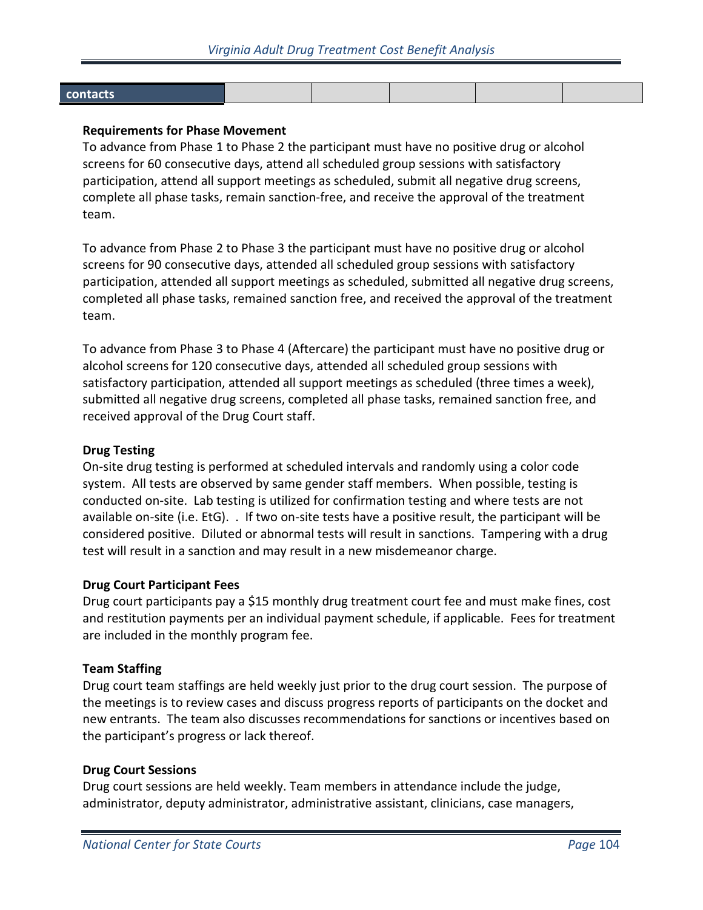| contacts | | | | | |
|---|---|---|---|---|---|

**Requirements for Phase Movement**

To advance from Phase 1 to Phase 2 the participant must have no positive drug or alcohol screens for 60 consecutive days, attend all scheduled group sessions with satisfactory participation, attend all support meetings as scheduled, submit all negative drug screens, complete all phase tasks, remain sanction-free, and receive the approval of the treatment team.

To advance from Phase 2 to Phase 3 the participant must have no positive drug or alcohol screens for 90 consecutive days, attended all scheduled group sessions with satisfactory participation, attended all support meetings as scheduled, submitted all negative drug screens, completed all phase tasks, remained sanction free, and received the approval of the treatment team.

To advance from Phase 3 to Phase 4 (Aftercare) the participant must have no positive drug or alcohol screens for 120 consecutive days, attended all scheduled group sessions with satisfactory participation, attended all support meetings as scheduled (three times a week), submitted all negative drug screens, completed all phase tasks, remained sanction free, and received approval of the Drug Court staff.

**Drug Testing**

On-site drug testing is performed at scheduled intervals and randomly using a color code system. All tests are observed by same gender staff members. When possible, testing is conducted on-site. Lab testing is utilized for confirmation testing and where tests are not available on-site (i.e. EtG). . If two on-site tests have a positive result, the participant will be considered positive. Diluted or abnormal tests will result in sanctions. Tampering with a drug test will result in a sanction and may result in a new misdemeanor charge.

**Drug Court Participant Fees**

Drug court participants pay a $15 monthly drug treatment court fee and must make fines, cost and restitution payments per an individual payment schedule, if applicable. Fees for treatment are included in the monthly program fee.

**Team Staffing**

Drug court team staffings are held weekly just prior to the drug court session. The purpose of the meetings is to review cases and discuss progress reports of participants on the docket and new entrants. The team also discusses recommendations for sanctions or incentives based on the participant's progress or lack thereof.

**Drug Court Sessions**

Drug court sessions are held weekly. Team members in attendance include the judge, administrator, deputy administrator, administrative assistant, clinicians, case managers,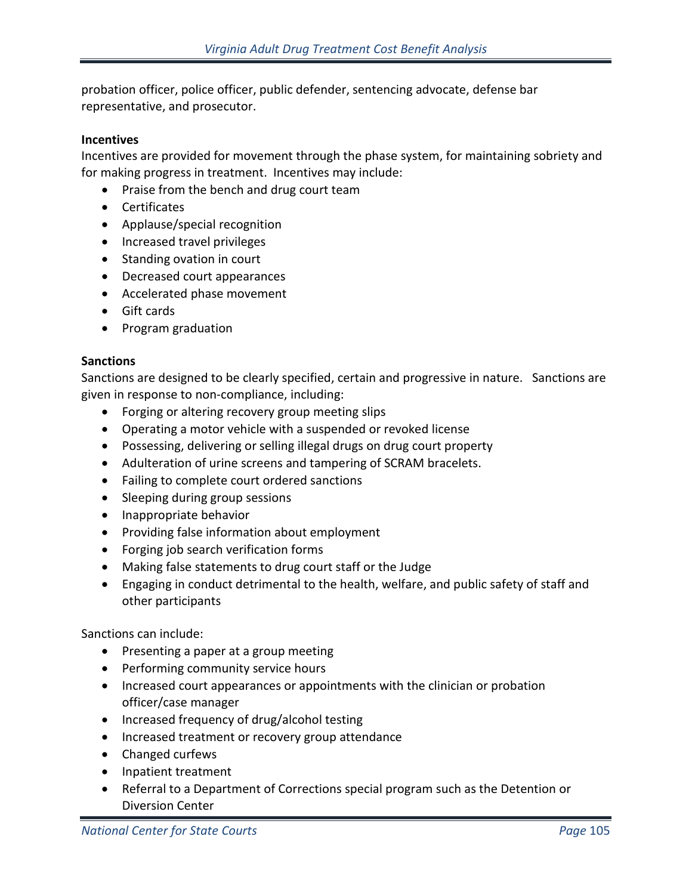probation officer, police officer, public defender, sentencing advocate, defense bar representative, and prosecutor.

**Incentives**

Incentives are provided for movement through the phase system, for maintaining sobriety and for making progress in treatment. Incentives may include:

- Praise from the bench and drug court team
- Certificates
- Applause/special recognition
- Increased travel privileges
- Standing ovation in court
- Decreased court appearances
- Accelerated phase movement
- Gift cards
- Program graduation

**Sanctions**

Sanctions are designed to be clearly specified, certain and progressive in nature. Sanctions are given in response to non-compliance, including:

- Forging or altering recovery group meeting slips
- Operating a motor vehicle with a suspended or revoked license
- Possessing, delivering or selling illegal drugs on drug court property
- Adulteration of urine screens and tampering of SCRAM bracelets.
- Failing to complete court ordered sanctions
- Sleeping during group sessions
- Inappropriate behavior
- Providing false information about employment
- Forging job search verification forms
- Making false statements to drug court staff or the Judge
- Engaging in conduct detrimental to the health, welfare, and public safety of staff and other participants

Sanctions can include:

- Presenting a paper at a group meeting
- Performing community service hours
- Increased court appearances or appointments with the clinician or probation officer/case manager
- Increased frequency of drug/alcohol testing
- Increased treatment or recovery group attendance
- Changed curfews
- Inpatient treatment
- Referral to a Department of Corrections special program such as the Detention or Diversion Center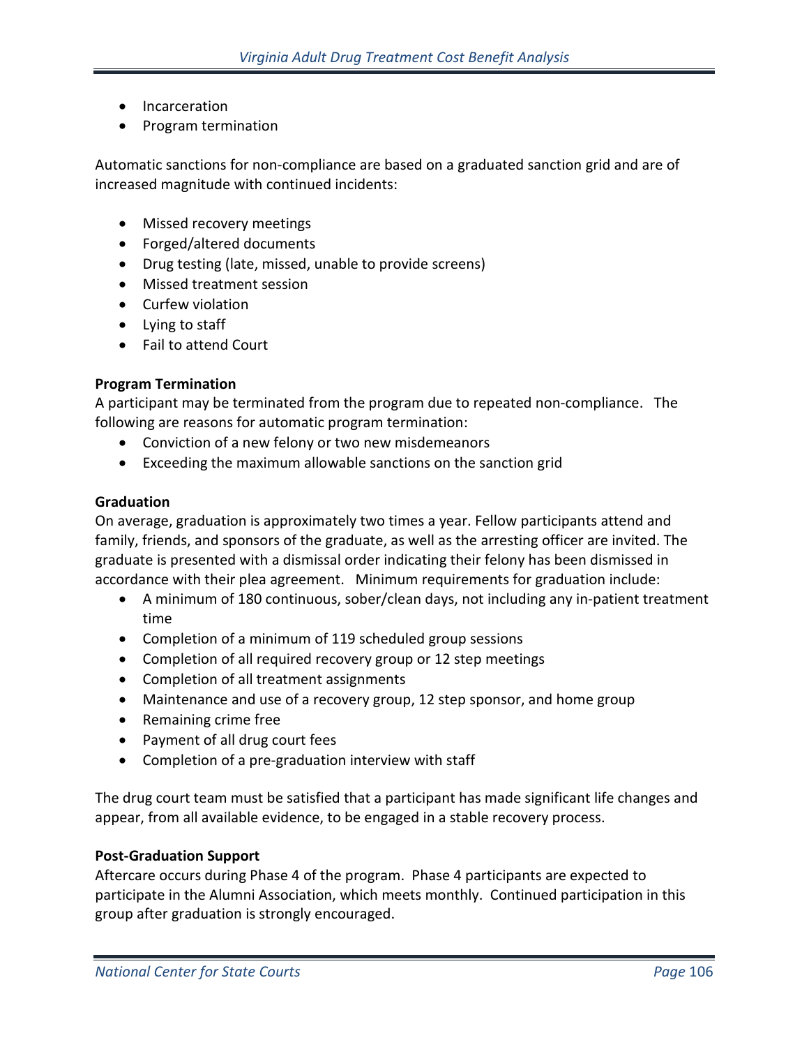- Incarceration
- Program termination

Automatic sanctions for non-compliance are based on a graduated sanction grid and are of increased magnitude with continued incidents:

- Missed recovery meetings
- Forged/altered documents
- Drug testing (late, missed, unable to provide screens)
- Missed treatment session
- Curfew violation
- Lying to staff
- Fail to attend Court

**Program Termination**
A participant may be terminated from the program due to repeated non-compliance. The following are reasons for automatic program termination:

- Conviction of a new felony or two new misdemeanors
- Exceeding the maximum allowable sanctions on the sanction grid

**Graduation**
On average, graduation is approximately two times a year. Fellow participants attend and family, friends, and sponsors of the graduate, as well as the arresting officer are invited. The graduate is presented with a dismissal order indicating their felony has been dismissed in accordance with their plea agreement. Minimum requirements for graduation include:

- A minimum of 180 continuous, sober/clean days, not including any in-patient treatment time
- Completion of a minimum of 119 scheduled group sessions
- Completion of all required recovery group or 12 step meetings
- Completion of all treatment assignments
- Maintenance and use of a recovery group, 12 step sponsor, and home group
- Remaining crime free
- Payment of all drug court fees
- Completion of a pre-graduation interview with staff

The drug court team must be satisfied that a participant has made significant life changes and appear, from all available evidence, to be engaged in a stable recovery process.

**Post-Graduation Support**
Aftercare occurs during Phase 4 of the program. Phase 4 participants are expected to participate in the Alumni Association, which meets monthly. Continued participation in this group after graduation is strongly encouraged.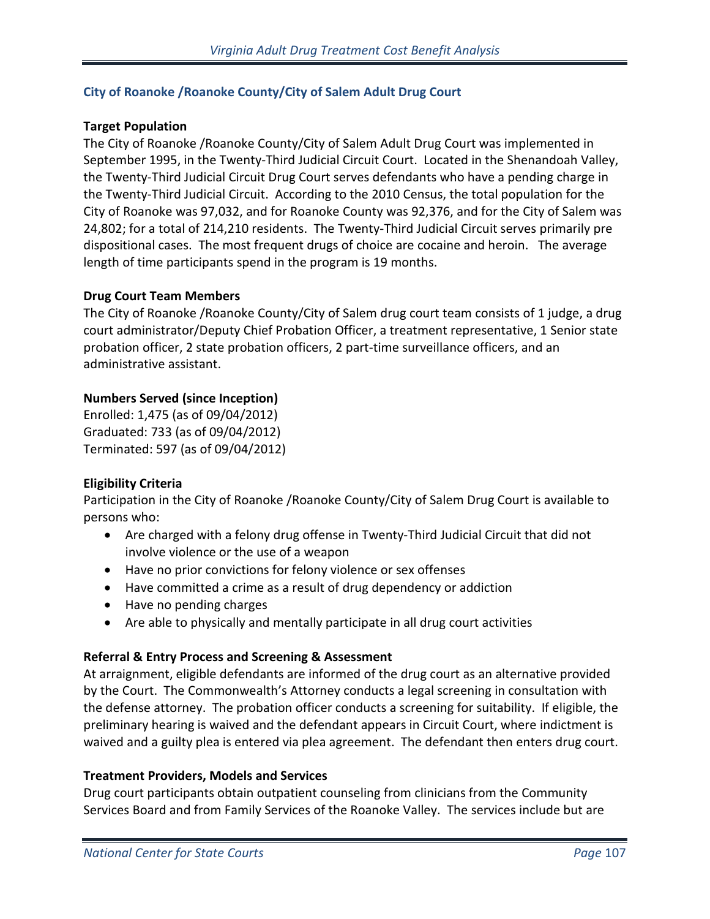## City of Roanoke /Roanoke County/City of Salem Adult Drug Court

**Target Population**

The City of Roanoke /Roanoke County/City of Salem Adult Drug Court was implemented in September 1995, in the Twenty-Third Judicial Circuit Court. Located in the Shenandoah Valley, the Twenty-Third Judicial Circuit Drug Court serves defendants who have a pending charge in the Twenty-Third Judicial Circuit. According to the 2010 Census, the total population for the City of Roanoke was 97,032, and for Roanoke County was 92,376, and for the City of Salem was 24,802; for a total of 214,210 residents. The Twenty-Third Judicial Circuit serves primarily pre dispositional cases. The most frequent drugs of choice are cocaine and heroin. The average length of time participants spend in the program is 19 months.

**Drug Court Team Members**

The City of Roanoke /Roanoke County/City of Salem drug court team consists of 1 judge, a drug court administrator/Deputy Chief Probation Officer, a treatment representative, 1 Senior state probation officer, 2 state probation officers, 2 part-time surveillance officers, and an administrative assistant.

**Numbers Served (since Inception)**

Enrolled: 1,475 (as of 09/04/2012)
Graduated: 733 (as of 09/04/2012)
Terminated: 597 (as of 09/04/2012)

**Eligibility Criteria**

Participation in the City of Roanoke /Roanoke County/City of Salem Drug Court is available to persons who:

- Are charged with a felony drug offense in Twenty-Third Judicial Circuit that did not involve violence or the use of a weapon
- Have no prior convictions for felony violence or sex offenses
- Have committed a crime as a result of drug dependency or addiction
- Have no pending charges
- Are able to physically and mentally participate in all drug court activities

**Referral & Entry Process and Screening & Assessment**

At arraignment, eligible defendants are informed of the drug court as an alternative provided by the Court. The Commonwealth's Attorney conducts a legal screening in consultation with the defense attorney. The probation officer conducts a screening for suitability. If eligible, the preliminary hearing is waived and the defendant appears in Circuit Court, where indictment is waived and a guilty plea is entered via plea agreement. The defendant then enters drug court.

**Treatment Providers, Models and Services**

Drug court participants obtain outpatient counseling from clinicians from the Community Services Board and from Family Services of the Roanoke Valley. The services include but are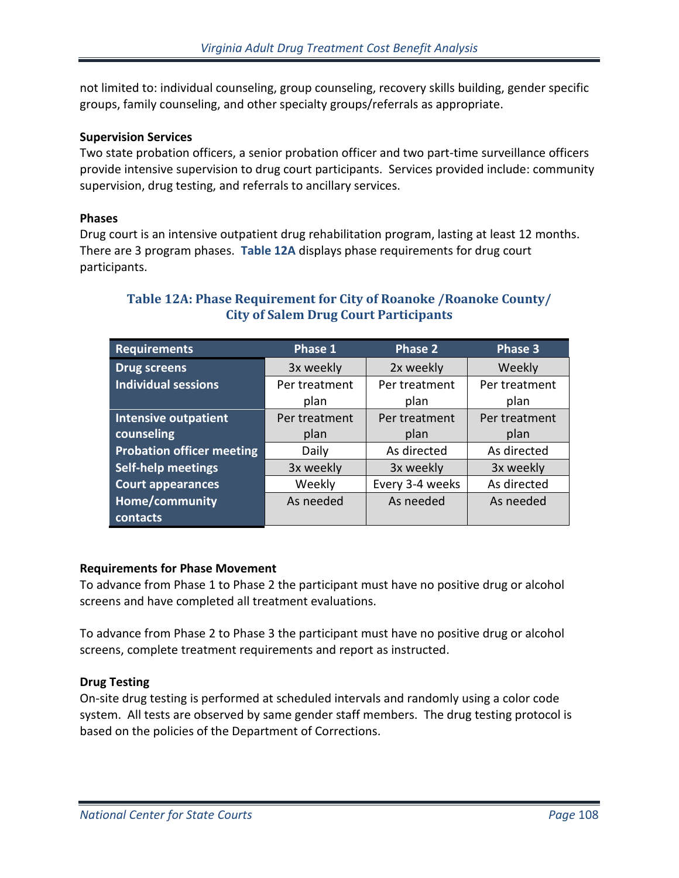not limited to: individual counseling, group counseling, recovery skills building, gender specific groups, family counseling, and other specialty groups/referrals as appropriate.

**Supervision Services**

Two state probation officers, a senior probation officer and two part-time surveillance officers provide intensive supervision to drug court participants. Services provided include: community supervision, drug testing, and referrals to ancillary services.

**Phases**

Drug court is an intensive outpatient drug rehabilitation program, lasting at least 12 months. There are 3 program phases. **Table 12A** displays phase requirements for drug court participants.

### Table 12A: Phase Requirement for City of Roanoke /Roanoke County/ City of Salem Drug Court Participants

| Requirements | Phase 1 | Phase 2 | Phase 3 |
|---|---|---|---|
| Drug screens | 3x weekly | 2x weekly | Weekly |
| Individual sessions | Per treatment plan | Per treatment plan | Per treatment plan |
| Intensive outpatient counseling | Per treatment plan | Per treatment plan | Per treatment plan |
| Probation officer meeting | Daily | As directed | As directed |
| Self-help meetings | 3x weekly | 3x weekly | 3x weekly |
| Court appearances | Weekly | Every 3-4 weeks | As directed |
| Home/community contacts | As needed | As needed | As needed |

**Requirements for Phase Movement**

To advance from Phase 1 to Phase 2 the participant must have no positive drug or alcohol screens and have completed all treatment evaluations.

To advance from Phase 2 to Phase 3 the participant must have no positive drug or alcohol screens, complete treatment requirements and report as instructed.

**Drug Testing**

On-site drug testing is performed at scheduled intervals and randomly using a color code system. All tests are observed by same gender staff members. The drug testing protocol is based on the policies of the Department of Corrections.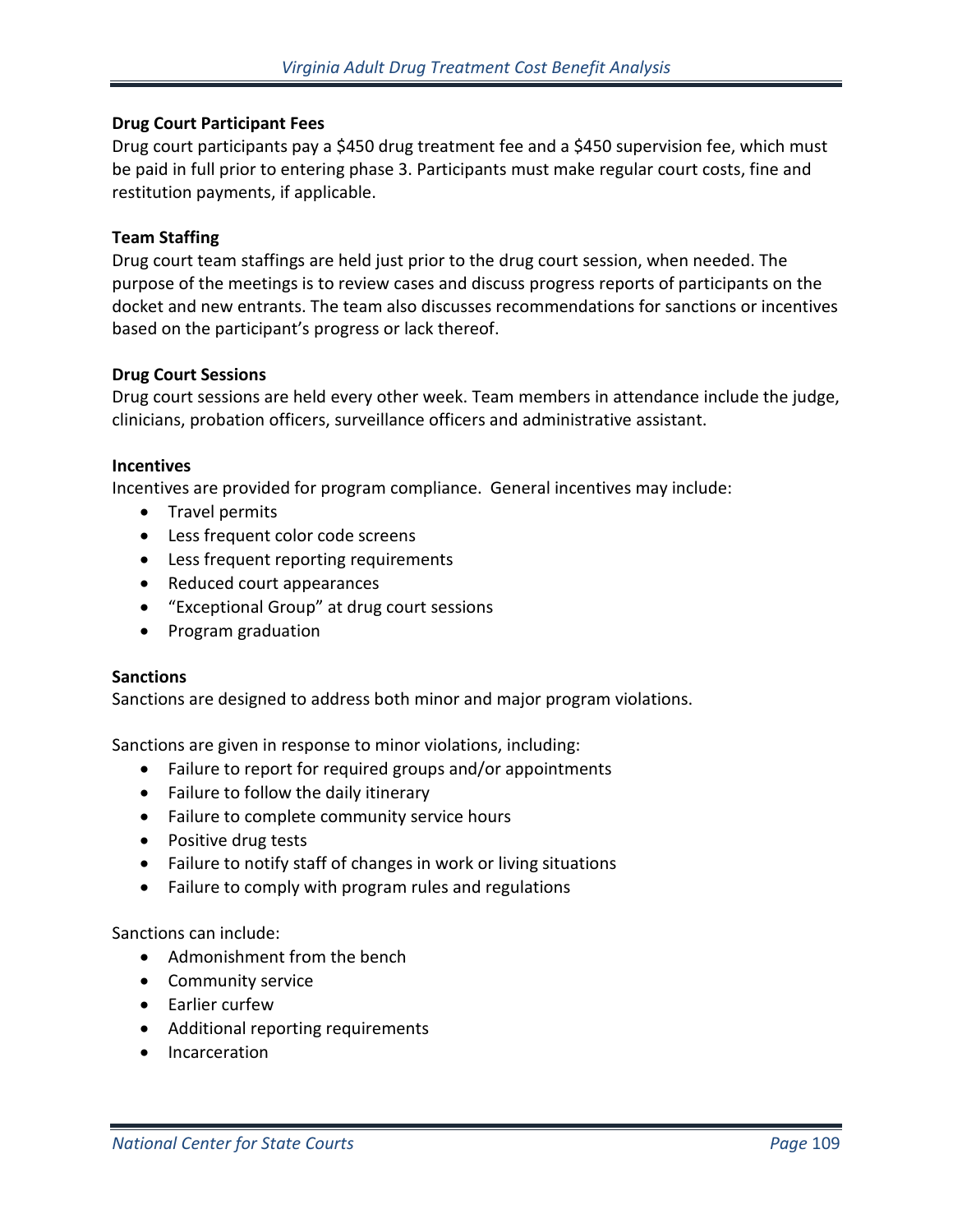**Drug Court Participant Fees**

Drug court participants pay a $450 drug treatment fee and a $450 supervision fee, which must be paid in full prior to entering phase 3. Participants must make regular court costs, fine and restitution payments, if applicable.

**Team Staffing**

Drug court team staffings are held just prior to the drug court session, when needed. The purpose of the meetings is to review cases and discuss progress reports of participants on the docket and new entrants. The team also discusses recommendations for sanctions or incentives based on the participant's progress or lack thereof.

**Drug Court Sessions**

Drug court sessions are held every other week. Team members in attendance include the judge, clinicians, probation officers, surveillance officers and administrative assistant.

**Incentives**

Incentives are provided for program compliance. General incentives may include:

- Travel permits
- Less frequent color code screens
- Less frequent reporting requirements
- Reduced court appearances
- "Exceptional Group" at drug court sessions
- Program graduation

**Sanctions**

Sanctions are designed to address both minor and major program violations.

Sanctions are given in response to minor violations, including:

- Failure to report for required groups and/or appointments
- Failure to follow the daily itinerary
- Failure to complete community service hours
- Positive drug tests
- Failure to notify staff of changes in work or living situations
- Failure to comply with program rules and regulations

Sanctions can include:

- Admonishment from the bench
- Community service
- Earlier curfew
- Additional reporting requirements
- Incarceration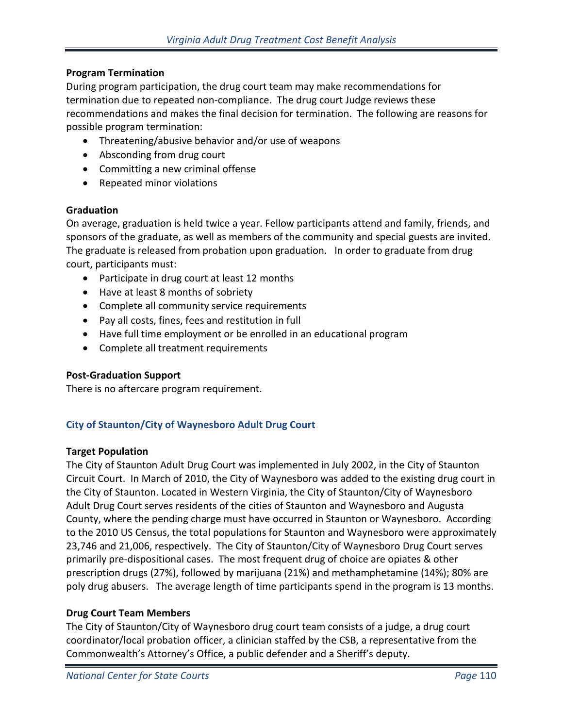**Program Termination**

During program participation, the drug court team may make recommendations for termination due to repeated non-compliance. The drug court Judge reviews these recommendations and makes the final decision for termination. The following are reasons for possible program termination:

- Threatening/abusive behavior and/or use of weapons
- Absconding from drug court
- Committing a new criminal offense
- Repeated minor violations

**Graduation**

On average, graduation is held twice a year. Fellow participants attend and family, friends, and sponsors of the graduate, as well as members of the community and special guests are invited. The graduate is released from probation upon graduation. In order to graduate from drug court, participants must:

- Participate in drug court at least 12 months
- Have at least 8 months of sobriety
- Complete all community service requirements
- Pay all costs, fines, fees and restitution in full
- Have full time employment or be enrolled in an educational program
- Complete all treatment requirements

**Post-Graduation Support**

There is no aftercare program requirement.

### City of Staunton/City of Waynesboro Adult Drug Court

**Target Population**

The City of Staunton Adult Drug Court was implemented in July 2002, in the City of Staunton Circuit Court. In March of 2010, the City of Waynesboro was added to the existing drug court in the City of Staunton. Located in Western Virginia, the City of Staunton/City of Waynesboro Adult Drug Court serves residents of the cities of Staunton and Waynesboro and Augusta County, where the pending charge must have occurred in Staunton or Waynesboro. According to the 2010 US Census, the total populations for Staunton and Waynesboro were approximately 23,746 and 21,006, respectively. The City of Staunton/City of Waynesboro Drug Court serves primarily pre-dispositional cases. The most frequent drug of choice are opiates & other prescription drugs (27%), followed by marijuana (21%) and methamphetamine (14%); 80% are poly drug abusers. The average length of time participants spend in the program is 13 months.

**Drug Court Team Members**

The City of Staunton/City of Waynesboro drug court team consists of a judge, a drug court coordinator/local probation officer, a clinician staffed by the CSB, a representative from the Commonwealth's Attorney's Office, a public defender and a Sheriff's deputy.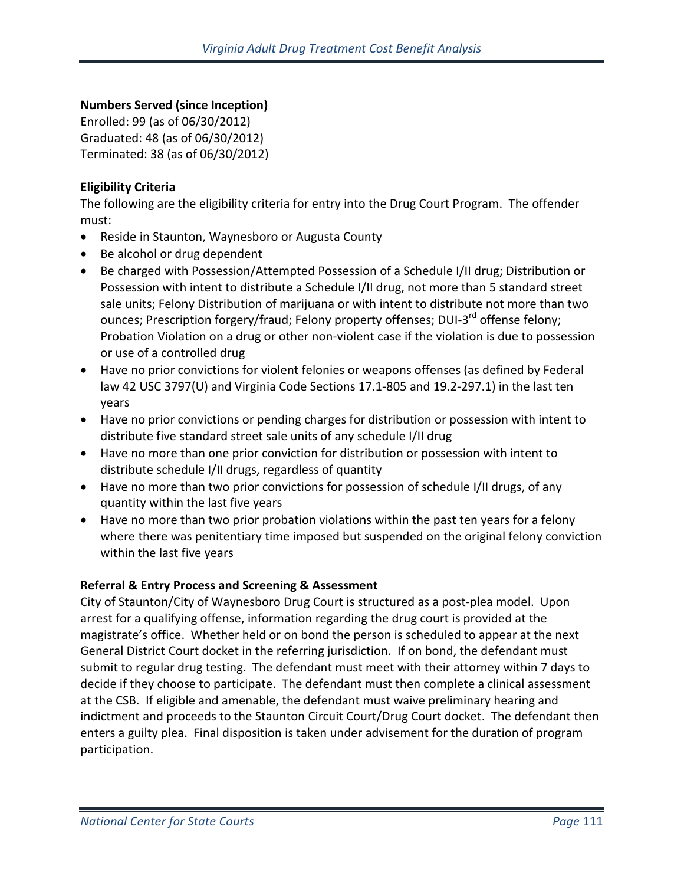**Numbers Served (since Inception)**

Enrolled: 99 (as of 06/30/2012)
Graduated: 48 (as of 06/30/2012)
Terminated: 38 (as of 06/30/2012)

**Eligibility Criteria**

The following are the eligibility criteria for entry into the Drug Court Program. The offender must:

- Reside in Staunton, Waynesboro or Augusta County
- Be alcohol or drug dependent
- Be charged with Possession/Attempted Possession of a Schedule I/II drug; Distribution or Possession with intent to distribute a Schedule I/II drug, not more than 5 standard street sale units; Felony Distribution of marijuana or with intent to distribute not more than two ounces; Prescription forgery/fraud; Felony property offenses; DUI-3rd offense felony; Probation Violation on a drug or other non-violent case if the violation is due to possession or use of a controlled drug
- Have no prior convictions for violent felonies or weapons offenses (as defined by Federal law 42 USC 3797(U) and Virginia Code Sections 17.1-805 and 19.2-297.1) in the last ten years
- Have no prior convictions or pending charges for distribution or possession with intent to distribute five standard street sale units of any schedule I/II drug
- Have no more than one prior conviction for distribution or possession with intent to distribute schedule I/II drugs, regardless of quantity
- Have no more than two prior convictions for possession of schedule I/II drugs, of any quantity within the last five years
- Have no more than two prior probation violations within the past ten years for a felony where there was penitentiary time imposed but suspended on the original felony conviction within the last five years

**Referral & Entry Process and Screening & Assessment**

City of Staunton/City of Waynesboro Drug Court is structured as a post-plea model. Upon arrest for a qualifying offense, information regarding the drug court is provided at the magistrate's office. Whether held or on bond the person is scheduled to appear at the next General District Court docket in the referring jurisdiction. If on bond, the defendant must submit to regular drug testing. The defendant must meet with their attorney within 7 days to decide if they choose to participate. The defendant must then complete a clinical assessment at the CSB. If eligible and amenable, the defendant must waive preliminary hearing and indictment and proceeds to the Staunton Circuit Court/Drug Court docket. The defendant then enters a guilty plea. Final disposition is taken under advisement for the duration of program participation.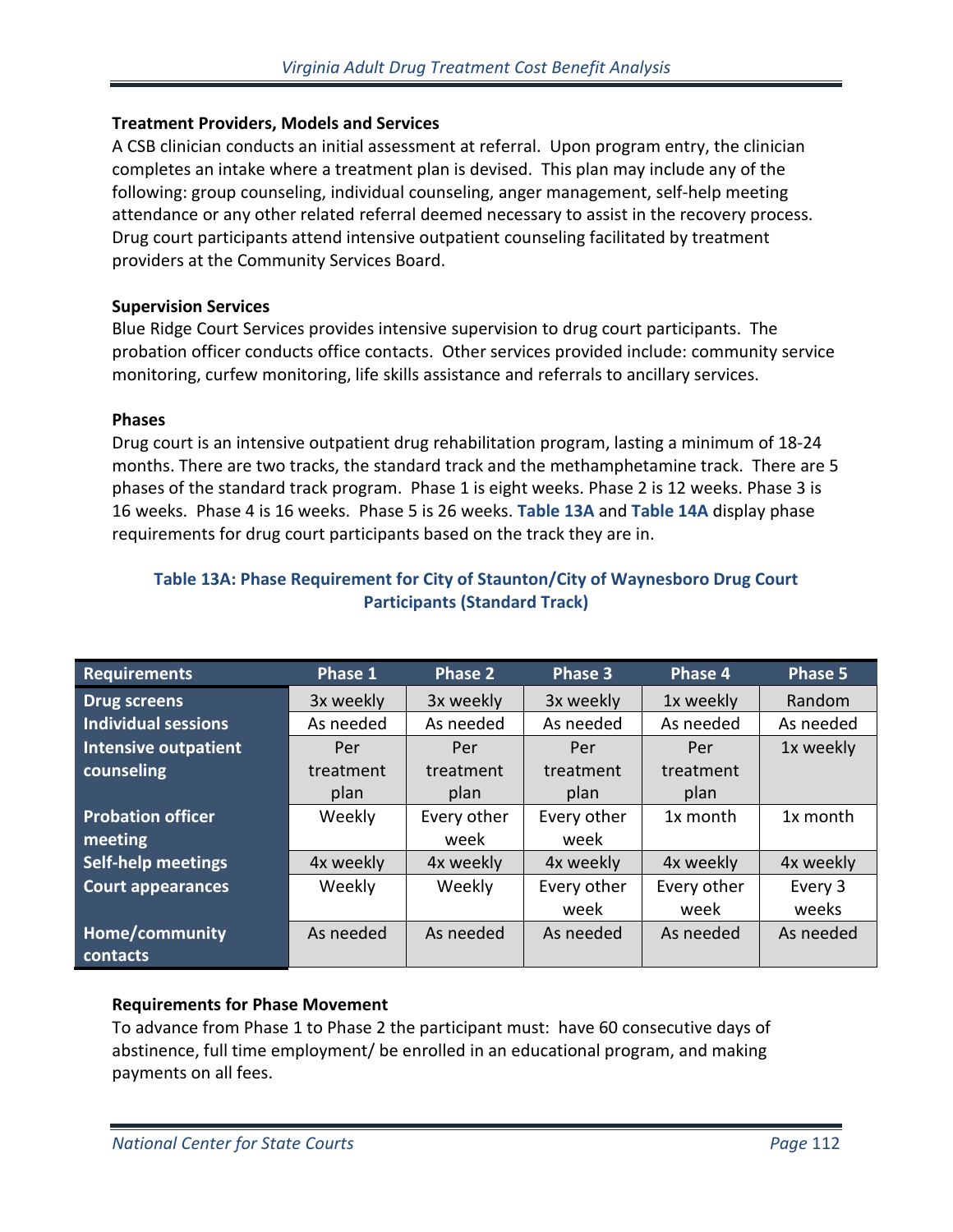### Treatment Providers, Models and Services

A CSB clinician conducts an initial assessment at referral. Upon program entry, the clinician completes an intake where a treatment plan is devised. This plan may include any of the following: group counseling, individual counseling, anger management, self-help meeting attendance or any other related referral deemed necessary to assist in the recovery process. Drug court participants attend intensive outpatient counseling facilitated by treatment providers at the Community Services Board.

### Supervision Services

Blue Ridge Court Services provides intensive supervision to drug court participants. The probation officer conducts office contacts. Other services provided include: community service monitoring, curfew monitoring, life skills assistance and referrals to ancillary services.

### Phases

Drug court is an intensive outpatient drug rehabilitation program, lasting a minimum of 18-24 months. There are two tracks, the standard track and the methamphetamine track. There are 5 phases of the standard track program. Phase 1 is eight weeks. Phase 2 is 12 weeks. Phase 3 is 16 weeks. Phase 4 is 16 weeks. Phase 5 is 26 weeks. **Table 13A** and **Table 14A** display phase requirements for drug court participants based on the track they are in.

**Table 13A: Phase Requirement for City of Staunton/City of Waynesboro Drug Court Participants (Standard Track)**

| Requirements | Phase 1 | Phase 2 | Phase 3 | Phase 4 | Phase 5 |
|---|---|---|---|---|---|
| Drug screens | 3x weekly | 3x weekly | 3x weekly | 1x weekly | Random |
| Individual sessions | As needed | As needed | As needed | As needed | As needed |
| Intensive outpatient counseling | Per treatment plan | Per treatment plan | Per treatment plan | Per treatment plan | 1x weekly |
| Probation officer meeting | Weekly | Every other week | Every other week | 1x month | 1x month |
| Self-help meetings | 4x weekly | 4x weekly | 4x weekly | 4x weekly | 4x weekly |
| Court appearances | Weekly | Weekly | Every other week | Every other week | Every 3 weeks |
| Home/community contacts | As needed | As needed | As needed | As needed | As needed |

### Requirements for Phase Movement

To advance from Phase 1 to Phase 2 the participant must: have 60 consecutive days of abstinence, full time employment/ be enrolled in an educational program, and making payments on all fees.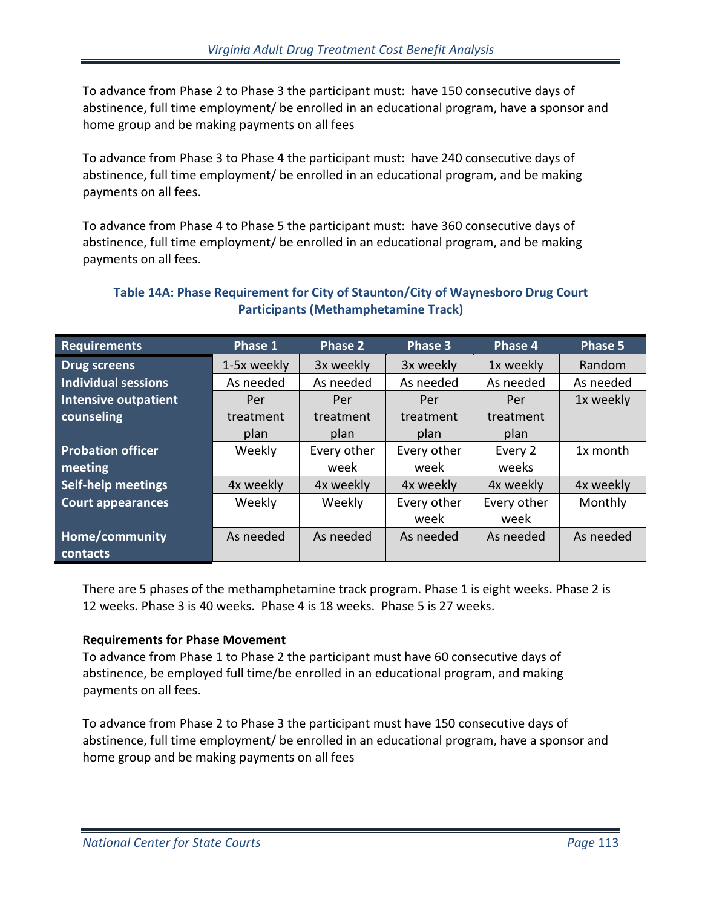To advance from Phase 2 to Phase 3 the participant must:  have 150 consecutive days of abstinence, full time employment/ be enrolled in an educational program, have a sponsor and home group and be making payments on all fees

To advance from Phase 3 to Phase 4 the participant must:  have 240 consecutive days of abstinence, full time employment/ be enrolled in an educational program, and be making payments on all fees.

To advance from Phase 4 to Phase 5 the participant must:  have 360 consecutive days of abstinence, full time employment/ be enrolled in an educational program, and be making payments on all fees.

**Table 14A: Phase Requirement for City of Staunton/City of Waynesboro Drug Court Participants (Methamphetamine Track)**

| Requirements | Phase 1 | Phase 2 | Phase 3 | Phase 4 | Phase 5 |
|---|---|---|---|---|---|
| Drug screens | 1-5x weekly | 3x weekly | 3x weekly | 1x weekly | Random |
| Individual sessions | As needed | As needed | As needed | As needed | As needed |
| Intensive outpatient counseling | Per treatment plan | Per treatment plan | Per treatment plan | Per treatment plan | 1x weekly |
| Probation officer meeting | Weekly | Every other week | Every other week | Every 2 weeks | 1x month |
| Self-help meetings | 4x weekly | 4x weekly | 4x weekly | 4x weekly | 4x weekly |
| Court appearances | Weekly | Weekly | Every other week | Every other week | Monthly |
| Home/community contacts | As needed | As needed | As needed | As needed | As needed |

There are 5 phases of the methamphetamine track program. Phase 1 is eight weeks. Phase 2 is 12 weeks. Phase 3 is 40 weeks.  Phase 4 is 18 weeks.  Phase 5 is 27 weeks.

**Requirements for Phase Movement**

To advance from Phase 1 to Phase 2 the participant must have 60 consecutive days of abstinence, be employed full time/be enrolled in an educational program, and making payments on all fees.

To advance from Phase 2 to Phase 3 the participant must have 150 consecutive days of abstinence, full time employment/ be enrolled in an educational program, have a sponsor and home group and be making payments on all fees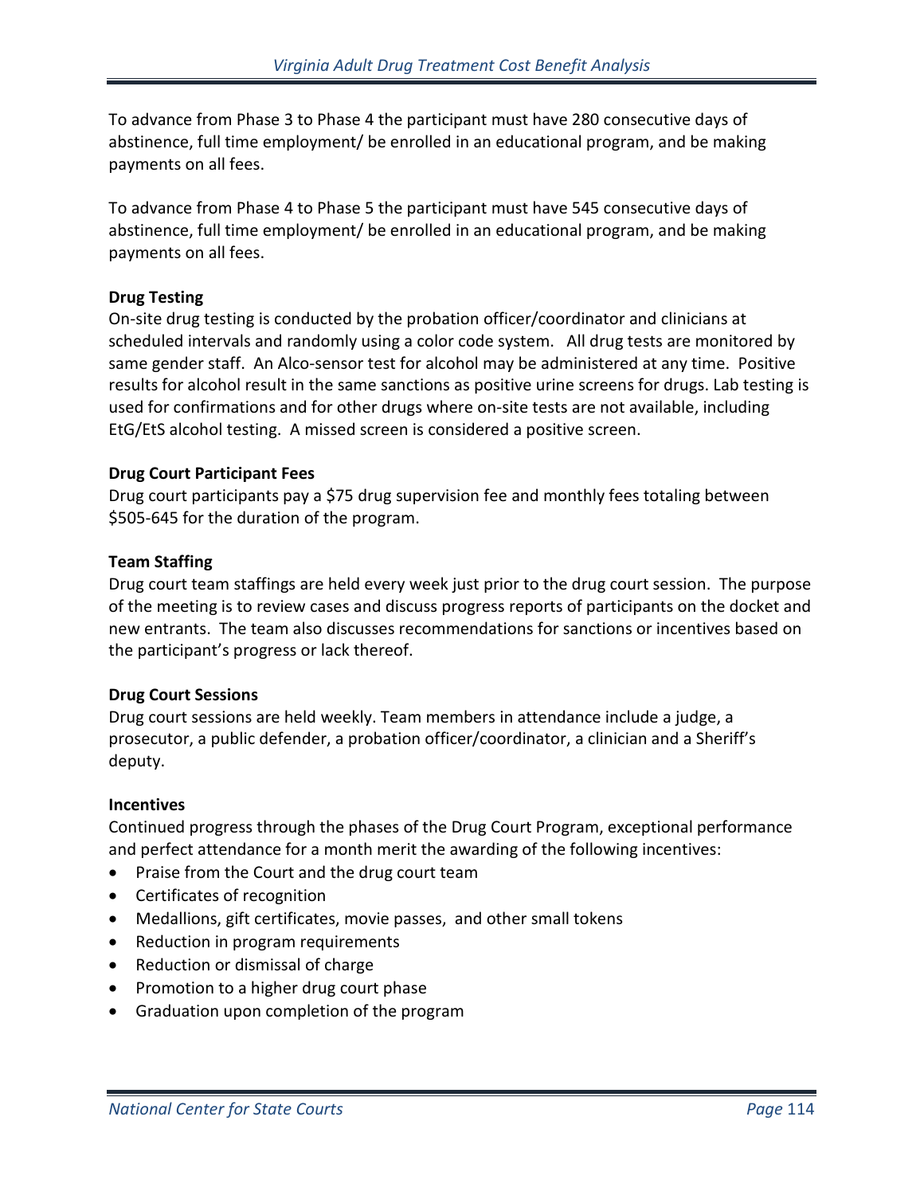To advance from Phase 3 to Phase 4 the participant must have 280 consecutive days of abstinence, full time employment/ be enrolled in an educational program, and be making payments on all fees.

To advance from Phase 4 to Phase 5 the participant must have 545 consecutive days of abstinence, full time employment/ be enrolled in an educational program, and be making payments on all fees.

**Drug Testing**

On-site drug testing is conducted by the probation officer/coordinator and clinicians at scheduled intervals and randomly using a color code system. All drug tests are monitored by same gender staff. An Alco-sensor test for alcohol may be administered at any time. Positive results for alcohol result in the same sanctions as positive urine screens for drugs. Lab testing is used for confirmations and for other drugs where on-site tests are not available, including EtG/EtS alcohol testing. A missed screen is considered a positive screen.

**Drug Court Participant Fees**

Drug court participants pay a $75 drug supervision fee and monthly fees totaling between $505-645 for the duration of the program.

**Team Staffing**

Drug court team staffings are held every week just prior to the drug court session. The purpose of the meeting is to review cases and discuss progress reports of participants on the docket and new entrants. The team also discusses recommendations for sanctions or incentives based on the participant's progress or lack thereof.

**Drug Court Sessions**

Drug court sessions are held weekly. Team members in attendance include a judge, a prosecutor, a public defender, a probation officer/coordinator, a clinician and a Sheriff's deputy.

**Incentives**

Continued progress through the phases of the Drug Court Program, exceptional performance and perfect attendance for a month merit the awarding of the following incentives:

- Praise from the Court and the drug court team
- Certificates of recognition
- Medallions, gift certificates, movie passes, and other small tokens
- Reduction in program requirements
- Reduction or dismissal of charge
- Promotion to a higher drug court phase
- Graduation upon completion of the program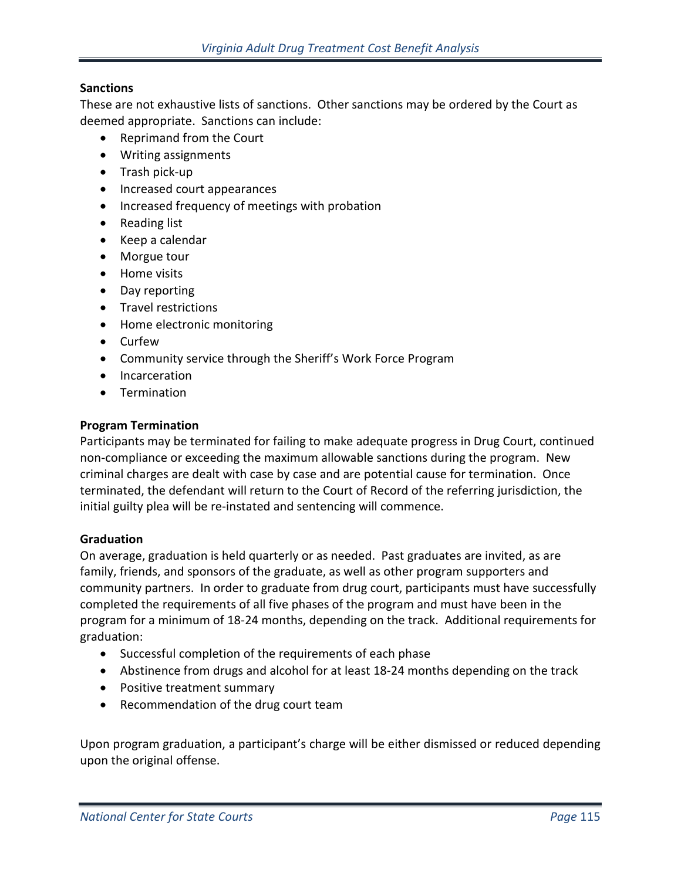**Sanctions**

These are not exhaustive lists of sanctions. Other sanctions may be ordered by the Court as deemed appropriate. Sanctions can include:

- Reprimand from the Court
- Writing assignments
- Trash pick-up
- Increased court appearances
- Increased frequency of meetings with probation
- Reading list
- Keep a calendar
- Morgue tour
- Home visits
- Day reporting
- Travel restrictions
- Home electronic monitoring
- Curfew
- Community service through the Sheriff's Work Force Program
- Incarceration
- Termination

**Program Termination**

Participants may be terminated for failing to make adequate progress in Drug Court, continued non-compliance or exceeding the maximum allowable sanctions during the program. New criminal charges are dealt with case by case and are potential cause for termination. Once terminated, the defendant will return to the Court of Record of the referring jurisdiction, the initial guilty plea will be re-instated and sentencing will commence.

**Graduation**

On average, graduation is held quarterly or as needed. Past graduates are invited, as are family, friends, and sponsors of the graduate, as well as other program supporters and community partners. In order to graduate from drug court, participants must have successfully completed the requirements of all five phases of the program and must have been in the program for a minimum of 18-24 months, depending on the track. Additional requirements for graduation:

- Successful completion of the requirements of each phase
- Abstinence from drugs and alcohol for at least 18-24 months depending on the track
- Positive treatment summary
- Recommendation of the drug court team

Upon program graduation, a participant's charge will be either dismissed or reduced depending upon the original offense.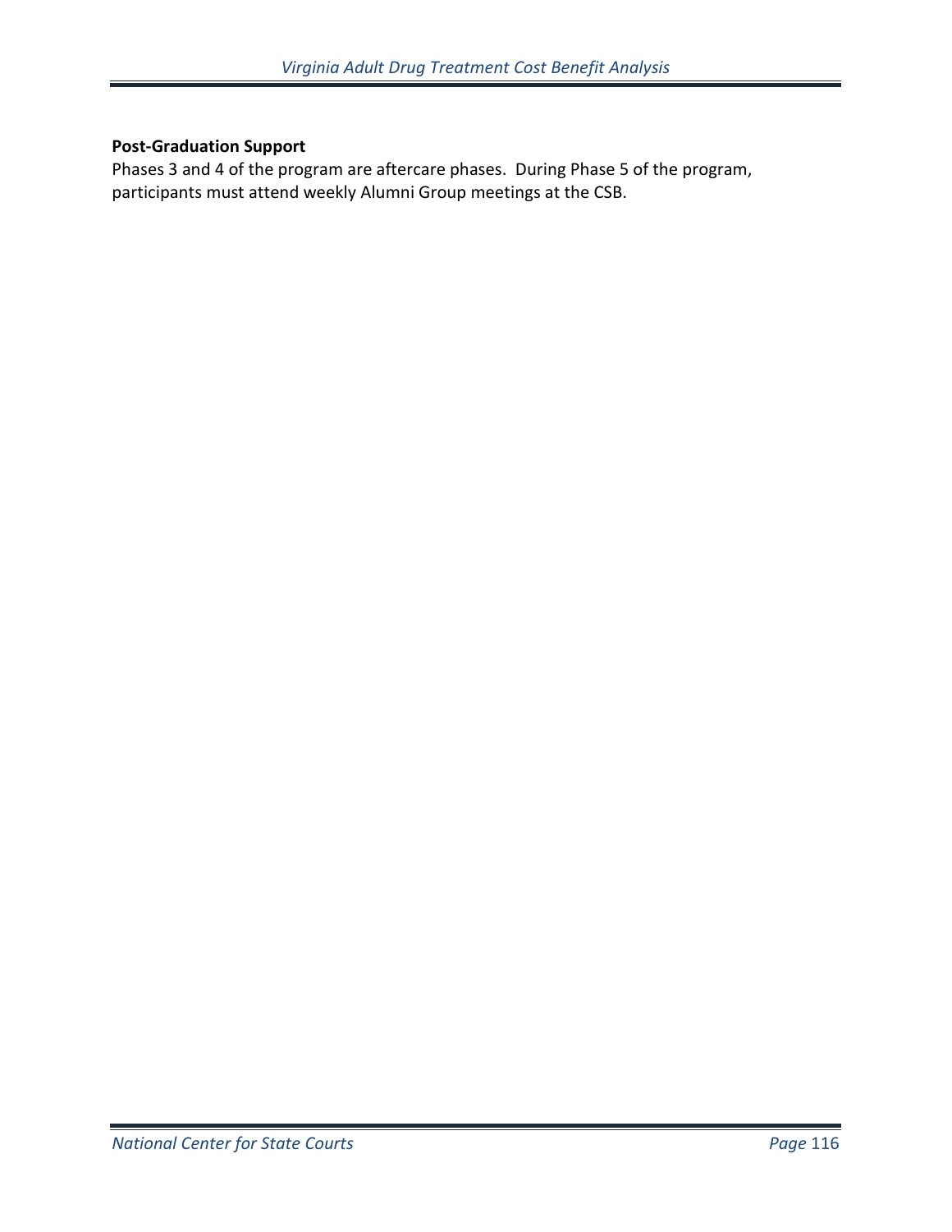**Post-Graduation Support**

Phases 3 and 4 of the program are aftercare phases. During Phase 5 of the program, participants must attend weekly Alumni Group meetings at the CSB.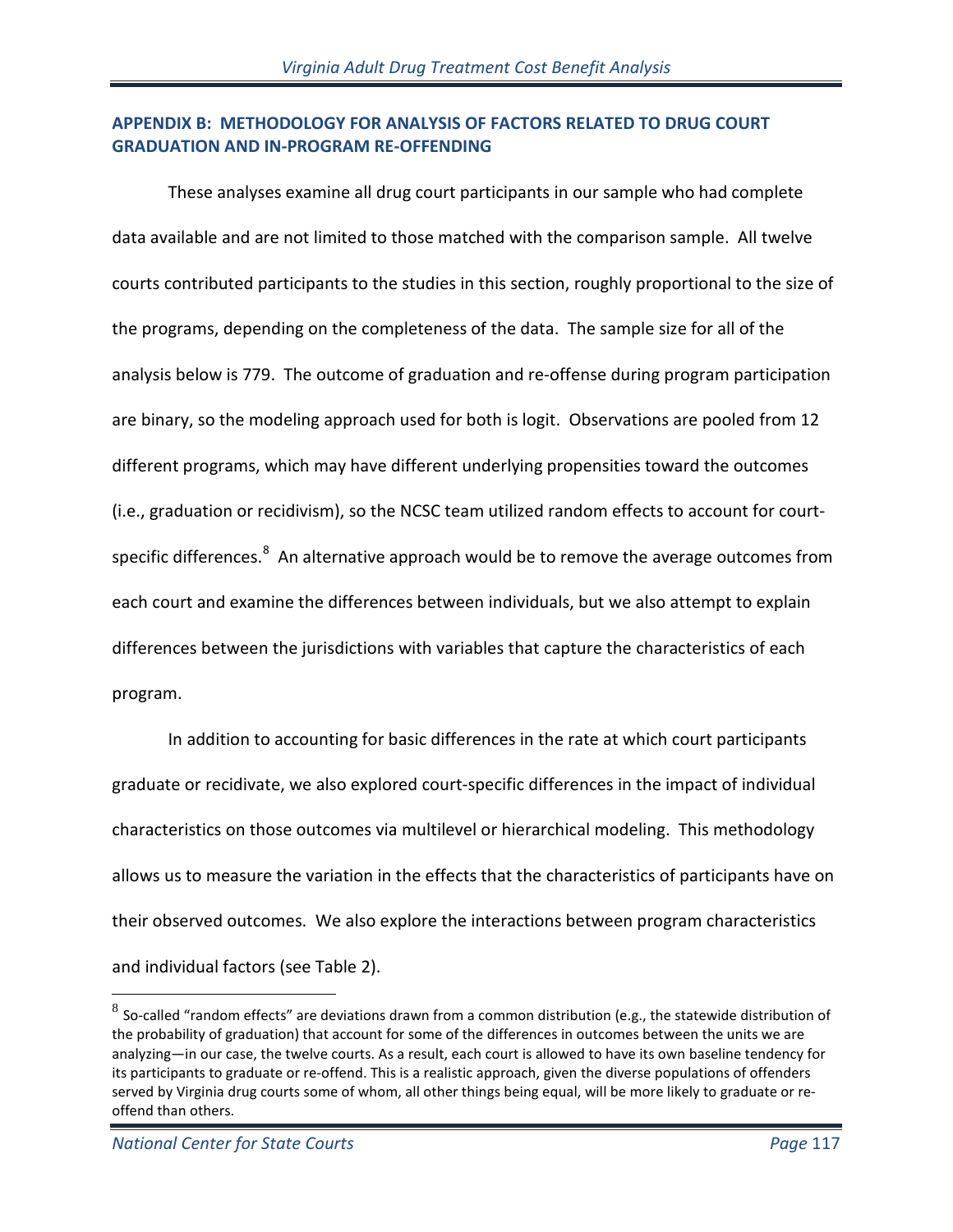## APPENDIX B: METHODOLOGY FOR ANALYSIS OF FACTORS RELATED TO DRUG COURT GRADUATION AND IN-PROGRAM RE-OFFENDING

These analyses examine all drug court participants in our sample who had complete data available and are not limited to those matched with the comparison sample. All twelve courts contributed participants to the studies in this section, roughly proportional to the size of the programs, depending on the completeness of the data. The sample size for all of the analysis below is 779. The outcome of graduation and re-offense during program participation are binary, so the modeling approach used for both is logit. Observations are pooled from 12 different programs, which may have different underlying propensities toward the outcomes (i.e., graduation or recidivism), so the NCSC team utilized random effects to account for court-specific differences.[8] An alternative approach would be to remove the average outcomes from each court and examine the differences between individuals, but we also attempt to explain differences between the jurisdictions with variables that capture the characteristics of each program.

In addition to accounting for basic differences in the rate at which court participants graduate or recidivate, we also explored court-specific differences in the impact of individual characteristics on those outcomes via multilevel or hierarchical modeling. This methodology allows us to measure the variation in the effects that the characteristics of participants have on their observed outcomes. We also explore the interactions between program characteristics and individual factors (see Table 2).

[8] So-called "random effects" are deviations drawn from a common distribution (e.g., the statewide distribution of the probability of graduation) that account for some of the differences in outcomes between the units we are analyzing—in our case, the twelve courts. As a result, each court is allowed to have its own baseline tendency for its participants to graduate or re-offend. This is a realistic approach, given the diverse populations of offenders served by Virginia drug courts some of whom, all other things being equal, will be more likely to graduate or re-offend than others.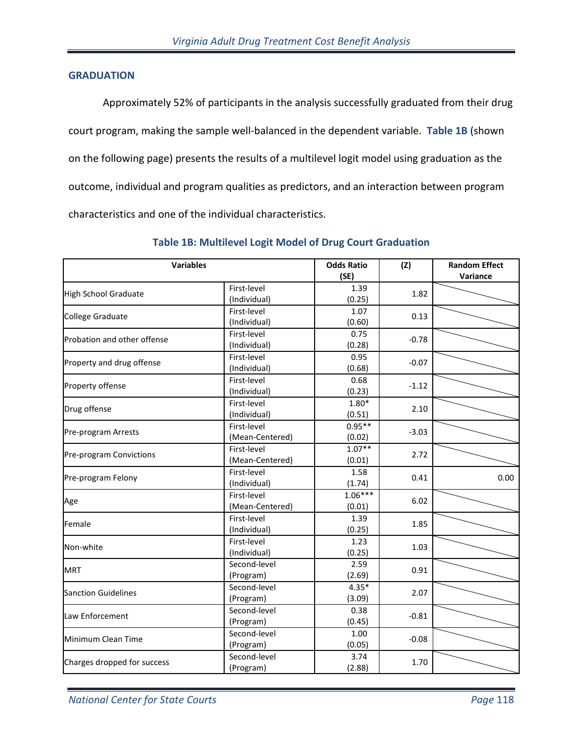## GRADUATION

Approximately 52% of participants in the analysis successfully graduated from their drug court program, making the sample well-balanced in the dependent variable. **Table 1B** (shown on the following page) presents the results of a multilevel logit model using graduation as the outcome, individual and program qualities as predictors, and an interaction between program characteristics and one of the individual characteristics.

### Table 1B: Multilevel Logit Model of Drug Court Graduation

| Variables | | Odds Ratio (SE) | (Z) | Random Effect Variance |
|---|---|---|---|---|
| High School Graduate | First-level (Individual) | 1.39 (0.25) | 1.82 | |
| College Graduate | First-level (Individual) | 1.07 (0.60) | 0.13 | |
| Probation and other offense | First-level (Individual) | 0.75 (0.28) | -0.78 | |
| Property and drug offense | First-level (Individual) | 0.95 (0.68) | -0.07 | |
| Property offense | First-level (Individual) | 0.68 (0.23) | -1.12 | |
| Drug offense | First-level (Individual) | 1.80* (0.51) | 2.10 | |
| Pre-program Arrests | First-level (Mean-Centered) | 0.95** (0.02) | -3.03 | |
| Pre-program Convictions | First-level (Mean-Centered) | 1.07** (0.01) | 2.72 | |
| Pre-program Felony | First-level (Individual) | 1.58 (1.74) | 0.41 | 0.00 |
| Age | First-level (Mean-Centered) | 1.06*** (0.01) | 6.02 | |
| Female | First-level (Individual) | 1.39 (0.25) | 1.85 | |
| Non-white | First-level (Individual) | 1.23 (0.25) | 1.03 | |
| MRT | Second-level (Program) | 2.59 (2.69) | 0.91 | |
| Sanction Guidelines | Second-level (Program) | 4.35* (3.09) | 2.07 | |
| Law Enforcement | Second-level (Program) | 0.38 (0.45) | -0.81 | |
| Minimum Clean Time | Second-level (Program) | 1.00 (0.05) | -0.08 | |
| Charges dropped for success | Second-level (Program) | 3.74 (2.88) | 1.70 | |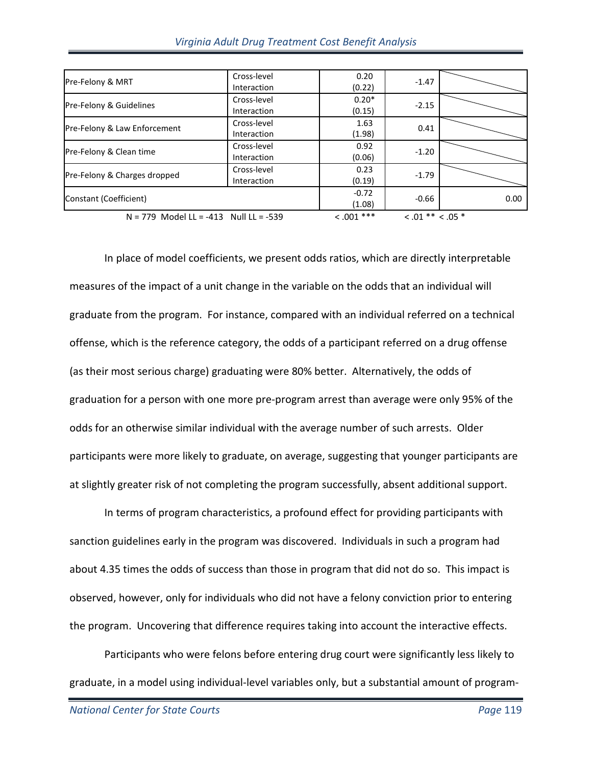| | | | | |
|---|---|---|---|---|
| Pre-Felony & MRT | Cross-level Interaction | 0.20 (0.22) | -1.47 | |
| Pre-Felony & Guidelines | Cross-level Interaction | 0.20* (0.15) | -2.15 | |
| Pre-Felony & Law Enforcement | Cross-level Interaction | 1.63 (1.98) | 0.41 | |
| Pre-Felony & Clean time | Cross-level Interaction | 0.92 (0.06) | -1.20 | |
| Pre-Felony & Charges dropped | Cross-level Interaction | 0.23 (0.19) | -1.79 | |
| Constant (Coefficient) | | -0.72 (1.08) | -0.66 | 0.00 |
| N = 779 Model LL = -413 Null LL = -539 | | < .001 *** | < .01 ** < .05 * | |

In place of model coefficients, we present odds ratios, which are directly interpretable measures of the impact of a unit change in the variable on the odds that an individual will graduate from the program. For instance, compared with an individual referred on a technical offense, which is the reference category, the odds of a participant referred on a drug offense (as their most serious charge) graduating were 80% better. Alternatively, the odds of graduation for a person with one more pre-program arrest than average were only 95% of the odds for an otherwise similar individual with the average number of such arrests. Older participants were more likely to graduate, on average, suggesting that younger participants are at slightly greater risk of not completing the program successfully, absent additional support.

In terms of program characteristics, a profound effect for providing participants with sanction guidelines early in the program was discovered. Individuals in such a program had about 4.35 times the odds of success than those in program that did not do so. This impact is observed, however, only for individuals who did not have a felony conviction prior to entering the program. Uncovering that difference requires taking into account the interactive effects.

Participants who were felons before entering drug court were significantly less likely to graduate, in a model using individual-level variables only, but a substantial amount of program-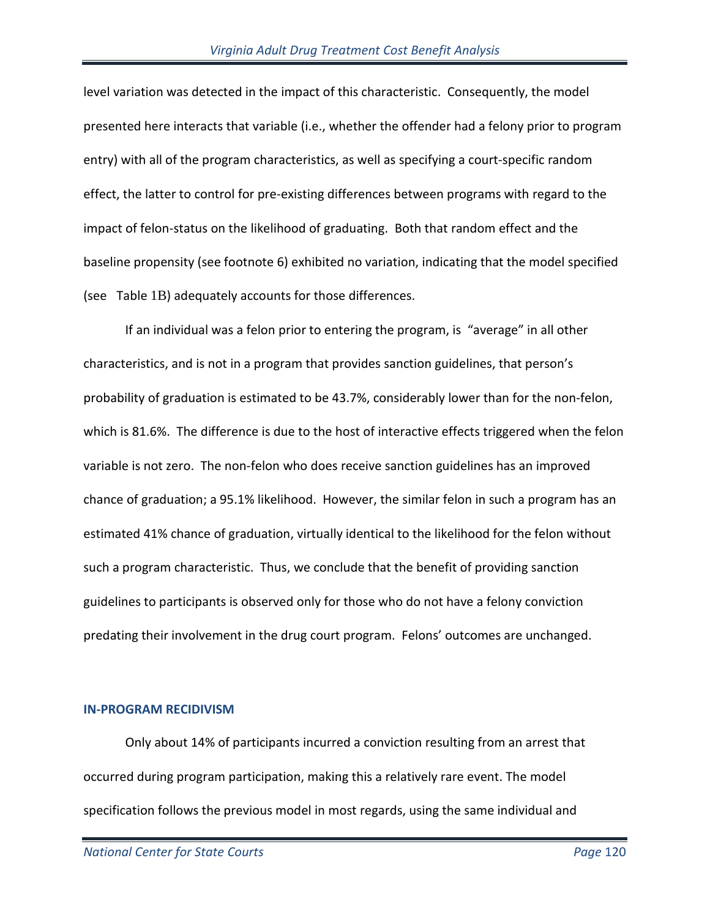level variation was detected in the impact of this characteristic. Consequently, the model presented here interacts that variable (i.e., whether the offender had a felony prior to program entry) with all of the program characteristics, as well as specifying a court-specific random effect, the latter to control for pre-existing differences between programs with regard to the impact of felon-status on the likelihood of graduating. Both that random effect and the baseline propensity (see footnote 6) exhibited no variation, indicating that the model specified (see Table 1B) adequately accounts for those differences.

If an individual was a felon prior to entering the program, is "average" in all other characteristics, and is not in a program that provides sanction guidelines, that person's probability of graduation is estimated to be 43.7%, considerably lower than for the non-felon, which is 81.6%. The difference is due to the host of interactive effects triggered when the felon variable is not zero. The non-felon who does receive sanction guidelines has an improved chance of graduation; a 95.1% likelihood. However, the similar felon in such a program has an estimated 41% chance of graduation, virtually identical to the likelihood for the felon without such a program characteristic. Thus, we conclude that the benefit of providing sanction guidelines to participants is observed only for those who do not have a felony conviction predating their involvement in the drug court program. Felons' outcomes are unchanged.

## IN-PROGRAM RECIDIVISM

Only about 14% of participants incurred a conviction resulting from an arrest that occurred during program participation, making this a relatively rare event. The model specification follows the previous model in most regards, using the same individual and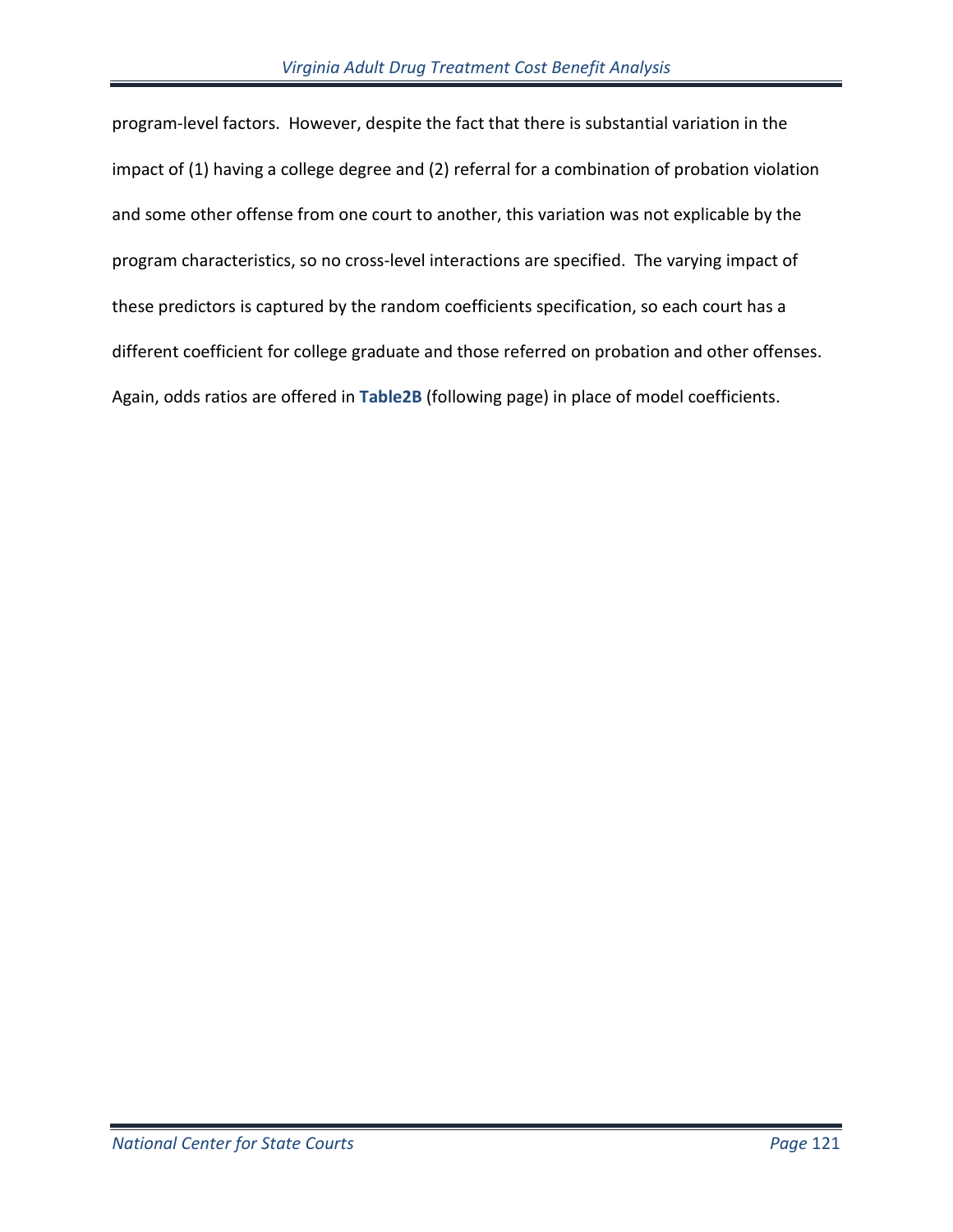program-level factors. However, despite the fact that there is substantial variation in the impact of (1) having a college degree and (2) referral for a combination of probation violation and some other offense from one court to another, this variation was not explicable by the program characteristics, so no cross-level interactions are specified. The varying impact of these predictors is captured by the random coefficients specification, so each court has a different coefficient for college graduate and those referred on probation and other offenses. Again, odds ratios are offered in **Table2B** (following page) in place of model coefficients.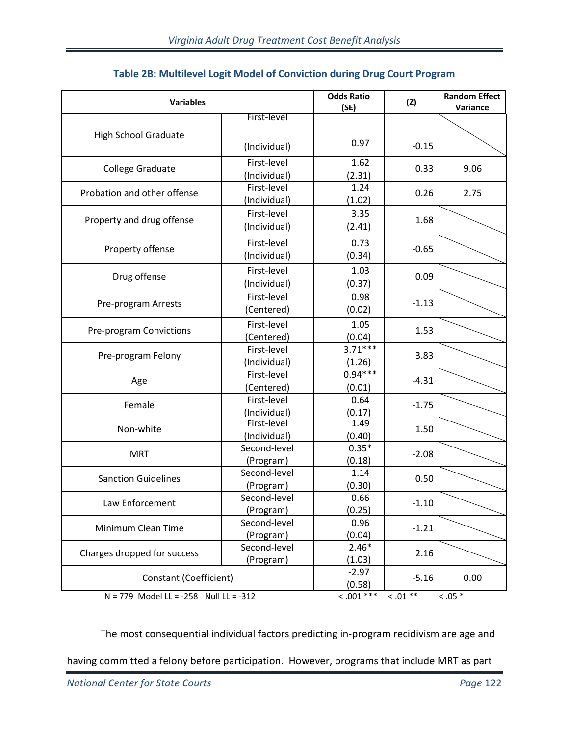### Table 2B: Multilevel Logit Model of Conviction during Drug Court Program

| Variables | | Odds Ratio (SE) | (Z) | Random Effect Variance |
|---|---|---|---|---|
| High School Graduate | First-level (Individual) | 0.97 | -0.15 | |
| College Graduate | First-level (Individual) | 1.62 (2.31) | 0.33 | 9.06 |
| Probation and other offense | First-level (Individual) | 1.24 (1.02) | 0.26 | 2.75 |
| Property and drug offense | First-level (Individual) | 3.35 (2.41) | 1.68 | |
| Property offense | First-level (Individual) | 0.73 (0.34) | -0.65 | |
| Drug offense | First-level (Individual) | 1.03 (0.37) | 0.09 | |
| Pre-program Arrests | First-level (Centered) | 0.98 (0.02) | -1.13 | |
| Pre-program Convictions | First-level (Centered) | 1.05 (0.04) | 1.53 | |
| Pre-program Felony | First-level (Individual) | 3.71*** (1.26) | 3.83 | |
| Age | First-level (Centered) | 0.94*** (0.01) | -4.31 | |
| Female | First-level (Individual) | 0.64 (0.17) | -1.75 | |
| Non-white | First-level (Individual) | 1.49 (0.40) | 1.50 | |
| MRT | Second-level (Program) | 0.35* (0.18) | -2.08 | |
| Sanction Guidelines | Second-level (Program) | 1.14 (0.30) | 0.50 | |
| Law Enforcement | Second-level (Program) | 0.66 (0.25) | -1.10 | |
| Minimum Clean Time | Second-level (Program) | 0.96 (0.04) | -1.21 | |
| Charges dropped for success | Second-level (Program) | 2.46* (1.03) | 2.16 | |
| Constant (Coefficient) | | -2.97 (0.58) | -5.16 | 0.00 |

N = 779 Model LL = -258 Null LL = -312 &nbsp;&nbsp;&nbsp; < .001 *** &nbsp;&nbsp; < .01 ** &nbsp;&nbsp; < .05 *

The most consequential individual factors predicting in-program recidivism are age and having committed a felony before participation. However, programs that include MRT as part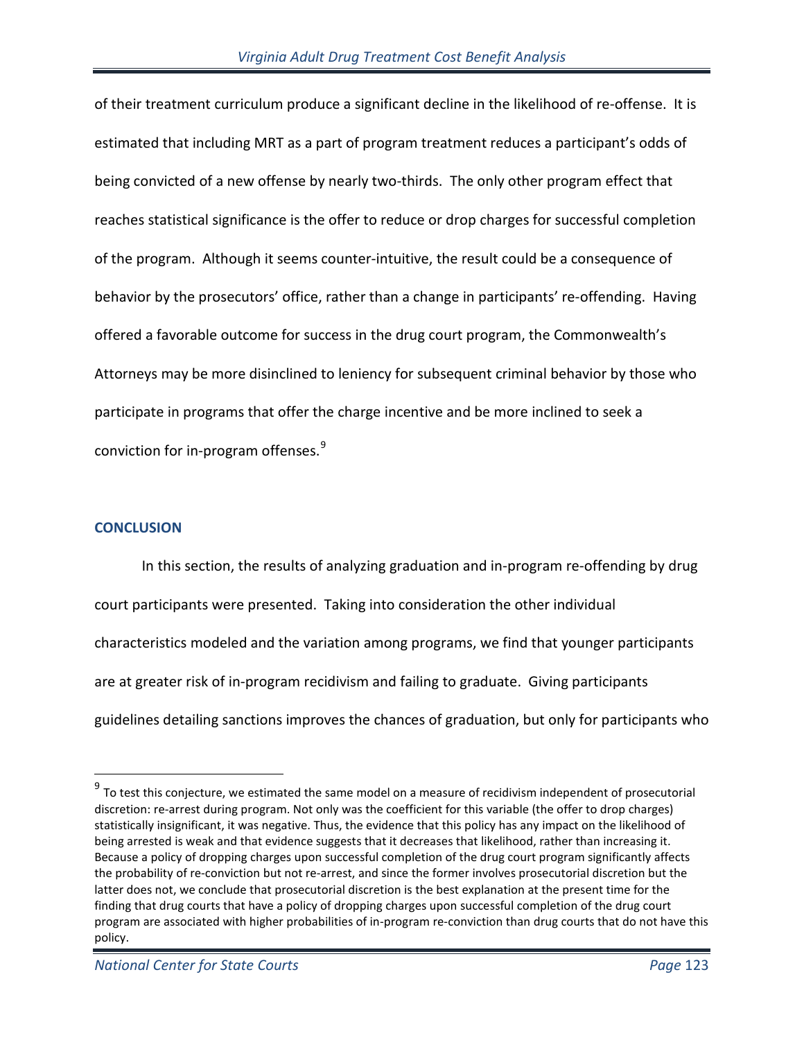of their treatment curriculum produce a significant decline in the likelihood of re-offense. It is estimated that including MRT as a part of program treatment reduces a participant's odds of being convicted of a new offense by nearly two-thirds. The only other program effect that reaches statistical significance is the offer to reduce or drop charges for successful completion of the program. Although it seems counter-intuitive, the result could be a consequence of behavior by the prosecutors' office, rather than a change in participants' re-offending. Having offered a favorable outcome for success in the drug court program, the Commonwealth's Attorneys may be more disinclined to leniency for subsequent criminal behavior by those who participate in programs that offer the charge incentive and be more inclined to seek a conviction for in-program offenses.[9]

## CONCLUSION

In this section, the results of analyzing graduation and in-program re-offending by drug court participants were presented. Taking into consideration the other individual characteristics modeled and the variation among programs, we find that younger participants are at greater risk of in-program recidivism and failing to graduate. Giving participants guidelines detailing sanctions improves the chances of graduation, but only for participants who

---

[9] To test this conjecture, we estimated the same model on a measure of recidivism independent of prosecutorial discretion: re-arrest during program. Not only was the coefficient for this variable (the offer to drop charges) statistically insignificant, it was negative. Thus, the evidence that this policy has any impact on the likelihood of being arrested is weak and that evidence suggests that it decreases that likelihood, rather than increasing it. Because a policy of dropping charges upon successful completion of the drug court program significantly affects the probability of re-conviction but not re-arrest, and since the former involves prosecutorial discretion but the latter does not, we conclude that prosecutorial discretion is the best explanation at the present time for the finding that drug courts that have a policy of dropping charges upon successful completion of the drug court program are associated with higher probabilities of in-program re-conviction than drug courts that do not have this policy.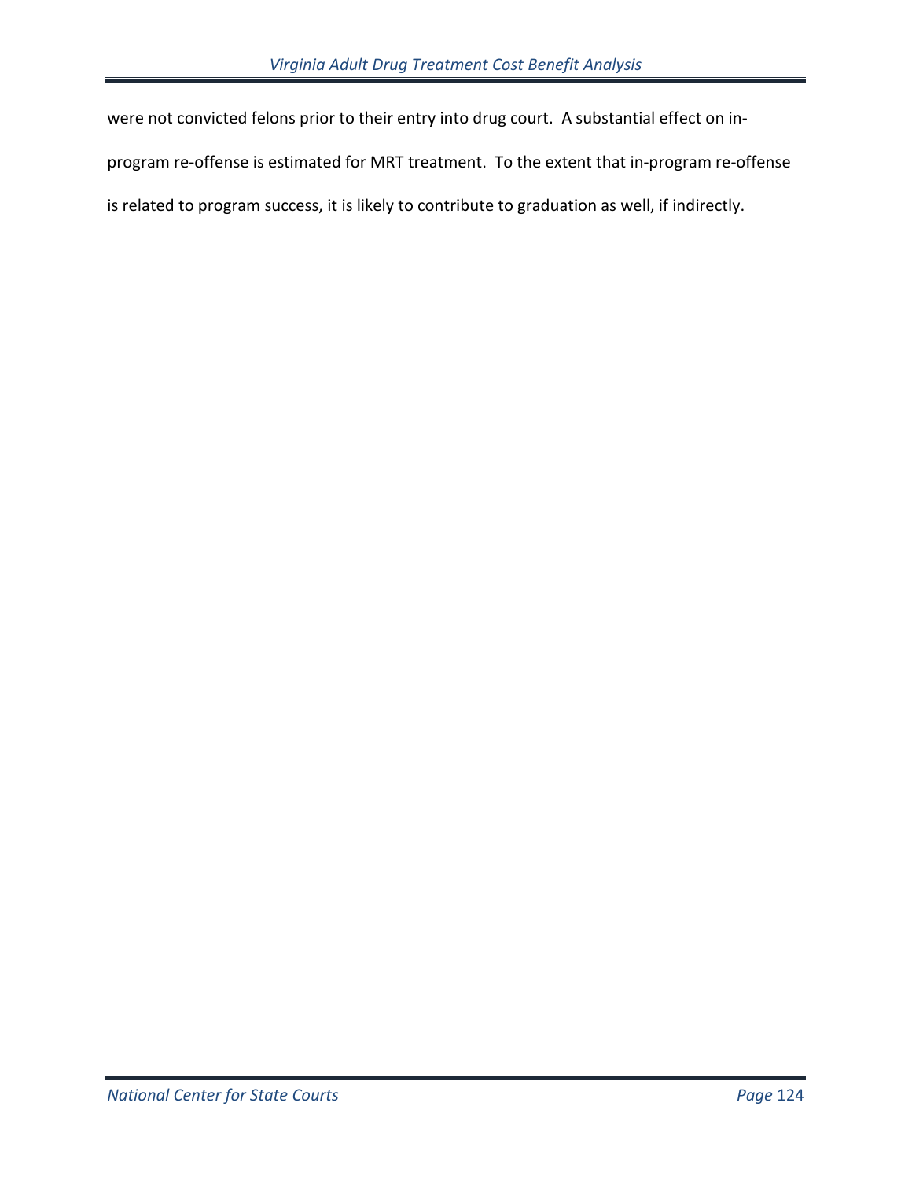were not convicted felons prior to their entry into drug court. A substantial effect on in-program re-offense is estimated for MRT treatment. To the extent that in-program re-offense is related to program success, it is likely to contribute to graduation as well, if indirectly.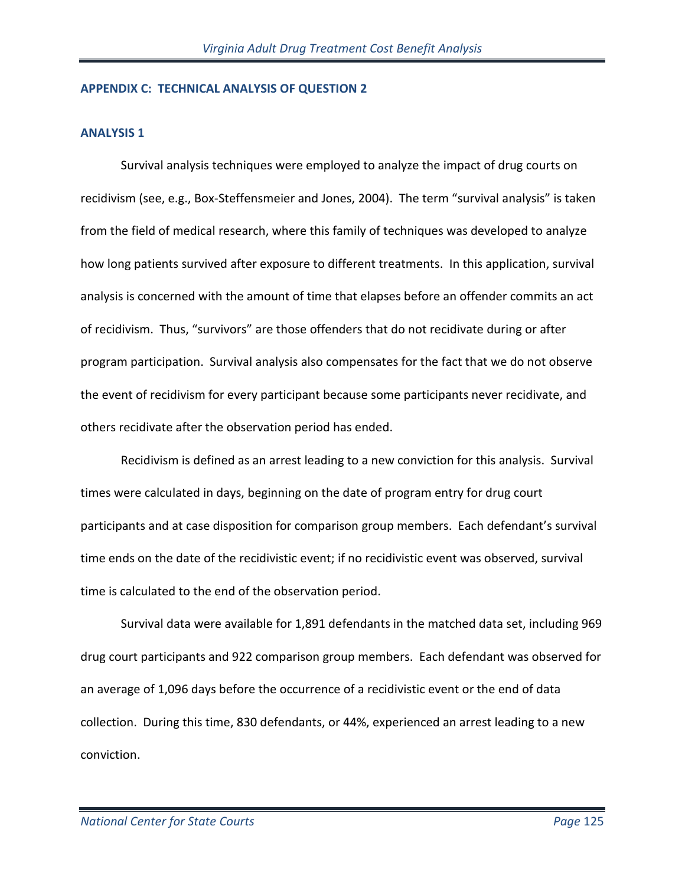## APPENDIX C: TECHNICAL ANALYSIS OF QUESTION 2

### ANALYSIS 1

Survival analysis techniques were employed to analyze the impact of drug courts on recidivism (see, e.g., Box-Steffensmeier and Jones, 2004). The term "survival analysis" is taken from the field of medical research, where this family of techniques was developed to analyze how long patients survived after exposure to different treatments. In this application, survival analysis is concerned with the amount of time that elapses before an offender commits an act of recidivism. Thus, "survivors" are those offenders that do not recidivate during or after program participation. Survival analysis also compensates for the fact that we do not observe the event of recidivism for every participant because some participants never recidivate, and others recidivate after the observation period has ended.

Recidivism is defined as an arrest leading to a new conviction for this analysis. Survival times were calculated in days, beginning on the date of program entry for drug court participants and at case disposition for comparison group members. Each defendant's survival time ends on the date of the recidivistic event; if no recidivistic event was observed, survival time is calculated to the end of the observation period.

Survival data were available for 1,891 defendants in the matched data set, including 969 drug court participants and 922 comparison group members. Each defendant was observed for an average of 1,096 days before the occurrence of a recidivistic event or the end of data collection. During this time, 830 defendants, or 44%, experienced an arrest leading to a new conviction.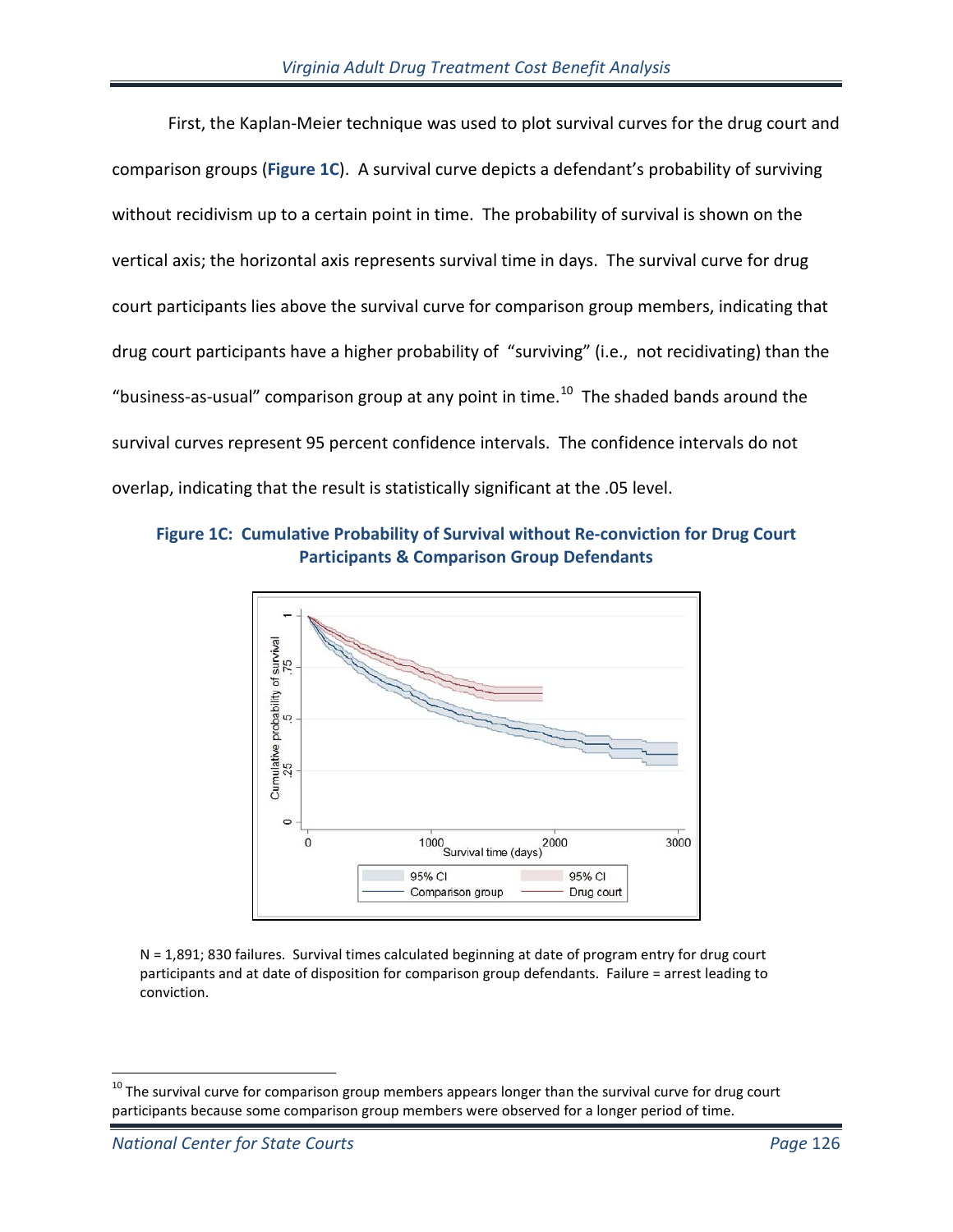First, the Kaplan-Meier technique was used to plot survival curves for the drug court and comparison groups (**Figure 1C**). A survival curve depicts a defendant's probability of surviving without recidivism up to a certain point in time. The probability of survival is shown on the vertical axis; the horizontal axis represents survival time in days. The survival curve for drug court participants lies above the survival curve for comparison group members, indicating that drug court participants have a higher probability of "surviving" (i.e., not recidivating) than the "business-as-usual" comparison group at any point in time.[10] The shaded bands around the survival curves represent 95 percent confidence intervals. The confidence intervals do not overlap, indicating that the result is statistically significant at the .05 level.

**Figure 1C: Cumulative Probability of Survival without Re-conviction for Drug Court Participants & Comparison Group Defendants**

N = 1,891; 830 failures. Survival times calculated beginning at date of program entry for drug court participants and at date of disposition for comparison group defendants. Failure = arrest leading to conviction.

[10] The survival curve for comparison group members appears longer than the survival curve for drug court participants because some comparison group members were observed for a longer period of time.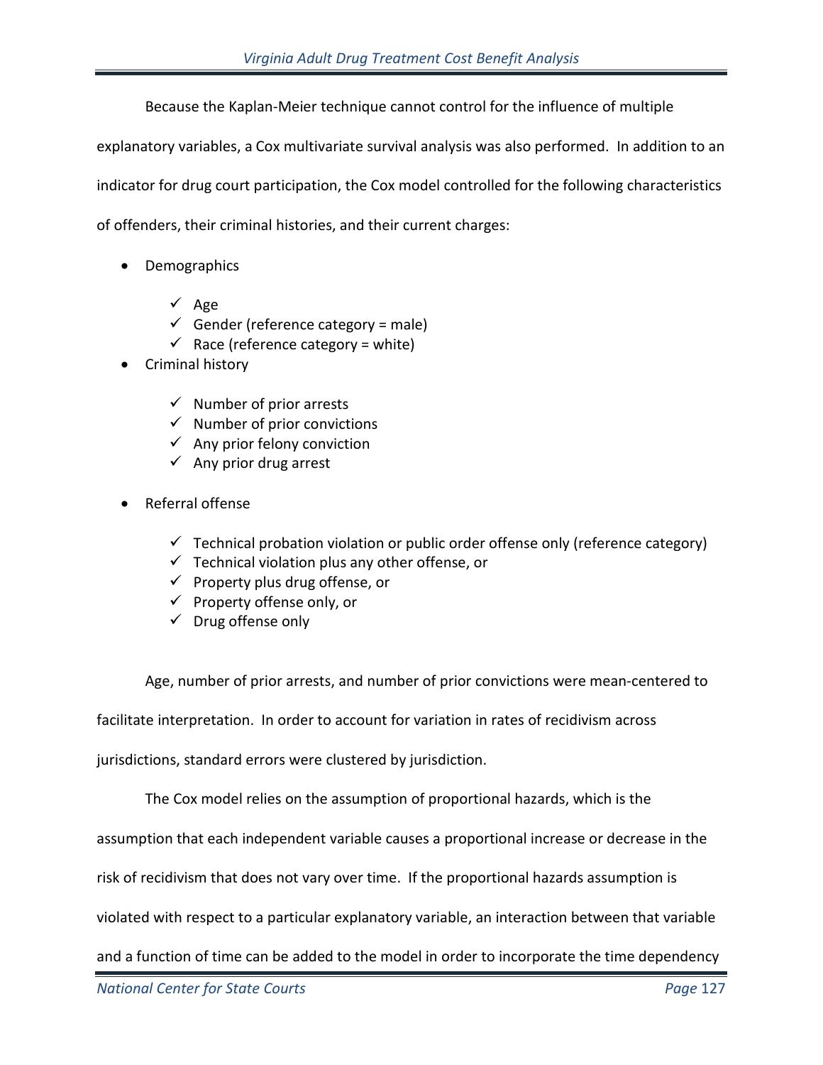Because the Kaplan-Meier technique cannot control for the influence of multiple explanatory variables, a Cox multivariate survival analysis was also performed. In addition to an indicator for drug court participation, the Cox model controlled for the following characteristics of offenders, their criminal histories, and their current charges:

- Demographics
  - ✓ Age
  - ✓ Gender (reference category = male)
  - ✓ Race (reference category = white)
- Criminal history
  - ✓ Number of prior arrests
  - ✓ Number of prior convictions
  - ✓ Any prior felony conviction
  - ✓ Any prior drug arrest
- Referral offense
  - ✓ Technical probation violation or public order offense only (reference category)
  - ✓ Technical violation plus any other offense, or
  - ✓ Property plus drug offense, or
  - ✓ Property offense only, or
  - ✓ Drug offense only

Age, number of prior arrests, and number of prior convictions were mean-centered to facilitate interpretation. In order to account for variation in rates of recidivism across jurisdictions, standard errors were clustered by jurisdiction.

The Cox model relies on the assumption of proportional hazards, which is the assumption that each independent variable causes a proportional increase or decrease in the risk of recidivism that does not vary over time. If the proportional hazards assumption is violated with respect to a particular explanatory variable, an interaction between that variable and a function of time can be added to the model in order to incorporate the time dependency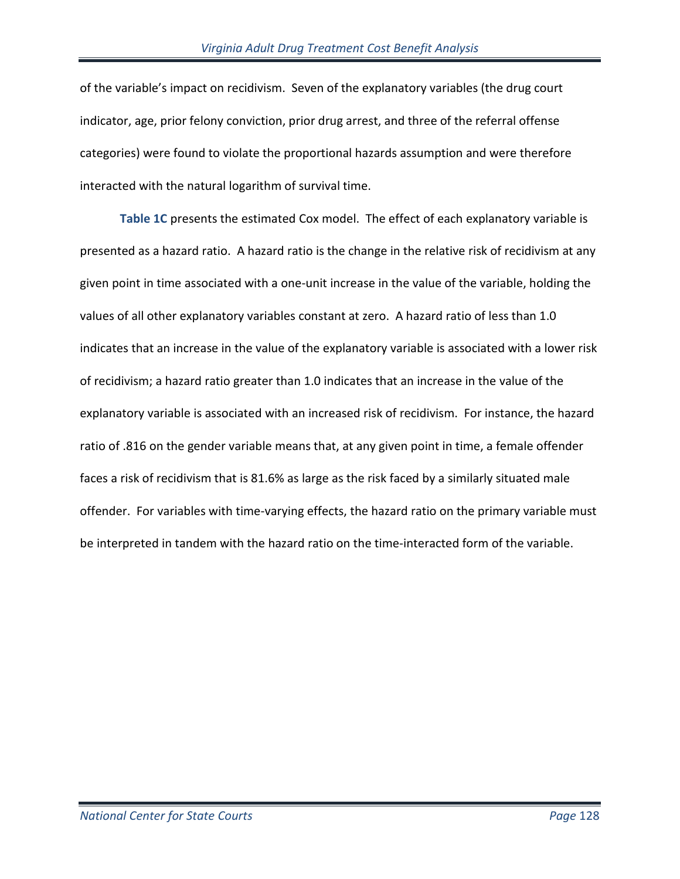of the variable's impact on recidivism. Seven of the explanatory variables (the drug court indicator, age, prior felony conviction, prior drug arrest, and three of the referral offense categories) were found to violate the proportional hazards assumption and were therefore interacted with the natural logarithm of survival time.

**Table 1C** presents the estimated Cox model. The effect of each explanatory variable is presented as a hazard ratio. A hazard ratio is the change in the relative risk of recidivism at any given point in time associated with a one-unit increase in the value of the variable, holding the values of all other explanatory variables constant at zero. A hazard ratio of less than 1.0 indicates that an increase in the value of the explanatory variable is associated with a lower risk of recidivism; a hazard ratio greater than 1.0 indicates that an increase in the value of the explanatory variable is associated with an increased risk of recidivism. For instance, the hazard ratio of .816 on the gender variable means that, at any given point in time, a female offender faces a risk of recidivism that is 81.6% as large as the risk faced by a similarly situated male offender. For variables with time-varying effects, the hazard ratio on the primary variable must be interpreted in tandem with the hazard ratio on the time-interacted form of the variable.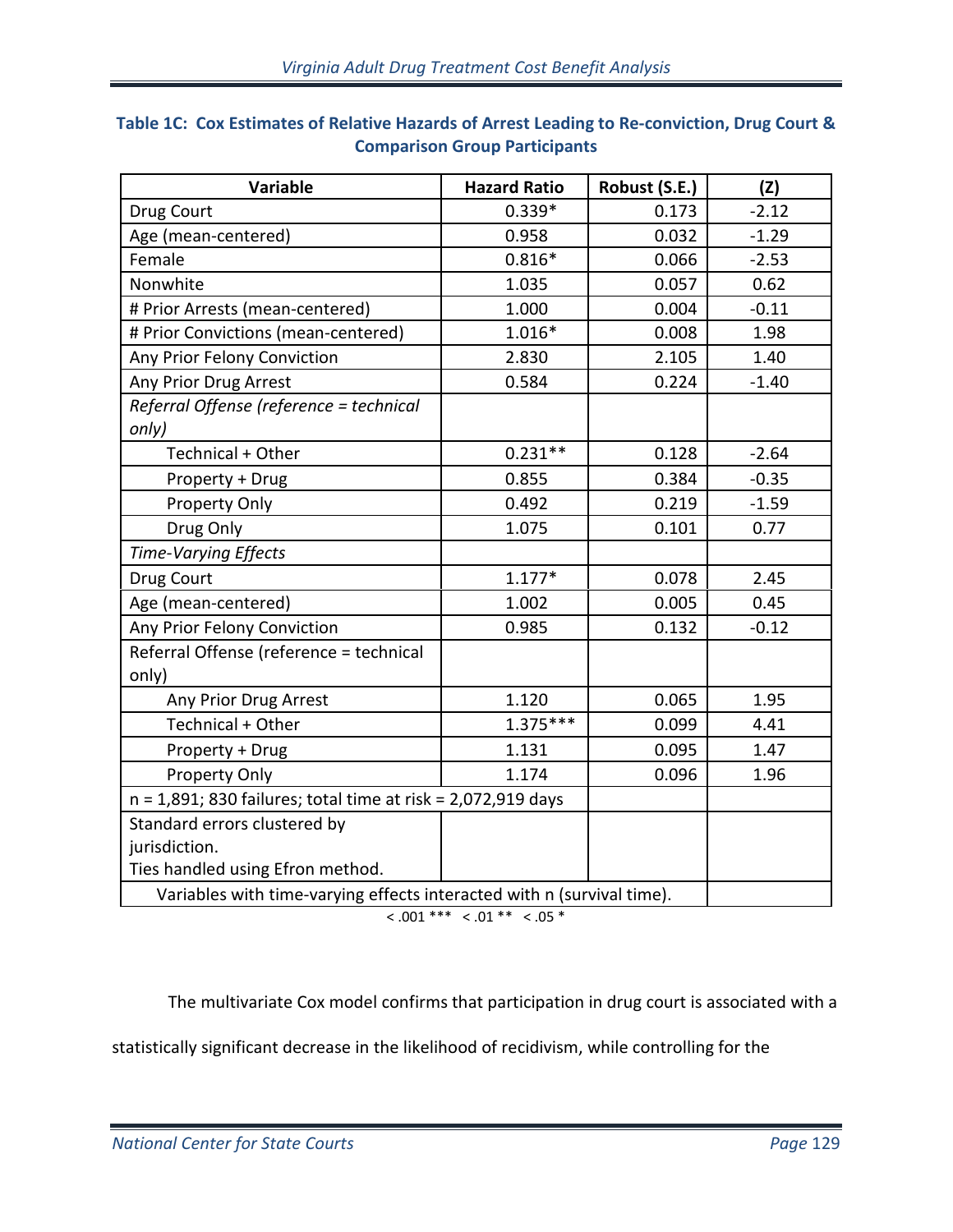**Table 1C: Cox Estimates of Relative Hazards of Arrest Leading to Re-conviction, Drug Court & Comparison Group Participants**

| Variable | Hazard Ratio | Robust (S.E.) | (Z) |
|---|---|---|---|
| Drug Court | 0.339* | 0.173 | -2.12 |
| Age (mean-centered) | 0.958 | 0.032 | -1.29 |
| Female | 0.816* | 0.066 | -2.53 |
| Nonwhite | 1.035 | 0.057 | 0.62 |
| # Prior Arrests (mean-centered) | 1.000 | 0.004 | -0.11 |
| # Prior Convictions (mean-centered) | 1.016* | 0.008 | 1.98 |
| Any Prior Felony Conviction | 2.830 | 2.105 | 1.40 |
| Any Prior Drug Arrest | 0.584 | 0.224 | -1.40 |
| *Referral Offense (reference = technical only)* | | | |
| Technical + Other | 0.231** | 0.128 | -2.64 |
| Property + Drug | 0.855 | 0.384 | -0.35 |
| Property Only | 0.492 | 0.219 | -1.59 |
| Drug Only | 1.075 | 0.101 | 0.77 |
| *Time-Varying Effects* | | | |
| Drug Court | 1.177* | 0.078 | 2.45 |
| Age (mean-centered) | 1.002 | 0.005 | 0.45 |
| Any Prior Felony Conviction | 0.985 | 0.132 | -0.12 |
| Referral Offense (reference = technical only) | | | |
| Any Prior Drug Arrest | 1.120 | 0.065 | 1.95 |
| Technical + Other | 1.375*** | 0.099 | 4.41 |
| Property + Drug | 1.131 | 0.095 | 1.47 |
| Property Only | 1.174 | 0.096 | 1.96 |
| n = 1,891; 830 failures; total time at risk = 2,072,919 days | | | |
| Standard errors clustered by jurisdiction. Ties handled using Efron method. | | | |
| Variables with time-varying effects interacted with n (survival time). | | | |

< .001 *** < .01 ** < .05 *

The multivariate Cox model confirms that participation in drug court is associated with a statistically significant decrease in the likelihood of recidivism, while controlling for the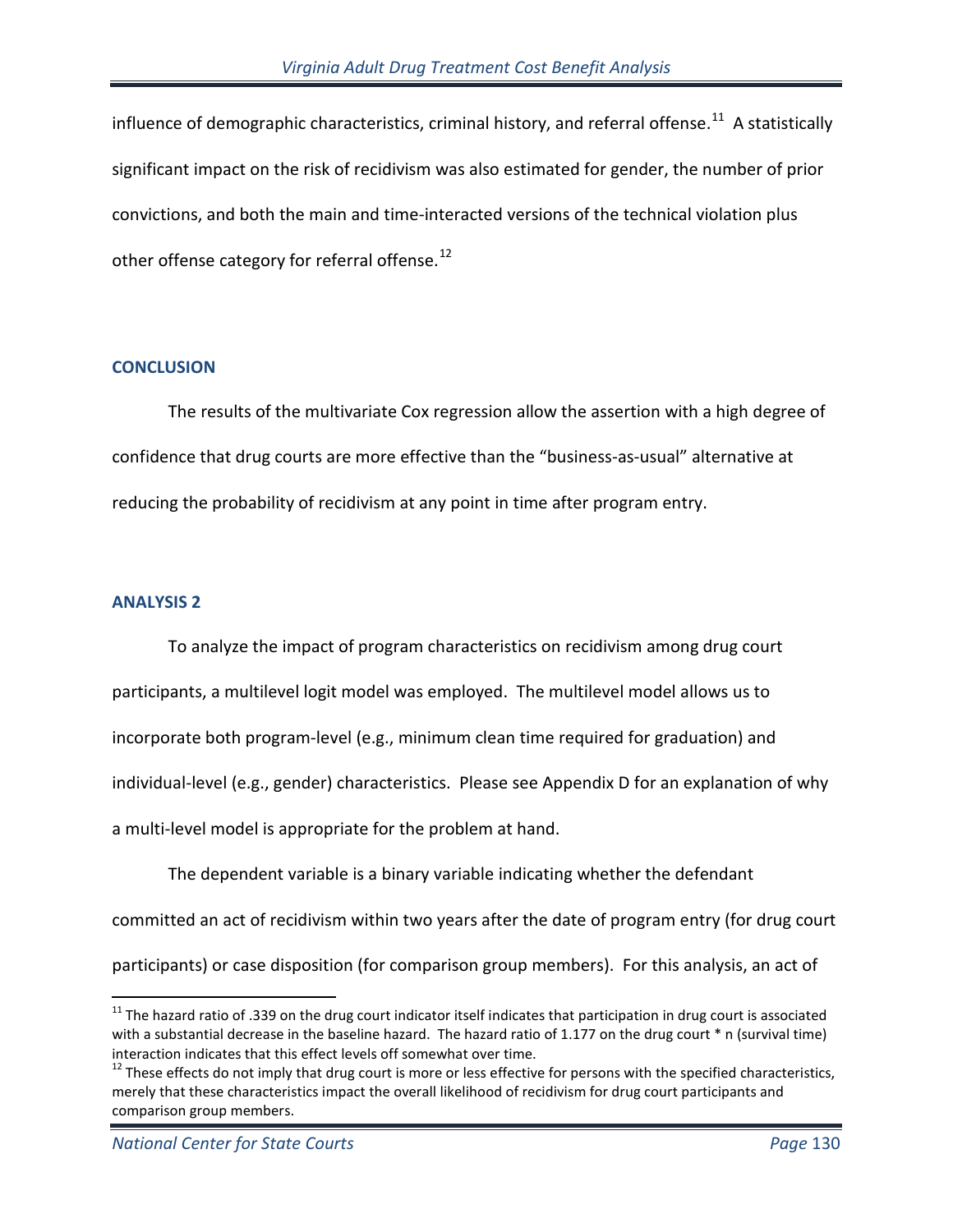influence of demographic characteristics, criminal history, and referral offense.[11] A statistically significant impact on the risk of recidivism was also estimated for gender, the number of prior convictions, and both the main and time-interacted versions of the technical violation plus other offense category for referral offense.[12]

## CONCLUSION

The results of the multivariate Cox regression allow the assertion with a high degree of confidence that drug courts are more effective than the "business-as-usual" alternative at reducing the probability of recidivism at any point in time after program entry.

## ANALYSIS 2

To analyze the impact of program characteristics on recidivism among drug court participants, a multilevel logit model was employed. The multilevel model allows us to incorporate both program-level (e.g., minimum clean time required for graduation) and individual-level (e.g., gender) characteristics. Please see Appendix D for an explanation of why a multi-level model is appropriate for the problem at hand.

The dependent variable is a binary variable indicating whether the defendant committed an act of recidivism within two years after the date of program entry (for drug court participants) or case disposition (for comparison group members). For this analysis, an act of

---

[11] The hazard ratio of .339 on the drug court indicator itself indicates that participation in drug court is associated with a substantial decrease in the baseline hazard. The hazard ratio of 1.177 on the drug court * n (survival time) interaction indicates that this effect levels off somewhat over time.

[12] These effects do not imply that drug court is more or less effective for persons with the specified characteristics, merely that these characteristics impact the overall likelihood of recidivism for drug court participants and comparison group members.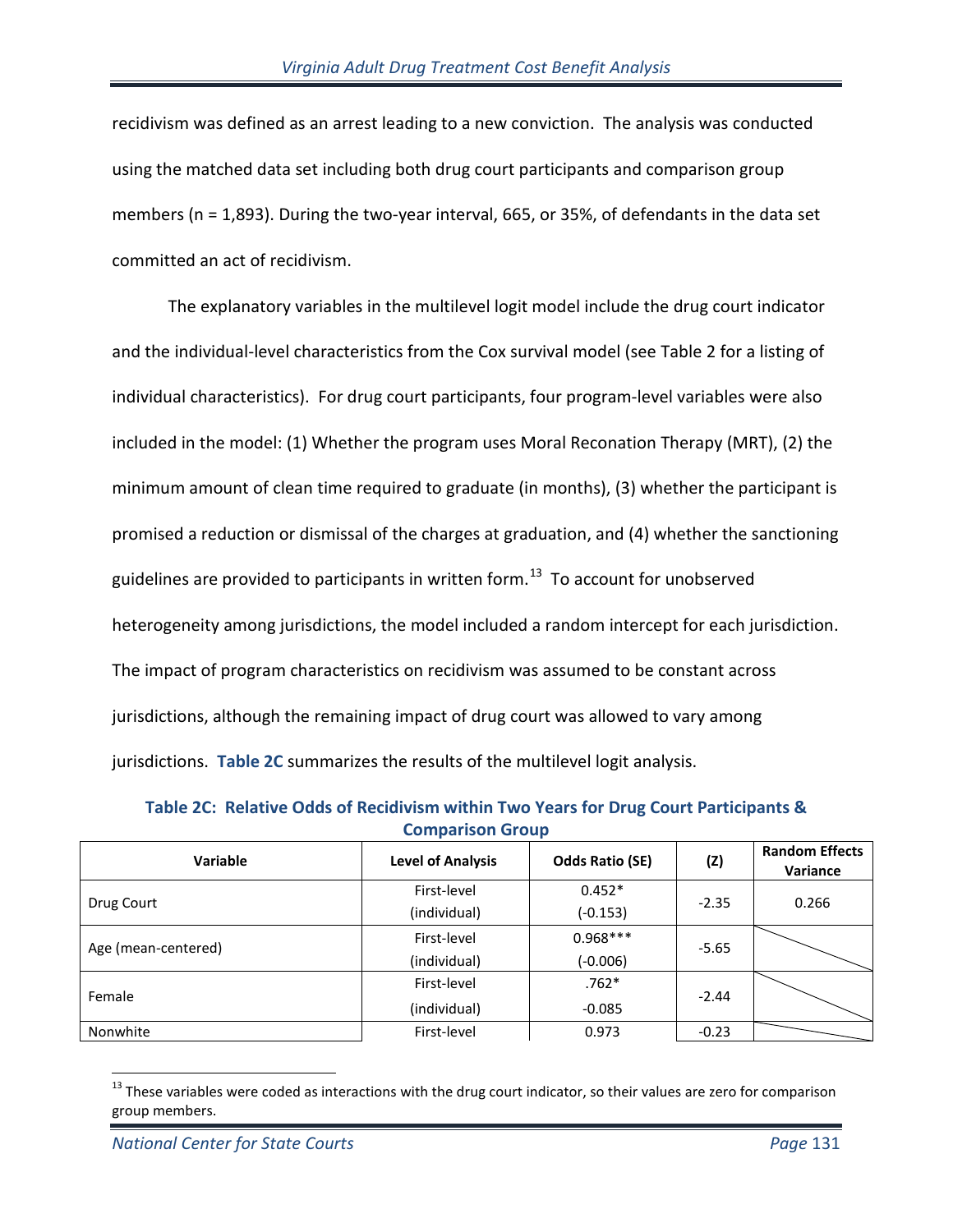recidivism was defined as an arrest leading to a new conviction. The analysis was conducted using the matched data set including both drug court participants and comparison group members (n = 1,893). During the two-year interval, 665, or 35%, of defendants in the data set committed an act of recidivism.

The explanatory variables in the multilevel logit model include the drug court indicator and the individual-level characteristics from the Cox survival model (see Table 2 for a listing of individual characteristics). For drug court participants, four program-level variables were also included in the model: (1) Whether the program uses Moral Reconation Therapy (MRT), (2) the minimum amount of clean time required to graduate (in months), (3) whether the participant is promised a reduction or dismissal of the charges at graduation, and (4) whether the sanctioning guidelines are provided to participants in written form.[13] To account for unobserved heterogeneity among jurisdictions, the model included a random intercept for each jurisdiction. The impact of program characteristics on recidivism was assumed to be constant across jurisdictions, although the remaining impact of drug court was allowed to vary among jurisdictions. **Table 2C** summarizes the results of the multilevel logit analysis.

**Table 2C: Relative Odds of Recidivism within Two Years for Drug Court Participants & Comparison Group**

| Variable | Level of Analysis | Odds Ratio (SE) | (Z) | Random Effects Variance |
|---|---|---|---|---|
| Drug Court | First-level (individual) | 0.452* (-0.153) | -2.35 | 0.266 |
| Age (mean-centered) | First-level (individual) | 0.968*** (-0.006) | -5.65 | |
| Female | First-level (individual) | .762* -0.085 | -2.44 | |
| Nonwhite | First-level | 0.973 | -0.23 | |

[13] These variables were coded as interactions with the drug court indicator, so their values are zero for comparison group members.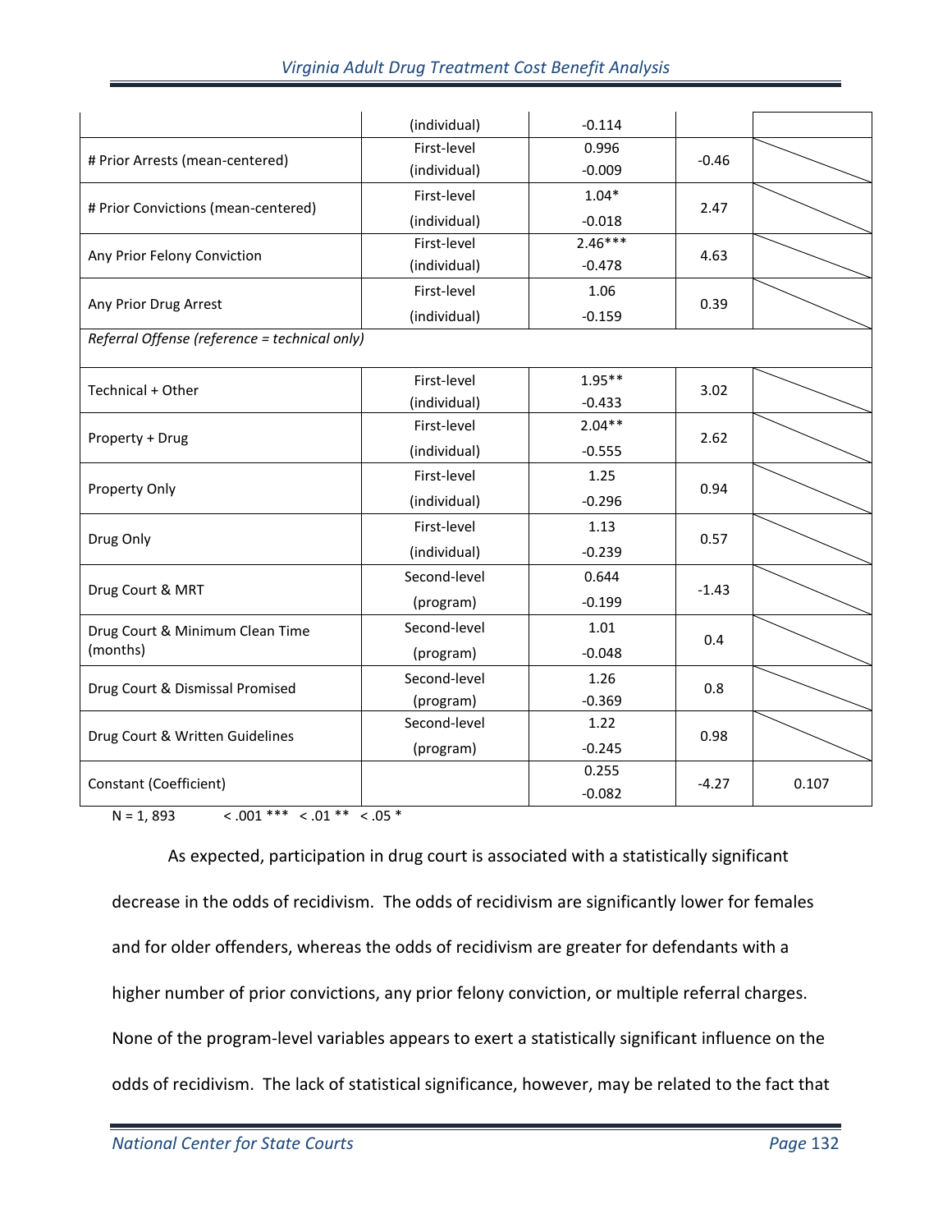| | | | | |
|---|---|---|---|---|
| | (individual) | -0.114 | | |
| # Prior Arrests (mean-centered) | First-level (individual) | 0.996 -0.009 | -0.46 | |
| # Prior Convictions (mean-centered) | First-level (individual) | 1.04* -0.018 | 2.47 | |
| Any Prior Felony Conviction | First-level (individual) | 2.46*** -0.478 | 4.63 | |
| Any Prior Drug Arrest | First-level (individual) | 1.06 -0.159 | 0.39 | |
| *Referral Offense (reference = technical only)* | | | | |
| Technical + Other | First-level (individual) | 1.95** -0.433 | 3.02 | |
| Property + Drug | First-level (individual) | 2.04** -0.555 | 2.62 | |
| Property Only | First-level (individual) | 1.25 -0.296 | 0.94 | |
| Drug Only | First-level (individual) | 1.13 -0.239 | 0.57 | |
| Drug Court & MRT | Second-level (program) | 0.644 -0.199 | -1.43 | |
| Drug Court & Minimum Clean Time (months) | Second-level (program) | 1.01 -0.048 | 0.4 | |
| Drug Court & Dismissal Promised | Second-level (program) | 1.26 -0.369 | 0.8 | |
| Drug Court & Written Guidelines | Second-level (program) | 1.22 -0.245 | 0.98 | |
| Constant (Coefficient) | | 0.255 -0.082 | -4.27 | 0.107 |

N = 1, 893 < .001 *** < .01 ** < .05 *

As expected, participation in drug court is associated with a statistically significant decrease in the odds of recidivism. The odds of recidivism are significantly lower for females and for older offenders, whereas the odds of recidivism are greater for defendants with a higher number of prior convictions, any prior felony conviction, or multiple referral charges. None of the program-level variables appears to exert a statistically significant influence on the odds of recidivism. The lack of statistical significance, however, may be related to the fact that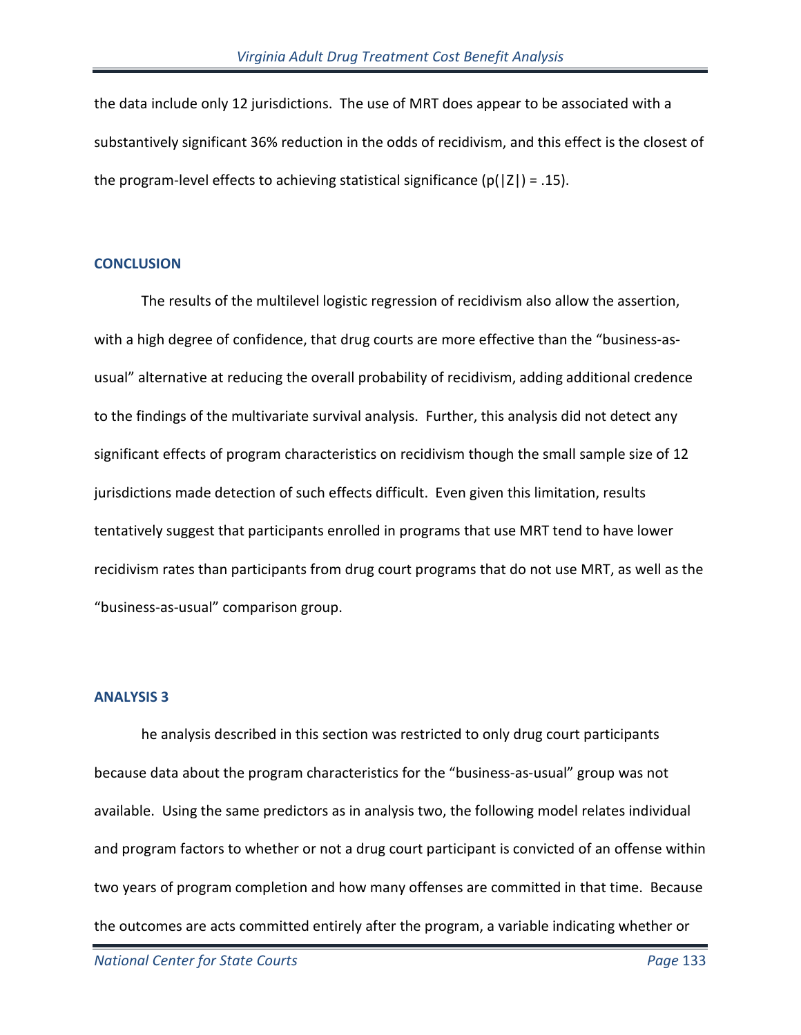the data include only 12 jurisdictions. The use of MRT does appear to be associated with a substantively significant 36% reduction in the odds of recidivism, and this effect is the closest of the program-level effects to achieving statistical significance ($p(|Z|) = .15$).

## CONCLUSION

The results of the multilevel logistic regression of recidivism also allow the assertion, with a high degree of confidence, that drug courts are more effective than the "business-as-usual" alternative at reducing the overall probability of recidivism, adding additional credence to the findings of the multivariate survival analysis. Further, this analysis did not detect any significant effects of program characteristics on recidivism though the small sample size of 12 jurisdictions made detection of such effects difficult. Even given this limitation, results tentatively suggest that participants enrolled in programs that use MRT tend to have lower recidivism rates than participants from drug court programs that do not use MRT, as well as the "business-as-usual" comparison group.

## ANALYSIS 3

he analysis described in this section was restricted to only drug court participants because data about the program characteristics for the "business-as-usual" group was not available. Using the same predictors as in analysis two, the following model relates individual and program factors to whether or not a drug court participant is convicted of an offense within two years of program completion and how many offenses are committed in that time. Because the outcomes are acts committed entirely after the program, a variable indicating whether or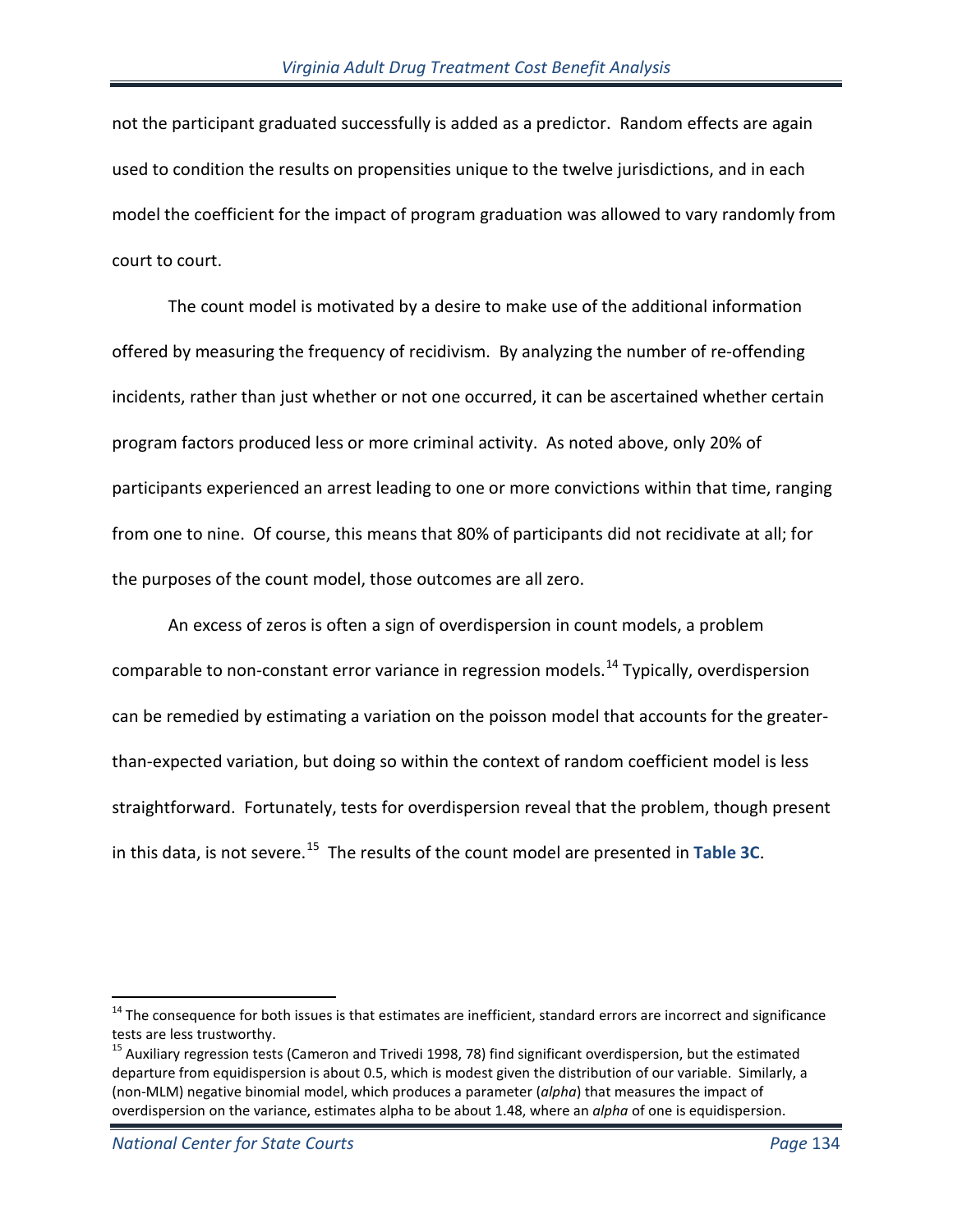not the participant graduated successfully is added as a predictor. Random effects are again used to condition the results on propensities unique to the twelve jurisdictions, and in each model the coefficient for the impact of program graduation was allowed to vary randomly from court to court.

The count model is motivated by a desire to make use of the additional information offered by measuring the frequency of recidivism. By analyzing the number of re-offending incidents, rather than just whether or not one occurred, it can be ascertained whether certain program factors produced less or more criminal activity. As noted above, only 20% of participants experienced an arrest leading to one or more convictions within that time, ranging from one to nine. Of course, this means that 80% of participants did not recidivate at all; for the purposes of the count model, those outcomes are all zero.

An excess of zeros is often a sign of overdispersion in count models, a problem comparable to non-constant error variance in regression models.[14] Typically, overdispersion can be remedied by estimating a variation on the poisson model that accounts for the greater-than-expected variation, but doing so within the context of random coefficient model is less straightforward. Fortunately, tests for overdispersion reveal that the problem, though present in this data, is not severe.[15] The results of the count model are presented in **Table 3C**.

---

[14] The consequence for both issues is that estimates are inefficient, standard errors are incorrect and significance tests are less trustworthy.

[15] Auxiliary regression tests (Cameron and Trivedi 1998, 78) find significant overdispersion, but the estimated departure from equidispersion is about 0.5, which is modest given the distribution of our variable. Similarly, a (non-MLM) negative binomial model, which produces a parameter (*alpha*) that measures the impact of overdispersion on the variance, estimates alpha to be about 1.48, where an *alpha* of one is equidispersion.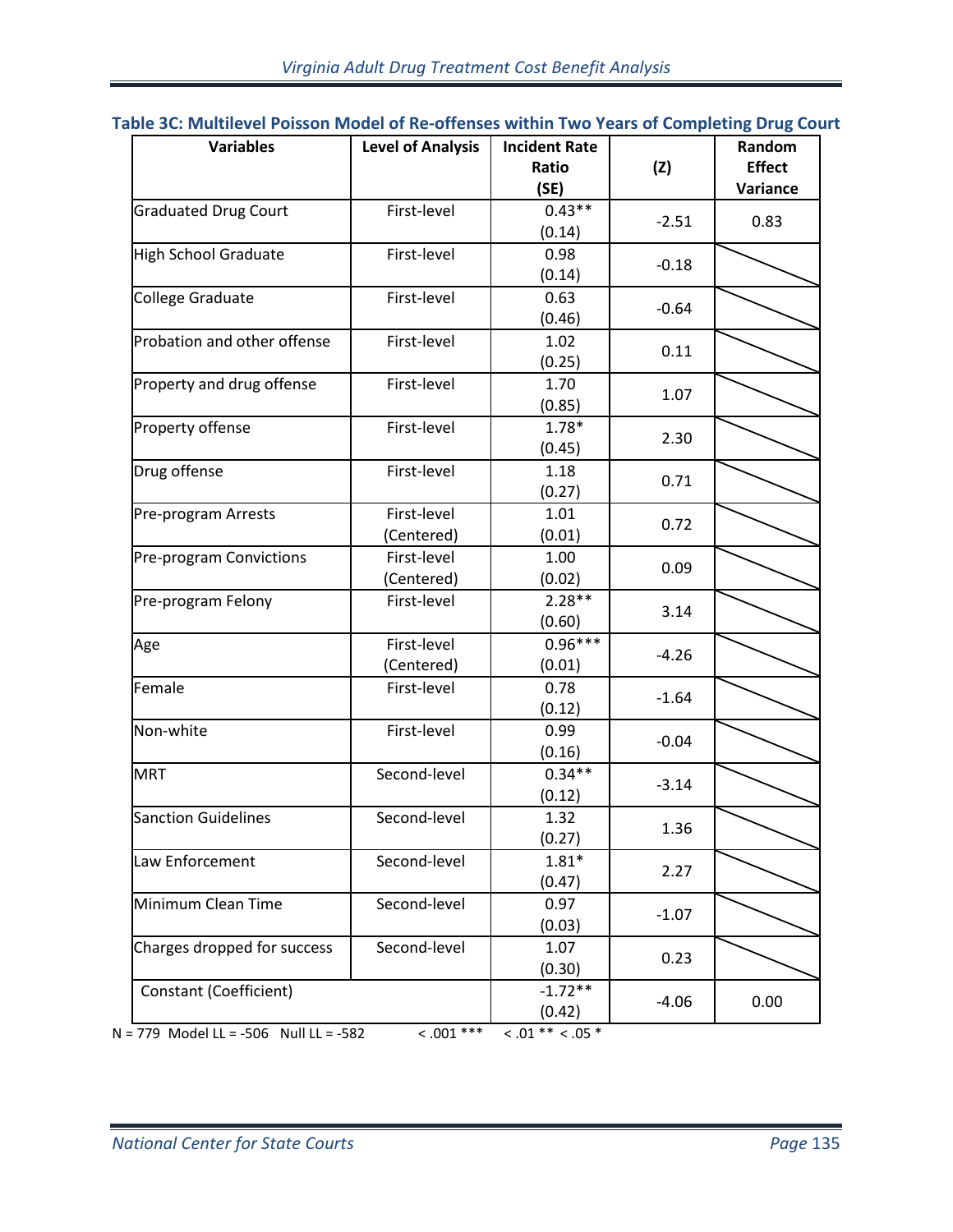**Table 3C: Multilevel Poisson Model of Re-offenses within Two Years of Completing Drug Court**

| Variables | Level of Analysis | Incident Rate Ratio (SE) | (Z) | Random Effect Variance |
|---|---|---|---|---|
| Graduated Drug Court | First-level | 0.43** (0.14) | -2.51 | 0.83 |
| High School Graduate | First-level | 0.98 (0.14) | -0.18 | |
| College Graduate | First-level | 0.63 (0.46) | -0.64 | |
| Probation and other offense | First-level | 1.02 (0.25) | 0.11 | |
| Property and drug offense | First-level | 1.70 (0.85) | 1.07 | |
| Property offense | First-level | 1.78* (0.45) | 2.30 | |
| Drug offense | First-level | 1.18 (0.27) | 0.71 | |
| Pre-program Arrests | First-level (Centered) | 1.01 (0.01) | 0.72 | |
| Pre-program Convictions | First-level (Centered) | 1.00 (0.02) | 0.09 | |
| Pre-program Felony | First-level | 2.28** (0.60) | 3.14 | |
| Age | First-level (Centered) | 0.96*** (0.01) | -4.26 | |
| Female | First-level | 0.78 (0.12) | -1.64 | |
| Non-white | First-level | 0.99 (0.16) | -0.04 | |
| MRT | Second-level | 0.34** (0.12) | -3.14 | |
| Sanction Guidelines | Second-level | 1.32 (0.27) | 1.36 | |
| Law Enforcement | Second-level | 1.81* (0.47) | 2.27 | |
| Minimum Clean Time | Second-level | 0.97 (0.03) | -1.07 | |
| Charges dropped for success | Second-level | 1.07 (0.30) | 0.23 | |
| Constant (Coefficient) | | -1.72** (0.42) | -4.06 | 0.00 |

N = 779 Model LL = -506 Null LL = -582 < .001 *** < .01 ** < .05 *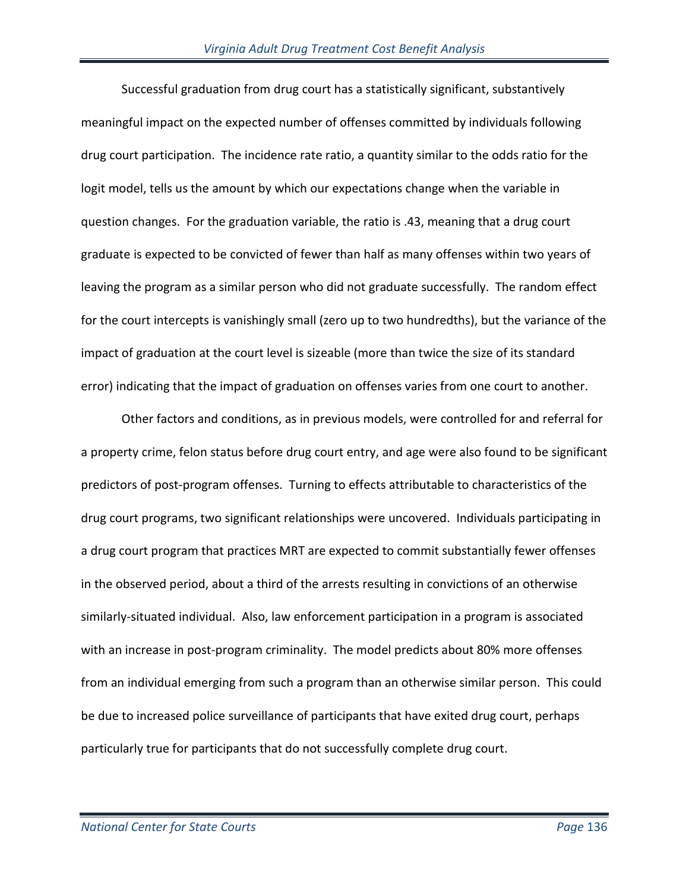Successful graduation from drug court has a statistically significant, substantively meaningful impact on the expected number of offenses committed by individuals following drug court participation. The incidence rate ratio, a quantity similar to the odds ratio for the logit model, tells us the amount by which our expectations change when the variable in question changes. For the graduation variable, the ratio is .43, meaning that a drug court graduate is expected to be convicted of fewer than half as many offenses within two years of leaving the program as a similar person who did not graduate successfully. The random effect for the court intercepts is vanishingly small (zero up to two hundredths), but the variance of the impact of graduation at the court level is sizeable (more than twice the size of its standard error) indicating that the impact of graduation on offenses varies from one court to another.

Other factors and conditions, as in previous models, were controlled for and referral for a property crime, felon status before drug court entry, and age were also found to be significant predictors of post-program offenses. Turning to effects attributable to characteristics of the drug court programs, two significant relationships were uncovered. Individuals participating in a drug court program that practices MRT are expected to commit substantially fewer offenses in the observed period, about a third of the arrests resulting in convictions of an otherwise similarly-situated individual. Also, law enforcement participation in a program is associated with an increase in post-program criminality. The model predicts about 80% more offenses from an individual emerging from such a program than an otherwise similar person. This could be due to increased police surveillance of participants that have exited drug court, perhaps particularly true for participants that do not successfully complete drug court.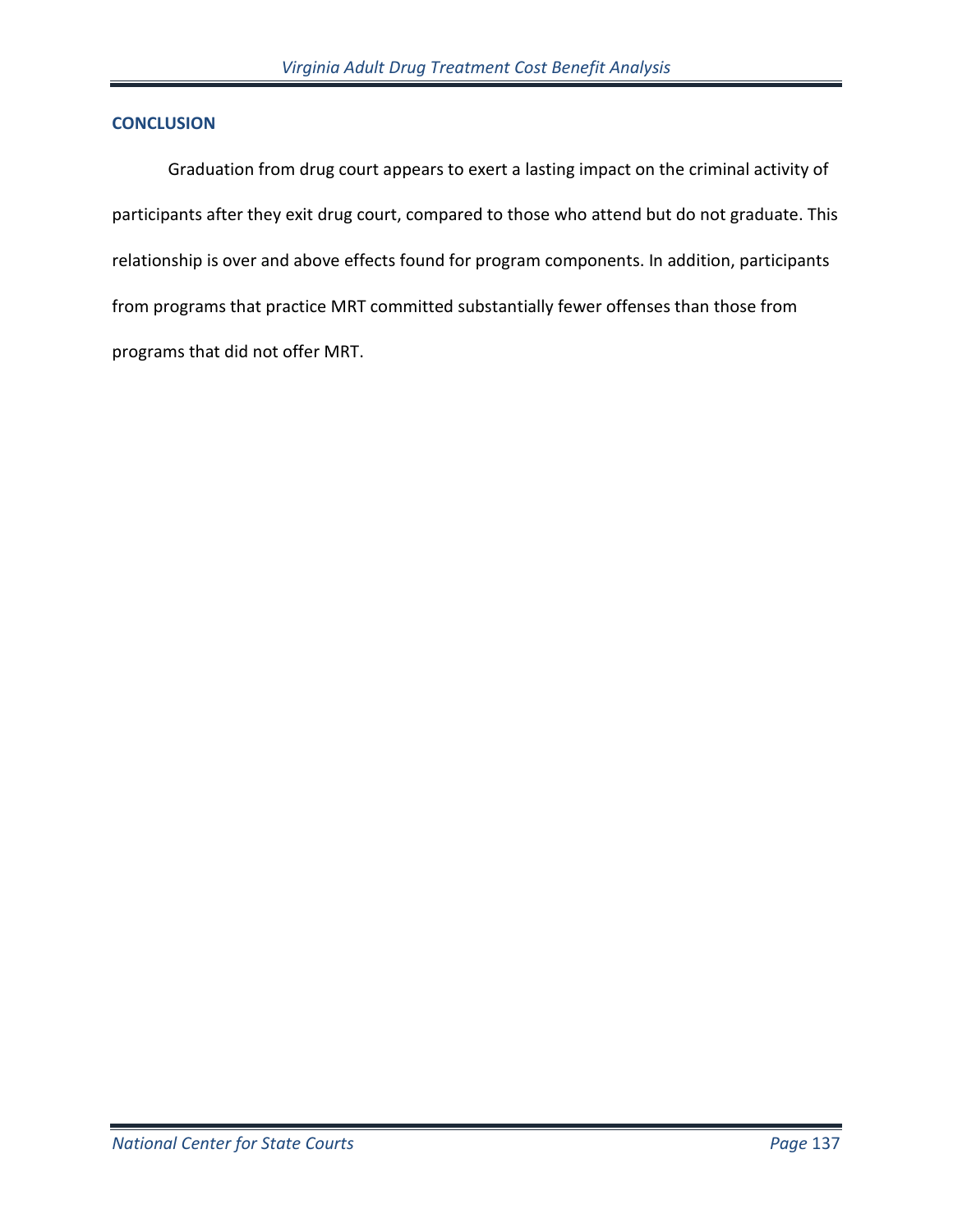## CONCLUSION

Graduation from drug court appears to exert a lasting impact on the criminal activity of participants after they exit drug court, compared to those who attend but do not graduate. This relationship is over and above effects found for program components. In addition, participants from programs that practice MRT committed substantially fewer offenses than those from programs that did not offer MRT.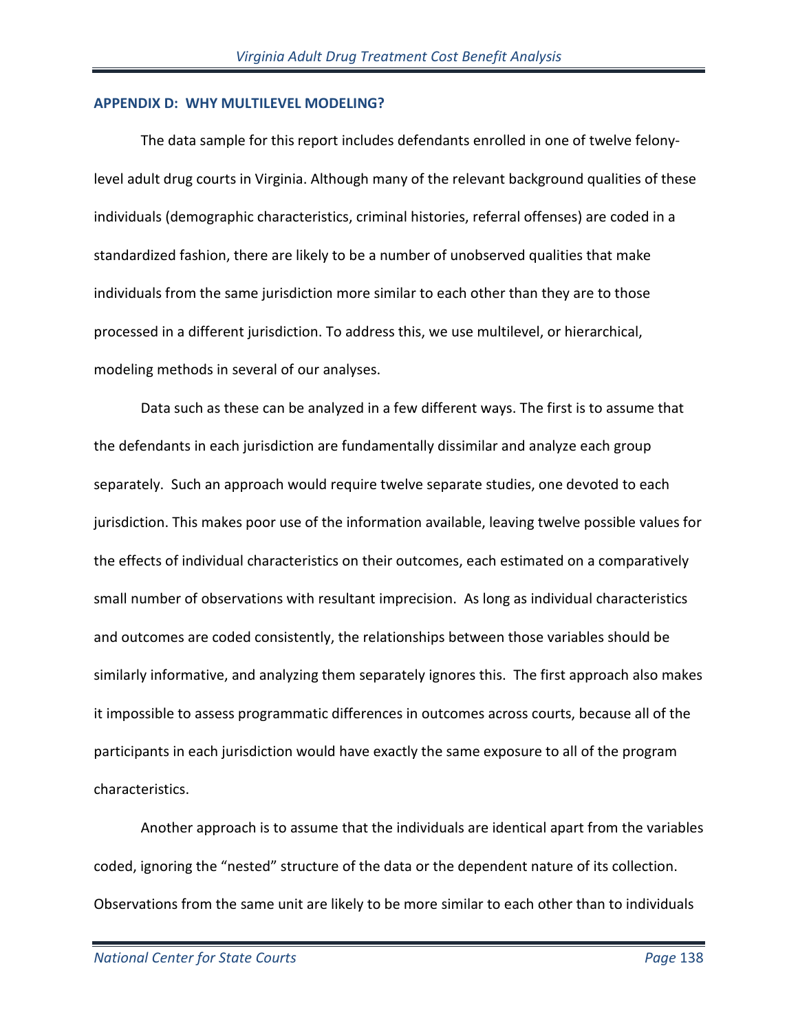## APPENDIX D: WHY MULTILEVEL MODELING?

The data sample for this report includes defendants enrolled in one of twelve felony-level adult drug courts in Virginia. Although many of the relevant background qualities of these individuals (demographic characteristics, criminal histories, referral offenses) are coded in a standardized fashion, there are likely to be a number of unobserved qualities that make individuals from the same jurisdiction more similar to each other than they are to those processed in a different jurisdiction. To address this, we use multilevel, or hierarchical, modeling methods in several of our analyses.

Data such as these can be analyzed in a few different ways. The first is to assume that the defendants in each jurisdiction are fundamentally dissimilar and analyze each group separately. Such an approach would require twelve separate studies, one devoted to each jurisdiction. This makes poor use of the information available, leaving twelve possible values for the effects of individual characteristics on their outcomes, each estimated on a comparatively small number of observations with resultant imprecision. As long as individual characteristics and outcomes are coded consistently, the relationships between those variables should be similarly informative, and analyzing them separately ignores this. The first approach also makes it impossible to assess programmatic differences in outcomes across courts, because all of the participants in each jurisdiction would have exactly the same exposure to all of the program characteristics.

Another approach is to assume that the individuals are identical apart from the variables coded, ignoring the "nested" structure of the data or the dependent nature of its collection. Observations from the same unit are likely to be more similar to each other than to individuals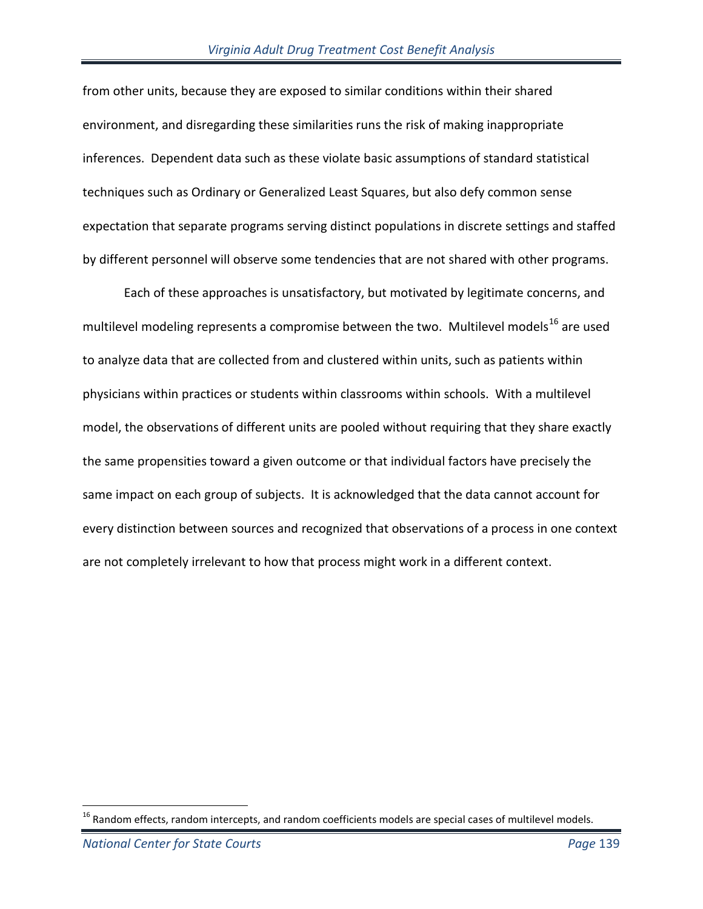from other units, because they are exposed to similar conditions within their shared environment, and disregarding these similarities runs the risk of making inappropriate inferences. Dependent data such as these violate basic assumptions of standard statistical techniques such as Ordinary or Generalized Least Squares, but also defy common sense expectation that separate programs serving distinct populations in discrete settings and staffed by different personnel will observe some tendencies that are not shared with other programs.

Each of these approaches is unsatisfactory, but motivated by legitimate concerns, and multilevel modeling represents a compromise between the two. Multilevel models[16] are used to analyze data that are collected from and clustered within units, such as patients within physicians within practices or students within classrooms within schools. With a multilevel model, the observations of different units are pooled without requiring that they share exactly the same propensities toward a given outcome or that individual factors have precisely the same impact on each group of subjects. It is acknowledged that the data cannot account for every distinction between sources and recognized that observations of a process in one context are not completely irrelevant to how that process might work in a different context.

[16] Random effects, random intercepts, and random coefficients models are special cases of multilevel models.